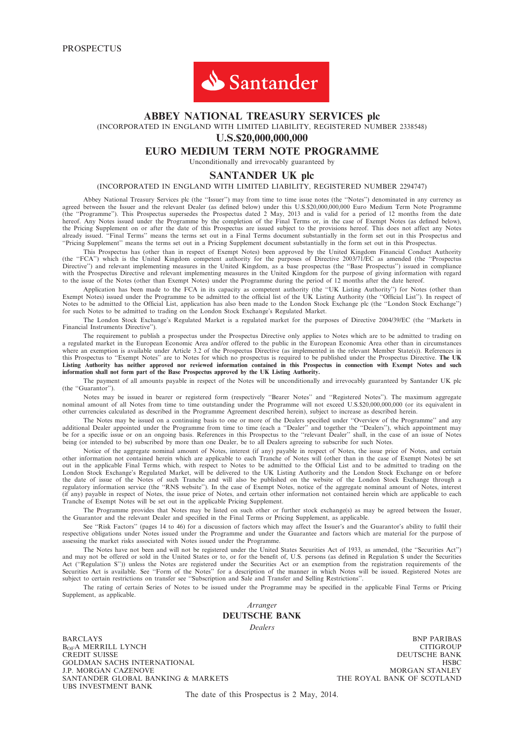PROSPECTUS

Santander

# ABBEY NATIONAL TREASURY SERVICES plc

(INCORPORATED IN ENGLAND WITH LIMITED LIABILITY, REGISTERED NUMBER 2338548)

## U.S.$20,000,000,000

## EURO MEDIUM TERM NOTE PROGRAMME

Unconditionally and irrevocably guaranteed by

## SANTANDER UK plc

(INCORPORATED IN ENGLAND WITH LIMITED LIABILITY, REGISTERED NUMBER 2294747)

Abbey National Treasury Services plc (the ''Issuer'') may from time to time issue notes (the ''Notes'') denominated in any currency as agreed between the Issuer and the relevant Dealer (as defined below) under this U.S.$20,000,000,000 Euro Medium Term Note Programme (the ''Programme''). This Prospectus supersedes the Prospectus dated 2 May, 2013 and is valid for a period of 12 months from the date hereof. Any Notes issued under the Programme by the completion of the Final Terms or, in the case of Exempt Notes (as defined below), the Pricing Supplement on or after the date of this Prospectus are issued subject to the provisions hereof. This does not affect any Notes already issued. ''Final Terms'' means the terms set out in a Final Terms document substantially in the form set out in this Prospectus and ''Pricing Supplement'' means the terms set out in a Pricing Supplement document substantially in the form set out in this Prospectus.

This Prospectus has (other than in respect of Exempt Notes) been approved by the United Kingdom Financial Conduct Authority (the ''FCA'') which is the United Kingdom competent authority for the purposes of Directive 2003/71/EC as amended (the ''Prospectus Directive'') and relevant implementing measures in the United Kingdom, as a base prospectus (the ''Base Prospectus'') issued in compliance with the Prospectus Directive and relevant implementing measures in the United Kingdom for the purpose of giving information with regard to the issue of the Notes (other than Exempt Notes) under the Programme during the period of 12 months after the date hereof.

Application has been made to the FCA in its capacity as competent authority (the ''UK Listing Authority'') for Notes (other than Exempt Notes) issued under the Programme to be admitted to the official list of the UK Listing Authority (the ''Official List''). In respect of Notes to be admitted to the Official List, application has also been made to the London Stock Exchange plc (the ''London Stock Exchange'') for such Notes to be admitted to trading on the London Stock Exchange's Regulated Market.

The London Stock Exchange's Regulated Market is a regulated market for the purposes of Directive 2004/39/EC (the ''Markets in Financial Instruments Directive'').

The requirement to publish a prospectus under the Prospectus Directive only applies to Notes which are to be admitted to trading on a regulated market in the European Economic Area and/or offered to the public in the European Economic Area other than in circumstances where an exemption is available under Article 3.2 of the Prospectus Directive (as implemented in the relevant Member State(s)). References in this Prospectus to ''Exempt Notes'' are to Notes for which no prospectus is required to be published under the Prospectus Directive. **The UK Listing Authority has neither approved nor reviewed information contained in this Prospectus in connection with Exempt Notes and such information shall not form part of the Base Prospectus approved by the UK Listing Authority.**

The payment of all amounts payable in respect of the Notes will be unconditionally and irrevocably guaranteed by Santander UK plc (the ''Guarantor'').

Notes may be issued in bearer or registered form (respectively ''Bearer Notes'' and ''Registered Notes''). The maximum aggregate nominal amount of all Notes from time to time outstanding under the Programme will not exceed U.S.$20,000,000,000 (or its equivalent in other currencies calculated as described in the Programme Agreement described herein), subject to increase as described herein.

The Notes may be issued on a continuing basis to one or more of the Dealers specified under ''Overview of the Programme'' and any additional Dealer appointed under the Programme from time to time (each a ''Dealer'' and together the ''Dealers''), which appointment may be for a specific issue or on an ongoing basis. References in this Prospectus to the ''relevant Dealer'' shall, in the case of an issue of Notes being (or intended to be) subscribed by more than one Dealer, be to all Dealers agreeing to subscribe for such Notes.

Notice of the aggregate nominal amount of Notes, interest (if any) payable in respect of Notes, the issue price of Notes, and certain other information not contained herein which are applicable to each Tranche of Notes will (other than in the case of Exempt Notes) be set out in the applicable Final Terms which, with respect to Notes to be admitted to the Official List and to be admitted to trading on the London Stock Exchange's Regulated Market, will be delivered to the UK Listing Authority and the London Stock Exchange on or before the date of issue of the Notes of such Tranche and will also be published on the website of the London Stock Exchange through a regulatory information service (the ''RNS website''). In the case of Exempt Notes, notice of the aggregate nominal amount of Notes, interest (if any) payable in respect of Notes, the issue price of Notes, and certain other information not contained herein which are applicable to each Tranche of Exempt Notes will be set out in the applicable Pricing Supplement.

The Programme provides that Notes may be listed on such other or further stock exchange(s) as may be agreed between the Issuer, the Guarantor and the relevant Dealer and specified in the Final Terms or Pricing Supplement, as applicable.

See ''Risk Factors'' (pages 14 to 46) for a discussion of factors which may affect the Issuer's and the Guarantor's ability to fulfil their respective obligations under Notes issued under the Programme and under the Guarantee and factors which are material for the purpose of assessing the market risks associated with Notes issued under the Programme.

The Notes have not been and will not be registered under the United States Securities Act of 1933, as amended, (the ''Securities Act'') and may not be offered or sold in the United States or to, or for the benefit of, U.S. persons (as defined in Regulation S under the Securities Act (''Regulation S'')) unless the Notes are registered under the Securities Act or an exemption from the registration requirements of the Securities Act is available. See ''Form of the Notes'' for a description of the manner in which Notes will be issued. Registered Notes are subject to certain restrictions on transfer see ''Subscription and Sale and Transfer and Selling Restrictions''.

The rating of certain Series of Notes to be issued under the Programme may be specified in the applicable Final Terms or Pricing Supplement, as applicable.

*Arranger*

**DEUTSCHE BANK**

*Dealers*

BARCLAYS
BofA MERRILL LYNCH
CREDIT SUISSE
GOLDMAN SACHS INTERNATIONAL
J.P. MORGAN CAZENOVE
SANTANDER GLOBAL BANKING & MARKETS
UBS INVESTMENT BANK

BNP PARIBAS
CITIGROUP
DEUTSCHE BANK
HSBC
MORGAN STANLEY
THE ROYAL BANK OF SCOTLAND

The date of this Prospectus is 2 May, 2014.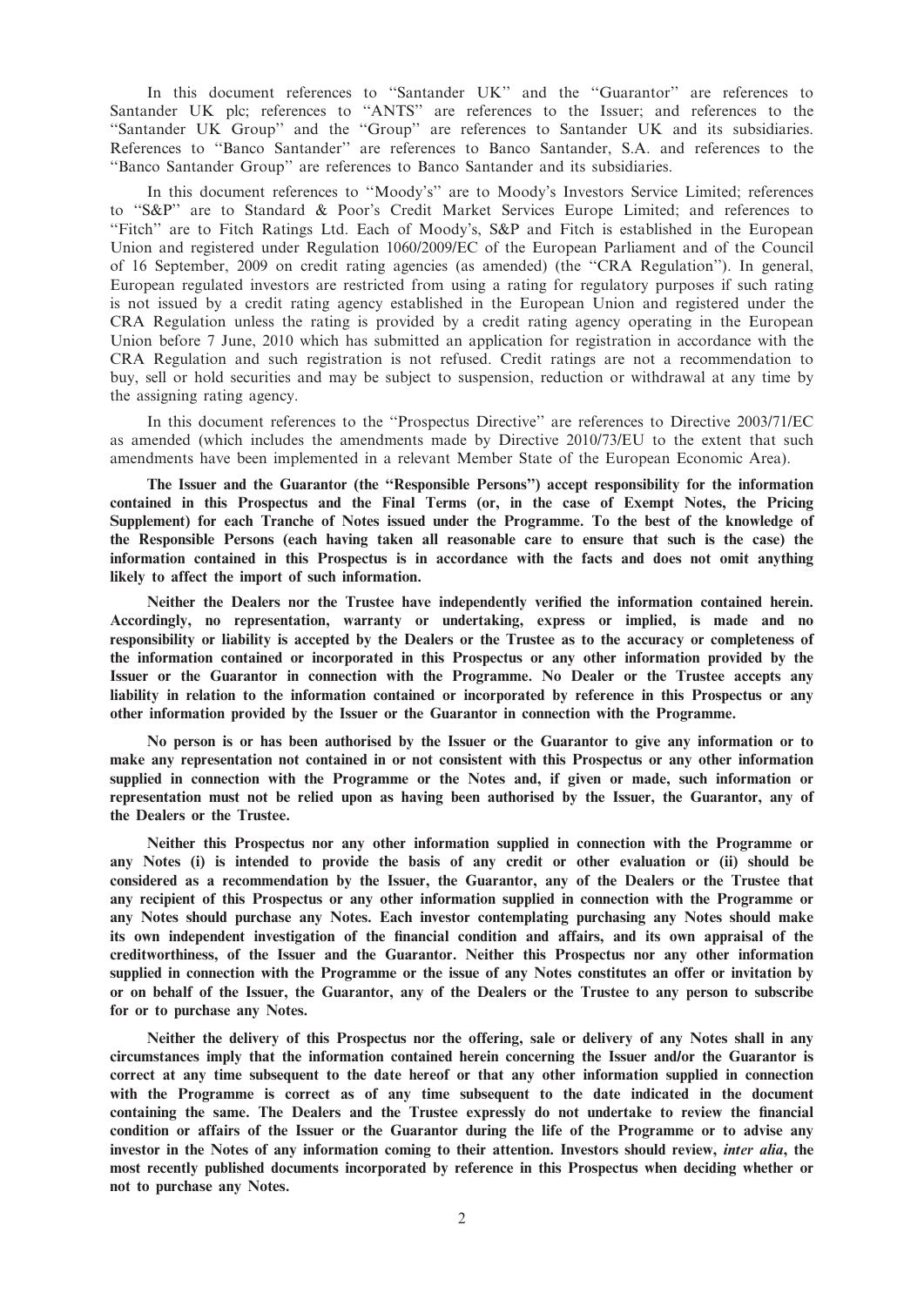In this document references to ''Santander UK'' and the ''Guarantor'' are references to Santander UK plc; references to ''ANTS'' are references to the Issuer; and references to the ''Santander UK Group'' and the ''Group'' are references to Santander UK and its subsidiaries. References to ''Banco Santander'' are references to Banco Santander, S.A. and references to the ''Banco Santander Group'' are references to Banco Santander and its subsidiaries.

In this document references to ''Moody's'' are to Moody's Investors Service Limited; references to ''S&P'' are to Standard & Poor's Credit Market Services Europe Limited; and references to ''Fitch'' are to Fitch Ratings Ltd. Each of Moody's, S&P and Fitch is established in the European Union and registered under Regulation 1060/2009/EC of the European Parliament and of the Council of 16 September, 2009 on credit rating agencies (as amended) (the ''CRA Regulation''). In general, European regulated investors are restricted from using a rating for regulatory purposes if such rating is not issued by a credit rating agency established in the European Union and registered under the CRA Regulation unless the rating is provided by a credit rating agency operating in the European Union before 7 June, 2010 which has submitted an application for registration in accordance with the CRA Regulation and such registration is not refused. Credit ratings are not a recommendation to buy, sell or hold securities and may be subject to suspension, reduction or withdrawal at any time by the assigning rating agency.

In this document references to the ''Prospectus Directive'' are references to Directive 2003/71/EC as amended (which includes the amendments made by Directive 2010/73/EU to the extent that such amendments have been implemented in a relevant Member State of the European Economic Area).

**The Issuer and the Guarantor (the ''Responsible Persons'') accept responsibility for the information contained in this Prospectus and the Final Terms (or, in the case of Exempt Notes, the Pricing Supplement) for each Tranche of Notes issued under the Programme. To the best of the knowledge of the Responsible Persons (each having taken all reasonable care to ensure that such is the case) the information contained in this Prospectus is in accordance with the facts and does not omit anything likely to affect the import of such information.**

**Neither the Dealers nor the Trustee have independently verified the information contained herein. Accordingly, no representation, warranty or undertaking, express or implied, is made and no responsibility or liability is accepted by the Dealers or the Trustee as to the accuracy or completeness of the information contained or incorporated in this Prospectus or any other information provided by the Issuer or the Guarantor in connection with the Programme. No Dealer or the Trustee accepts any liability in relation to the information contained or incorporated by reference in this Prospectus or any other information provided by the Issuer or the Guarantor in connection with the Programme.**

**No person is or has been authorised by the Issuer or the Guarantor to give any information or to make any representation not contained in or not consistent with this Prospectus or any other information supplied in connection with the Programme or the Notes and, if given or made, such information or representation must not be relied upon as having been authorised by the Issuer, the Guarantor, any of the Dealers or the Trustee.**

**Neither this Prospectus nor any other information supplied in connection with the Programme or any Notes (i) is intended to provide the basis of any credit or other evaluation or (ii) should be considered as a recommendation by the Issuer, the Guarantor, any of the Dealers or the Trustee that any recipient of this Prospectus or any other information supplied in connection with the Programme or any Notes should purchase any Notes. Each investor contemplating purchasing any Notes should make its own independent investigation of the financial condition and affairs, and its own appraisal of the creditworthiness, of the Issuer and the Guarantor. Neither this Prospectus nor any other information supplied in connection with the Programme or the issue of any Notes constitutes an offer or invitation by or on behalf of the Issuer, the Guarantor, any of the Dealers or the Trustee to any person to subscribe for or to purchase any Notes.**

**Neither the delivery of this Prospectus nor the offering, sale or delivery of any Notes shall in any circumstances imply that the information contained herein concerning the Issuer and/or the Guarantor is correct at any time subsequent to the date hereof or that any other information supplied in connection with the Programme is correct as of any time subsequent to the date indicated in the document containing the same. The Dealers and the Trustee expressly do not undertake to review the financial condition or affairs of the Issuer or the Guarantor during the life of the Programme or to advise any investor in the Notes of any information coming to their attention. Investors should review, *inter alia*, the most recently published documents incorporated by reference in this Prospectus when deciding whether or not to purchase any Notes.**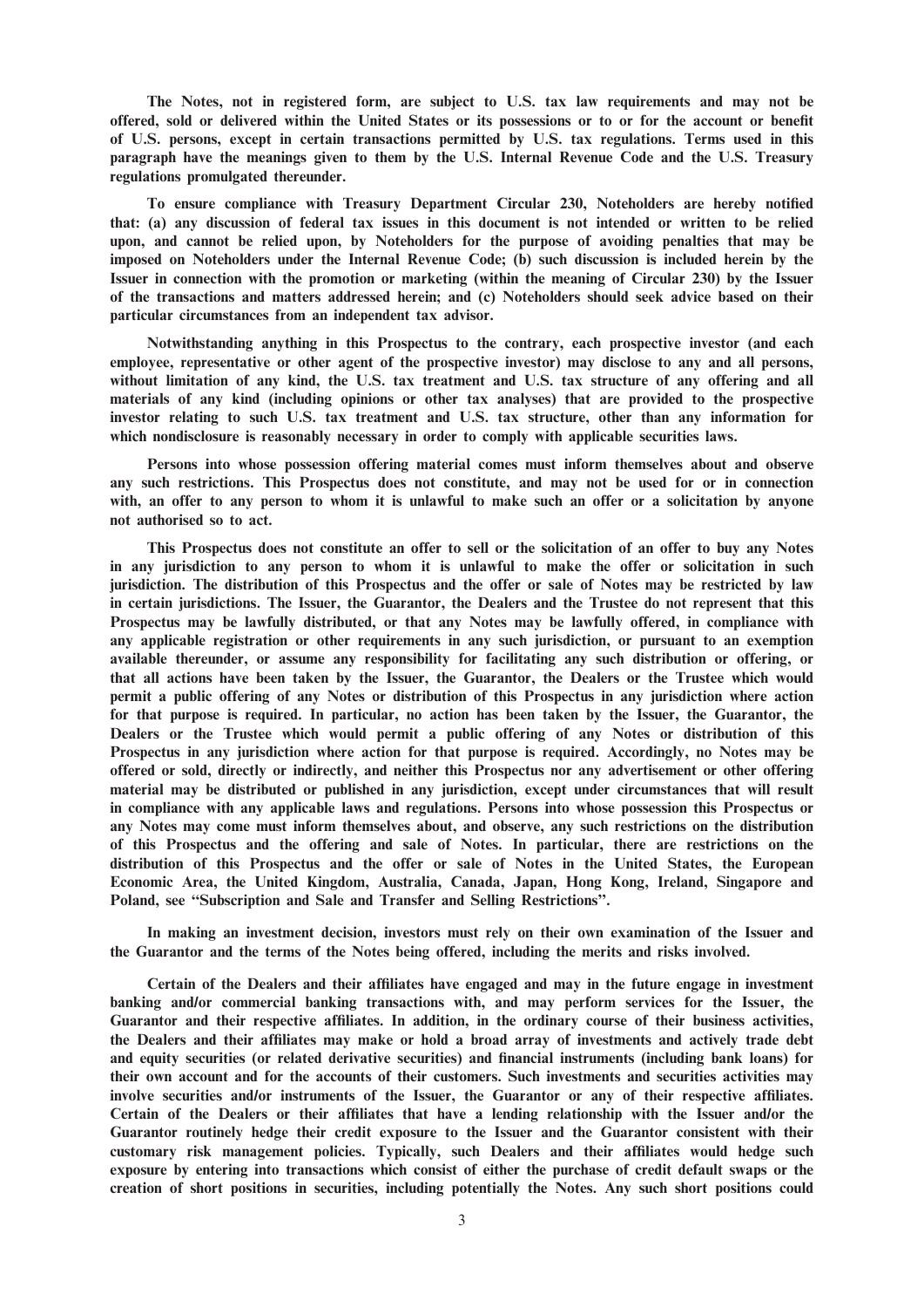**The Notes, not in registered form, are subject to U.S. tax law requirements and may not be offered, sold or delivered within the United States or its possessions or to or for the account or benefit of U.S. persons, except in certain transactions permitted by U.S. tax regulations. Terms used in this paragraph have the meanings given to them by the U.S. Internal Revenue Code and the U.S. Treasury regulations promulgated thereunder.**

**To ensure compliance with Treasury Department Circular 230, Noteholders are hereby notified that: (a) any discussion of federal tax issues in this document is not intended or written to be relied upon, and cannot be relied upon, by Noteholders for the purpose of avoiding penalties that may be imposed on Noteholders under the Internal Revenue Code; (b) such discussion is included herein by the Issuer in connection with the promotion or marketing (within the meaning of Circular 230) by the Issuer of the transactions and matters addressed herein; and (c) Noteholders should seek advice based on their particular circumstances from an independent tax advisor.**

**Notwithstanding anything in this Prospectus to the contrary, each prospective investor (and each employee, representative or other agent of the prospective investor) may disclose to any and all persons, without limitation of any kind, the U.S. tax treatment and U.S. tax structure of any offering and all materials of any kind (including opinions or other tax analyses) that are provided to the prospective investor relating to such U.S. tax treatment and U.S. tax structure, other than any information for which nondisclosure is reasonably necessary in order to comply with applicable securities laws.**

**Persons into whose possession offering material comes must inform themselves about and observe any such restrictions. This Prospectus does not constitute, and may not be used for or in connection with, an offer to any person to whom it is unlawful to make such an offer or a solicitation by anyone not authorised so to act.**

**This Prospectus does not constitute an offer to sell or the solicitation of an offer to buy any Notes in any jurisdiction to any person to whom it is unlawful to make the offer or solicitation in such jurisdiction. The distribution of this Prospectus and the offer or sale of Notes may be restricted by law in certain jurisdictions. The Issuer, the Guarantor, the Dealers and the Trustee do not represent that this Prospectus may be lawfully distributed, or that any Notes may be lawfully offered, in compliance with any applicable registration or other requirements in any such jurisdiction, or pursuant to an exemption available thereunder, or assume any responsibility for facilitating any such distribution or offering, or that all actions have been taken by the Issuer, the Guarantor, the Dealers or the Trustee which would permit a public offering of any Notes or distribution of this Prospectus in any jurisdiction where action for that purpose is required. In particular, no action has been taken by the Issuer, the Guarantor, the Dealers or the Trustee which would permit a public offering of any Notes or distribution of this Prospectus in any jurisdiction where action for that purpose is required. Accordingly, no Notes may be offered or sold, directly or indirectly, and neither this Prospectus nor any advertisement or other offering material may be distributed or published in any jurisdiction, except under circumstances that will result in compliance with any applicable laws and regulations. Persons into whose possession this Prospectus or any Notes may come must inform themselves about, and observe, any such restrictions on the distribution of this Prospectus and the offering and sale of Notes. In particular, there are restrictions on the distribution of this Prospectus and the offer or sale of Notes in the United States, the European Economic Area, the United Kingdom, Australia, Canada, Japan, Hong Kong, Ireland, Singapore and Poland, see "Subscription and Sale and Transfer and Selling Restrictions".**

**In making an investment decision, investors must rely on their own examination of the Issuer and the Guarantor and the terms of the Notes being offered, including the merits and risks involved.**

**Certain of the Dealers and their affiliates have engaged and may in the future engage in investment banking and/or commercial banking transactions with, and may perform services for the Issuer, the Guarantor and their respective affiliates. In addition, in the ordinary course of their business activities, the Dealers and their affiliates may make or hold a broad array of investments and actively trade debt and equity securities (or related derivative securities) and financial instruments (including bank loans) for their own account and for the accounts of their customers. Such investments and securities activities may involve securities and/or instruments of the Issuer, the Guarantor or any of their respective affiliates. Certain of the Dealers or their affiliates that have a lending relationship with the Issuer and/or the Guarantor routinely hedge their credit exposure to the Issuer and the Guarantor consistent with their customary risk management policies. Typically, such Dealers and their affiliates would hedge such exposure by entering into transactions which consist of either the purchase of credit default swaps or the creation of short positions in securities, including potentially the Notes. Any such short positions could**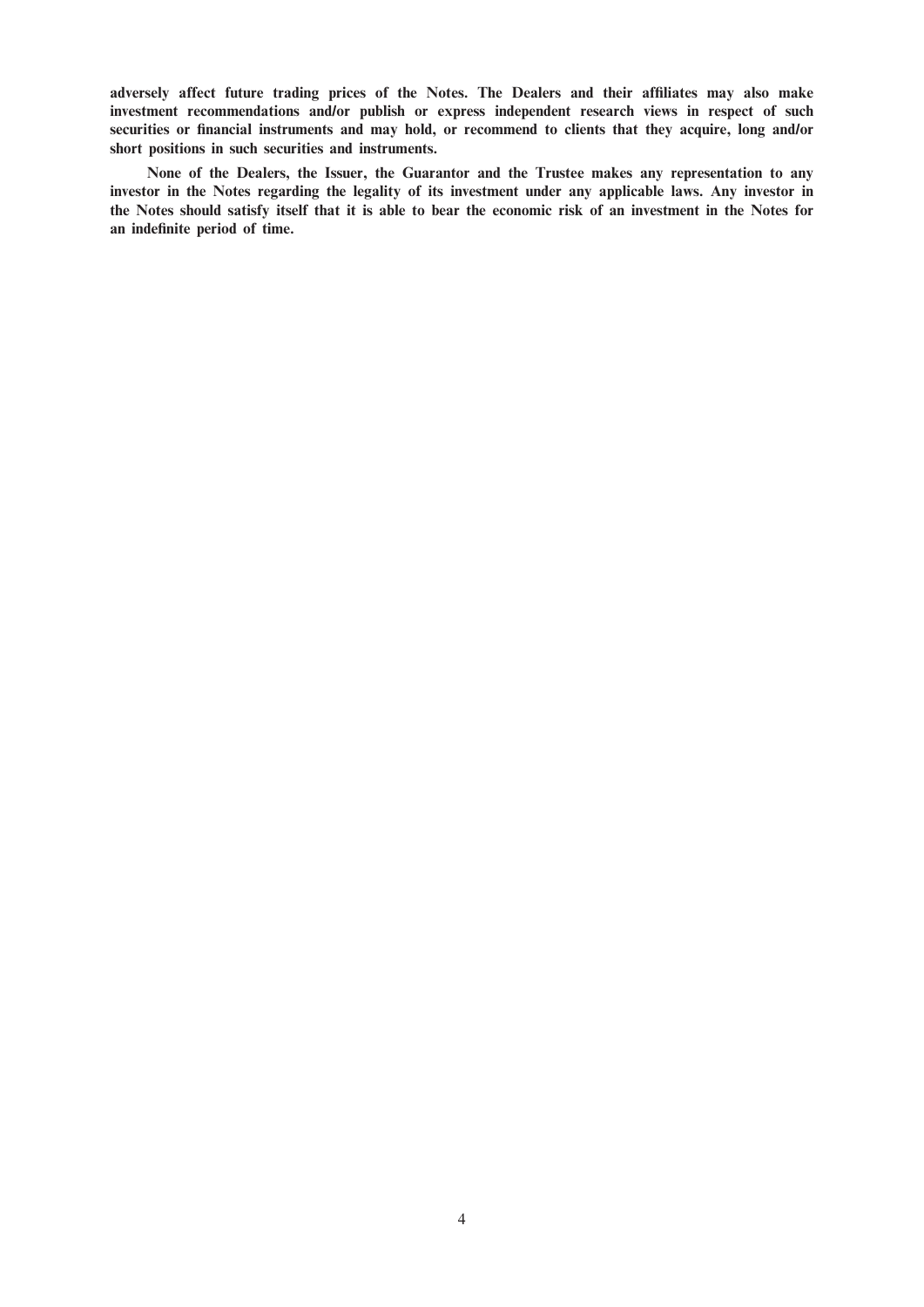**adversely affect future trading prices of the Notes. The Dealers and their affiliates may also make investment recommendations and/or publish or express independent research views in respect of such securities or financial instruments and may hold, or recommend to clients that they acquire, long and/or short positions in such securities and instruments.**

**None of the Dealers, the Issuer, the Guarantor and the Trustee makes any representation to any investor in the Notes regarding the legality of its investment under any applicable laws. Any investor in the Notes should satisfy itself that it is able to bear the economic risk of an investment in the Notes for an indefinite period of time.**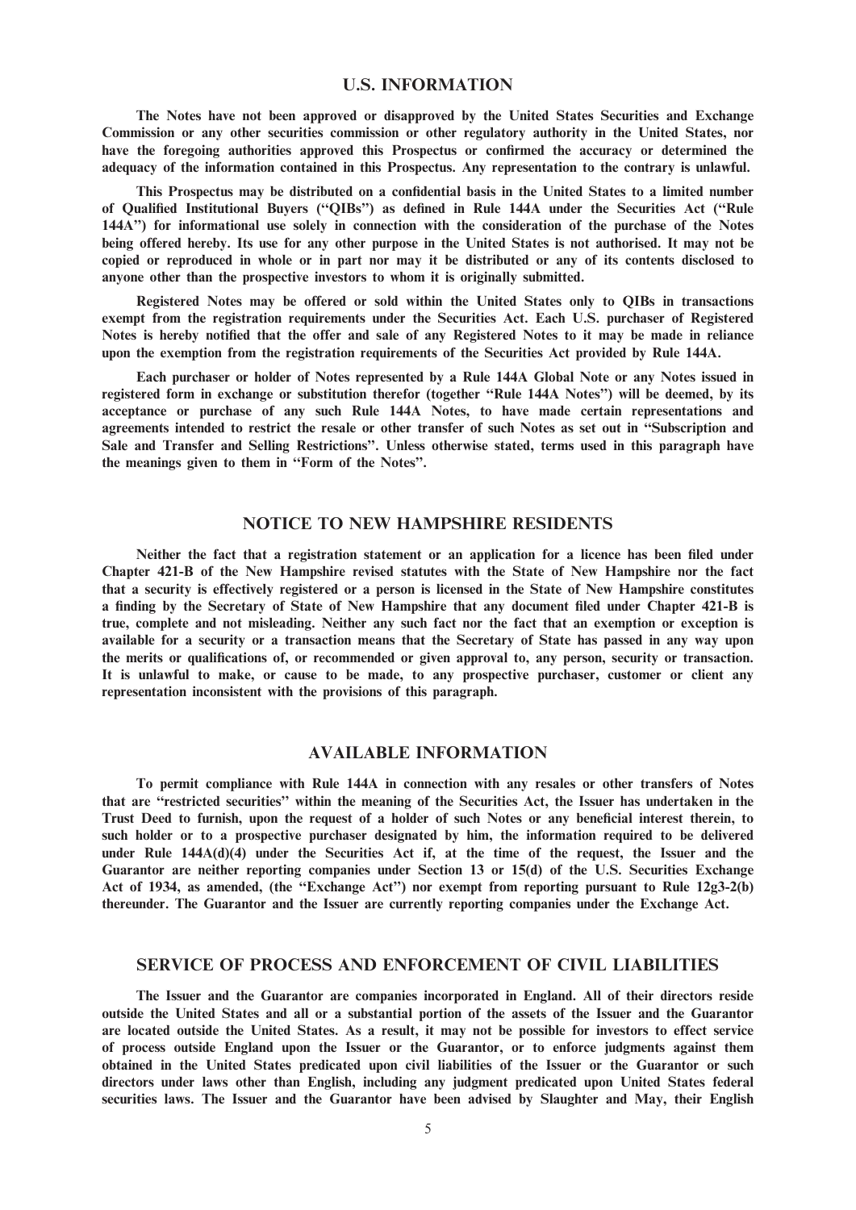## U.S. INFORMATION

**The Notes have not been approved or disapproved by the United States Securities and Exchange Commission or any other securities commission or other regulatory authority in the United States, nor have the foregoing authorities approved this Prospectus or confirmed the accuracy or determined the adequacy of the information contained in this Prospectus. Any representation to the contrary is unlawful.**

**This Prospectus may be distributed on a confidential basis in the United States to a limited number of Qualified Institutional Buyers ("QIBs") as defined in Rule 144A under the Securities Act ("Rule 144A") for informational use solely in connection with the consideration of the purchase of the Notes being offered hereby. Its use for any other purpose in the United States is not authorised. It may not be copied or reproduced in whole or in part nor may it be distributed or any of its contents disclosed to anyone other than the prospective investors to whom it is originally submitted.**

**Registered Notes may be offered or sold within the United States only to QIBs in transactions exempt from the registration requirements under the Securities Act. Each U.S. purchaser of Registered Notes is hereby notified that the offer and sale of any Registered Notes to it may be made in reliance upon the exemption from the registration requirements of the Securities Act provided by Rule 144A.**

**Each purchaser or holder of Notes represented by a Rule 144A Global Note or any Notes issued in registered form in exchange or substitution therefor (together "Rule 144A Notes") will be deemed, by its acceptance or purchase of any such Rule 144A Notes, to have made certain representations and agreements intended to restrict the resale or other transfer of such Notes as set out in "Subscription and Sale and Transfer and Selling Restrictions". Unless otherwise stated, terms used in this paragraph have the meanings given to them in "Form of the Notes".**

## NOTICE TO NEW HAMPSHIRE RESIDENTS

**Neither the fact that a registration statement or an application for a licence has been filed under Chapter 421-B of the New Hampshire revised statutes with the State of New Hampshire nor the fact that a security is effectively registered or a person is licensed in the State of New Hampshire constitutes a finding by the Secretary of State of New Hampshire that any document filed under Chapter 421-B is true, complete and not misleading. Neither any such fact nor the fact that an exemption or exception is available for a security or a transaction means that the Secretary of State has passed in any way upon the merits or qualifications of, or recommended or given approval to, any person, security or transaction. It is unlawful to make, or cause to be made, to any prospective purchaser, customer or client any representation inconsistent with the provisions of this paragraph.**

## AVAILABLE INFORMATION

**To permit compliance with Rule 144A in connection with any resales or other transfers of Notes that are "restricted securities" within the meaning of the Securities Act, the Issuer has undertaken in the Trust Deed to furnish, upon the request of a holder of such Notes or any beneficial interest therein, to such holder or to a prospective purchaser designated by him, the information required to be delivered under Rule 144A(d)(4) under the Securities Act if, at the time of the request, the Issuer and the Guarantor are neither reporting companies under Section 13 or 15(d) of the U.S. Securities Exchange Act of 1934, as amended, (the "Exchange Act") nor exempt from reporting pursuant to Rule 12g3-2(b) thereunder. The Guarantor and the Issuer are currently reporting companies under the Exchange Act.**

## SERVICE OF PROCESS AND ENFORCEMENT OF CIVIL LIABILITIES

**The Issuer and the Guarantor are companies incorporated in England. All of their directors reside outside the United States and all or a substantial portion of the assets of the Issuer and the Guarantor are located outside the United States. As a result, it may not be possible for investors to effect service of process outside England upon the Issuer or the Guarantor, or to enforce judgments against them obtained in the United States predicated upon civil liabilities of the Issuer or the Guarantor or such directors under laws other than English, including any judgment predicated upon United States federal securities laws. The Issuer and the Guarantor have been advised by Slaughter and May, their English**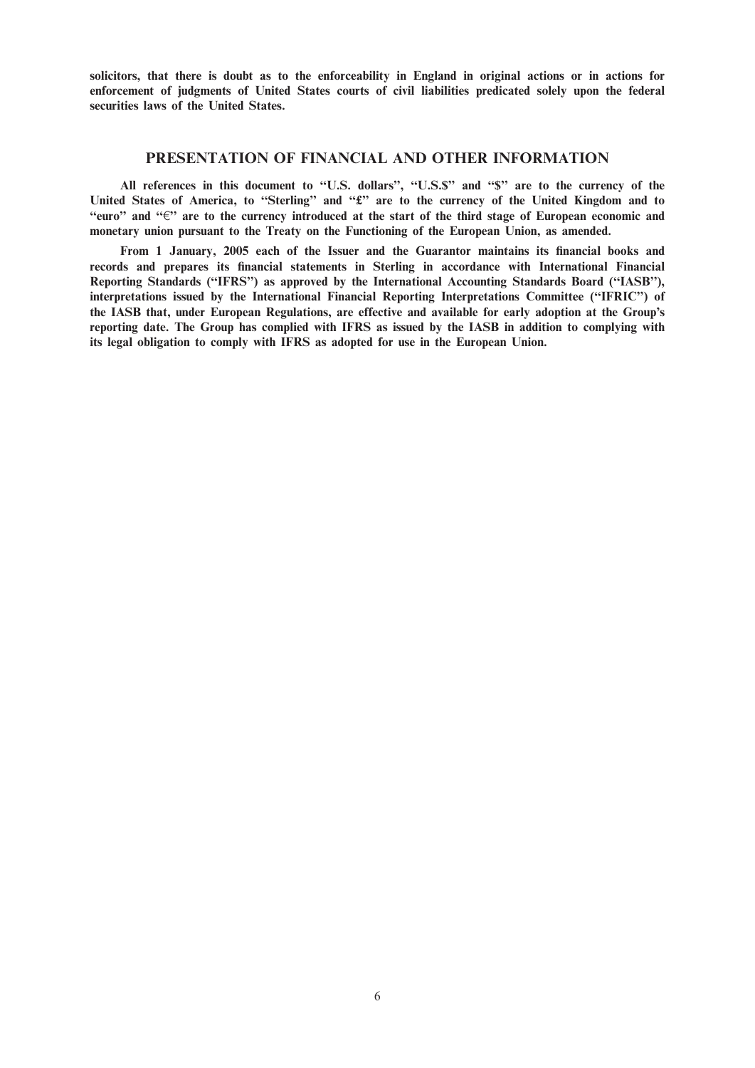**solicitors, that there is doubt as to the enforceability in England in original actions or in actions for enforcement of judgments of United States courts of civil liabilities predicated solely upon the federal securities laws of the United States.**

## PRESENTATION OF FINANCIAL AND OTHER INFORMATION

**All references in this document to "U.S. dollars", "U.S.$" and "$" are to the currency of the United States of America, to "Sterling" and "£" are to the currency of the United Kingdom and to "euro" and "€" are to the currency introduced at the start of the third stage of European economic and monetary union pursuant to the Treaty on the Functioning of the European Union, as amended.**

**From 1 January, 2005 each of the Issuer and the Guarantor maintains its financial books and records and prepares its financial statements in Sterling in accordance with International Financial Reporting Standards ("IFRS") as approved by the International Accounting Standards Board ("IASB"), interpretations issued by the International Financial Reporting Interpretations Committee ("IFRIC") of the IASB that, under European Regulations, are effective and available for early adoption at the Group's reporting date. The Group has complied with IFRS as issued by the IASB in addition to complying with its legal obligation to comply with IFRS as adopted for use in the European Union.**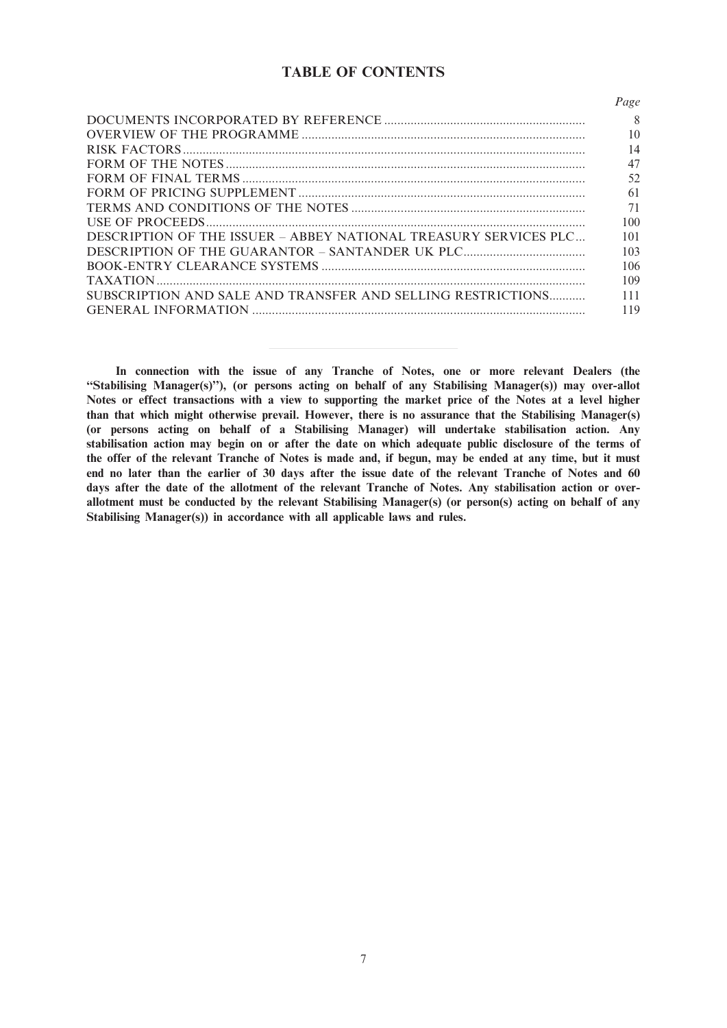# TABLE OF CONTENTS

| | Page |
|---|---|
| DOCUMENTS INCORPORATED BY REFERENCE | 8 |
| OVERVIEW OF THE PROGRAMME | 10 |
| RISK FACTORS | 14 |
| FORM OF THE NOTES | 47 |
| FORM OF FINAL TERMS | 52 |
| FORM OF PRICING SUPPLEMENT | 61 |
| TERMS AND CONDITIONS OF THE NOTES | 71 |
| USE OF PROCEEDS | 100 |
| DESCRIPTION OF THE ISSUER – ABBEY NATIONAL TREASURY SERVICES PLC | 101 |
| DESCRIPTION OF THE GUARANTOR – SANTANDER UK PLC | 103 |
| BOOK-ENTRY CLEARANCE SYSTEMS | 106 |
| TAXATION | 109 |
| SUBSCRIPTION AND SALE AND TRANSFER AND SELLING RESTRICTIONS | 111 |
| GENERAL INFORMATION | 119 |

---

**In connection with the issue of any Tranche of Notes, one or more relevant Dealers (the "Stabilising Manager(s)"), (or persons acting on behalf of any Stabilising Manager(s)) may over-allot Notes or effect transactions with a view to supporting the market price of the Notes at a level higher than that which might otherwise prevail. However, there is no assurance that the Stabilising Manager(s) (or persons acting on behalf of a Stabilising Manager) will undertake stabilisation action. Any stabilisation action may begin on or after the date on which adequate public disclosure of the terms of the offer of the relevant Tranche of Notes is made and, if begun, may be ended at any time, but it must end no later than the earlier of 30 days after the issue date of the relevant Tranche of Notes and 60 days after the date of the allotment of the relevant Tranche of Notes. Any stabilisation action or over-allotment must be conducted by the relevant Stabilising Manager(s) (or person(s) acting on behalf of any Stabilising Manager(s)) in accordance with all applicable laws and rules.**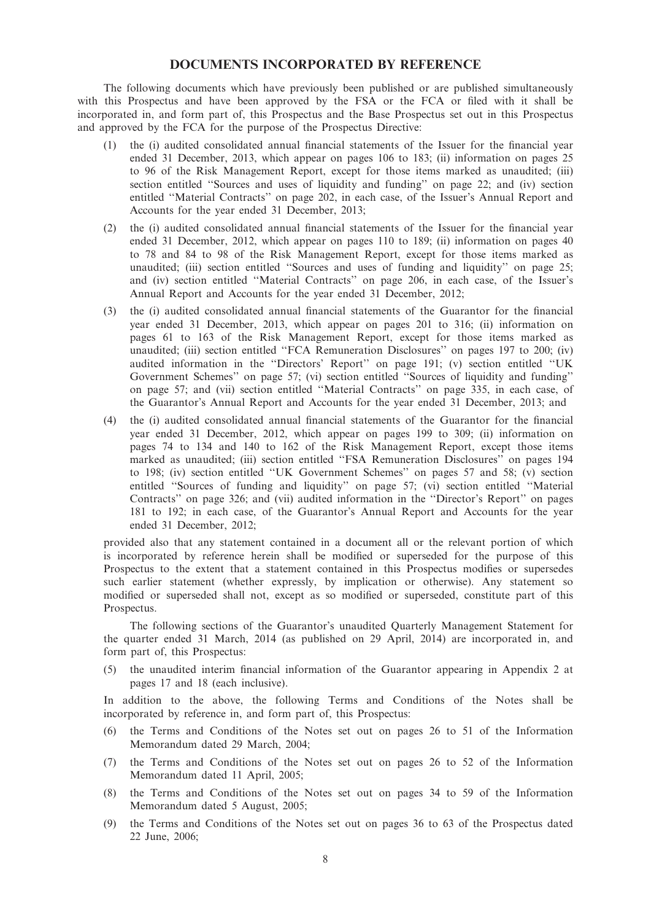## DOCUMENTS INCORPORATED BY REFERENCE

The following documents which have previously been published or are published simultaneously with this Prospectus and have been approved by the FSA or the FCA or filed with it shall be incorporated in, and form part of, this Prospectus and the Base Prospectus set out in this Prospectus and approved by the FCA for the purpose of the Prospectus Directive:

(1) the (i) audited consolidated annual financial statements of the Issuer for the financial year ended 31 December, 2013, which appear on pages 106 to 183; (ii) information on pages 25 to 96 of the Risk Management Report, except for those items marked as unaudited; (iii) section entitled ''Sources and uses of liquidity and funding'' on page 22; and (iv) section entitled ''Material Contracts'' on page 202, in each case, of the Issuer's Annual Report and Accounts for the year ended 31 December, 2013;

(2) the (i) audited consolidated annual financial statements of the Issuer for the financial year ended 31 December, 2012, which appear on pages 110 to 189; (ii) information on pages 40 to 78 and 84 to 98 of the Risk Management Report, except for those items marked as unaudited; (iii) section entitled ''Sources and uses of funding and liquidity'' on page 25; and (iv) section entitled ''Material Contracts'' on page 206, in each case, of the Issuer's Annual Report and Accounts for the year ended 31 December, 2012;

(3) the (i) audited consolidated annual financial statements of the Guarantor for the financial year ended 31 December, 2013, which appear on pages 201 to 316; (ii) information on pages 61 to 163 of the Risk Management Report, except for those items marked as unaudited; (iii) section entitled ''FCA Remuneration Disclosures'' on pages 197 to 200; (iv) audited information in the ''Directors' Report'' on page 191; (v) section entitled ''UK Government Schemes'' on page 57; (vi) section entitled ''Sources of liquidity and funding'' on page 57; and (vii) section entitled ''Material Contracts'' on page 335, in each case, of the Guarantor's Annual Report and Accounts for the year ended 31 December, 2013; and

(4) the (i) audited consolidated annual financial statements of the Guarantor for the financial year ended 31 December, 2012, which appear on pages 199 to 309; (ii) information on pages 74 to 134 and 140 to 162 of the Risk Management Report, except those items marked as unaudited; (iii) section entitled ''FSA Remuneration Disclosures'' on pages 194 to 198; (iv) section entitled ''UK Government Schemes'' on pages 57 and 58; (v) section entitled ''Sources of funding and liquidity'' on page 57; (vi) section entitled ''Material Contracts'' on page 326; and (vii) audited information in the ''Director's Report'' on pages 181 to 192; in each case, of the Guarantor's Annual Report and Accounts for the year ended 31 December, 2012;

provided also that any statement contained in a document all or the relevant portion of which is incorporated by reference herein shall be modified or superseded for the purpose of this Prospectus to the extent that a statement contained in this Prospectus modifies or supersedes such earlier statement (whether expressly, by implication or otherwise). Any statement so modified or superseded shall not, except as so modified or superseded, constitute part of this Prospectus.

The following sections of the Guarantor's unaudited Quarterly Management Statement for the quarter ended 31 March, 2014 (as published on 29 April, 2014) are incorporated in, and form part of, this Prospectus:

(5) the unaudited interim financial information of the Guarantor appearing in Appendix 2 at pages 17 and 18 (each inclusive).

In addition to the above, the following Terms and Conditions of the Notes shall be incorporated by reference in, and form part of, this Prospectus:

(6) the Terms and Conditions of the Notes set out on pages 26 to 51 of the Information Memorandum dated 29 March, 2004;

(7) the Terms and Conditions of the Notes set out on pages 26 to 52 of the Information Memorandum dated 11 April, 2005;

(8) the Terms and Conditions of the Notes set out on pages 34 to 59 of the Information Memorandum dated 5 August, 2005;

(9) the Terms and Conditions of the Notes set out on pages 36 to 63 of the Prospectus dated 22 June, 2006;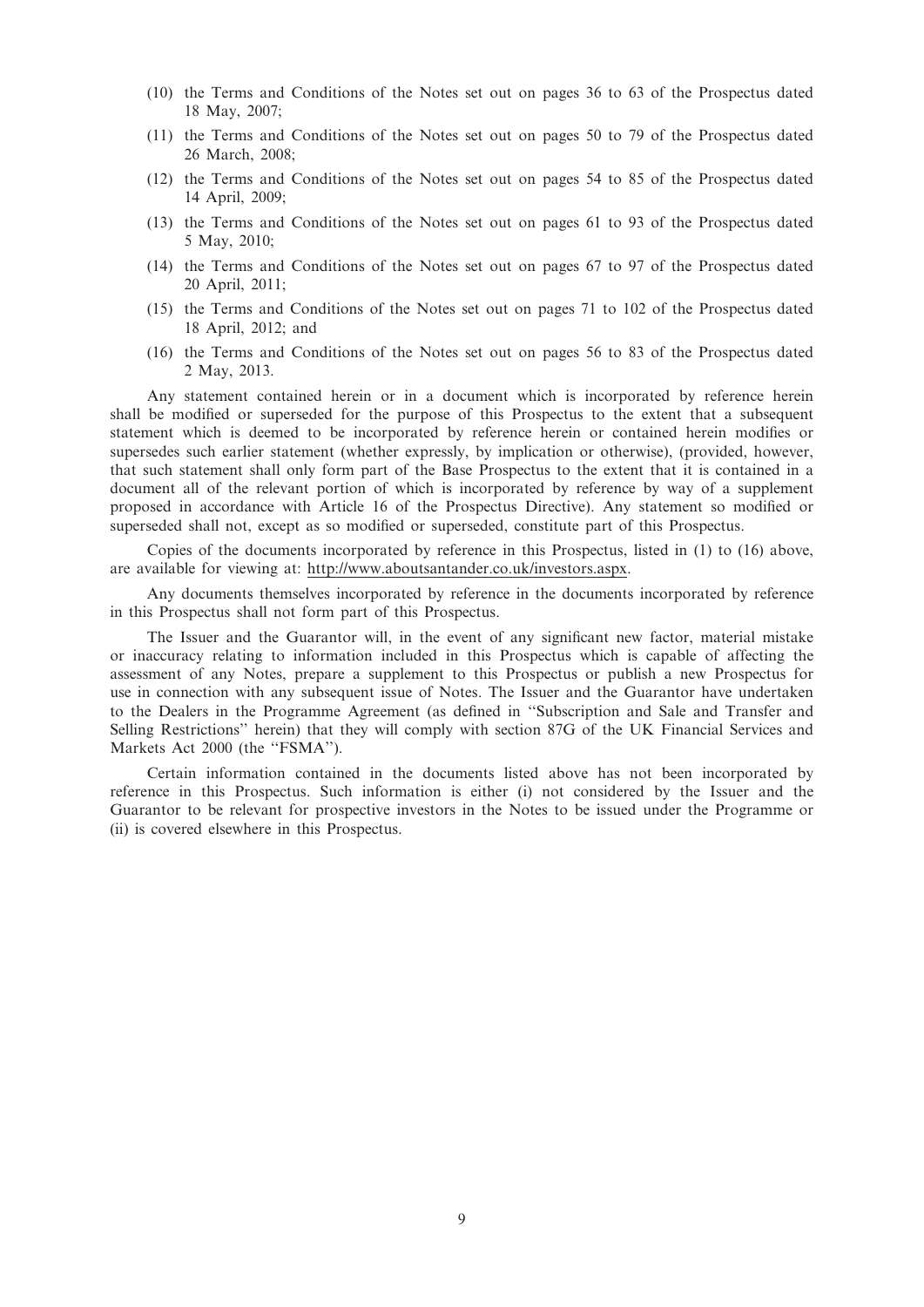(10) the Terms and Conditions of the Notes set out on pages 36 to 63 of the Prospectus dated 18 May, 2007;

(11) the Terms and Conditions of the Notes set out on pages 50 to 79 of the Prospectus dated 26 March, 2008;

(12) the Terms and Conditions of the Notes set out on pages 54 to 85 of the Prospectus dated 14 April, 2009;

(13) the Terms and Conditions of the Notes set out on pages 61 to 93 of the Prospectus dated 5 May, 2010;

(14) the Terms and Conditions of the Notes set out on pages 67 to 97 of the Prospectus dated 20 April, 2011;

(15) the Terms and Conditions of the Notes set out on pages 71 to 102 of the Prospectus dated 18 April, 2012; and

(16) the Terms and Conditions of the Notes set out on pages 56 to 83 of the Prospectus dated 2 May, 2013.

Any statement contained herein or in a document which is incorporated by reference herein shall be modified or superseded for the purpose of this Prospectus to the extent that a subsequent statement which is deemed to be incorporated by reference herein or contained herein modifies or supersedes such earlier statement (whether expressly, by implication or otherwise), (provided, however, that such statement shall only form part of the Base Prospectus to the extent that it is contained in a document all of the relevant portion of which is incorporated by reference by way of a supplement proposed in accordance with Article 16 of the Prospectus Directive). Any statement so modified or superseded shall not, except as so modified or superseded, constitute part of this Prospectus.

Copies of the documents incorporated by reference in this Prospectus, listed in (1) to (16) above, are available for viewing at: http://www.aboutsantander.co.uk/investors.aspx.

Any documents themselves incorporated by reference in the documents incorporated by reference in this Prospectus shall not form part of this Prospectus.

The Issuer and the Guarantor will, in the event of any significant new factor, material mistake or inaccuracy relating to information included in this Prospectus which is capable of affecting the assessment of any Notes, prepare a supplement to this Prospectus or publish a new Prospectus for use in connection with any subsequent issue of Notes. The Issuer and the Guarantor have undertaken to the Dealers in the Programme Agreement (as defined in ''Subscription and Sale and Transfer and Selling Restrictions'' herein) that they will comply with section 87G of the UK Financial Services and Markets Act 2000 (the ''FSMA'').

Certain information contained in the documents listed above has not been incorporated by reference in this Prospectus. Such information is either (i) not considered by the Issuer and the Guarantor to be relevant for prospective investors in the Notes to be issued under the Programme or (ii) is covered elsewhere in this Prospectus.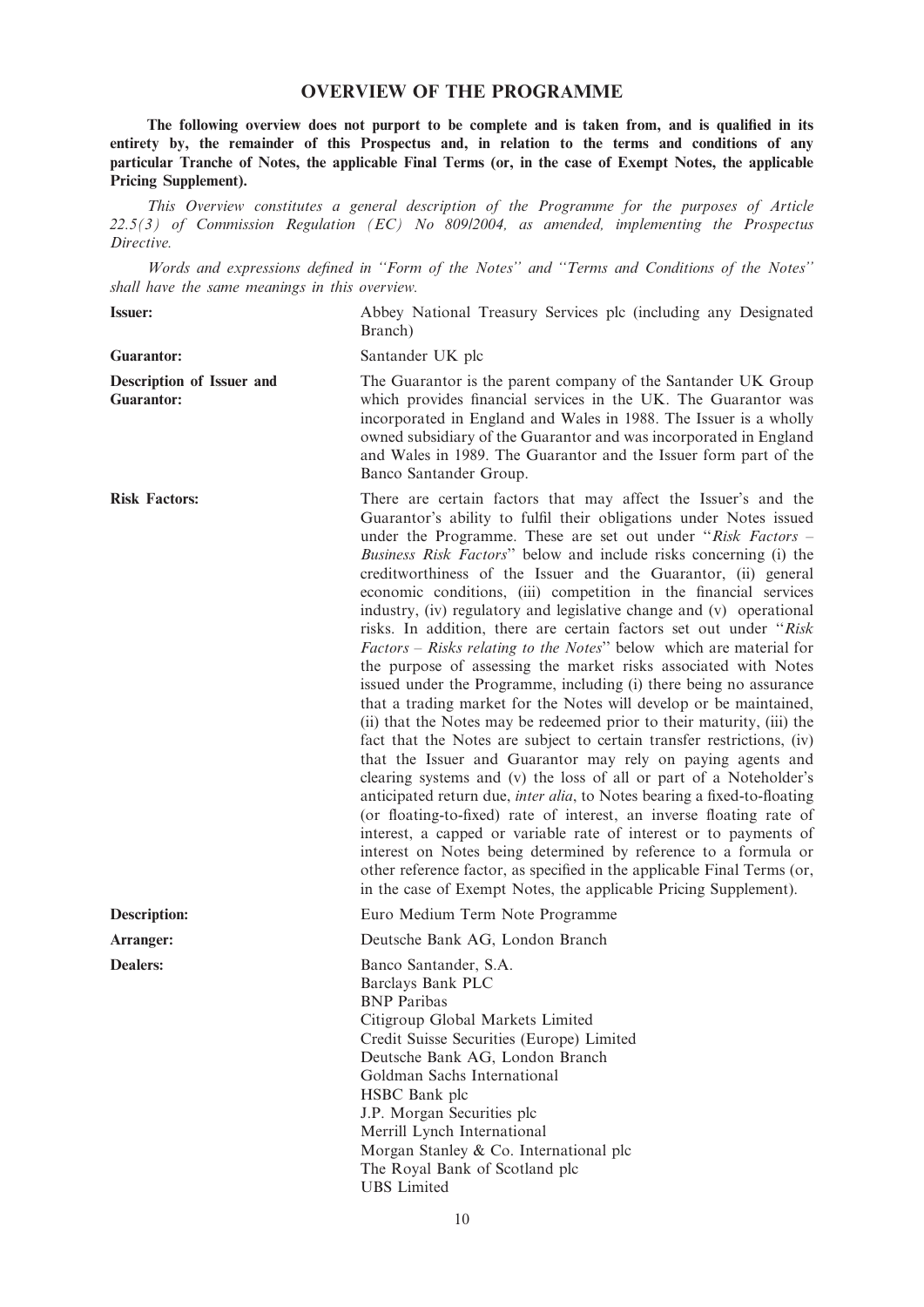# OVERVIEW OF THE PROGRAMME

**The following overview does not purport to be complete and is taken from, and is qualified in its entirety by, the remainder of this Prospectus and, in relation to the terms and conditions of any particular Tranche of Notes, the applicable Final Terms (or, in the case of Exempt Notes, the applicable Pricing Supplement).**

*This Overview constitutes a general description of the Programme for the purposes of Article 22.5(3) of Commission Regulation (EC) No 809/2004, as amended, implementing the Prospectus Directive.*

*Words and expressions defined in "Form of the Notes" and "Terms and Conditions of the Notes" shall have the same meanings in this overview.*

| | |
|---|---|
| **Issuer:** | Abbey National Treasury Services plc (including any Designated Branch) |
| **Guarantor:** | Santander UK plc |
| **Description of Issuer and Guarantor:** | The Guarantor is the parent company of the Santander UK Group which provides financial services in the UK. The Guarantor was incorporated in England and Wales in 1988. The Issuer is a wholly owned subsidiary of the Guarantor and was incorporated in England and Wales in 1989. The Guarantor and the Issuer form part of the Banco Santander Group. |
| **Risk Factors:** | There are certain factors that may affect the Issuer's and the Guarantor's ability to fulfil their obligations under Notes issued under the Programme. These are set out under "*Risk Factors – Business Risk Factors*" below and include risks concerning (i) the creditworthiness of the Issuer and the Guarantor, (ii) general economic conditions, (iii) competition in the financial services industry, (iv) regulatory and legislative change and (v) operational risks. In addition, there are certain factors set out under "*Risk Factors – Risks relating to the Notes*" below which are material for the purpose of assessing the market risks associated with Notes issued under the Programme, including (i) there being no assurance that a trading market for the Notes will develop or be maintained, (ii) that the Notes may be redeemed prior to their maturity, (iii) the fact that the Notes are subject to certain transfer restrictions, (iv) that the Issuer and Guarantor may rely on paying agents and clearing systems and (v) the loss of all or part of a Noteholder's anticipated return due, *inter alia*, to Notes bearing a fixed-to-floating (or floating-to-fixed) rate of interest, an inverse floating rate of interest, a capped or variable rate of interest or to payments of interest on Notes being determined by reference to a formula or other reference factor, as specified in the applicable Final Terms (or, in the case of Exempt Notes, the applicable Pricing Supplement). |
| **Description:** | Euro Medium Term Note Programme |
| **Arranger:** | Deutsche Bank AG, London Branch |
| **Dealers:** | Banco Santander, S.A.<br>Barclays Bank PLC<br>BNP Paribas<br>Citigroup Global Markets Limited<br>Credit Suisse Securities (Europe) Limited<br>Deutsche Bank AG, London Branch<br>Goldman Sachs International<br>HSBC Bank plc<br>J.P. Morgan Securities plc<br>Merrill Lynch International<br>Morgan Stanley & Co. International plc<br>The Royal Bank of Scotland plc<br>UBS Limited |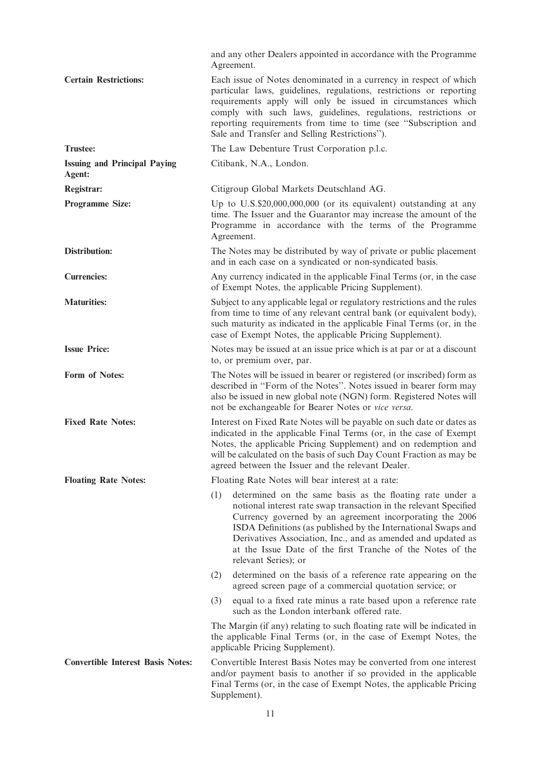| | |
|---|---|
| | and any other Dealers appointed in accordance with the Programme Agreement. |
| **Certain Restrictions:** | Each issue of Notes denominated in a currency in respect of which particular laws, guidelines, regulations, restrictions or reporting requirements apply will only be issued in circumstances which comply with such laws, guidelines, regulations, restrictions or reporting requirements from time to time (see "Subscription and Sale and Transfer and Selling Restrictions"). |
| **Trustee:** | The Law Debenture Trust Corporation p.l.c. |
| **Issuing and Principal Paying Agent:** | Citibank, N.A., London. |
| **Registrar:** | Citigroup Global Markets Deutschland AG. |
| **Programme Size:** | Up to U.S.$20,000,000,000 (or its equivalent) outstanding at any time. The Issuer and the Guarantor may increase the amount of the Programme in accordance with the terms of the Programme Agreement. |
| **Distribution:** | The Notes may be distributed by way of private or public placement and in each case on a syndicated or non-syndicated basis. |
| **Currencies:** | Any currency indicated in the applicable Final Terms (or, in the case of Exempt Notes, the applicable Pricing Supplement). |
| **Maturities:** | Subject to any applicable legal or regulatory restrictions and the rules from time to time of any relevant central bank (or equivalent body), such maturity as indicated in the applicable Final Terms (or, in the case of Exempt Notes, the applicable Pricing Supplement). |
| **Issue Price:** | Notes may be issued at an issue price which is at par or at a discount to, or premium over, par. |
| **Form of Notes:** | The Notes will be issued in bearer or registered (or inscribed) form as described in "Form of the Notes". Notes issued in bearer form may also be issued in new global note (NGN) form. Registered Notes will not be exchangeable for Bearer Notes or *vice versa*. |
| **Fixed Rate Notes:** | Interest on Fixed Rate Notes will be payable on such date or dates as indicated in the applicable Final Terms (or, in the case of Exempt Notes, the applicable Pricing Supplement) and on redemption and will be calculated on the basis of such Day Count Fraction as may be agreed between the Issuer and the relevant Dealer. |
| **Floating Rate Notes:** | Floating Rate Notes will bear interest at a rate:<br>(1) determined on the same basis as the floating rate under a notional interest rate swap transaction in the relevant Specified Currency governed by an agreement incorporating the 2006 ISDA Definitions (as published by the International Swaps and Derivatives Association, Inc., and as amended and updated as at the Issue Date of the first Tranche of the Notes of the relevant Series); or<br>(2) determined on the basis of a reference rate appearing on the agreed screen page of a commercial quotation service; or<br>(3) equal to a fixed rate minus a rate based upon a reference rate such as the London interbank offered rate.<br>The Margin (if any) relating to such floating rate will be indicated in the applicable Final Terms (or, in the case of Exempt Notes, the applicable Pricing Supplement). |
| **Convertible Interest Basis Notes:** | Convertible Interest Basis Notes may be converted from one interest and/or payment basis to another if so provided in the applicable Final Terms (or, in the case of Exempt Notes, the applicable Pricing Supplement). |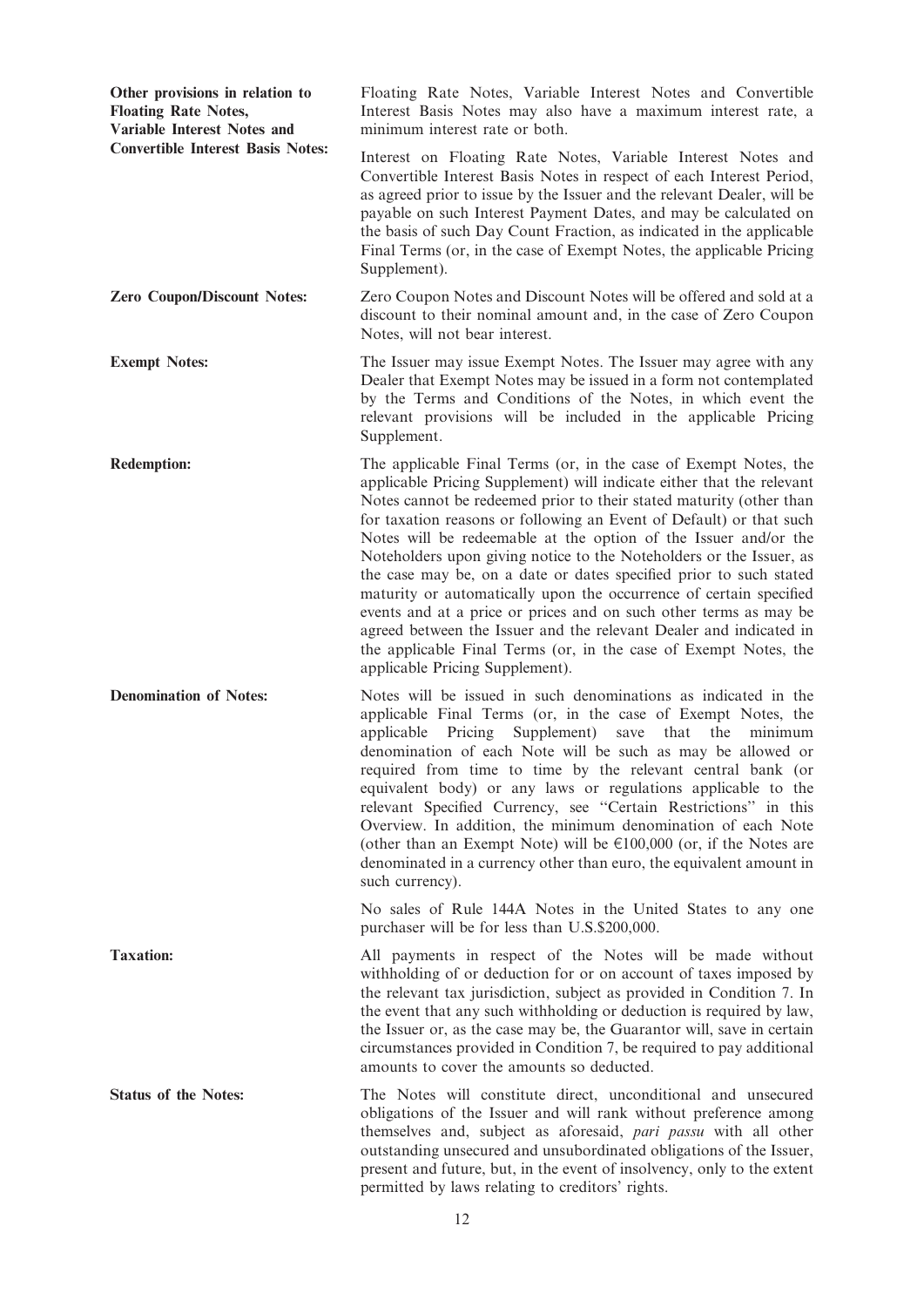**Other provisions in relation to Floating Rate Notes, Variable Interest Notes and Convertible Interest Basis Notes:**

Floating Rate Notes, Variable Interest Notes and Convertible Interest Basis Notes may also have a maximum interest rate, a minimum interest rate or both.

Interest on Floating Rate Notes, Variable Interest Notes and Convertible Interest Basis Notes in respect of each Interest Period, as agreed prior to issue by the Issuer and the relevant Dealer, will be payable on such Interest Payment Dates, and may be calculated on the basis of such Day Count Fraction, as indicated in the applicable Final Terms (or, in the case of Exempt Notes, the applicable Pricing Supplement).

**Zero Coupon/Discount Notes:**

Zero Coupon Notes and Discount Notes will be offered and sold at a discount to their nominal amount and, in the case of Zero Coupon Notes, will not bear interest.

**Exempt Notes:**

The Issuer may issue Exempt Notes. The Issuer may agree with any Dealer that Exempt Notes may be issued in a form not contemplated by the Terms and Conditions of the Notes, in which event the relevant provisions will be included in the applicable Pricing Supplement.

**Redemption:**

The applicable Final Terms (or, in the case of Exempt Notes, the applicable Pricing Supplement) will indicate either that the relevant Notes cannot be redeemed prior to their stated maturity (other than for taxation reasons or following an Event of Default) or that such Notes will be redeemable at the option of the Issuer and/or the Noteholders upon giving notice to the Noteholders or the Issuer, as the case may be, on a date or dates specified prior to such stated maturity or automatically upon the occurrence of certain specified events and at a price or prices and on such other terms as may be agreed between the Issuer and the relevant Dealer and indicated in the applicable Final Terms (or, in the case of Exempt Notes, the applicable Pricing Supplement).

**Denomination of Notes:**

Notes will be issued in such denominations as indicated in the applicable Final Terms (or, in the case of Exempt Notes, the applicable Pricing Supplement) save that the minimum denomination of each Note will be such as may be allowed or required from time to time by the relevant central bank (or equivalent body) or any laws or regulations applicable to the relevant Specified Currency, see "Certain Restrictions" in this Overview. In addition, the minimum denomination of each Note (other than an Exempt Note) will be €100,000 (or, if the Notes are denominated in a currency other than euro, the equivalent amount in such currency).

No sales of Rule 144A Notes in the United States to any one purchaser will be for less than U.S.$200,000.

**Taxation:**

All payments in respect of the Notes will be made without withholding of or deduction for or on account of taxes imposed by the relevant tax jurisdiction, subject as provided in Condition 7. In the event that any such withholding or deduction is required by law, the Issuer or, as the case may be, the Guarantor will, save in certain circumstances provided in Condition 7, be required to pay additional amounts to cover the amounts so deducted.

**Status of the Notes:**

The Notes will constitute direct, unconditional and unsecured obligations of the Issuer and will rank without preference among themselves and, subject as aforesaid, *pari passu* with all other outstanding unsecured and unsubordinated obligations of the Issuer, present and future, but, in the event of insolvency, only to the extent permitted by laws relating to creditors' rights.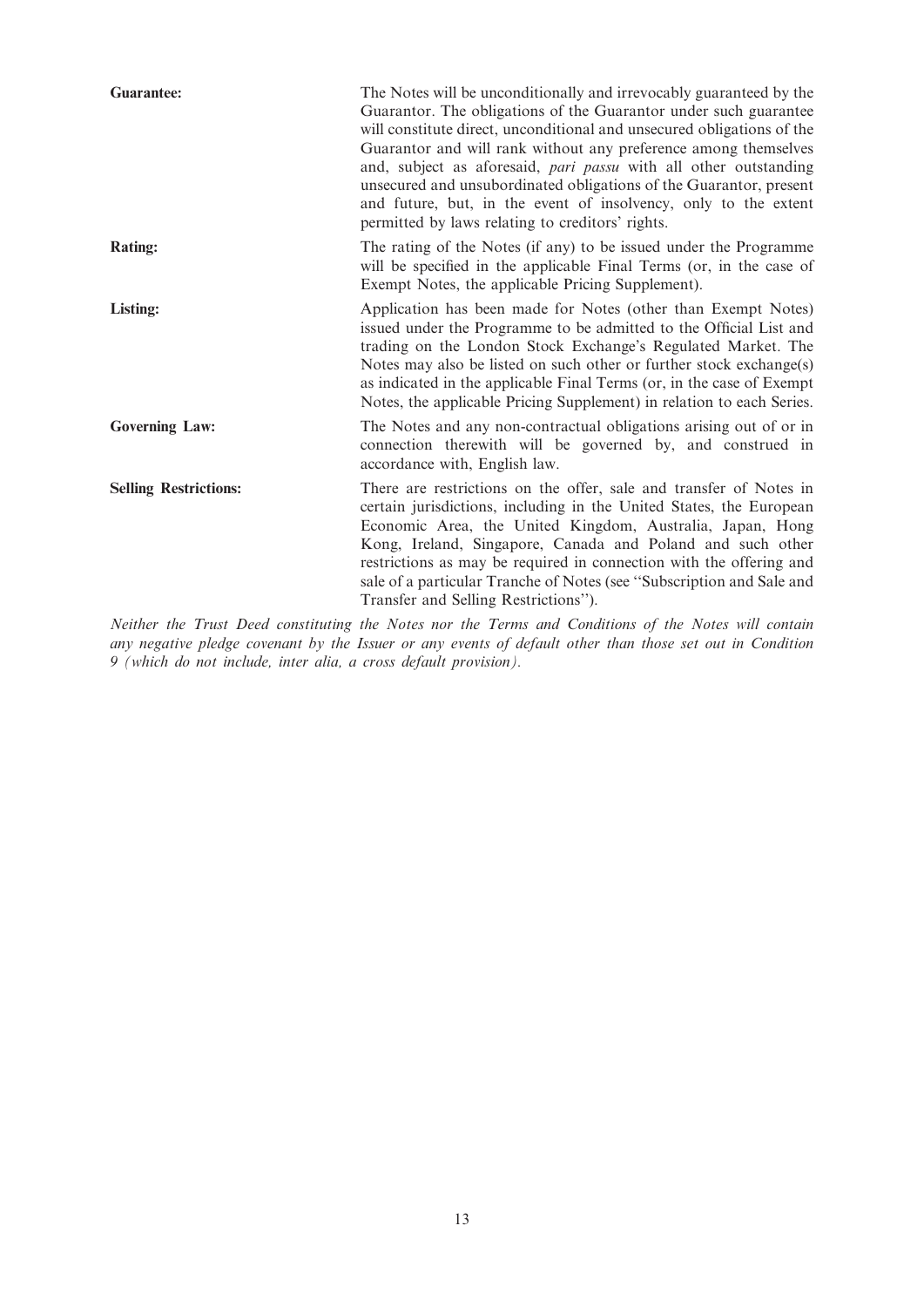| | |
|---|---|
| **Guarantee:** | The Notes will be unconditionally and irrevocably guaranteed by the Guarantor. The obligations of the Guarantor under such guarantee will constitute direct, unconditional and unsecured obligations of the Guarantor and will rank without any preference among themselves and, subject as aforesaid, *pari passu* with all other outstanding unsecured and unsubordinated obligations of the Guarantor, present and future, but, in the event of insolvency, only to the extent permitted by laws relating to creditors' rights. |
| **Rating:** | The rating of the Notes (if any) to be issued under the Programme will be specified in the applicable Final Terms (or, in the case of Exempt Notes, the applicable Pricing Supplement). |
| **Listing:** | Application has been made for Notes (other than Exempt Notes) issued under the Programme to be admitted to the Official List and trading on the London Stock Exchange's Regulated Market. The Notes may also be listed on such other or further stock exchange(s) as indicated in the applicable Final Terms (or, in the case of Exempt Notes, the applicable Pricing Supplement) in relation to each Series. |
| **Governing Law:** | The Notes and any non-contractual obligations arising out of or in connection therewith will be governed by, and construed in accordance with, English law. |
| **Selling Restrictions:** | There are restrictions on the offer, sale and transfer of Notes in certain jurisdictions, including in the United States, the European Economic Area, the United Kingdom, Australia, Japan, Hong Kong, Ireland, Singapore, Canada and Poland and such other restrictions as may be required in connection with the offering and sale of a particular Tranche of Notes (see "Subscription and Sale and Transfer and Selling Restrictions"). |

*Neither the Trust Deed constituting the Notes nor the Terms and Conditions of the Notes will contain any negative pledge covenant by the Issuer or any events of default other than those set out in Condition 9 (which do not include, inter alia, a cross default provision).*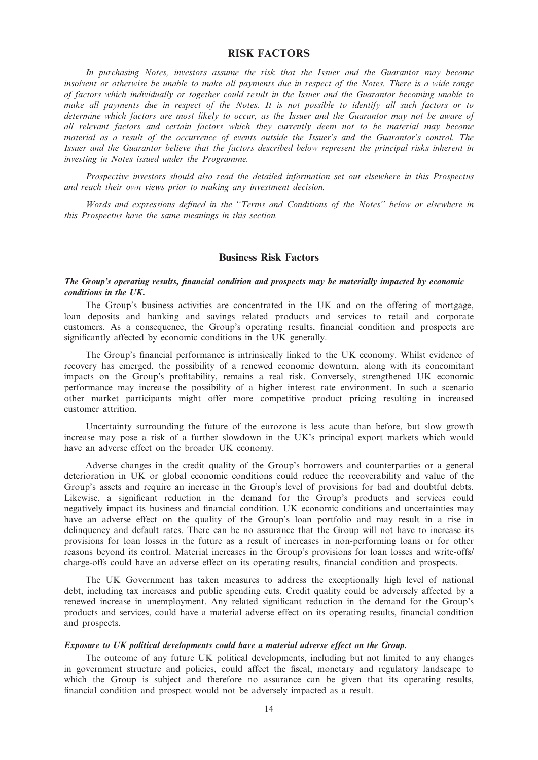# RISK FACTORS

*In purchasing Notes, investors assume the risk that the Issuer and the Guarantor may become insolvent or otherwise be unable to make all payments due in respect of the Notes. There is a wide range of factors which individually or together could result in the Issuer and the Guarantor becoming unable to make all payments due in respect of the Notes. It is not possible to identify all such factors or to determine which factors are most likely to occur, as the Issuer and the Guarantor may not be aware of all relevant factors and certain factors which they currently deem not to be material may become material as a result of the occurrence of events outside the Issuer's and the Guarantor's control. The Issuer and the Guarantor believe that the factors described below represent the principal risks inherent in investing in Notes issued under the Programme.*

*Prospective investors should also read the detailed information set out elsewhere in this Prospectus and reach their own views prior to making any investment decision.*

*Words and expressions defined in the "Terms and Conditions of the Notes" below or elsewhere in this Prospectus have the same meanings in this section.*

## Business Risk Factors

***The Group's operating results, financial condition and prospects may be materially impacted by economic conditions in the UK.***

The Group's business activities are concentrated in the UK and on the offering of mortgage, loan deposits and banking and savings related products and services to retail and corporate customers. As a consequence, the Group's operating results, financial condition and prospects are significantly affected by economic conditions in the UK generally.

The Group's financial performance is intrinsically linked to the UK economy. Whilst evidence of recovery has emerged, the possibility of a renewed economic downturn, along with its concomitant impacts on the Group's profitability, remains a real risk. Conversely, strengthened UK economic performance may increase the possibility of a higher interest rate environment. In such a scenario other market participants might offer more competitive product pricing resulting in increased customer attrition.

Uncertainty surrounding the future of the eurozone is less acute than before, but slow growth increase may pose a risk of a further slowdown in the UK's principal export markets which would have an adverse effect on the broader UK economy.

Adverse changes in the credit quality of the Group's borrowers and counterparties or a general deterioration in UK or global economic conditions could reduce the recoverability and value of the Group's assets and require an increase in the Group's level of provisions for bad and doubtful debts. Likewise, a significant reduction in the demand for the Group's products and services could negatively impact its business and financial condition. UK economic conditions and uncertainties may have an adverse effect on the quality of the Group's loan portfolio and may result in a rise in delinquency and default rates. There can be no assurance that the Group will not have to increase its provisions for loan losses in the future as a result of increases in non-performing loans or for other reasons beyond its control. Material increases in the Group's provisions for loan losses and write-offs/charge-offs could have an adverse effect on its operating results, financial condition and prospects.

The UK Government has taken measures to address the exceptionally high level of national debt, including tax increases and public spending cuts. Credit quality could be adversely affected by a renewed increase in unemployment. Any related significant reduction in the demand for the Group's products and services, could have a material adverse effect on its operating results, financial condition and prospects.

***Exposure to UK political developments could have a material adverse effect on the Group.***

The outcome of any future UK political developments, including but not limited to any changes in government structure and policies, could affect the fiscal, monetary and regulatory landscape to which the Group is subject and therefore no assurance can be given that its operating results, financial condition and prospect would not be adversely impacted as a result.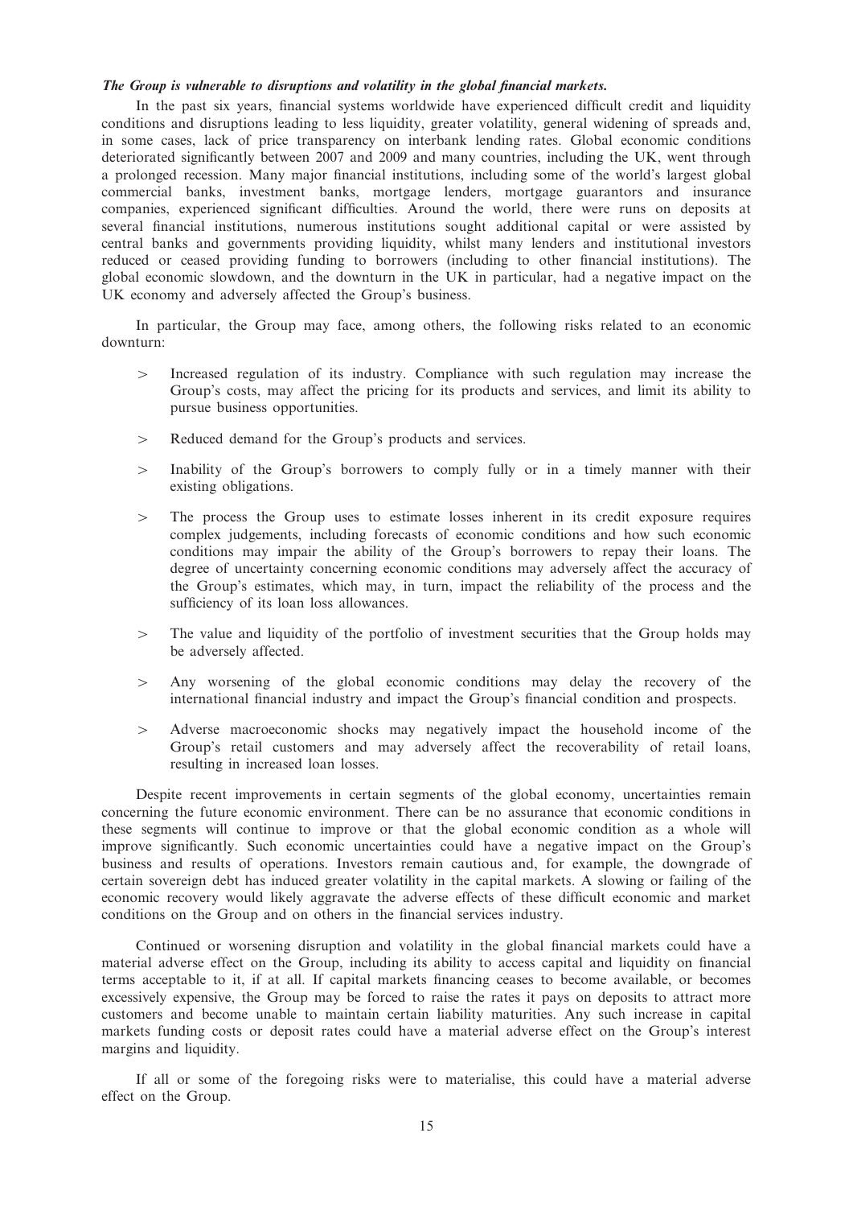***The Group is vulnerable to disruptions and volatility in the global financial markets.***

In the past six years, financial systems worldwide have experienced difficult credit and liquidity conditions and disruptions leading to less liquidity, greater volatility, general widening of spreads and, in some cases, lack of price transparency on interbank lending rates. Global economic conditions deteriorated significantly between 2007 and 2009 and many countries, including the UK, went through a prolonged recession. Many major financial institutions, including some of the world's largest global commercial banks, investment banks, mortgage lenders, mortgage guarantors and insurance companies, experienced significant difficulties. Around the world, there were runs on deposits at several financial institutions, numerous institutions sought additional capital or were assisted by central banks and governments providing liquidity, whilst many lenders and institutional investors reduced or ceased providing funding to borrowers (including to other financial institutions). The global economic slowdown, and the downturn in the UK in particular, had a negative impact on the UK economy and adversely affected the Group's business.

In particular, the Group may face, among others, the following risks related to an economic downturn:

> Increased regulation of its industry. Compliance with such regulation may increase the Group's costs, may affect the pricing for its products and services, and limit its ability to pursue business opportunities.

> Reduced demand for the Group's products and services.

> Inability of the Group's borrowers to comply fully or in a timely manner with their existing obligations.

> The process the Group uses to estimate losses inherent in its credit exposure requires complex judgements, including forecasts of economic conditions and how such economic conditions may impair the ability of the Group's borrowers to repay their loans. The degree of uncertainty concerning economic conditions may adversely affect the accuracy of the Group's estimates, which may, in turn, impact the reliability of the process and the sufficiency of its loan loss allowances.

> The value and liquidity of the portfolio of investment securities that the Group holds may be adversely affected.

> Any worsening of the global economic conditions may delay the recovery of the international financial industry and impact the Group's financial condition and prospects.

> Adverse macroeconomic shocks may negatively impact the household income of the Group's retail customers and may adversely affect the recoverability of retail loans, resulting in increased loan losses.

Despite recent improvements in certain segments of the global economy, uncertainties remain concerning the future economic environment. There can be no assurance that economic conditions in these segments will continue to improve or that the global economic condition as a whole will improve significantly. Such economic uncertainties could have a negative impact on the Group's business and results of operations. Investors remain cautious and, for example, the downgrade of certain sovereign debt has induced greater volatility in the capital markets. A slowing or failing of the economic recovery would likely aggravate the adverse effects of these difficult economic and market conditions on the Group and on others in the financial services industry.

Continued or worsening disruption and volatility in the global financial markets could have a material adverse effect on the Group, including its ability to access capital and liquidity on financial terms acceptable to it, if at all. If capital markets financing ceases to become available, or becomes excessively expensive, the Group may be forced to raise the rates it pays on deposits to attract more customers and become unable to maintain certain liability maturities. Any such increase in capital markets funding costs or deposit rates could have a material adverse effect on the Group's interest margins and liquidity.

If all or some of the foregoing risks were to materialise, this could have a material adverse effect on the Group.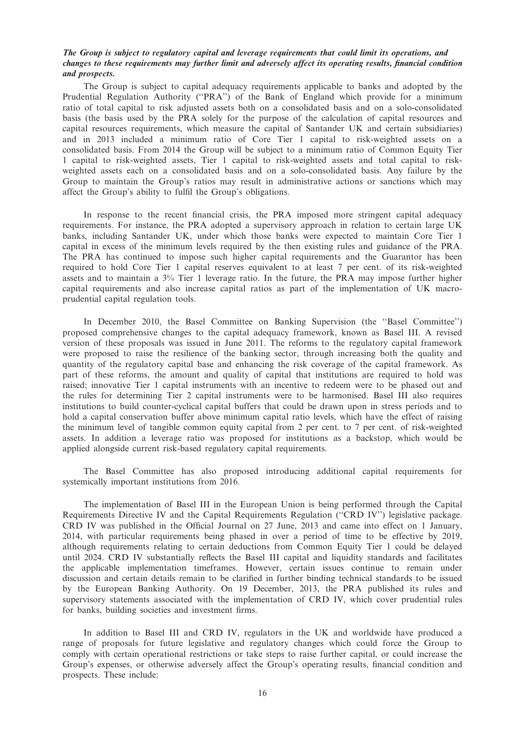***The Group is subject to regulatory capital and leverage requirements that could limit its operations, and changes to these requirements may further limit and adversely affect its operating results, financial condition and prospects.***

The Group is subject to capital adequacy requirements applicable to banks and adopted by the Prudential Regulation Authority (''PRA'') of the Bank of England which provide for a minimum ratio of total capital to risk adjusted assets both on a consolidated basis and on a solo-consolidated basis (the basis used by the PRA solely for the purpose of the calculation of capital resources and capital resources requirements, which measure the capital of Santander UK and certain subsidiaries) and in 2013 included a minimum ratio of Core Tier 1 capital to risk-weighted assets on a consolidated basis. From 2014 the Group will be subject to a minimum ratio of Common Equity Tier 1 capital to risk-weighted assets, Tier 1 capital to risk-weighted assets and total capital to risk-weighted assets each on a consolidated basis and on a solo-consolidated basis. Any failure by the Group to maintain the Group's ratios may result in administrative actions or sanctions which may affect the Group's ability to fulfil the Group's obligations.

In response to the recent financial crisis, the PRA imposed more stringent capital adequacy requirements. For instance, the PRA adopted a supervisory approach in relation to certain large UK banks, including Santander UK, under which those banks were expected to maintain Core Tier 1 capital in excess of the minimum levels required by the then existing rules and guidance of the PRA. The PRA has continued to impose such higher capital requirements and the Guarantor has been required to hold Core Tier 1 capital reserves equivalent to at least 7 per cent. of its risk-weighted assets and to maintain a 3% Tier 1 leverage ratio. In the future, the PRA may impose further higher capital requirements and also increase capital ratios as part of the implementation of UK macro-prudential capital regulation tools.

In December 2010, the Basel Committee on Banking Supervision (the ''Basel Committee'') proposed comprehensive changes to the capital adequacy framework, known as Basel III. A revised version of these proposals was issued in June 2011. The reforms to the regulatory capital framework were proposed to raise the resilience of the banking sector, through increasing both the quality and quantity of the regulatory capital base and enhancing the risk coverage of the capital framework. As part of these reforms, the amount and quality of capital that institutions are required to hold was raised; innovative Tier 1 capital instruments with an incentive to redeem were to be phased out and the rules for determining Tier 2 capital instruments were to be harmonised. Basel III also requires institutions to build counter-cyclical capital buffers that could be drawn upon in stress periods and to hold a capital conservation buffer above minimum capital ratio levels, which have the effect of raising the minimum level of tangible common equity capital from 2 per cent. to 7 per cent. of risk-weighted assets. In addition a leverage ratio was proposed for institutions as a backstop, which would be applied alongside current risk-based regulatory capital requirements.

The Basel Committee has also proposed introducing additional capital requirements for systemically important institutions from 2016.

The implementation of Basel III in the European Union is being performed through the Capital Requirements Directive IV and the Capital Requirements Regulation (''CRD IV'') legislative package. CRD IV was published in the Official Journal on 27 June, 2013 and came into effect on 1 January, 2014, with particular requirements being phased in over a period of time to be effective by 2019, although requirements relating to certain deductions from Common Equity Tier 1 could be delayed until 2024. CRD IV substantially reflects the Basel III capital and liquidity standards and facilitates the applicable implementation timeframes. However, certain issues continue to remain under discussion and certain details remain to be clarified in further binding technical standards to be issued by the European Banking Authority. On 19 December, 2013, the PRA published its rules and supervisory statements associated with the implementation of CRD IV, which cover prudential rules for banks, building societies and investment firms.

In addition to Basel III and CRD IV, regulators in the UK and worldwide have produced a range of proposals for future legislative and regulatory changes which could force the Group to comply with certain operational restrictions or take steps to raise further capital, or could increase the Group's expenses, or otherwise adversely affect the Group's operating results, financial condition and prospects. These include: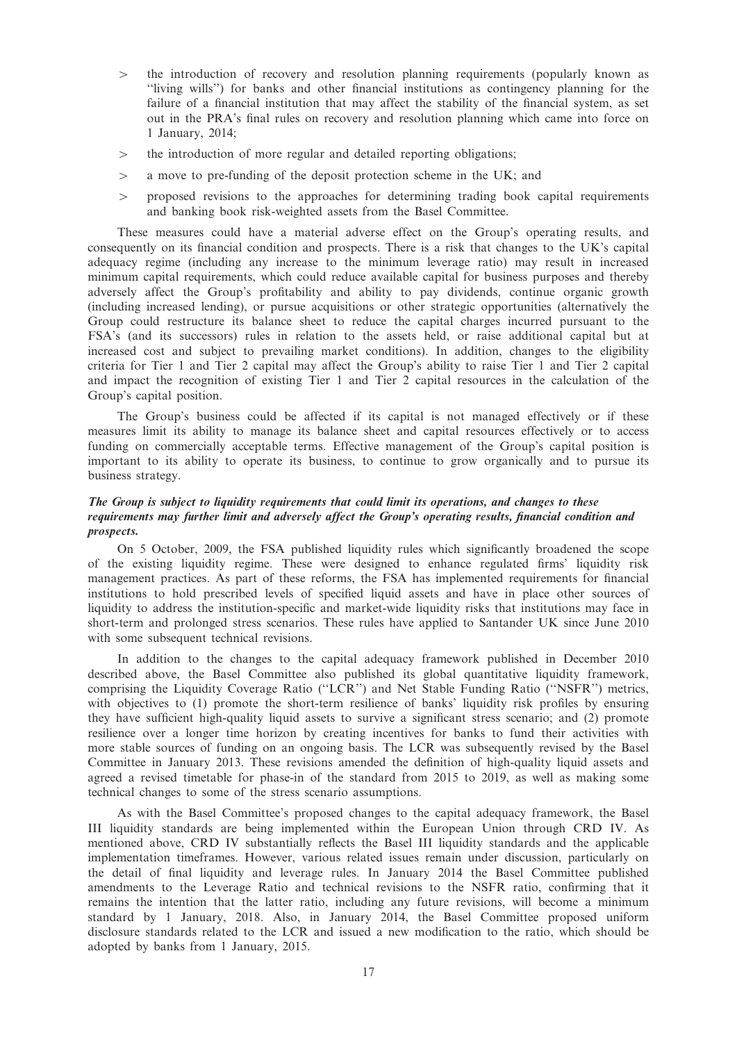> the introduction of recovery and resolution planning requirements (popularly known as "living wills") for banks and other financial institutions as contingency planning for the failure of a financial institution that may affect the stability of the financial system, as set out in the PRA's final rules on recovery and resolution planning which came into force on 1 January, 2014;

> the introduction of more regular and detailed reporting obligations;

> a move to pre-funding of the deposit protection scheme in the UK; and

> proposed revisions to the approaches for determining trading book capital requirements and banking book risk-weighted assets from the Basel Committee.

These measures could have a material adverse effect on the Group's operating results, and consequently on its financial condition and prospects. There is a risk that changes to the UK's capital adequacy regime (including any increase to the minimum leverage ratio) may result in increased minimum capital requirements, which could reduce available capital for business purposes and thereby adversely affect the Group's profitability and ability to pay dividends, continue organic growth (including increased lending), or pursue acquisitions or other strategic opportunities (alternatively the Group could restructure its balance sheet to reduce the capital charges incurred pursuant to the FSA's (and its successors) rules in relation to the assets held, or raise additional capital but at increased cost and subject to prevailing market conditions). In addition, changes to the eligibility criteria for Tier 1 and Tier 2 capital may affect the Group's ability to raise Tier 1 and Tier 2 capital and impact the recognition of existing Tier 1 and Tier 2 capital resources in the calculation of the Group's capital position.

The Group's business could be affected if its capital is not managed effectively or if these measures limit its ability to manage its balance sheet and capital resources effectively or to access funding on commercially acceptable terms. Effective management of the Group's capital position is important to its ability to operate its business, to continue to grow organically and to pursue its business strategy.

***The Group is subject to liquidity requirements that could limit its operations, and changes to these requirements may further limit and adversely affect the Group's operating results, financial condition and prospects.***

On 5 October, 2009, the FSA published liquidity rules which significantly broadened the scope of the existing liquidity regime. These were designed to enhance regulated firms' liquidity risk management practices. As part of these reforms, the FSA has implemented requirements for financial institutions to hold prescribed levels of specified liquid assets and have in place other sources of liquidity to address the institution-specific and market-wide liquidity risks that institutions may face in short-term and prolonged stress scenarios. These rules have applied to Santander UK since June 2010 with some subsequent technical revisions.

In addition to the changes to the capital adequacy framework published in December 2010 described above, the Basel Committee also published its global quantitative liquidity framework, comprising the Liquidity Coverage Ratio ("LCR") and Net Stable Funding Ratio ("NSFR") metrics, with objectives to (1) promote the short-term resilience of banks' liquidity risk profiles by ensuring they have sufficient high-quality liquid assets to survive a significant stress scenario; and (2) promote resilience over a longer time horizon by creating incentives for banks to fund their activities with more stable sources of funding on an ongoing basis. The LCR was subsequently revised by the Basel Committee in January 2013. These revisions amended the definition of high-quality liquid assets and agreed a revised timetable for phase-in of the standard from 2015 to 2019, as well as making some technical changes to some of the stress scenario assumptions.

As with the Basel Committee's proposed changes to the capital adequacy framework, the Basel III liquidity standards are being implemented within the European Union through CRD IV. As mentioned above, CRD IV substantially reflects the Basel III liquidity standards and the applicable implementation timeframes. However, various related issues remain under discussion, particularly on the detail of final liquidity and leverage rules. In January 2014 the Basel Committee published amendments to the Leverage Ratio and technical revisions to the NSFR ratio, confirming that it remains the intention that the latter ratio, including any future revisions, will become a minimum standard by 1 January, 2018. Also, in January 2014, the Basel Committee proposed uniform disclosure standards related to the LCR and issued a new modification to the ratio, which should be adopted by banks from 1 January, 2015.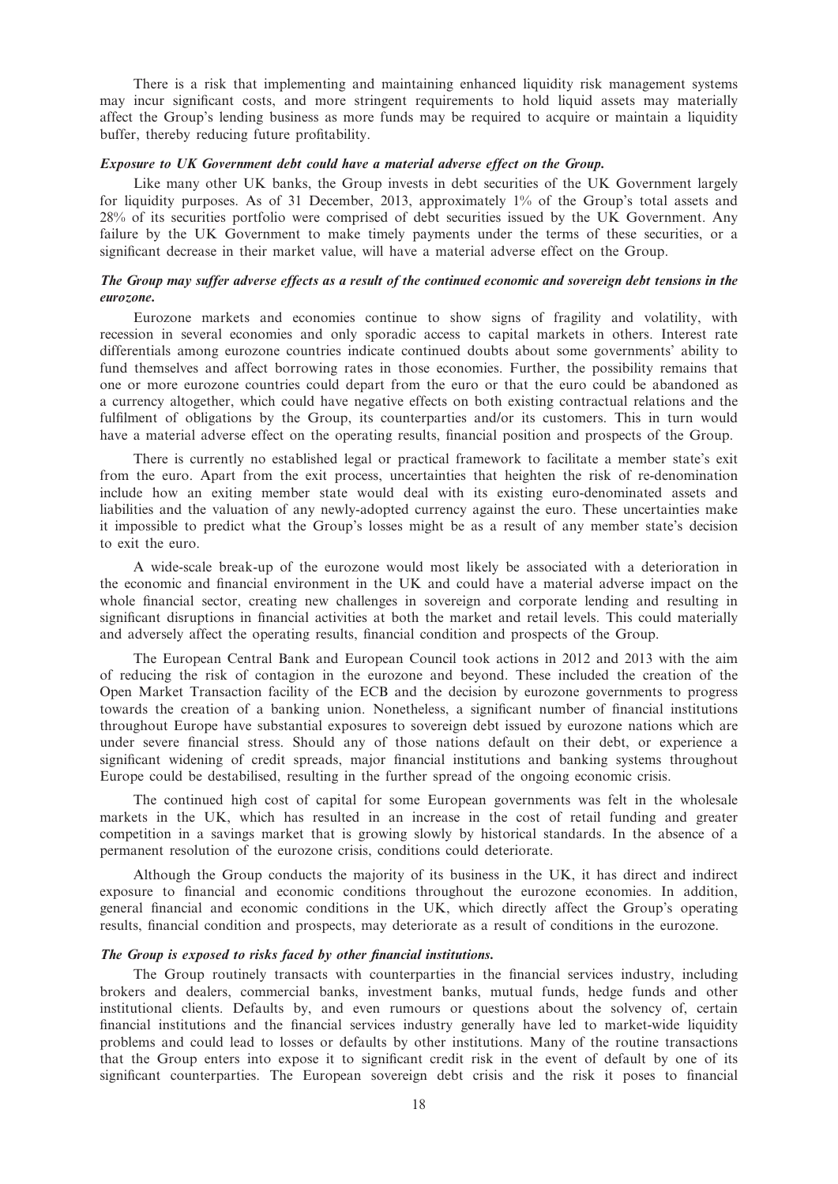There is a risk that implementing and maintaining enhanced liquidity risk management systems may incur significant costs, and more stringent requirements to hold liquid assets may materially affect the Group's lending business as more funds may be required to acquire or maintain a liquidity buffer, thereby reducing future profitability.

***Exposure to UK Government debt could have a material adverse effect on the Group.***

Like many other UK banks, the Group invests in debt securities of the UK Government largely for liquidity purposes. As of 31 December, 2013, approximately 1% of the Group's total assets and 28% of its securities portfolio were comprised of debt securities issued by the UK Government. Any failure by the UK Government to make timely payments under the terms of these securities, or a significant decrease in their market value, will have a material adverse effect on the Group.

***The Group may suffer adverse effects as a result of the continued economic and sovereign debt tensions in the eurozone.***

Eurozone markets and economies continue to show signs of fragility and volatility, with recession in several economies and only sporadic access to capital markets in others. Interest rate differentials among eurozone countries indicate continued doubts about some governments' ability to fund themselves and affect borrowing rates in those economies. Further, the possibility remains that one or more eurozone countries could depart from the euro or that the euro could be abandoned as a currency altogether, which could have negative effects on both existing contractual relations and the fulfilment of obligations by the Group, its counterparties and/or its customers. This in turn would have a material adverse effect on the operating results, financial position and prospects of the Group.

There is currently no established legal or practical framework to facilitate a member state's exit from the euro. Apart from the exit process, uncertainties that heighten the risk of re-denomination include how an exiting member state would deal with its existing euro-denominated assets and liabilities and the valuation of any newly-adopted currency against the euro. These uncertainties make it impossible to predict what the Group's losses might be as a result of any member state's decision to exit the euro.

A wide-scale break-up of the eurozone would most likely be associated with a deterioration in the economic and financial environment in the UK and could have a material adverse impact on the whole financial sector, creating new challenges in sovereign and corporate lending and resulting in significant disruptions in financial activities at both the market and retail levels. This could materially and adversely affect the operating results, financial condition and prospects of the Group.

The European Central Bank and European Council took actions in 2012 and 2013 with the aim of reducing the risk of contagion in the eurozone and beyond. These included the creation of the Open Market Transaction facility of the ECB and the decision by eurozone governments to progress towards the creation of a banking union. Nonetheless, a significant number of financial institutions throughout Europe have substantial exposures to sovereign debt issued by eurozone nations which are under severe financial stress. Should any of those nations default on their debt, or experience a significant widening of credit spreads, major financial institutions and banking systems throughout Europe could be destabilised, resulting in the further spread of the ongoing economic crisis.

The continued high cost of capital for some European governments was felt in the wholesale markets in the UK, which has resulted in an increase in the cost of retail funding and greater competition in a savings market that is growing slowly by historical standards. In the absence of a permanent resolution of the eurozone crisis, conditions could deteriorate.

Although the Group conducts the majority of its business in the UK, it has direct and indirect exposure to financial and economic conditions throughout the eurozone economies. In addition, general financial and economic conditions in the UK, which directly affect the Group's operating results, financial condition and prospects, may deteriorate as a result of conditions in the eurozone.

***The Group is exposed to risks faced by other financial institutions.***

The Group routinely transacts with counterparties in the financial services industry, including brokers and dealers, commercial banks, investment banks, mutual funds, hedge funds and other institutional clients. Defaults by, and even rumours or questions about the solvency of, certain financial institutions and the financial services industry generally have led to market-wide liquidity problems and could lead to losses or defaults by other institutions. Many of the routine transactions that the Group enters into expose it to significant credit risk in the event of default by one of its significant counterparties. The European sovereign debt crisis and the risk it poses to financial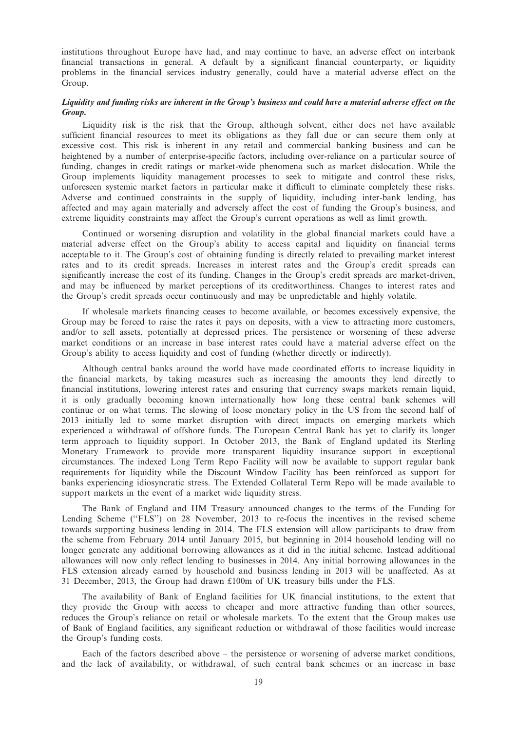institutions throughout Europe have had, and may continue to have, an adverse effect on interbank financial transactions in general. A default by a significant financial counterparty, or liquidity problems in the financial services industry generally, could have a material adverse effect on the Group.

***Liquidity and funding risks are inherent in the Group's business and could have a material adverse effect on the Group.***

Liquidity risk is the risk that the Group, although solvent, either does not have available sufficient financial resources to meet its obligations as they fall due or can secure them only at excessive cost. This risk is inherent in any retail and commercial banking business and can be heightened by a number of enterprise-specific factors, including over-reliance on a particular source of funding, changes in credit ratings or market-wide phenomena such as market dislocation. While the Group implements liquidity management processes to seek to mitigate and control these risks, unforeseen systemic market factors in particular make it difficult to eliminate completely these risks. Adverse and continued constraints in the supply of liquidity, including inter-bank lending, has affected and may again materially and adversely affect the cost of funding the Group's business, and extreme liquidity constraints may affect the Group's current operations as well as limit growth.

Continued or worsening disruption and volatility in the global financial markets could have a material adverse effect on the Group's ability to access capital and liquidity on financial terms acceptable to it. The Group's cost of obtaining funding is directly related to prevailing market interest rates and to its credit spreads. Increases in interest rates and the Group's credit spreads can significantly increase the cost of its funding. Changes in the Group's credit spreads are market-driven, and may be influenced by market perceptions of its creditworthiness. Changes to interest rates and the Group's credit spreads occur continuously and may be unpredictable and highly volatile.

If wholesale markets financing ceases to become available, or becomes excessively expensive, the Group may be forced to raise the rates it pays on deposits, with a view to attracting more customers, and/or to sell assets, potentially at depressed prices. The persistence or worsening of these adverse market conditions or an increase in base interest rates could have a material adverse effect on the Group's ability to access liquidity and cost of funding (whether directly or indirectly).

Although central banks around the world have made coordinated efforts to increase liquidity in the financial markets, by taking measures such as increasing the amounts they lend directly to financial institutions, lowering interest rates and ensuring that currency swaps markets remain liquid, it is only gradually becoming known internationally how long these central bank schemes will continue or on what terms. The slowing of loose monetary policy in the US from the second half of 2013 initially led to some market disruption with direct impacts on emerging markets which experienced a withdrawal of offshore funds. The European Central Bank has yet to clarify its longer term approach to liquidity support. In October 2013, the Bank of England updated its Sterling Monetary Framework to provide more transparent liquidity insurance support in exceptional circumstances. The indexed Long Term Repo Facility will now be available to support regular bank requirements for liquidity while the Discount Window Facility has been reinforced as support for banks experiencing idiosyncratic stress. The Extended Collateral Term Repo will be made available to support markets in the event of a market wide liquidity stress.

The Bank of England and HM Treasury announced changes to the terms of the Funding for Lending Scheme (''FLS'') on 28 November, 2013 to re-focus the incentives in the revised scheme towards supporting business lending in 2014. The FLS extension will allow participants to draw from the scheme from February 2014 until January 2015, but beginning in 2014 household lending will no longer generate any additional borrowing allowances as it did in the initial scheme. Instead additional allowances will now only reflect lending to businesses in 2014. Any initial borrowing allowances in the FLS extension already earned by household and business lending in 2013 will be unaffected. As at 31 December, 2013, the Group had drawn £100m of UK treasury bills under the FLS.

The availability of Bank of England facilities for UK financial institutions, to the extent that they provide the Group with access to cheaper and more attractive funding than other sources, reduces the Group's reliance on retail or wholesale markets. To the extent that the Group makes use of Bank of England facilities, any significant reduction or withdrawal of those facilities would increase the Group's funding costs.

Each of the factors described above – the persistence or worsening of adverse market conditions, and the lack of availability, or withdrawal, of such central bank schemes or an increase in base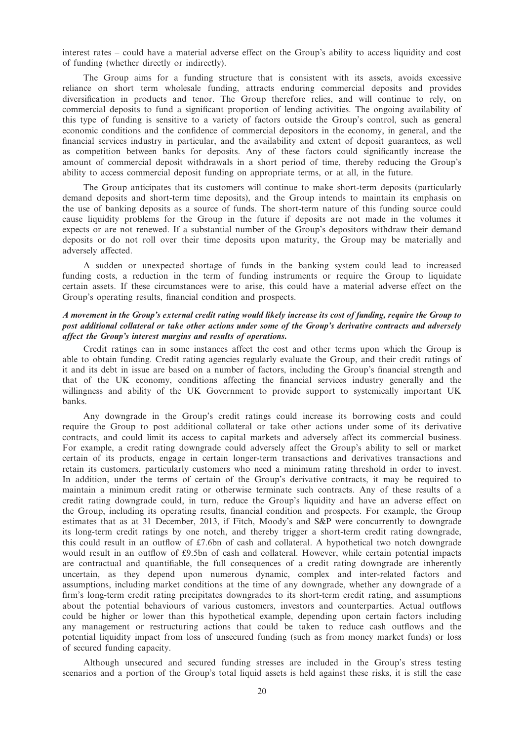interest rates – could have a material adverse effect on the Group's ability to access liquidity and cost of funding (whether directly or indirectly).

The Group aims for a funding structure that is consistent with its assets, avoids excessive reliance on short term wholesale funding, attracts enduring commercial deposits and provides diversification in products and tenor. The Group therefore relies, and will continue to rely, on commercial deposits to fund a significant proportion of lending activities. The ongoing availability of this type of funding is sensitive to a variety of factors outside the Group's control, such as general economic conditions and the confidence of commercial depositors in the economy, in general, and the financial services industry in particular, and the availability and extent of deposit guarantees, as well as competition between banks for deposits. Any of these factors could significantly increase the amount of commercial deposit withdrawals in a short period of time, thereby reducing the Group's ability to access commercial deposit funding on appropriate terms, or at all, in the future.

The Group anticipates that its customers will continue to make short-term deposits (particularly demand deposits and short-term time deposits), and the Group intends to maintain its emphasis on the use of banking deposits as a source of funds. The short-term nature of this funding source could cause liquidity problems for the Group in the future if deposits are not made in the volumes it expects or are not renewed. If a substantial number of the Group's depositors withdraw their demand deposits or do not roll over their time deposits upon maturity, the Group may be materially and adversely affected.

A sudden or unexpected shortage of funds in the banking system could lead to increased funding costs, a reduction in the term of funding instruments or require the Group to liquidate certain assets. If these circumstances were to arise, this could have a material adverse effect on the Group's operating results, financial condition and prospects.

***A movement in the Group's external credit rating would likely increase its cost of funding, require the Group to post additional collateral or take other actions under some of the Group's derivative contracts and adversely affect the Group's interest margins and results of operations.***

Credit ratings can in some instances affect the cost and other terms upon which the Group is able to obtain funding. Credit rating agencies regularly evaluate the Group, and their credit ratings of it and its debt in issue are based on a number of factors, including the Group's financial strength and that of the UK economy, conditions affecting the financial services industry generally and the willingness and ability of the UK Government to provide support to systemically important UK banks.

Any downgrade in the Group's credit ratings could increase its borrowing costs and could require the Group to post additional collateral or take other actions under some of its derivative contracts, and could limit its access to capital markets and adversely affect its commercial business. For example, a credit rating downgrade could adversely affect the Group's ability to sell or market certain of its products, engage in certain longer-term transactions and derivatives transactions and retain its customers, particularly customers who need a minimum rating threshold in order to invest. In addition, under the terms of certain of the Group's derivative contracts, it may be required to maintain a minimum credit rating or otherwise terminate such contracts. Any of these results of a credit rating downgrade could, in turn, reduce the Group's liquidity and have an adverse effect on the Group, including its operating results, financial condition and prospects. For example, the Group estimates that as at 31 December, 2013, if Fitch, Moody's and S&P were concurrently to downgrade its long-term credit ratings by one notch, and thereby trigger a short-term credit rating downgrade, this could result in an outflow of £7.6bn of cash and collateral. A hypothetical two notch downgrade would result in an outflow of £9.5bn of cash and collateral. However, while certain potential impacts are contractual and quantifiable, the full consequences of a credit rating downgrade are inherently uncertain, as they depend upon numerous dynamic, complex and inter-related factors and assumptions, including market conditions at the time of any downgrade, whether any downgrade of a firm's long-term credit rating precipitates downgrades to its short-term credit rating, and assumptions about the potential behaviours of various customers, investors and counterparties. Actual outflows could be higher or lower than this hypothetical example, depending upon certain factors including any management or restructuring actions that could be taken to reduce cash outflows and the potential liquidity impact from loss of unsecured funding (such as from money market funds) or loss of secured funding capacity.

Although unsecured and secured funding stresses are included in the Group's stress testing scenarios and a portion of the Group's total liquid assets is held against these risks, it is still the case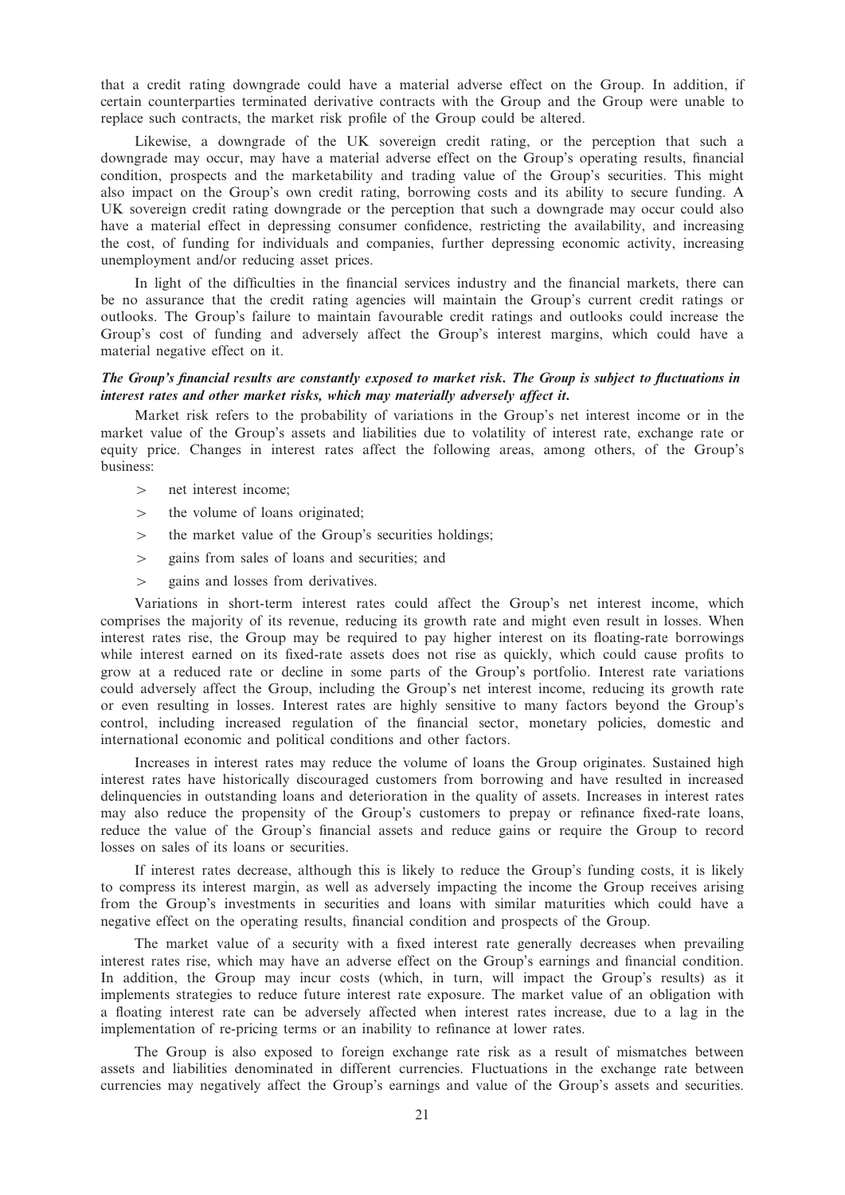that a credit rating downgrade could have a material adverse effect on the Group. In addition, if certain counterparties terminated derivative contracts with the Group and the Group were unable to replace such contracts, the market risk profile of the Group could be altered.

Likewise, a downgrade of the UK sovereign credit rating, or the perception that such a downgrade may occur, may have a material adverse effect on the Group's operating results, financial condition, prospects and the marketability and trading value of the Group's securities. This might also impact on the Group's own credit rating, borrowing costs and its ability to secure funding. A UK sovereign credit rating downgrade or the perception that such a downgrade may occur could also have a material effect in depressing consumer confidence, restricting the availability, and increasing the cost, of funding for individuals and companies, further depressing economic activity, increasing unemployment and/or reducing asset prices.

In light of the difficulties in the financial services industry and the financial markets, there can be no assurance that the credit rating agencies will maintain the Group's current credit ratings or outlooks. The Group's failure to maintain favourable credit ratings and outlooks could increase the Group's cost of funding and adversely affect the Group's interest margins, which could have a material negative effect on it.

***The Group's financial results are constantly exposed to market risk. The Group is subject to fluctuations in interest rates and other market risks, which may materially adversely affect it.***

Market risk refers to the probability of variations in the Group's net interest income or in the market value of the Group's assets and liabilities due to volatility of interest rate, exchange rate or equity price. Changes in interest rates affect the following areas, among others, of the Group's business:

> net interest income;

> the volume of loans originated;

> the market value of the Group's securities holdings;

> gains from sales of loans and securities; and

> gains and losses from derivatives.

Variations in short-term interest rates could affect the Group's net interest income, which comprises the majority of its revenue, reducing its growth rate and might even result in losses. When interest rates rise, the Group may be required to pay higher interest on its floating-rate borrowings while interest earned on its fixed-rate assets does not rise as quickly, which could cause profits to grow at a reduced rate or decline in some parts of the Group's portfolio. Interest rate variations could adversely affect the Group, including the Group's net interest income, reducing its growth rate or even resulting in losses. Interest rates are highly sensitive to many factors beyond the Group's control, including increased regulation of the financial sector, monetary policies, domestic and international economic and political conditions and other factors.

Increases in interest rates may reduce the volume of loans the Group originates. Sustained high interest rates have historically discouraged customers from borrowing and have resulted in increased delinquencies in outstanding loans and deterioration in the quality of assets. Increases in interest rates may also reduce the propensity of the Group's customers to prepay or refinance fixed-rate loans, reduce the value of the Group's financial assets and reduce gains or require the Group to record losses on sales of its loans or securities.

If interest rates decrease, although this is likely to reduce the Group's funding costs, it is likely to compress its interest margin, as well as adversely impacting the income the Group receives arising from the Group's investments in securities and loans with similar maturities which could have a negative effect on the operating results, financial condition and prospects of the Group.

The market value of a security with a fixed interest rate generally decreases when prevailing interest rates rise, which may have an adverse effect on the Group's earnings and financial condition. In addition, the Group may incur costs (which, in turn, will impact the Group's results) as it implements strategies to reduce future interest rate exposure. The market value of an obligation with a floating interest rate can be adversely affected when interest rates increase, due to a lag in the implementation of re-pricing terms or an inability to refinance at lower rates.

The Group is also exposed to foreign exchange rate risk as a result of mismatches between assets and liabilities denominated in different currencies. Fluctuations in the exchange rate between currencies may negatively affect the Group's earnings and value of the Group's assets and securities.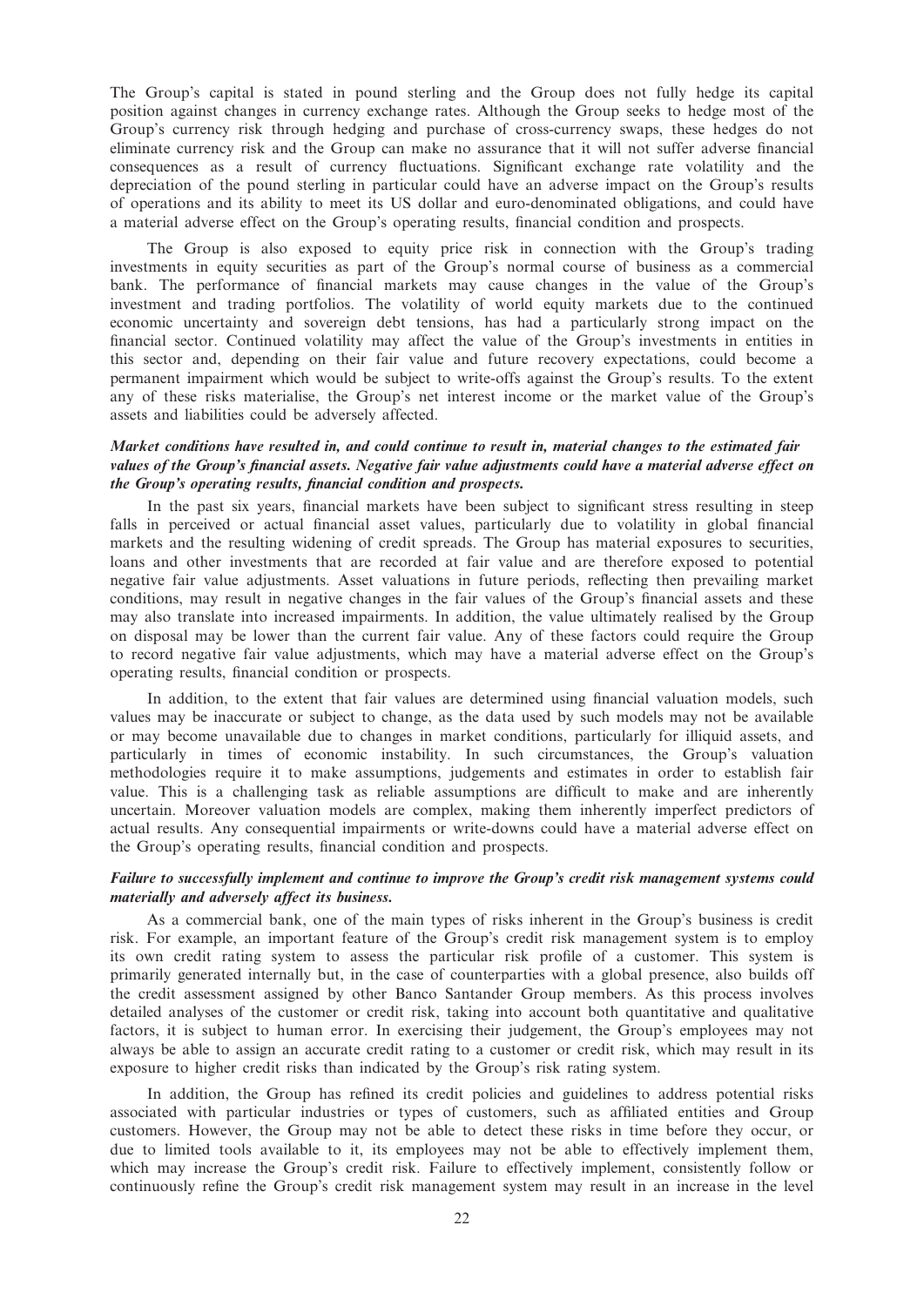The Group's capital is stated in pound sterling and the Group does not fully hedge its capital position against changes in currency exchange rates. Although the Group seeks to hedge most of the Group's currency risk through hedging and purchase of cross-currency swaps, these hedges do not eliminate currency risk and the Group can make no assurance that it will not suffer adverse financial consequences as a result of currency fluctuations. Significant exchange rate volatility and the depreciation of the pound sterling in particular could have an adverse impact on the Group's results of operations and its ability to meet its US dollar and euro-denominated obligations, and could have a material adverse effect on the Group's operating results, financial condition and prospects.

The Group is also exposed to equity price risk in connection with the Group's trading investments in equity securities as part of the Group's normal course of business as a commercial bank. The performance of financial markets may cause changes in the value of the Group's investment and trading portfolios. The volatility of world equity markets due to the continued economic uncertainty and sovereign debt tensions, has had a particularly strong impact on the financial sector. Continued volatility may affect the value of the Group's investments in entities in this sector and, depending on their fair value and future recovery expectations, could become a permanent impairment which would be subject to write-offs against the Group's results. To the extent any of these risks materialise, the Group's net interest income or the market value of the Group's assets and liabilities could be adversely affected.

***Market conditions have resulted in, and could continue to result in, material changes to the estimated fair values of the Group's financial assets. Negative fair value adjustments could have a material adverse effect on the Group's operating results, financial condition and prospects.***

In the past six years, financial markets have been subject to significant stress resulting in steep falls in perceived or actual financial asset values, particularly due to volatility in global financial markets and the resulting widening of credit spreads. The Group has material exposures to securities, loans and other investments that are recorded at fair value and are therefore exposed to potential negative fair value adjustments. Asset valuations in future periods, reflecting then prevailing market conditions, may result in negative changes in the fair values of the Group's financial assets and these may also translate into increased impairments. In addition, the value ultimately realised by the Group on disposal may be lower than the current fair value. Any of these factors could require the Group to record negative fair value adjustments, which may have a material adverse effect on the Group's operating results, financial condition or prospects.

In addition, to the extent that fair values are determined using financial valuation models, such values may be inaccurate or subject to change, as the data used by such models may not be available or may become unavailable due to changes in market conditions, particularly for illiquid assets, and particularly in times of economic instability. In such circumstances, the Group's valuation methodologies require it to make assumptions, judgements and estimates in order to establish fair value. This is a challenging task as reliable assumptions are difficult to make and are inherently uncertain. Moreover valuation models are complex, making them inherently imperfect predictors of actual results. Any consequential impairments or write-downs could have a material adverse effect on the Group's operating results, financial condition and prospects.

***Failure to successfully implement and continue to improve the Group's credit risk management systems could materially and adversely affect its business.***

As a commercial bank, one of the main types of risks inherent in the Group's business is credit risk. For example, an important feature of the Group's credit risk management system is to employ its own credit rating system to assess the particular risk profile of a customer. This system is primarily generated internally but, in the case of counterparties with a global presence, also builds off the credit assessment assigned by other Banco Santander Group members. As this process involves detailed analyses of the customer or credit risk, taking into account both quantitative and qualitative factors, it is subject to human error. In exercising their judgement, the Group's employees may not always be able to assign an accurate credit rating to a customer or credit risk, which may result in its exposure to higher credit risks than indicated by the Group's risk rating system.

In addition, the Group has refined its credit policies and guidelines to address potential risks associated with particular industries or types of customers, such as affiliated entities and Group customers. However, the Group may not be able to detect these risks in time before they occur, or due to limited tools available to it, its employees may not be able to effectively implement them, which may increase the Group's credit risk. Failure to effectively implement, consistently follow or continuously refine the Group's credit risk management system may result in an increase in the level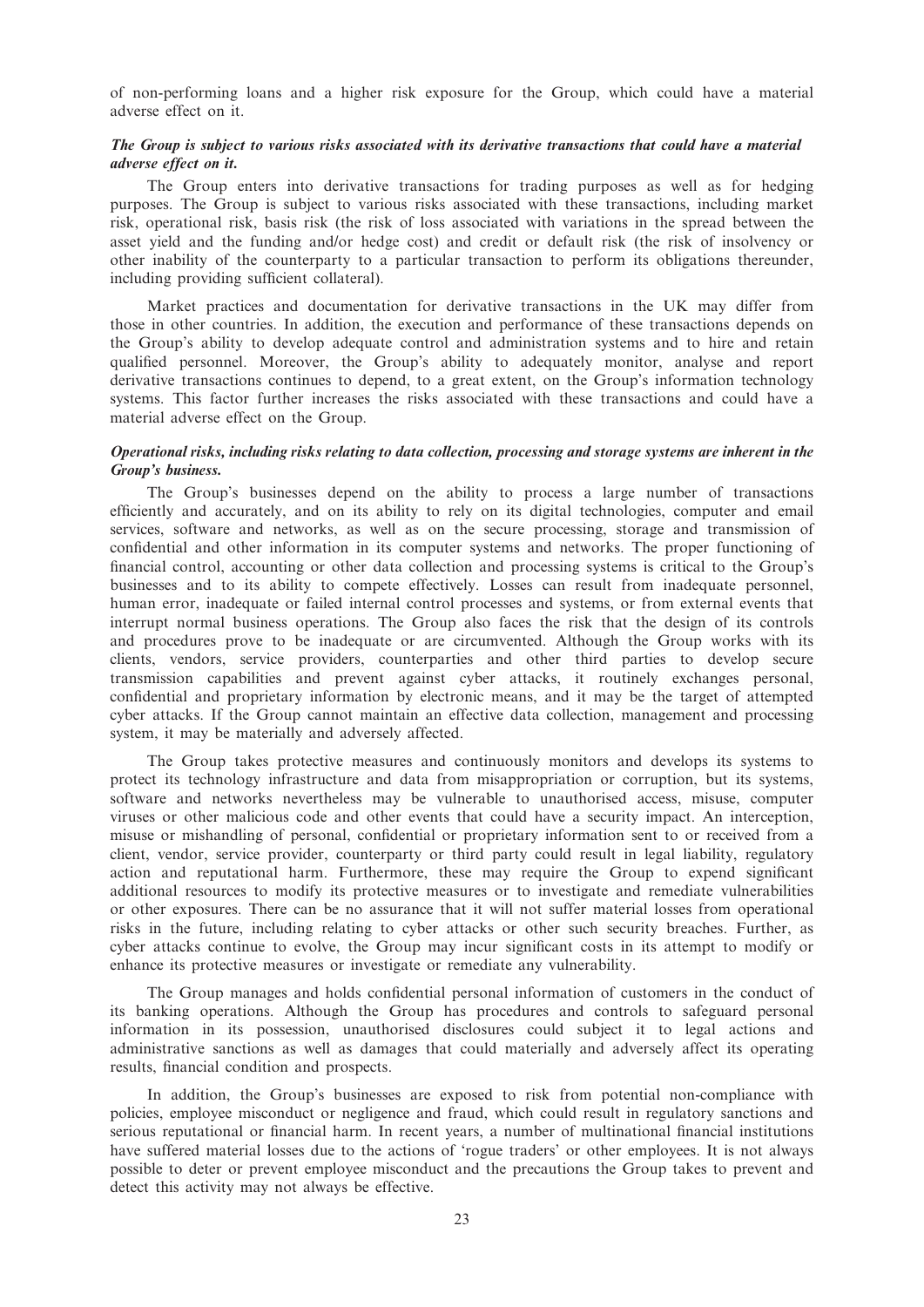of non-performing loans and a higher risk exposure for the Group, which could have a material adverse effect on it.

***The Group is subject to various risks associated with its derivative transactions that could have a material adverse effect on it.***

The Group enters into derivative transactions for trading purposes as well as for hedging purposes. The Group is subject to various risks associated with these transactions, including market risk, operational risk, basis risk (the risk of loss associated with variations in the spread between the asset yield and the funding and/or hedge cost) and credit or default risk (the risk of insolvency or other inability of the counterparty to a particular transaction to perform its obligations thereunder, including providing sufficient collateral).

Market practices and documentation for derivative transactions in the UK may differ from those in other countries. In addition, the execution and performance of these transactions depends on the Group's ability to develop adequate control and administration systems and to hire and retain qualified personnel. Moreover, the Group's ability to adequately monitor, analyse and report derivative transactions continues to depend, to a great extent, on the Group's information technology systems. This factor further increases the risks associated with these transactions and could have a material adverse effect on the Group.

***Operational risks, including risks relating to data collection, processing and storage systems are inherent in the Group's business.***

The Group's businesses depend on the ability to process a large number of transactions efficiently and accurately, and on its ability to rely on its digital technologies, computer and email services, software and networks, as well as on the secure processing, storage and transmission of confidential and other information in its computer systems and networks. The proper functioning of financial control, accounting or other data collection and processing systems is critical to the Group's businesses and to its ability to compete effectively. Losses can result from inadequate personnel, human error, inadequate or failed internal control processes and systems, or from external events that interrupt normal business operations. The Group also faces the risk that the design of its controls and procedures prove to be inadequate or are circumvented. Although the Group works with its clients, vendors, service providers, counterparties and other third parties to develop secure transmission capabilities and prevent against cyber attacks, it routinely exchanges personal, confidential and proprietary information by electronic means, and it may be the target of attempted cyber attacks. If the Group cannot maintain an effective data collection, management and processing system, it may be materially and adversely affected.

The Group takes protective measures and continuously monitors and develops its systems to protect its technology infrastructure and data from misappropriation or corruption, but its systems, software and networks nevertheless may be vulnerable to unauthorised access, misuse, computer viruses or other malicious code and other events that could have a security impact. An interception, misuse or mishandling of personal, confidential or proprietary information sent to or received from a client, vendor, service provider, counterparty or third party could result in legal liability, regulatory action and reputational harm. Furthermore, these may require the Group to expend significant additional resources to modify its protective measures or to investigate and remediate vulnerabilities or other exposures. There can be no assurance that it will not suffer material losses from operational risks in the future, including relating to cyber attacks or other such security breaches. Further, as cyber attacks continue to evolve, the Group may incur significant costs in its attempt to modify or enhance its protective measures or investigate or remediate any vulnerability.

The Group manages and holds confidential personal information of customers in the conduct of its banking operations. Although the Group has procedures and controls to safeguard personal information in its possession, unauthorised disclosures could subject it to legal actions and administrative sanctions as well as damages that could materially and adversely affect its operating results, financial condition and prospects.

In addition, the Group's businesses are exposed to risk from potential non-compliance with policies, employee misconduct or negligence and fraud, which could result in regulatory sanctions and serious reputational or financial harm. In recent years, a number of multinational financial institutions have suffered material losses due to the actions of 'rogue traders' or other employees. It is not always possible to deter or prevent employee misconduct and the precautions the Group takes to prevent and detect this activity may not always be effective.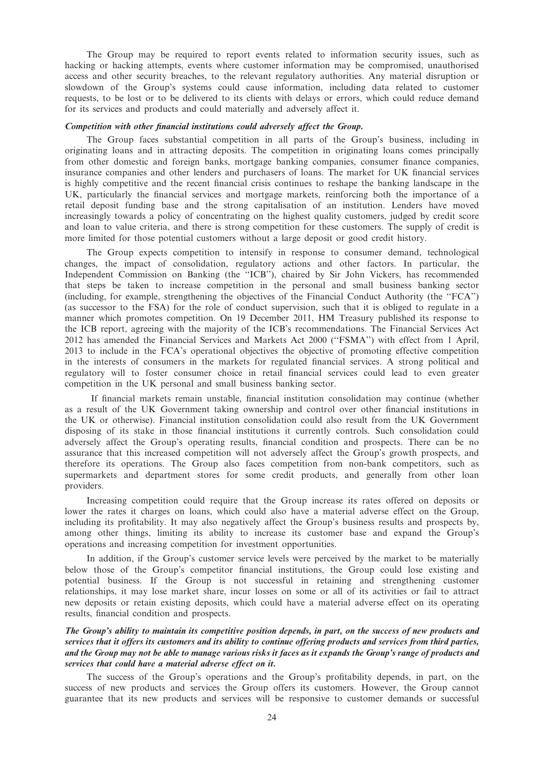The Group may be required to report events related to information security issues, such as hacking or hacking attempts, events where customer information may be compromised, unauthorised access and other security breaches, to the relevant regulatory authorities. Any material disruption or slowdown of the Group's systems could cause information, including data related to customer requests, to be lost or to be delivered to its clients with delays or errors, which could reduce demand for its services and products and could materially and adversely affect it.

***Competition with other financial institutions could adversely affect the Group.***

The Group faces substantial competition in all parts of the Group's business, including in originating loans and in attracting deposits. The competition in originating loans comes principally from other domestic and foreign banks, mortgage banking companies, consumer finance companies, insurance companies and other lenders and purchasers of loans. The market for UK financial services is highly competitive and the recent financial crisis continues to reshape the banking landscape in the UK, particularly the financial services and mortgage markets, reinforcing both the importance of a retail deposit funding base and the strong capitalisation of an institution. Lenders have moved increasingly towards a policy of concentrating on the highest quality customers, judged by credit score and loan to value criteria, and there is strong competition for these customers. The supply of credit is more limited for those potential customers without a large deposit or good credit history.

The Group expects competition to intensify in response to consumer demand, technological changes, the impact of consolidation, regulatory actions and other factors. In particular, the Independent Commission on Banking (the ''ICB''), chaired by Sir John Vickers, has recommended that steps be taken to increase competition in the personal and small business banking sector (including, for example, strengthening the objectives of the Financial Conduct Authority (the ''FCA'') (as successor to the FSA) for the role of conduct supervision, such that it is obliged to regulate in a manner which promotes competition. On 19 December 2011, HM Treasury published its response to the ICB report, agreeing with the majority of the ICB's recommendations. The Financial Services Act 2012 has amended the Financial Services and Markets Act 2000 (''FSMA'') with effect from 1 April, 2013 to include in the FCA's operational objectives the objective of promoting effective competition in the interests of consumers in the markets for regulated financial services. A strong political and regulatory will to foster consumer choice in retail financial services could lead to even greater competition in the UK personal and small business banking sector.

If financial markets remain unstable, financial institution consolidation may continue (whether as a result of the UK Government taking ownership and control over other financial institutions in the UK or otherwise). Financial institution consolidation could also result from the UK Government disposing of its stake in those financial institutions it currently controls. Such consolidation could adversely affect the Group's operating results, financial condition and prospects. There can be no assurance that this increased competition will not adversely affect the Group's growth prospects, and therefore its operations. The Group also faces competition from non-bank competitors, such as supermarkets and department stores for some credit products, and generally from other loan providers.

Increasing competition could require that the Group increase its rates offered on deposits or lower the rates it charges on loans, which could also have a material adverse effect on the Group, including its profitability. It may also negatively affect the Group's business results and prospects by, among other things, limiting its ability to increase its customer base and expand the Group's operations and increasing competition for investment opportunities.

In addition, if the Group's customer service levels were perceived by the market to be materially below those of the Group's competitor financial institutions, the Group could lose existing and potential business. If the Group is not successful in retaining and strengthening customer relationships, it may lose market share, incur losses on some or all of its activities or fail to attract new deposits or retain existing deposits, which could have a material adverse effect on its operating results, financial condition and prospects.

***The Group's ability to maintain its competitive position depends, in part, on the success of new products and services that it offers its customers and its ability to continue offering products and services from third parties, and the Group may not be able to manage various risks it faces as it expands the Group's range of products and services that could have a material adverse effect on it.***

The success of the Group's operations and the Group's profitability depends, in part, on the success of new products and services the Group offers its customers. However, the Group cannot guarantee that its new products and services will be responsive to customer demands or successful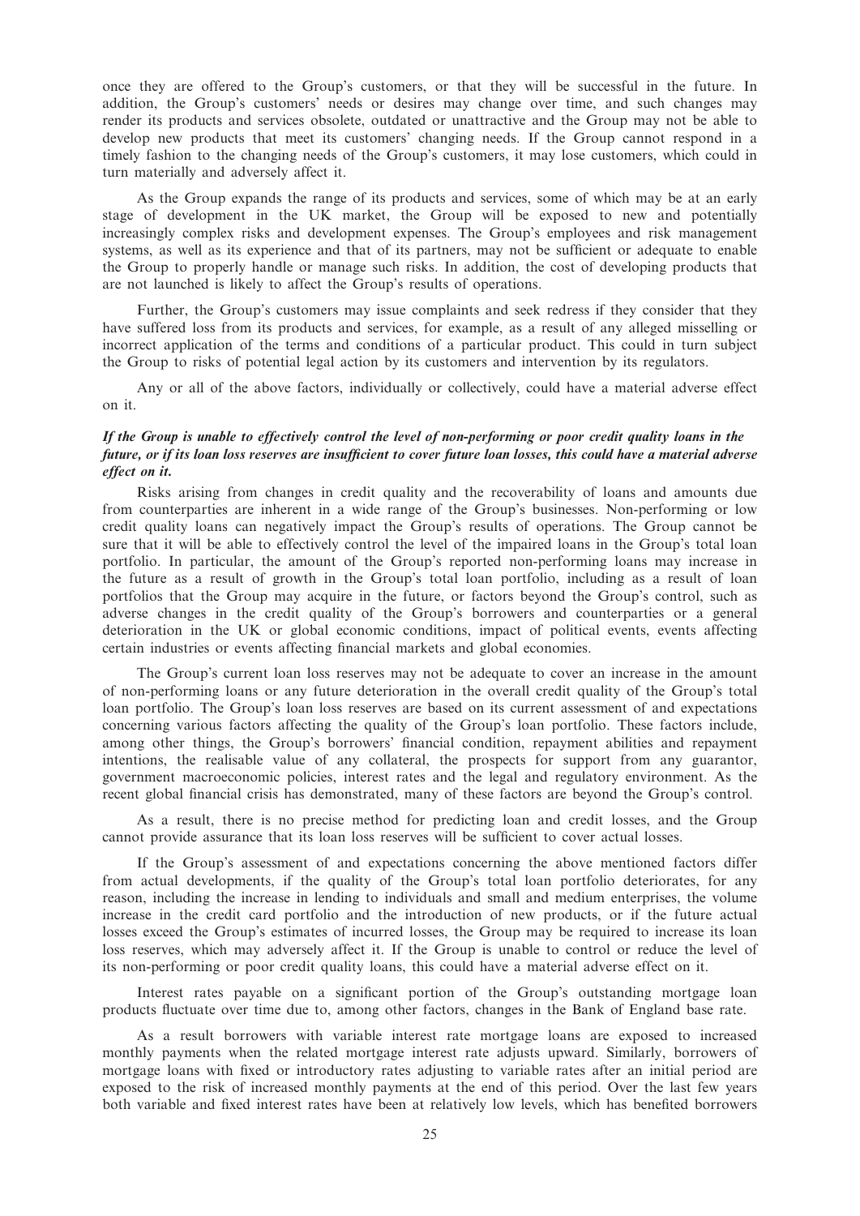once they are offered to the Group's customers, or that they will be successful in the future. In addition, the Group's customers' needs or desires may change over time, and such changes may render its products and services obsolete, outdated or unattractive and the Group may not be able to develop new products that meet its customers' changing needs. If the Group cannot respond in a timely fashion to the changing needs of the Group's customers, it may lose customers, which could in turn materially and adversely affect it.

As the Group expands the range of its products and services, some of which may be at an early stage of development in the UK market, the Group will be exposed to new and potentially increasingly complex risks and development expenses. The Group's employees and risk management systems, as well as its experience and that of its partners, may not be sufficient or adequate to enable the Group to properly handle or manage such risks. In addition, the cost of developing products that are not launched is likely to affect the Group's results of operations.

Further, the Group's customers may issue complaints and seek redress if they consider that they have suffered loss from its products and services, for example, as a result of any alleged misselling or incorrect application of the terms and conditions of a particular product. This could in turn subject the Group to risks of potential legal action by its customers and intervention by its regulators.

Any or all of the above factors, individually or collectively, could have a material adverse effect on it.

***If the Group is unable to effectively control the level of non-performing or poor credit quality loans in the future, or if its loan loss reserves are insufficient to cover future loan losses, this could have a material adverse effect on it.***

Risks arising from changes in credit quality and the recoverability of loans and amounts due from counterparties are inherent in a wide range of the Group's businesses. Non-performing or low credit quality loans can negatively impact the Group's results of operations. The Group cannot be sure that it will be able to effectively control the level of the impaired loans in the Group's total loan portfolio. In particular, the amount of the Group's reported non-performing loans may increase in the future as a result of growth in the Group's total loan portfolio, including as a result of loan portfolios that the Group may acquire in the future, or factors beyond the Group's control, such as adverse changes in the credit quality of the Group's borrowers and counterparties or a general deterioration in the UK or global economic conditions, impact of political events, events affecting certain industries or events affecting financial markets and global economies.

The Group's current loan loss reserves may not be adequate to cover an increase in the amount of non-performing loans or any future deterioration in the overall credit quality of the Group's total loan portfolio. The Group's loan loss reserves are based on its current assessment of and expectations concerning various factors affecting the quality of the Group's loan portfolio. These factors include, among other things, the Group's borrowers' financial condition, repayment abilities and repayment intentions, the realisable value of any collateral, the prospects for support from any guarantor, government macroeconomic policies, interest rates and the legal and regulatory environment. As the recent global financial crisis has demonstrated, many of these factors are beyond the Group's control.

As a result, there is no precise method for predicting loan and credit losses, and the Group cannot provide assurance that its loan loss reserves will be sufficient to cover actual losses.

If the Group's assessment of and expectations concerning the above mentioned factors differ from actual developments, if the quality of the Group's total loan portfolio deteriorates, for any reason, including the increase in lending to individuals and small and medium enterprises, the volume increase in the credit card portfolio and the introduction of new products, or if the future actual losses exceed the Group's estimates of incurred losses, the Group may be required to increase its loan loss reserves, which may adversely affect it. If the Group is unable to control or reduce the level of its non-performing or poor credit quality loans, this could have a material adverse effect on it.

Interest rates payable on a significant portion of the Group's outstanding mortgage loan products fluctuate over time due to, among other factors, changes in the Bank of England base rate.

As a result borrowers with variable interest rate mortgage loans are exposed to increased monthly payments when the related mortgage interest rate adjusts upward. Similarly, borrowers of mortgage loans with fixed or introductory rates adjusting to variable rates after an initial period are exposed to the risk of increased monthly payments at the end of this period. Over the last few years both variable and fixed interest rates have been at relatively low levels, which has benefited borrowers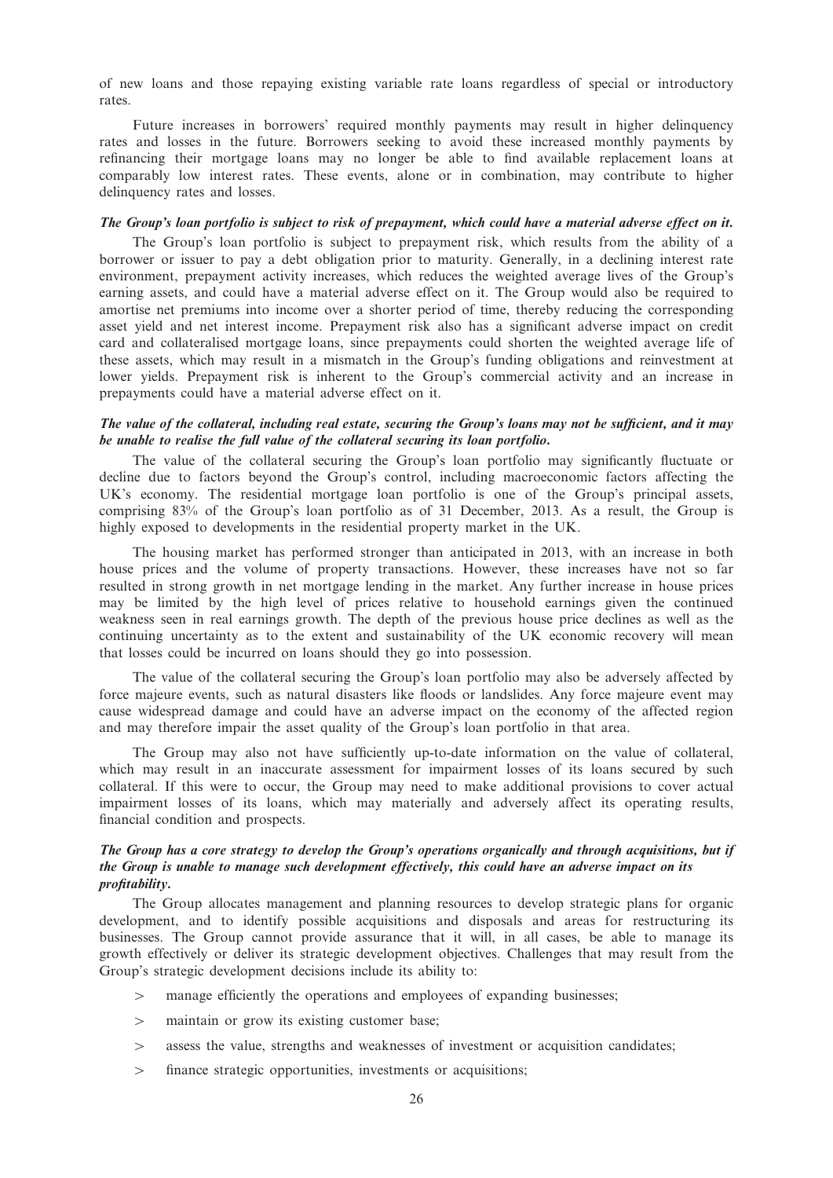of new loans and those repaying existing variable rate loans regardless of special or introductory rates.

Future increases in borrowers' required monthly payments may result in higher delinquency rates and losses in the future. Borrowers seeking to avoid these increased monthly payments by refinancing their mortgage loans may no longer be able to find available replacement loans at comparably low interest rates. These events, alone or in combination, may contribute to higher delinquency rates and losses.

***The Group's loan portfolio is subject to risk of prepayment, which could have a material adverse effect on it.***

The Group's loan portfolio is subject to prepayment risk, which results from the ability of a borrower or issuer to pay a debt obligation prior to maturity. Generally, in a declining interest rate environment, prepayment activity increases, which reduces the weighted average lives of the Group's earning assets, and could have a material adverse effect on it. The Group would also be required to amortise net premiums into income over a shorter period of time, thereby reducing the corresponding asset yield and net interest income. Prepayment risk also has a significant adverse impact on credit card and collateralised mortgage loans, since prepayments could shorten the weighted average life of these assets, which may result in a mismatch in the Group's funding obligations and reinvestment at lower yields. Prepayment risk is inherent to the Group's commercial activity and an increase in prepayments could have a material adverse effect on it.

***The value of the collateral, including real estate, securing the Group's loans may not be sufficient, and it may be unable to realise the full value of the collateral securing its loan portfolio.***

The value of the collateral securing the Group's loan portfolio may significantly fluctuate or decline due to factors beyond the Group's control, including macroeconomic factors affecting the UK's economy. The residential mortgage loan portfolio is one of the Group's principal assets, comprising 83% of the Group's loan portfolio as of 31 December, 2013. As a result, the Group is highly exposed to developments in the residential property market in the UK.

The housing market has performed stronger than anticipated in 2013, with an increase in both house prices and the volume of property transactions. However, these increases have not so far resulted in strong growth in net mortgage lending in the market. Any further increase in house prices may be limited by the high level of prices relative to household earnings given the continued weakness seen in real earnings growth. The depth of the previous house price declines as well as the continuing uncertainty as to the extent and sustainability of the UK economic recovery will mean that losses could be incurred on loans should they go into possession.

The value of the collateral securing the Group's loan portfolio may also be adversely affected by force majeure events, such as natural disasters like floods or landslides. Any force majeure event may cause widespread damage and could have an adverse impact on the economy of the affected region and may therefore impair the asset quality of the Group's loan portfolio in that area.

The Group may also not have sufficiently up-to-date information on the value of collateral, which may result in an inaccurate assessment for impairment losses of its loans secured by such collateral. If this were to occur, the Group may need to make additional provisions to cover actual impairment losses of its loans, which may materially and adversely affect its operating results, financial condition and prospects.

***The Group has a core strategy to develop the Group's operations organically and through acquisitions, but if the Group is unable to manage such development effectively, this could have an adverse impact on its profitability.***

The Group allocates management and planning resources to develop strategic plans for organic development, and to identify possible acquisitions and disposals and areas for restructuring its businesses. The Group cannot provide assurance that it will, in all cases, be able to manage its growth effectively or deliver its strategic development objectives. Challenges that may result from the Group's strategic development decisions include its ability to:

- manage efficiently the operations and employees of expanding businesses;
- maintain or grow its existing customer base;
- assess the value, strengths and weaknesses of investment or acquisition candidates;
- finance strategic opportunities, investments or acquisitions;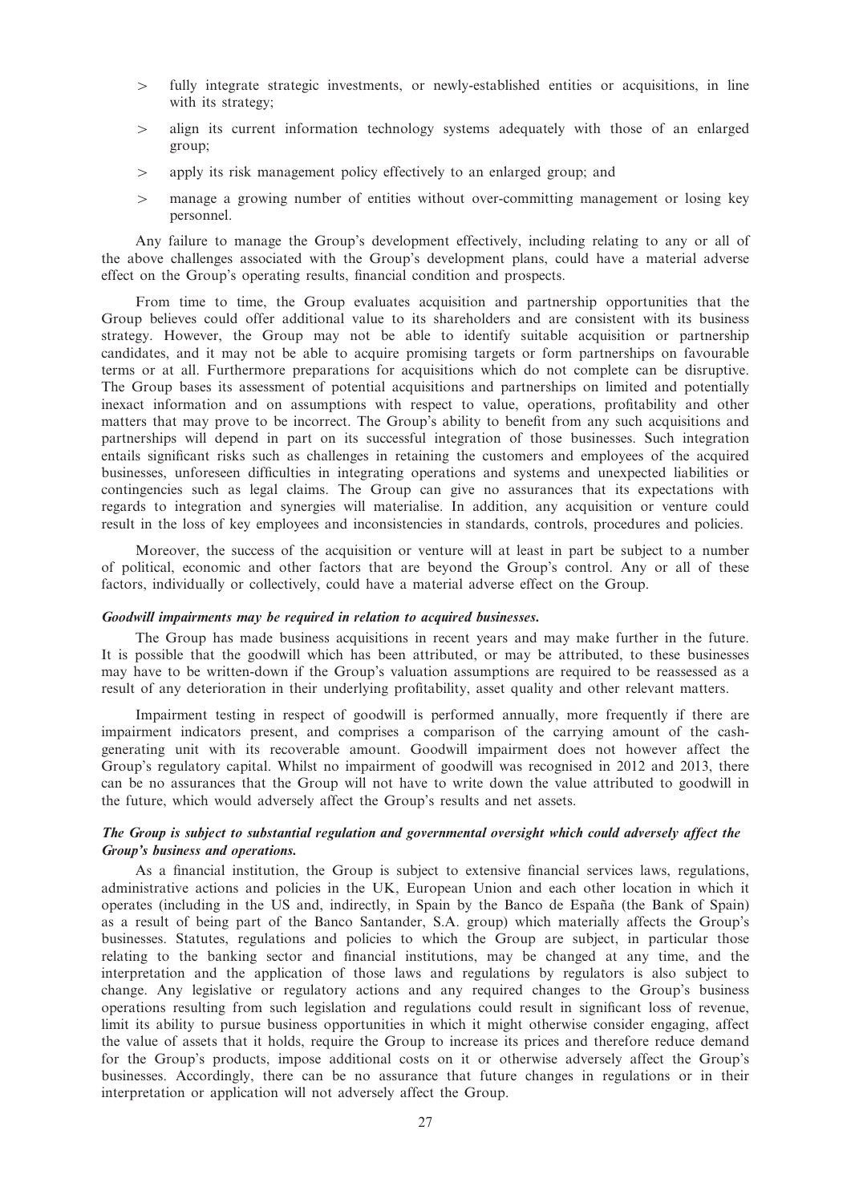> fully integrate strategic investments, or newly-established entities or acquisitions, in line with its strategy;

> align its current information technology systems adequately with those of an enlarged group;

> apply its risk management policy effectively to an enlarged group; and

> manage a growing number of entities without over-committing management or losing key personnel.

Any failure to manage the Group's development effectively, including relating to any or all of the above challenges associated with the Group's development plans, could have a material adverse effect on the Group's operating results, financial condition and prospects.

From time to time, the Group evaluates acquisition and partnership opportunities that the Group believes could offer additional value to its shareholders and are consistent with its business strategy. However, the Group may not be able to identify suitable acquisition or partnership candidates, and it may not be able to acquire promising targets or form partnerships on favourable terms or at all. Furthermore preparations for acquisitions which do not complete can be disruptive. The Group bases its assessment of potential acquisitions and partnerships on limited and potentially inexact information and on assumptions with respect to value, operations, profitability and other matters that may prove to be incorrect. The Group's ability to benefit from any such acquisitions and partnerships will depend in part on its successful integration of those businesses. Such integration entails significant risks such as challenges in retaining the customers and employees of the acquired businesses, unforeseen difficulties in integrating operations and systems and unexpected liabilities or contingencies such as legal claims. The Group can give no assurances that its expectations with regards to integration and synergies will materialise. In addition, any acquisition or venture could result in the loss of key employees and inconsistencies in standards, controls, procedures and policies.

Moreover, the success of the acquisition or venture will at least in part be subject to a number of political, economic and other factors that are beyond the Group's control. Any or all of these factors, individually or collectively, could have a material adverse effect on the Group.

***Goodwill impairments may be required in relation to acquired businesses.***

The Group has made business acquisitions in recent years and may make further in the future. It is possible that the goodwill which has been attributed, or may be attributed, to these businesses may have to be written-down if the Group's valuation assumptions are required to be reassessed as a result of any deterioration in their underlying profitability, asset quality and other relevant matters.

Impairment testing in respect of goodwill is performed annually, more frequently if there are impairment indicators present, and comprises a comparison of the carrying amount of the cash-generating unit with its recoverable amount. Goodwill impairment does not however affect the Group's regulatory capital. Whilst no impairment of goodwill was recognised in 2012 and 2013, there can be no assurances that the Group will not have to write down the value attributed to goodwill in the future, which would adversely affect the Group's results and net assets.

***The Group is subject to substantial regulation and governmental oversight which could adversely affect the Group's business and operations.***

As a financial institution, the Group is subject to extensive financial services laws, regulations, administrative actions and policies in the UK, European Union and each other location in which it operates (including in the US and, indirectly, in Spain by the Banco de España (the Bank of Spain) as a result of being part of the Banco Santander, S.A. group) which materially affects the Group's businesses. Statutes, regulations and policies to which the Group are subject, in particular those relating to the banking sector and financial institutions, may be changed at any time, and the interpretation and the application of those laws and regulations by regulators is also subject to change. Any legislative or regulatory actions and any required changes to the Group's business operations resulting from such legislation and regulations could result in significant loss of revenue, limit its ability to pursue business opportunities in which it might otherwise consider engaging, affect the value of assets that it holds, require the Group to increase its prices and therefore reduce demand for the Group's products, impose additional costs on it or otherwise adversely affect the Group's businesses. Accordingly, there can be no assurance that future changes in regulations or in their interpretation or application will not adversely affect the Group.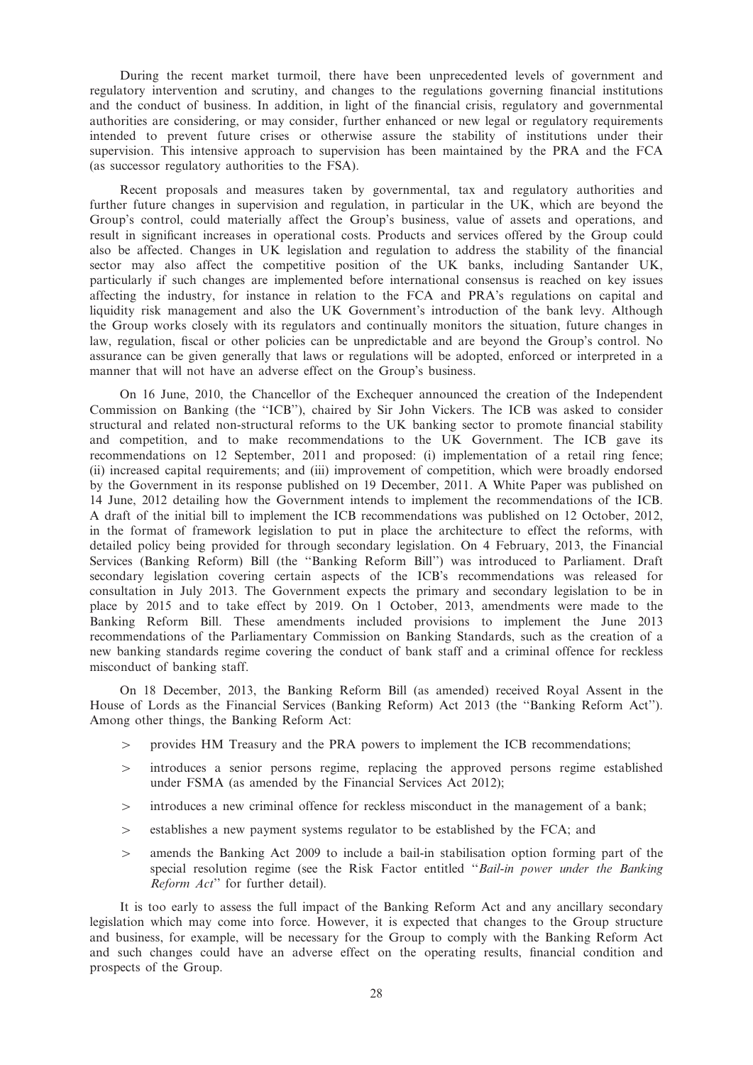During the recent market turmoil, there have been unprecedented levels of government and regulatory intervention and scrutiny, and changes to the regulations governing financial institutions and the conduct of business. In addition, in light of the financial crisis, regulatory and governmental authorities are considering, or may consider, further enhanced or new legal or regulatory requirements intended to prevent future crises or otherwise assure the stability of institutions under their supervision. This intensive approach to supervision has been maintained by the PRA and the FCA (as successor regulatory authorities to the FSA).

Recent proposals and measures taken by governmental, tax and regulatory authorities and further future changes in supervision and regulation, in particular in the UK, which are beyond the Group's control, could materially affect the Group's business, value of assets and operations, and result in significant increases in operational costs. Products and services offered by the Group could also be affected. Changes in UK legislation and regulation to address the stability of the financial sector may also affect the competitive position of the UK banks, including Santander UK, particularly if such changes are implemented before international consensus is reached on key issues affecting the industry, for instance in relation to the FCA and PRA's regulations on capital and liquidity risk management and also the UK Government's introduction of the bank levy. Although the Group works closely with its regulators and continually monitors the situation, future changes in law, regulation, fiscal or other policies can be unpredictable and are beyond the Group's control. No assurance can be given generally that laws or regulations will be adopted, enforced or interpreted in a manner that will not have an adverse effect on the Group's business.

On 16 June, 2010, the Chancellor of the Exchequer announced the creation of the Independent Commission on Banking (the ''ICB''), chaired by Sir John Vickers. The ICB was asked to consider structural and related non-structural reforms to the UK banking sector to promote financial stability and competition, and to make recommendations to the UK Government. The ICB gave its recommendations on 12 September, 2011 and proposed: (i) implementation of a retail ring fence; (ii) increased capital requirements; and (iii) improvement of competition, which were broadly endorsed by the Government in its response published on 19 December, 2011. A White Paper was published on 14 June, 2012 detailing how the Government intends to implement the recommendations of the ICB. A draft of the initial bill to implement the ICB recommendations was published on 12 October, 2012, in the format of framework legislation to put in place the architecture to effect the reforms, with detailed policy being provided for through secondary legislation. On 4 February, 2013, the Financial Services (Banking Reform) Bill (the ''Banking Reform Bill'') was introduced to Parliament. Draft secondary legislation covering certain aspects of the ICB's recommendations was released for consultation in July 2013. The Government expects the primary and secondary legislation to be in place by 2015 and to take effect by 2019. On 1 October, 2013, amendments were made to the Banking Reform Bill. These amendments included provisions to implement the June 2013 recommendations of the Parliamentary Commission on Banking Standards, such as the creation of a new banking standards regime covering the conduct of bank staff and a criminal offence for reckless misconduct of banking staff.

On 18 December, 2013, the Banking Reform Bill (as amended) received Royal Assent in the House of Lords as the Financial Services (Banking Reform) Act 2013 (the ''Banking Reform Act''). Among other things, the Banking Reform Act:

> provides HM Treasury and the PRA powers to implement the ICB recommendations;

> introduces a senior persons regime, replacing the approved persons regime established under FSMA (as amended by the Financial Services Act 2012);

> introduces a new criminal offence for reckless misconduct in the management of a bank;

> establishes a new payment systems regulator to be established by the FCA; and

> amends the Banking Act 2009 to include a bail-in stabilisation option forming part of the special resolution regime (see the Risk Factor entitled ''*Bail-in power under the Banking Reform Act*'' for further detail).

It is too early to assess the full impact of the Banking Reform Act and any ancillary secondary legislation which may come into force. However, it is expected that changes to the Group structure and business, for example, will be necessary for the Group to comply with the Banking Reform Act and such changes could have an adverse effect on the operating results, financial condition and prospects of the Group.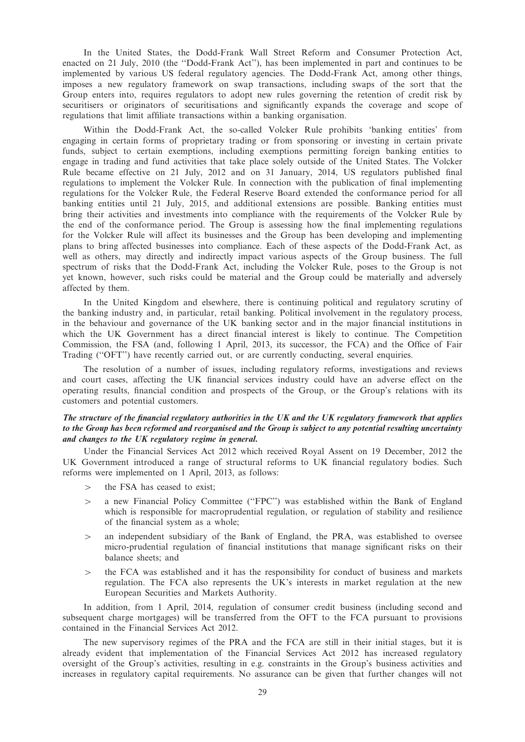In the United States, the Dodd-Frank Wall Street Reform and Consumer Protection Act, enacted on 21 July, 2010 (the ''Dodd-Frank Act''), has been implemented in part and continues to be implemented by various US federal regulatory agencies. The Dodd-Frank Act, among other things, imposes a new regulatory framework on swap transactions, including swaps of the sort that the Group enters into, requires regulators to adopt new rules governing the retention of credit risk by securitisers or originators of securitisations and significantly expands the coverage and scope of regulations that limit affiliate transactions within a banking organisation.

Within the Dodd-Frank Act, the so-called Volcker Rule prohibits 'banking entities' from engaging in certain forms of proprietary trading or from sponsoring or investing in certain private funds, subject to certain exemptions, including exemptions permitting foreign banking entities to engage in trading and fund activities that take place solely outside of the United States. The Volcker Rule became effective on 21 July, 2012 and on 31 January, 2014, US regulators published final regulations to implement the Volcker Rule. In connection with the publication of final implementing regulations for the Volcker Rule, the Federal Reserve Board extended the conformance period for all banking entities until 21 July, 2015, and additional extensions are possible. Banking entities must bring their activities and investments into compliance with the requirements of the Volcker Rule by the end of the conformance period. The Group is assessing how the final implementing regulations for the Volcker Rule will affect its businesses and the Group has been developing and implementing plans to bring affected businesses into compliance. Each of these aspects of the Dodd-Frank Act, as well as others, may directly and indirectly impact various aspects of the Group business. The full spectrum of risks that the Dodd-Frank Act, including the Volcker Rule, poses to the Group is not yet known, however, such risks could be material and the Group could be materially and adversely affected by them.

In the United Kingdom and elsewhere, there is continuing political and regulatory scrutiny of the banking industry and, in particular, retail banking. Political involvement in the regulatory process, in the behaviour and governance of the UK banking sector and in the major financial institutions in which the UK Government has a direct financial interest is likely to continue. The Competition Commission, the FSA (and, following 1 April, 2013, its successor, the FCA) and the Office of Fair Trading (''OFT'') have recently carried out, or are currently conducting, several enquiries.

The resolution of a number of issues, including regulatory reforms, investigations and reviews and court cases, affecting the UK financial services industry could have an adverse effect on the operating results, financial condition and prospects of the Group, or the Group's relations with its customers and potential customers.

***The structure of the financial regulatory authorities in the UK and the UK regulatory framework that applies to the Group has been reformed and reorganised and the Group is subject to any potential resulting uncertainty and changes to the UK regulatory regime in general.***

Under the Financial Services Act 2012 which received Royal Assent on 19 December, 2012 the UK Government introduced a range of structural reforms to UK financial regulatory bodies. Such reforms were implemented on 1 April, 2013, as follows:

- the FSA has ceased to exist;
- a new Financial Policy Committee (''FPC'') was established within the Bank of England which is responsible for macroprudential regulation, or regulation of stability and resilience of the financial system as a whole;
- an independent subsidiary of the Bank of England, the PRA, was established to oversee micro-prudential regulation of financial institutions that manage significant risks on their balance sheets; and
- the FCA was established and it has the responsibility for conduct of business and markets regulation. The FCA also represents the UK's interests in market regulation at the new European Securities and Markets Authority.

In addition, from 1 April, 2014, regulation of consumer credit business (including second and subsequent charge mortgages) will be transferred from the OFT to the FCA pursuant to provisions contained in the Financial Services Act 2012.

The new supervisory regimes of the PRA and the FCA are still in their initial stages, but it is already evident that implementation of the Financial Services Act 2012 has increased regulatory oversight of the Group's activities, resulting in e.g. constraints in the Group's business activities and increases in regulatory capital requirements. No assurance can be given that further changes will not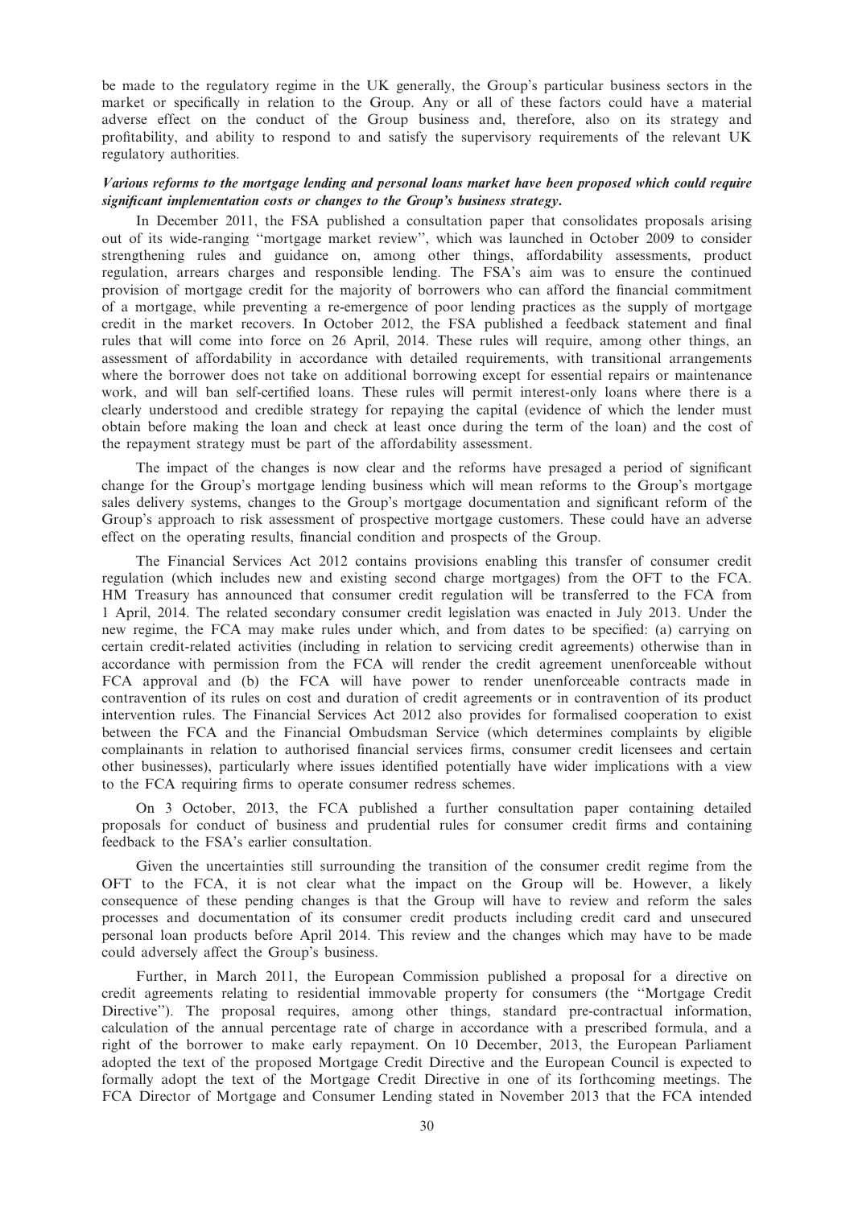be made to the regulatory regime in the UK generally, the Group's particular business sectors in the market or specifically in relation to the Group. Any or all of these factors could have a material adverse effect on the conduct of the Group business and, therefore, also on its strategy and profitability, and ability to respond to and satisfy the supervisory requirements of the relevant UK regulatory authorities.

***Various reforms to the mortgage lending and personal loans market have been proposed which could require significant implementation costs or changes to the Group's business strategy.***

In December 2011, the FSA published a consultation paper that consolidates proposals arising out of its wide-ranging ''mortgage market review'', which was launched in October 2009 to consider strengthening rules and guidance on, among other things, affordability assessments, product regulation, arrears charges and responsible lending. The FSA's aim was to ensure the continued provision of mortgage credit for the majority of borrowers who can afford the financial commitment of a mortgage, while preventing a re-emergence of poor lending practices as the supply of mortgage credit in the market recovers. In October 2012, the FSA published a feedback statement and final rules that will come into force on 26 April, 2014. These rules will require, among other things, an assessment of affordability in accordance with detailed requirements, with transitional arrangements where the borrower does not take on additional borrowing except for essential repairs or maintenance work, and will ban self-certified loans. These rules will permit interest-only loans where there is a clearly understood and credible strategy for repaying the capital (evidence of which the lender must obtain before making the loan and check at least once during the term of the loan) and the cost of the repayment strategy must be part of the affordability assessment.

The impact of the changes is now clear and the reforms have presaged a period of significant change for the Group's mortgage lending business which will mean reforms to the Group's mortgage sales delivery systems, changes to the Group's mortgage documentation and significant reform of the Group's approach to risk assessment of prospective mortgage customers. These could have an adverse effect on the operating results, financial condition and prospects of the Group.

The Financial Services Act 2012 contains provisions enabling this transfer of consumer credit regulation (which includes new and existing second charge mortgages) from the OFT to the FCA. HM Treasury has announced that consumer credit regulation will be transferred to the FCA from 1 April, 2014. The related secondary consumer credit legislation was enacted in July 2013. Under the new regime, the FCA may make rules under which, and from dates to be specified: (a) carrying on certain credit-related activities (including in relation to servicing credit agreements) otherwise than in accordance with permission from the FCA will render the credit agreement unenforceable without FCA approval and (b) the FCA will have power to render unenforceable contracts made in contravention of its rules on cost and duration of credit agreements or in contravention of its product intervention rules. The Financial Services Act 2012 also provides for formalised cooperation to exist between the FCA and the Financial Ombudsman Service (which determines complaints by eligible complainants in relation to authorised financial services firms, consumer credit licensees and certain other businesses), particularly where issues identified potentially have wider implications with a view to the FCA requiring firms to operate consumer redress schemes.

On 3 October, 2013, the FCA published a further consultation paper containing detailed proposals for conduct of business and prudential rules for consumer credit firms and containing feedback to the FSA's earlier consultation.

Given the uncertainties still surrounding the transition of the consumer credit regime from the OFT to the FCA, it is not clear what the impact on the Group will be. However, a likely consequence of these pending changes is that the Group will have to review and reform the sales processes and documentation of its consumer credit products including credit card and unsecured personal loan products before April 2014. This review and the changes which may have to be made could adversely affect the Group's business.

Further, in March 2011, the European Commission published a proposal for a directive on credit agreements relating to residential immovable property for consumers (the ''Mortgage Credit Directive''). The proposal requires, among other things, standard pre-contractual information, calculation of the annual percentage rate of charge in accordance with a prescribed formula, and a right of the borrower to make early repayment. On 10 December, 2013, the European Parliament adopted the text of the proposed Mortgage Credit Directive and the European Council is expected to formally adopt the text of the Mortgage Credit Directive in one of its forthcoming meetings. The FCA Director of Mortgage and Consumer Lending stated in November 2013 that the FCA intended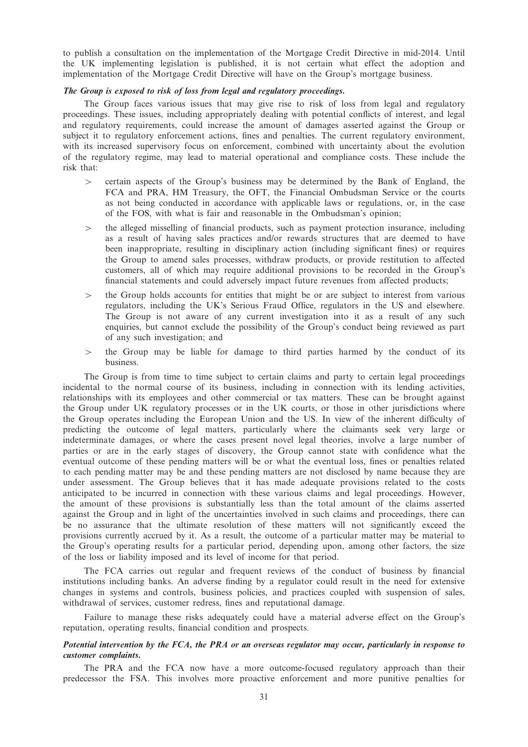to publish a consultation on the implementation of the Mortgage Credit Directive in mid-2014. Until the UK implementing legislation is published, it is not certain what effect the adoption and implementation of the Mortgage Credit Directive will have on the Group's mortgage business.

***The Group is exposed to risk of loss from legal and regulatory proceedings.***

The Group faces various issues that may give rise to risk of loss from legal and regulatory proceedings. These issues, including appropriately dealing with potential conflicts of interest, and legal and regulatory requirements, could increase the amount of damages asserted against the Group or subject it to regulatory enforcement actions, fines and penalties. The current regulatory environment, with its increased supervisory focus on enforcement, combined with uncertainty about the evolution of the regulatory regime, may lead to material operational and compliance costs. These include the risk that:

> certain aspects of the Group's business may be determined by the Bank of England, the FCA and PRA, HM Treasury, the OFT, the Financial Ombudsman Service or the courts as not being conducted in accordance with applicable laws or regulations, or, in the case of the FOS, with what is fair and reasonable in the Ombudsman's opinion;

> the alleged misselling of financial products, such as payment protection insurance, including as a result of having sales practices and/or rewards structures that are deemed to have been inappropriate, resulting in disciplinary action (including significant fines) or requires the Group to amend sales processes, withdraw products, or provide restitution to affected customers, all of which may require additional provisions to be recorded in the Group's financial statements and could adversely impact future revenues from affected products;

> the Group holds accounts for entities that might be or are subject to interest from various regulators, including the UK's Serious Fraud Office, regulators in the US and elsewhere. The Group is not aware of any current investigation into it as a result of any such enquiries, but cannot exclude the possibility of the Group's conduct being reviewed as part of any such investigation; and

> the Group may be liable for damage to third parties harmed by the conduct of its business.

The Group is from time to time subject to certain claims and party to certain legal proceedings incidental to the normal course of its business, including in connection with its lending activities, relationships with its employees and other commercial or tax matters. These can be brought against the Group under UK regulatory processes or in the UK courts, or those in other jurisdictions where the Group operates including the European Union and the US. In view of the inherent difficulty of predicting the outcome of legal matters, particularly where the claimants seek very large or indeterminate damages, or where the cases present novel legal theories, involve a large number of parties or are in the early stages of discovery, the Group cannot state with confidence what the eventual outcome of these pending matters will be or what the eventual loss, fines or penalties related to each pending matter may be and these pending matters are not disclosed by name because they are under assessment. The Group believes that it has made adequate provisions related to the costs anticipated to be incurred in connection with these various claims and legal proceedings. However, the amount of these provisions is substantially less than the total amount of the claims asserted against the Group and in light of the uncertainties involved in such claims and proceedings, there can be no assurance that the ultimate resolution of these matters will not significantly exceed the provisions currently accrued by it. As a result, the outcome of a particular matter may be material to the Group's operating results for a particular period, depending upon, among other factors, the size of the loss or liability imposed and its level of income for that period.

The FCA carries out regular and frequent reviews of the conduct of business by financial institutions including banks. An adverse finding by a regulator could result in the need for extensive changes in systems and controls, business policies, and practices coupled with suspension of sales, withdrawal of services, customer redress, fines and reputational damage.

Failure to manage these risks adequately could have a material adverse effect on the Group's reputation, operating results, financial condition and prospects.

***Potential intervention by the FCA, the PRA or an overseas regulator may occur, particularly in response to customer complaints.***

The PRA and the FCA now have a more outcome-focused regulatory approach than their predecessor the FSA. This involves more proactive enforcement and more punitive penalties for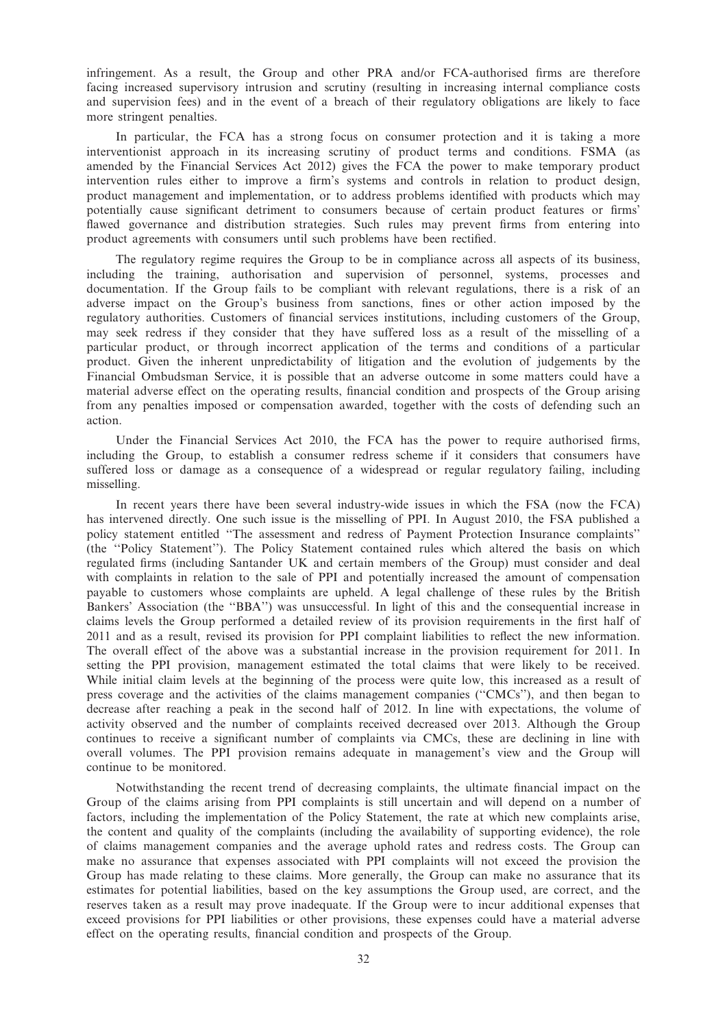infringement. As a result, the Group and other PRA and/or FCA-authorised firms are therefore facing increased supervisory intrusion and scrutiny (resulting in increasing internal compliance costs and supervision fees) and in the event of a breach of their regulatory obligations are likely to face more stringent penalties.

In particular, the FCA has a strong focus on consumer protection and it is taking a more interventionist approach in its increasing scrutiny of product terms and conditions. FSMA (as amended by the Financial Services Act 2012) gives the FCA the power to make temporary product intervention rules either to improve a firm's systems and controls in relation to product design, product management and implementation, or to address problems identified with products which may potentially cause significant detriment to consumers because of certain product features or firms' flawed governance and distribution strategies. Such rules may prevent firms from entering into product agreements with consumers until such problems have been rectified.

The regulatory regime requires the Group to be in compliance across all aspects of its business, including the training, authorisation and supervision of personnel, systems, processes and documentation. If the Group fails to be compliant with relevant regulations, there is a risk of an adverse impact on the Group's business from sanctions, fines or other action imposed by the regulatory authorities. Customers of financial services institutions, including customers of the Group, may seek redress if they consider that they have suffered loss as a result of the misselling of a particular product, or through incorrect application of the terms and conditions of a particular product. Given the inherent unpredictability of litigation and the evolution of judgements by the Financial Ombudsman Service, it is possible that an adverse outcome in some matters could have a material adverse effect on the operating results, financial condition and prospects of the Group arising from any penalties imposed or compensation awarded, together with the costs of defending such an action.

Under the Financial Services Act 2010, the FCA has the power to require authorised firms, including the Group, to establish a consumer redress scheme if it considers that consumers have suffered loss or damage as a consequence of a widespread or regular regulatory failing, including misselling.

In recent years there have been several industry-wide issues in which the FSA (now the FCA) has intervened directly. One such issue is the misselling of PPI. In August 2010, the FSA published a policy statement entitled ''The assessment and redress of Payment Protection Insurance complaints'' (the ''Policy Statement''). The Policy Statement contained rules which altered the basis on which regulated firms (including Santander UK and certain members of the Group) must consider and deal with complaints in relation to the sale of PPI and potentially increased the amount of compensation payable to customers whose complaints are upheld. A legal challenge of these rules by the British Bankers' Association (the ''BBA'') was unsuccessful. In light of this and the consequential increase in claims levels the Group performed a detailed review of its provision requirements in the first half of 2011 and as a result, revised its provision for PPI complaint liabilities to reflect the new information. The overall effect of the above was a substantial increase in the provision requirement for 2011. In setting the PPI provision, management estimated the total claims that were likely to be received. While initial claim levels at the beginning of the process were quite low, this increased as a result of press coverage and the activities of the claims management companies (''CMCs''), and then began to decrease after reaching a peak in the second half of 2012. In line with expectations, the volume of activity observed and the number of complaints received decreased over 2013. Although the Group continues to receive a significant number of complaints via CMCs, these are declining in line with overall volumes. The PPI provision remains adequate in management's view and the Group will continue to be monitored.

Notwithstanding the recent trend of decreasing complaints, the ultimate financial impact on the Group of the claims arising from PPI complaints is still uncertain and will depend on a number of factors, including the implementation of the Policy Statement, the rate at which new complaints arise, the content and quality of the complaints (including the availability of supporting evidence), the role of claims management companies and the average uphold rates and redress costs. The Group can make no assurance that expenses associated with PPI complaints will not exceed the provision the Group has made relating to these claims. More generally, the Group can make no assurance that its estimates for potential liabilities, based on the key assumptions the Group used, are correct, and the reserves taken as a result may prove inadequate. If the Group were to incur additional expenses that exceed provisions for PPI liabilities or other provisions, these expenses could have a material adverse effect on the operating results, financial condition and prospects of the Group.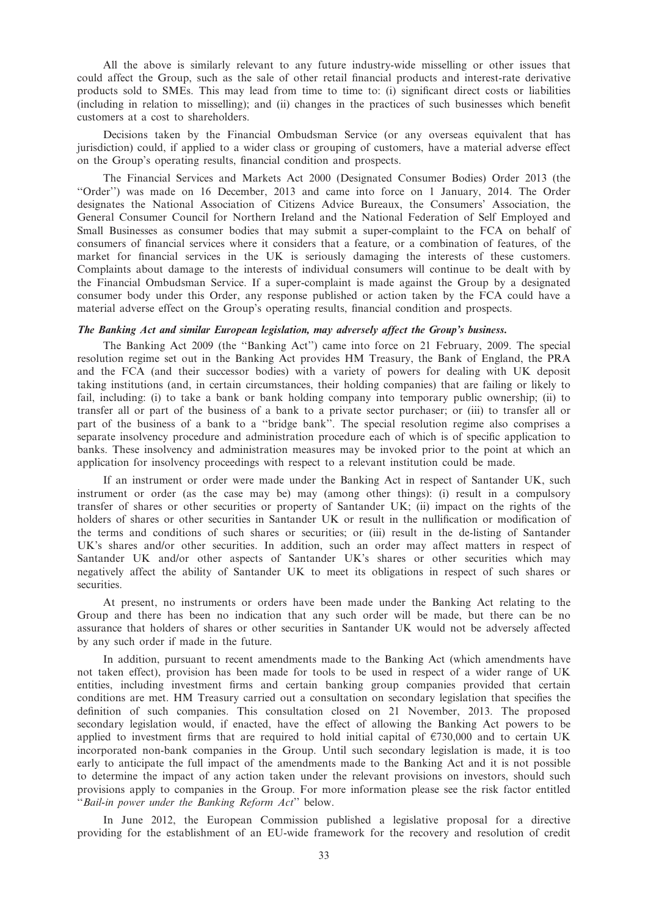All the above is similarly relevant to any future industry-wide misselling or other issues that could affect the Group, such as the sale of other retail financial products and interest-rate derivative products sold to SMEs. This may lead from time to time to: (i) significant direct costs or liabilities (including in relation to misselling); and (ii) changes in the practices of such businesses which benefit customers at a cost to shareholders.

Decisions taken by the Financial Ombudsman Service (or any overseas equivalent that has jurisdiction) could, if applied to a wider class or grouping of customers, have a material adverse effect on the Group's operating results, financial condition and prospects.

The Financial Services and Markets Act 2000 (Designated Consumer Bodies) Order 2013 (the ''Order'') was made on 16 December, 2013 and came into force on 1 January, 2014. The Order designates the National Association of Citizens Advice Bureaux, the Consumers' Association, the General Consumer Council for Northern Ireland and the National Federation of Self Employed and Small Businesses as consumer bodies that may submit a super-complaint to the FCA on behalf of consumers of financial services where it considers that a feature, or a combination of features, of the market for financial services in the UK is seriously damaging the interests of these customers. Complaints about damage to the interests of individual consumers will continue to be dealt with by the Financial Ombudsman Service. If a super-complaint is made against the Group by a designated consumer body under this Order, any response published or action taken by the FCA could have a material adverse effect on the Group's operating results, financial condition and prospects.

***The Banking Act and similar European legislation, may adversely affect the Group's business.***

The Banking Act 2009 (the ''Banking Act'') came into force on 21 February, 2009. The special resolution regime set out in the Banking Act provides HM Treasury, the Bank of England, the PRA and the FCA (and their successor bodies) with a variety of powers for dealing with UK deposit taking institutions (and, in certain circumstances, their holding companies) that are failing or likely to fail, including: (i) to take a bank or bank holding company into temporary public ownership; (ii) to transfer all or part of the business of a bank to a private sector purchaser; or (iii) to transfer all or part of the business of a bank to a ''bridge bank''. The special resolution regime also comprises a separate insolvency procedure and administration procedure each of which is of specific application to banks. These insolvency and administration measures may be invoked prior to the point at which an application for insolvency proceedings with respect to a relevant institution could be made.

If an instrument or order were made under the Banking Act in respect of Santander UK, such instrument or order (as the case may be) may (among other things): (i) result in a compulsory transfer of shares or other securities or property of Santander UK; (ii) impact on the rights of the holders of shares or other securities in Santander UK or result in the nullification or modification of the terms and conditions of such shares or securities; or (iii) result in the de-listing of Santander UK's shares and/or other securities. In addition, such an order may affect matters in respect of Santander UK and/or other aspects of Santander UK's shares or other securities which may negatively affect the ability of Santander UK to meet its obligations in respect of such shares or securities.

At present, no instruments or orders have been made under the Banking Act relating to the Group and there has been no indication that any such order will be made, but there can be no assurance that holders of shares or other securities in Santander UK would not be adversely affected by any such order if made in the future.

In addition, pursuant to recent amendments made to the Banking Act (which amendments have not taken effect), provision has been made for tools to be used in respect of a wider range of UK entities, including investment firms and certain banking group companies provided that certain conditions are met. HM Treasury carried out a consultation on secondary legislation that specifies the definition of such companies. This consultation closed on 21 November, 2013. The proposed secondary legislation would, if enacted, have the effect of allowing the Banking Act powers to be applied to investment firms that are required to hold initial capital of €730,000 and to certain UK incorporated non-bank companies in the Group. Until such secondary legislation is made, it is too early to anticipate the full impact of the amendments made to the Banking Act and it is not possible to determine the impact of any action taken under the relevant provisions on investors, should such provisions apply to companies in the Group. For more information please see the risk factor entitled ''*Bail-in power under the Banking Reform Act*'' below.

In June 2012, the European Commission published a legislative proposal for a directive providing for the establishment of an EU-wide framework for the recovery and resolution of credit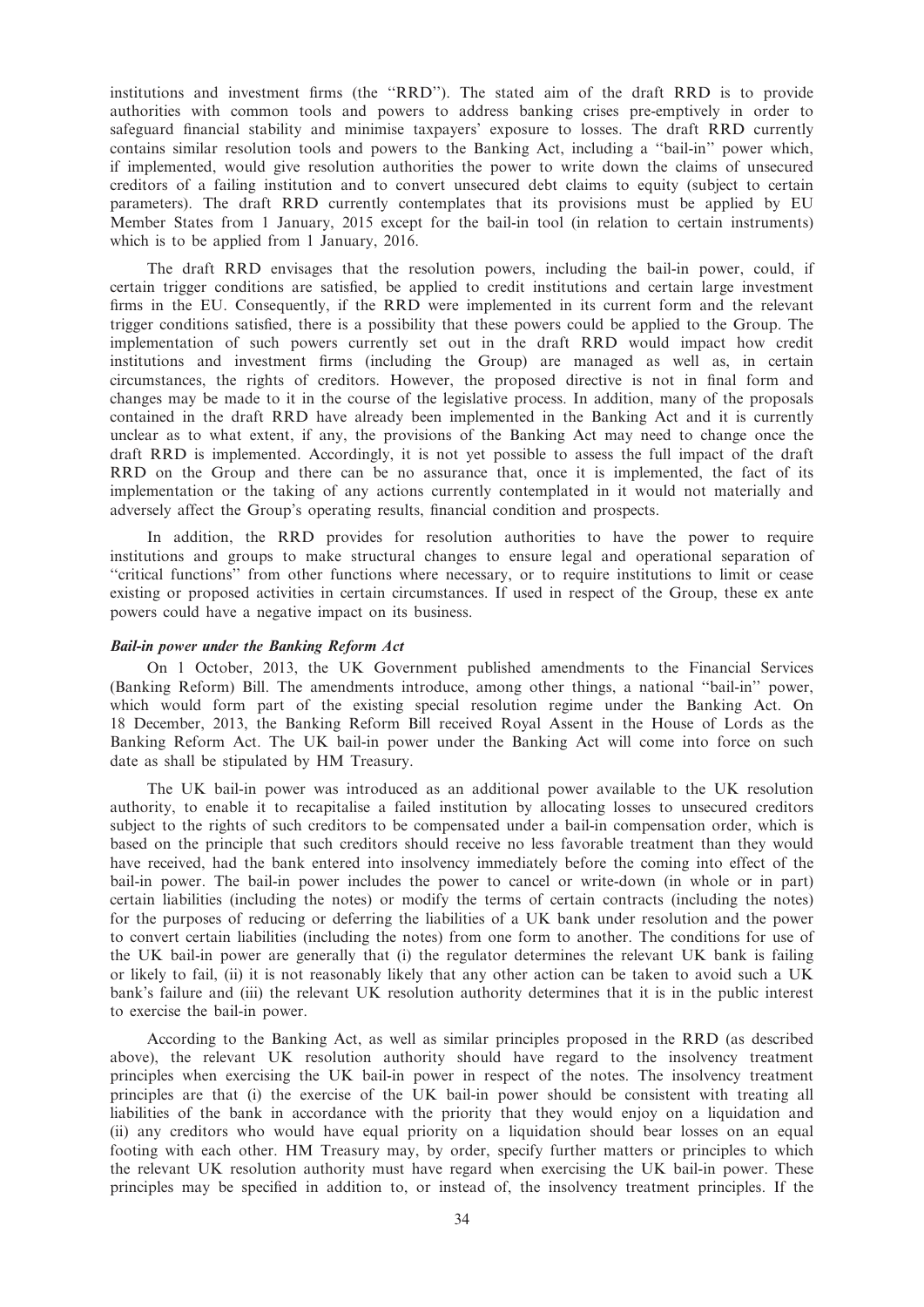institutions and investment firms (the "RRD"). The stated aim of the draft RRD is to provide authorities with common tools and powers to address banking crises pre-emptively in order to safeguard financial stability and minimise taxpayers' exposure to losses. The draft RRD currently contains similar resolution tools and powers to the Banking Act, including a "bail-in" power which, if implemented, would give resolution authorities the power to write down the claims of unsecured creditors of a failing institution and to convert unsecured debt claims to equity (subject to certain parameters). The draft RRD currently contemplates that its provisions must be applied by EU Member States from 1 January, 2015 except for the bail-in tool (in relation to certain instruments) which is to be applied from 1 January, 2016.

The draft RRD envisages that the resolution powers, including the bail-in power, could, if certain trigger conditions are satisfied, be applied to credit institutions and certain large investment firms in the EU. Consequently, if the RRD were implemented in its current form and the relevant trigger conditions satisfied, there is a possibility that these powers could be applied to the Group. The implementation of such powers currently set out in the draft RRD would impact how credit institutions and investment firms (including the Group) are managed as well as, in certain circumstances, the rights of creditors. However, the proposed directive is not in final form and changes may be made to it in the course of the legislative process. In addition, many of the proposals contained in the draft RRD have already been implemented in the Banking Act and it is currently unclear as to what extent, if any, the provisions of the Banking Act may need to change once the draft RRD is implemented. Accordingly, it is not yet possible to assess the full impact of the draft RRD on the Group and there can be no assurance that, once it is implemented, the fact of its implementation or the taking of any actions currently contemplated in it would not materially and adversely affect the Group's operating results, financial condition and prospects.

In addition, the RRD provides for resolution authorities to have the power to require institutions and groups to make structural changes to ensure legal and operational separation of "critical functions" from other functions where necessary, or to require institutions to limit or cease existing or proposed activities in certain circumstances. If used in respect of the Group, these ex ante powers could have a negative impact on its business.

***Bail-in power under the Banking Reform Act***

On 1 October, 2013, the UK Government published amendments to the Financial Services (Banking Reform) Bill. The amendments introduce, among other things, a national "bail-in" power, which would form part of the existing special resolution regime under the Banking Act. On 18 December, 2013, the Banking Reform Bill received Royal Assent in the House of Lords as the Banking Reform Act. The UK bail-in power under the Banking Act will come into force on such date as shall be stipulated by HM Treasury.

The UK bail-in power was introduced as an additional power available to the UK resolution authority, to enable it to recapitalise a failed institution by allocating losses to unsecured creditors subject to the rights of such creditors to be compensated under a bail-in compensation order, which is based on the principle that such creditors should receive no less favorable treatment than they would have received, had the bank entered into insolvency immediately before the coming into effect of the bail-in power. The bail-in power includes the power to cancel or write-down (in whole or in part) certain liabilities (including the notes) or modify the terms of certain contracts (including the notes) for the purposes of reducing or deferring the liabilities of a UK bank under resolution and the power to convert certain liabilities (including the notes) from one form to another. The conditions for use of the UK bail-in power are generally that (i) the regulator determines the relevant UK bank is failing or likely to fail, (ii) it is not reasonably likely that any other action can be taken to avoid such a UK bank's failure and (iii) the relevant UK resolution authority determines that it is in the public interest to exercise the bail-in power.

According to the Banking Act, as well as similar principles proposed in the RRD (as described above), the relevant UK resolution authority should have regard to the insolvency treatment principles when exercising the UK bail-in power in respect of the notes. The insolvency treatment principles are that (i) the exercise of the UK bail-in power should be consistent with treating all liabilities of the bank in accordance with the priority that they would enjoy on a liquidation and (ii) any creditors who would have equal priority on a liquidation should bear losses on an equal footing with each other. HM Treasury may, by order, specify further matters or principles to which the relevant UK resolution authority must have regard when exercising the UK bail-in power. These principles may be specified in addition to, or instead of, the insolvency treatment principles. If the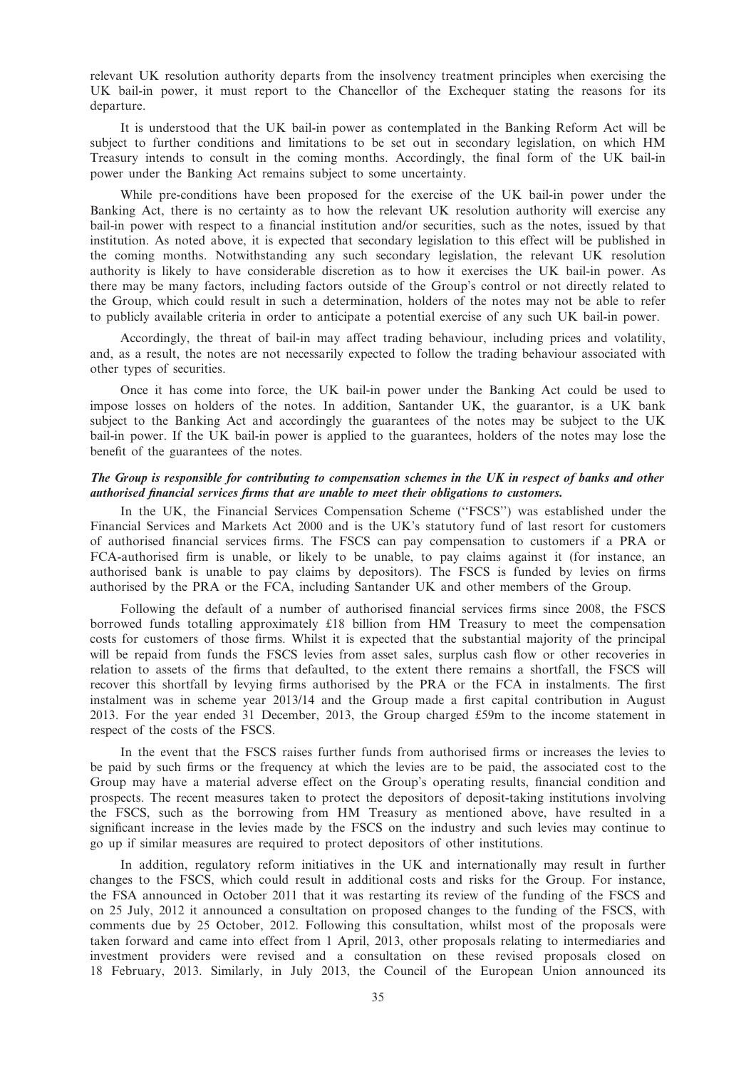relevant UK resolution authority departs from the insolvency treatment principles when exercising the UK bail-in power, it must report to the Chancellor of the Exchequer stating the reasons for its departure.

It is understood that the UK bail-in power as contemplated in the Banking Reform Act will be subject to further conditions and limitations to be set out in secondary legislation, on which HM Treasury intends to consult in the coming months. Accordingly, the final form of the UK bail-in power under the Banking Act remains subject to some uncertainty.

While pre-conditions have been proposed for the exercise of the UK bail-in power under the Banking Act, there is no certainty as to how the relevant UK resolution authority will exercise any bail-in power with respect to a financial institution and/or securities, such as the notes, issued by that institution. As noted above, it is expected that secondary legislation to this effect will be published in the coming months. Notwithstanding any such secondary legislation, the relevant UK resolution authority is likely to have considerable discretion as to how it exercises the UK bail-in power. As there may be many factors, including factors outside of the Group's control or not directly related to the Group, which could result in such a determination, holders of the notes may not be able to refer to publicly available criteria in order to anticipate a potential exercise of any such UK bail-in power.

Accordingly, the threat of bail-in may affect trading behaviour, including prices and volatility, and, as a result, the notes are not necessarily expected to follow the trading behaviour associated with other types of securities.

Once it has come into force, the UK bail-in power under the Banking Act could be used to impose losses on holders of the notes. In addition, Santander UK, the guarantor, is a UK bank subject to the Banking Act and accordingly the guarantees of the notes may be subject to the UK bail-in power. If the UK bail-in power is applied to the guarantees, holders of the notes may lose the benefit of the guarantees of the notes.

***The Group is responsible for contributing to compensation schemes in the UK in respect of banks and other authorised financial services firms that are unable to meet their obligations to customers.***

In the UK, the Financial Services Compensation Scheme (''FSCS'') was established under the Financial Services and Markets Act 2000 and is the UK's statutory fund of last resort for customers of authorised financial services firms. The FSCS can pay compensation to customers if a PRA or FCA-authorised firm is unable, or likely to be unable, to pay claims against it (for instance, an authorised bank is unable to pay claims by depositors). The FSCS is funded by levies on firms authorised by the PRA or the FCA, including Santander UK and other members of the Group.

Following the default of a number of authorised financial services firms since 2008, the FSCS borrowed funds totalling approximately £18 billion from HM Treasury to meet the compensation costs for customers of those firms. Whilst it is expected that the substantial majority of the principal will be repaid from funds the FSCS levies from asset sales, surplus cash flow or other recoveries in relation to assets of the firms that defaulted, to the extent there remains a shortfall, the FSCS will recover this shortfall by levying firms authorised by the PRA or the FCA in instalments. The first instalment was in scheme year 2013/14 and the Group made a first capital contribution in August 2013. For the year ended 31 December, 2013, the Group charged £59m to the income statement in respect of the costs of the FSCS.

In the event that the FSCS raises further funds from authorised firms or increases the levies to be paid by such firms or the frequency at which the levies are to be paid, the associated cost to the Group may have a material adverse effect on the Group's operating results, financial condition and prospects. The recent measures taken to protect the depositors of deposit-taking institutions involving the FSCS, such as the borrowing from HM Treasury as mentioned above, have resulted in a significant increase in the levies made by the FSCS on the industry and such levies may continue to go up if similar measures are required to protect depositors of other institutions.

In addition, regulatory reform initiatives in the UK and internationally may result in further changes to the FSCS, which could result in additional costs and risks for the Group. For instance, the FSA announced in October 2011 that it was restarting its review of the funding of the FSCS and on 25 July, 2012 it announced a consultation on proposed changes to the funding of the FSCS, with comments due by 25 October, 2012. Following this consultation, whilst most of the proposals were taken forward and came into effect from 1 April, 2013, other proposals relating to intermediaries and investment providers were revised and a consultation on these revised proposals closed on 18 February, 2013. Similarly, in July 2013, the Council of the European Union announced its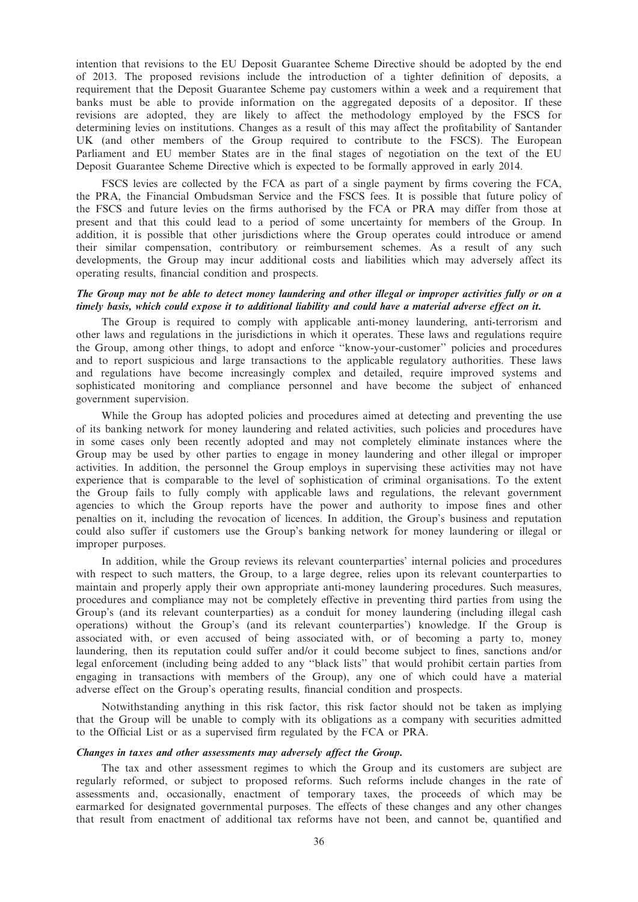intention that revisions to the EU Deposit Guarantee Scheme Directive should be adopted by the end of 2013. The proposed revisions include the introduction of a tighter definition of deposits, a requirement that the Deposit Guarantee Scheme pay customers within a week and a requirement that banks must be able to provide information on the aggregated deposits of a depositor. If these revisions are adopted, they are likely to affect the methodology employed by the FSCS for determining levies on institutions. Changes as a result of this may affect the profitability of Santander UK (and other members of the Group required to contribute to the FSCS). The European Parliament and EU member States are in the final stages of negotiation on the text of the EU Deposit Guarantee Scheme Directive which is expected to be formally approved in early 2014.

FSCS levies are collected by the FCA as part of a single payment by firms covering the FCA, the PRA, the Financial Ombudsman Service and the FSCS fees. It is possible that future policy of the FSCS and future levies on the firms authorised by the FCA or PRA may differ from those at present and that this could lead to a period of some uncertainty for members of the Group. In addition, it is possible that other jurisdictions where the Group operates could introduce or amend their similar compensation, contributory or reimbursement schemes. As a result of any such developments, the Group may incur additional costs and liabilities which may adversely affect its operating results, financial condition and prospects.

***The Group may not be able to detect money laundering and other illegal or improper activities fully or on a timely basis, which could expose it to additional liability and could have a material adverse effect on it.***

The Group is required to comply with applicable anti-money laundering, anti-terrorism and other laws and regulations in the jurisdictions in which it operates. These laws and regulations require the Group, among other things, to adopt and enforce ''know-your-customer'' policies and procedures and to report suspicious and large transactions to the applicable regulatory authorities. These laws and regulations have become increasingly complex and detailed, require improved systems and sophisticated monitoring and compliance personnel and have become the subject of enhanced government supervision.

While the Group has adopted policies and procedures aimed at detecting and preventing the use of its banking network for money laundering and related activities, such policies and procedures have in some cases only been recently adopted and may not completely eliminate instances where the Group may be used by other parties to engage in money laundering and other illegal or improper activities. In addition, the personnel the Group employs in supervising these activities may not have experience that is comparable to the level of sophistication of criminal organisations. To the extent the Group fails to fully comply with applicable laws and regulations, the relevant government agencies to which the Group reports have the power and authority to impose fines and other penalties on it, including the revocation of licences. In addition, the Group's business and reputation could also suffer if customers use the Group's banking network for money laundering or illegal or improper purposes.

In addition, while the Group reviews its relevant counterparties' internal policies and procedures with respect to such matters, the Group, to a large degree, relies upon its relevant counterparties to maintain and properly apply their own appropriate anti-money laundering procedures. Such measures, procedures and compliance may not be completely effective in preventing third parties from using the Group's (and its relevant counterparties) as a conduit for money laundering (including illegal cash operations) without the Group's (and its relevant counterparties') knowledge. If the Group is associated with, or even accused of being associated with, or of becoming a party to, money laundering, then its reputation could suffer and/or it could become subject to fines, sanctions and/or legal enforcement (including being added to any ''black lists'' that would prohibit certain parties from engaging in transactions with members of the Group), any one of which could have a material adverse effect on the Group's operating results, financial condition and prospects.

Notwithstanding anything in this risk factor, this risk factor should not be taken as implying that the Group will be unable to comply with its obligations as a company with securities admitted to the Official List or as a supervised firm regulated by the FCA or PRA.

***Changes in taxes and other assessments may adversely affect the Group.***

The tax and other assessment regimes to which the Group and its customers are subject are regularly reformed, or subject to proposed reforms. Such reforms include changes in the rate of assessments and, occasionally, enactment of temporary taxes, the proceeds of which may be earmarked for designated governmental purposes. The effects of these changes and any other changes that result from enactment of additional tax reforms have not been, and cannot be, quantified and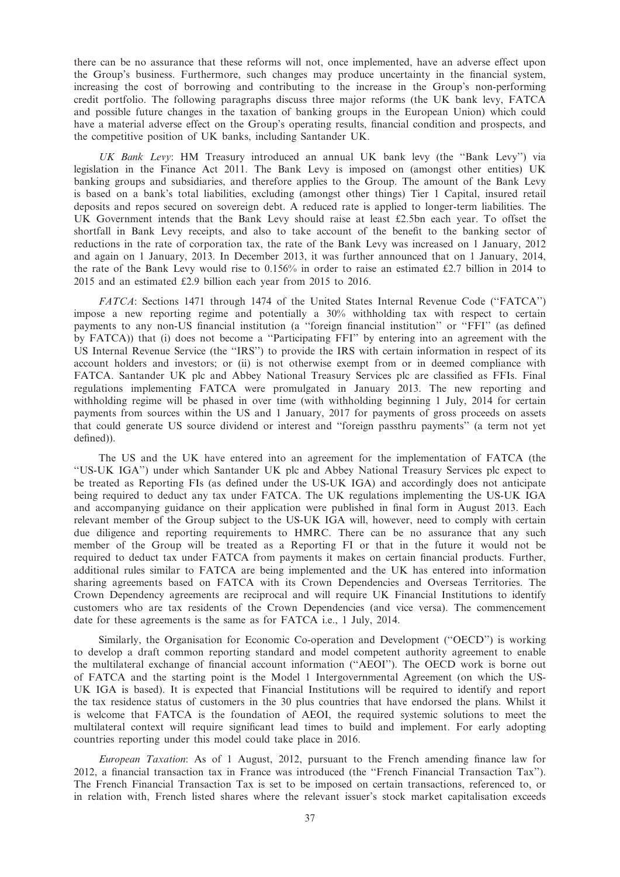there can be no assurance that these reforms will not, once implemented, have an adverse effect upon the Group's business. Furthermore, such changes may produce uncertainty in the financial system, increasing the cost of borrowing and contributing to the increase in the Group's non-performing credit portfolio. The following paragraphs discuss three major reforms (the UK bank levy, FATCA and possible future changes in the taxation of banking groups in the European Union) which could have a material adverse effect on the Group's operating results, financial condition and prospects, and the competitive position of UK banks, including Santander UK.

*UK Bank Levy*: HM Treasury introduced an annual UK bank levy (the ''Bank Levy'') via legislation in the Finance Act 2011. The Bank Levy is imposed on (amongst other entities) UK banking groups and subsidiaries, and therefore applies to the Group. The amount of the Bank Levy is based on a bank's total liabilities, excluding (amongst other things) Tier 1 Capital, insured retail deposits and repos secured on sovereign debt. A reduced rate is applied to longer-term liabilities. The UK Government intends that the Bank Levy should raise at least £2.5bn each year. To offset the shortfall in Bank Levy receipts, and also to take account of the benefit to the banking sector of reductions in the rate of corporation tax, the rate of the Bank Levy was increased on 1 January, 2012 and again on 1 January, 2013. In December 2013, it was further announced that on 1 January, 2014, the rate of the Bank Levy would rise to 0.156% in order to raise an estimated £2.7 billion in 2014 to 2015 and an estimated £2.9 billion each year from 2015 to 2016.

*FATCA*: Sections 1471 through 1474 of the United States Internal Revenue Code (''FATCA'') impose a new reporting regime and potentially a 30% withholding tax with respect to certain payments to any non-US financial institution (a ''foreign financial institution'' or ''FFI'' (as defined by FATCA)) that (i) does not become a ''Participating FFI'' by entering into an agreement with the US Internal Revenue Service (the ''IRS'') to provide the IRS with certain information in respect of its account holders and investors; or (ii) is not otherwise exempt from or in deemed compliance with FATCA. Santander UK plc and Abbey National Treasury Services plc are classified as FFIs. Final regulations implementing FATCA were promulgated in January 2013. The new reporting and withholding regime will be phased in over time (with withholding beginning 1 July, 2014 for certain payments from sources within the US and 1 January, 2017 for payments of gross proceeds on assets that could generate US source dividend or interest and ''foreign passthru payments'' (a term not yet defined)).

The US and the UK have entered into an agreement for the implementation of FATCA (the ''US-UK IGA'') under which Santander UK plc and Abbey National Treasury Services plc expect to be treated as Reporting FIs (as defined under the US-UK IGA) and accordingly does not anticipate being required to deduct any tax under FATCA. The UK regulations implementing the US-UK IGA and accompanying guidance on their application were published in final form in August 2013. Each relevant member of the Group subject to the US-UK IGA will, however, need to comply with certain due diligence and reporting requirements to HMRC. There can be no assurance that any such member of the Group will be treated as a Reporting FI or that in the future it would not be required to deduct tax under FATCA from payments it makes on certain financial products. Further, additional rules similar to FATCA are being implemented and the UK has entered into information sharing agreements based on FATCA with its Crown Dependencies and Overseas Territories. The Crown Dependency agreements are reciprocal and will require UK Financial Institutions to identify customers who are tax residents of the Crown Dependencies (and vice versa). The commencement date for these agreements is the same as for FATCA i.e., 1 July, 2014.

Similarly, the Organisation for Economic Co-operation and Development (''OECD'') is working to develop a draft common reporting standard and model competent authority agreement to enable the multilateral exchange of financial account information (''AEOI''). The OECD work is borne out of FATCA and the starting point is the Model 1 Intergovernmental Agreement (on which the US-UK IGA is based). It is expected that Financial Institutions will be required to identify and report the tax residence status of customers in the 30 plus countries that have endorsed the plans. Whilst it is welcome that FATCA is the foundation of AEOI, the required systemic solutions to meet the multilateral context will require significant lead times to build and implement. For early adopting countries reporting under this model could take place in 2016.

*European Taxation*: As of 1 August, 2012, pursuant to the French amending finance law for 2012, a financial transaction tax in France was introduced (the ''French Financial Transaction Tax''). The French Financial Transaction Tax is set to be imposed on certain transactions, referenced to, or in relation with, French listed shares where the relevant issuer's stock market capitalisation exceeds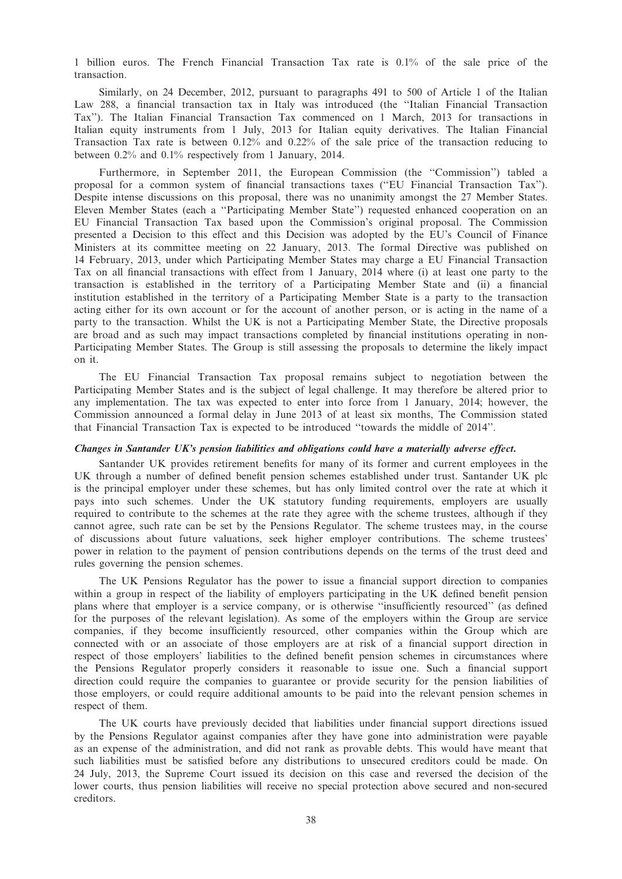1 billion euros. The French Financial Transaction Tax rate is 0.1% of the sale price of the transaction.

Similarly, on 24 December, 2012, pursuant to paragraphs 491 to 500 of Article 1 of the Italian Law 288, a financial transaction tax in Italy was introduced (the ''Italian Financial Transaction Tax''). The Italian Financial Transaction Tax commenced on 1 March, 2013 for transactions in Italian equity instruments from 1 July, 2013 for Italian equity derivatives. The Italian Financial Transaction Tax rate is between 0.12% and 0.22% of the sale price of the transaction reducing to between 0.2% and 0.1% respectively from 1 January, 2014.

Furthermore, in September 2011, the European Commission (the ''Commission'') tabled a proposal for a common system of financial transactions taxes (''EU Financial Transaction Tax''). Despite intense discussions on this proposal, there was no unanimity amongst the 27 Member States. Eleven Member States (each a ''Participating Member State'') requested enhanced cooperation on an EU Financial Transaction Tax based upon the Commission's original proposal. The Commission presented a Decision to this effect and this Decision was adopted by the EU's Council of Finance Ministers at its committee meeting on 22 January, 2013. The formal Directive was published on 14 February, 2013, under which Participating Member States may charge a EU Financial Transaction Tax on all financial transactions with effect from 1 January, 2014 where (i) at least one party to the transaction is established in the territory of a Participating Member State and (ii) a financial institution established in the territory of a Participating Member State is a party to the transaction acting either for its own account or for the account of another person, or is acting in the name of a party to the transaction. Whilst the UK is not a Participating Member State, the Directive proposals are broad and as such may impact transactions completed by financial institutions operating in non-Participating Member States. The Group is still assessing the proposals to determine the likely impact on it.

The EU Financial Transaction Tax proposal remains subject to negotiation between the Participating Member States and is the subject of legal challenge. It may therefore be altered prior to any implementation. The tax was expected to enter into force from 1 January, 2014; however, the Commission announced a formal delay in June 2013 of at least six months, The Commission stated that Financial Transaction Tax is expected to be introduced ''towards the middle of 2014''.

***Changes in Santander UK's pension liabilities and obligations could have a materially adverse effect.***

Santander UK provides retirement benefits for many of its former and current employees in the UK through a number of defined benefit pension schemes established under trust. Santander UK plc is the principal employer under these schemes, but has only limited control over the rate at which it pays into such schemes. Under the UK statutory funding requirements, employers are usually required to contribute to the schemes at the rate they agree with the scheme trustees, although if they cannot agree, such rate can be set by the Pensions Regulator. The scheme trustees may, in the course of discussions about future valuations, seek higher employer contributions. The scheme trustees' power in relation to the payment of pension contributions depends on the terms of the trust deed and rules governing the pension schemes.

The UK Pensions Regulator has the power to issue a financial support direction to companies within a group in respect of the liability of employers participating in the UK defined benefit pension plans where that employer is a service company, or is otherwise ''insufficiently resourced'' (as defined for the purposes of the relevant legislation). As some of the employers within the Group are service companies, if they become insufficiently resourced, other companies within the Group which are connected with or an associate of those employers are at risk of a financial support direction in respect of those employers' liabilities to the defined benefit pension schemes in circumstances where the Pensions Regulator properly considers it reasonable to issue one. Such a financial support direction could require the companies to guarantee or provide security for the pension liabilities of those employers, or could require additional amounts to be paid into the relevant pension schemes in respect of them.

The UK courts have previously decided that liabilities under financial support directions issued by the Pensions Regulator against companies after they have gone into administration were payable as an expense of the administration, and did not rank as provable debts. This would have meant that such liabilities must be satisfied before any distributions to unsecured creditors could be made. On 24 July, 2013, the Supreme Court issued its decision on this case and reversed the decision of the lower courts, thus pension liabilities will receive no special protection above secured and non-secured creditors.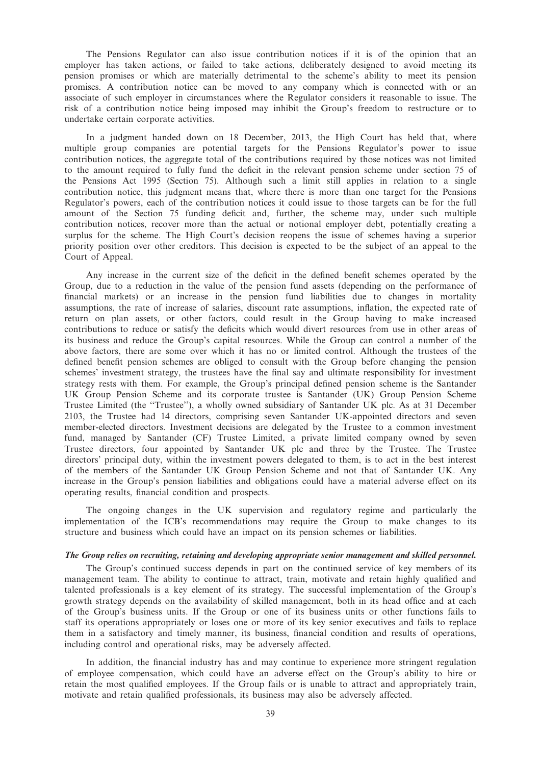The Pensions Regulator can also issue contribution notices if it is of the opinion that an employer has taken actions, or failed to take actions, deliberately designed to avoid meeting its pension promises or which are materially detrimental to the scheme's ability to meet its pension promises. A contribution notice can be moved to any company which is connected with or an associate of such employer in circumstances where the Regulator considers it reasonable to issue. The risk of a contribution notice being imposed may inhibit the Group's freedom to restructure or to undertake certain corporate activities.

In a judgment handed down on 18 December, 2013, the High Court has held that, where multiple group companies are potential targets for the Pensions Regulator's power to issue contribution notices, the aggregate total of the contributions required by those notices was not limited to the amount required to fully fund the deficit in the relevant pension scheme under section 75 of the Pensions Act 1995 (Section 75). Although such a limit still applies in relation to a single contribution notice, this judgment means that, where there is more than one target for the Pensions Regulator's powers, each of the contribution notices it could issue to those targets can be for the full amount of the Section 75 funding deficit and, further, the scheme may, under such multiple contribution notices, recover more than the actual or notional employer debt, potentially creating a surplus for the scheme. The High Court's decision reopens the issue of schemes having a superior priority position over other creditors. This decision is expected to be the subject of an appeal to the Court of Appeal.

Any increase in the current size of the deficit in the defined benefit schemes operated by the Group, due to a reduction in the value of the pension fund assets (depending on the performance of financial markets) or an increase in the pension fund liabilities due to changes in mortality assumptions, the rate of increase of salaries, discount rate assumptions, inflation, the expected rate of return on plan assets, or other factors, could result in the Group having to make increased contributions to reduce or satisfy the deficits which would divert resources from use in other areas of its business and reduce the Group's capital resources. While the Group can control a number of the above factors, there are some over which it has no or limited control. Although the trustees of the defined benefit pension schemes are obliged to consult with the Group before changing the pension schemes' investment strategy, the trustees have the final say and ultimate responsibility for investment strategy rests with them. For example, the Group's principal defined pension scheme is the Santander UK Group Pension Scheme and its corporate trustee is Santander (UK) Group Pension Scheme Trustee Limited (the "Trustee"), a wholly owned subsidiary of Santander UK plc. As at 31 December 2103, the Trustee had 14 directors, comprising seven Santander UK-appointed directors and seven member-elected directors. Investment decisions are delegated by the Trustee to a common investment fund, managed by Santander (CF) Trustee Limited, a private limited company owned by seven Trustee directors, four appointed by Santander UK plc and three by the Trustee. The Trustee directors' principal duty, within the investment powers delegated to them, is to act in the best interest of the members of the Santander UK Group Pension Scheme and not that of Santander UK. Any increase in the Group's pension liabilities and obligations could have a material adverse effect on its operating results, financial condition and prospects.

The ongoing changes in the UK supervision and regulatory regime and particularly the implementation of the ICB's recommendations may require the Group to make changes to its structure and business which could have an impact on its pension schemes or liabilities.

***The Group relies on recruiting, retaining and developing appropriate senior management and skilled personnel.***

The Group's continued success depends in part on the continued service of key members of its management team. The ability to continue to attract, train, motivate and retain highly qualified and talented professionals is a key element of its strategy. The successful implementation of the Group's growth strategy depends on the availability of skilled management, both in its head office and at each of the Group's business units. If the Group or one of its business units or other functions fails to staff its operations appropriately or loses one or more of its key senior executives and fails to replace them in a satisfactory and timely manner, its business, financial condition and results of operations, including control and operational risks, may be adversely affected.

In addition, the financial industry has and may continue to experience more stringent regulation of employee compensation, which could have an adverse effect on the Group's ability to hire or retain the most qualified employees. If the Group fails or is unable to attract and appropriately train, motivate and retain qualified professionals, its business may also be adversely affected.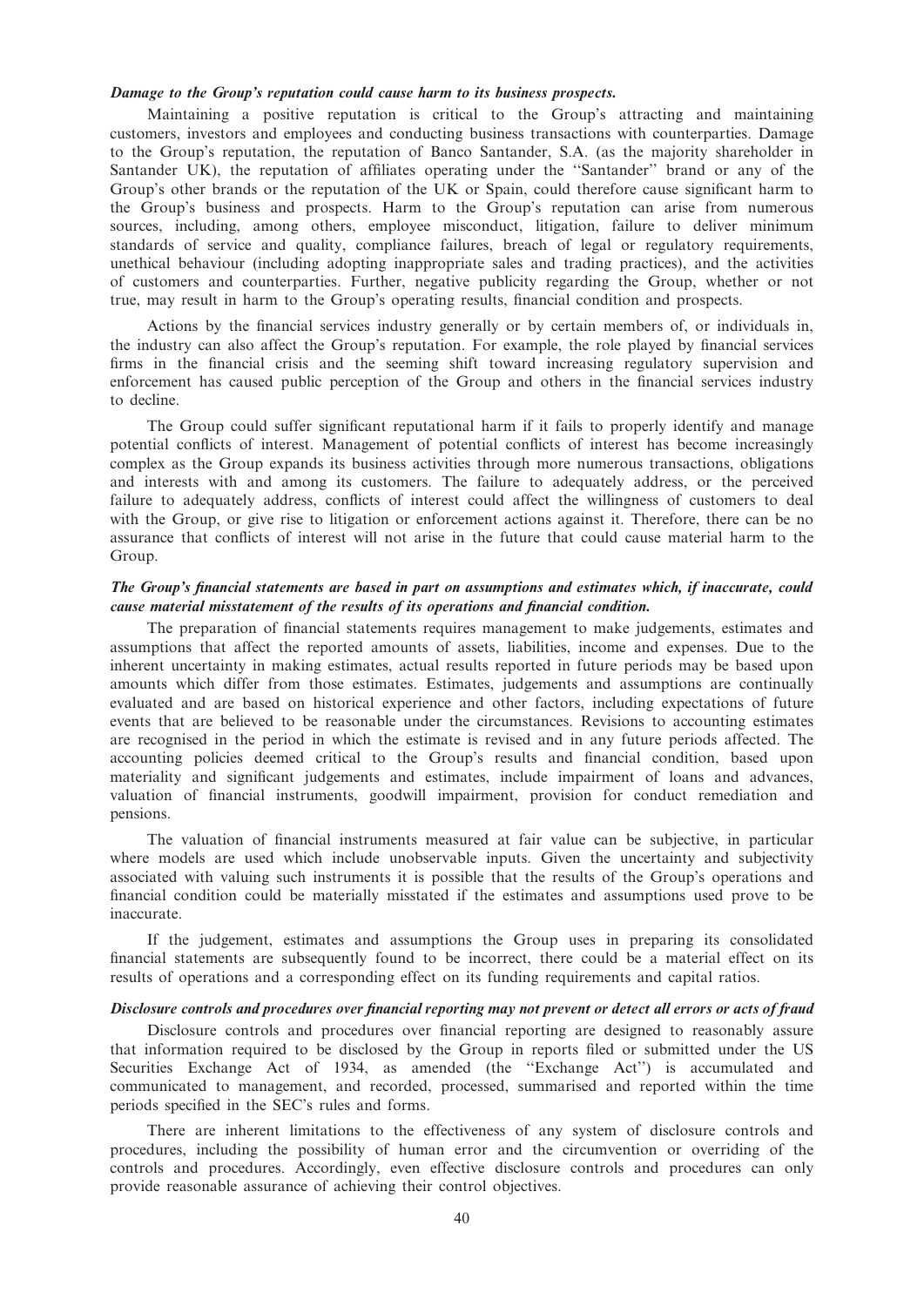***Damage to the Group's reputation could cause harm to its business prospects.***

Maintaining a positive reputation is critical to the Group's attracting and maintaining customers, investors and employees and conducting business transactions with counterparties. Damage to the Group's reputation, the reputation of Banco Santander, S.A. (as the majority shareholder in Santander UK), the reputation of affiliates operating under the ''Santander'' brand or any of the Group's other brands or the reputation of the UK or Spain, could therefore cause significant harm to the Group's business and prospects. Harm to the Group's reputation can arise from numerous sources, including, among others, employee misconduct, litigation, failure to deliver minimum standards of service and quality, compliance failures, breach of legal or regulatory requirements, unethical behaviour (including adopting inappropriate sales and trading practices), and the activities of customers and counterparties. Further, negative publicity regarding the Group, whether or not true, may result in harm to the Group's operating results, financial condition and prospects.

Actions by the financial services industry generally or by certain members of, or individuals in, the industry can also affect the Group's reputation. For example, the role played by financial services firms in the financial crisis and the seeming shift toward increasing regulatory supervision and enforcement has caused public perception of the Group and others in the financial services industry to decline.

The Group could suffer significant reputational harm if it fails to properly identify and manage potential conflicts of interest. Management of potential conflicts of interest has become increasingly complex as the Group expands its business activities through more numerous transactions, obligations and interests with and among its customers. The failure to adequately address, or the perceived failure to adequately address, conflicts of interest could affect the willingness of customers to deal with the Group, or give rise to litigation or enforcement actions against it. Therefore, there can be no assurance that conflicts of interest will not arise in the future that could cause material harm to the Group.

***The Group's financial statements are based in part on assumptions and estimates which, if inaccurate, could cause material misstatement of the results of its operations and financial condition.***

The preparation of financial statements requires management to make judgements, estimates and assumptions that affect the reported amounts of assets, liabilities, income and expenses. Due to the inherent uncertainty in making estimates, actual results reported in future periods may be based upon amounts which differ from those estimates. Estimates, judgements and assumptions are continually evaluated and are based on historical experience and other factors, including expectations of future events that are believed to be reasonable under the circumstances. Revisions to accounting estimates are recognised in the period in which the estimate is revised and in any future periods affected. The accounting policies deemed critical to the Group's results and financial condition, based upon materiality and significant judgements and estimates, include impairment of loans and advances, valuation of financial instruments, goodwill impairment, provision for conduct remediation and pensions.

The valuation of financial instruments measured at fair value can be subjective, in particular where models are used which include unobservable inputs. Given the uncertainty and subjectivity associated with valuing such instruments it is possible that the results of the Group's operations and financial condition could be materially misstated if the estimates and assumptions used prove to be inaccurate.

If the judgement, estimates and assumptions the Group uses in preparing its consolidated financial statements are subsequently found to be incorrect, there could be a material effect on its results of operations and a corresponding effect on its funding requirements and capital ratios.

***Disclosure controls and procedures over financial reporting may not prevent or detect all errors or acts of fraud***

Disclosure controls and procedures over financial reporting are designed to reasonably assure that information required to be disclosed by the Group in reports filed or submitted under the US Securities Exchange Act of 1934, as amended (the ''Exchange Act'') is accumulated and communicated to management, and recorded, processed, summarised and reported within the time periods specified in the SEC's rules and forms.

There are inherent limitations to the effectiveness of any system of disclosure controls and procedures, including the possibility of human error and the circumvention or overriding of the controls and procedures. Accordingly, even effective disclosure controls and procedures can only provide reasonable assurance of achieving their control objectives.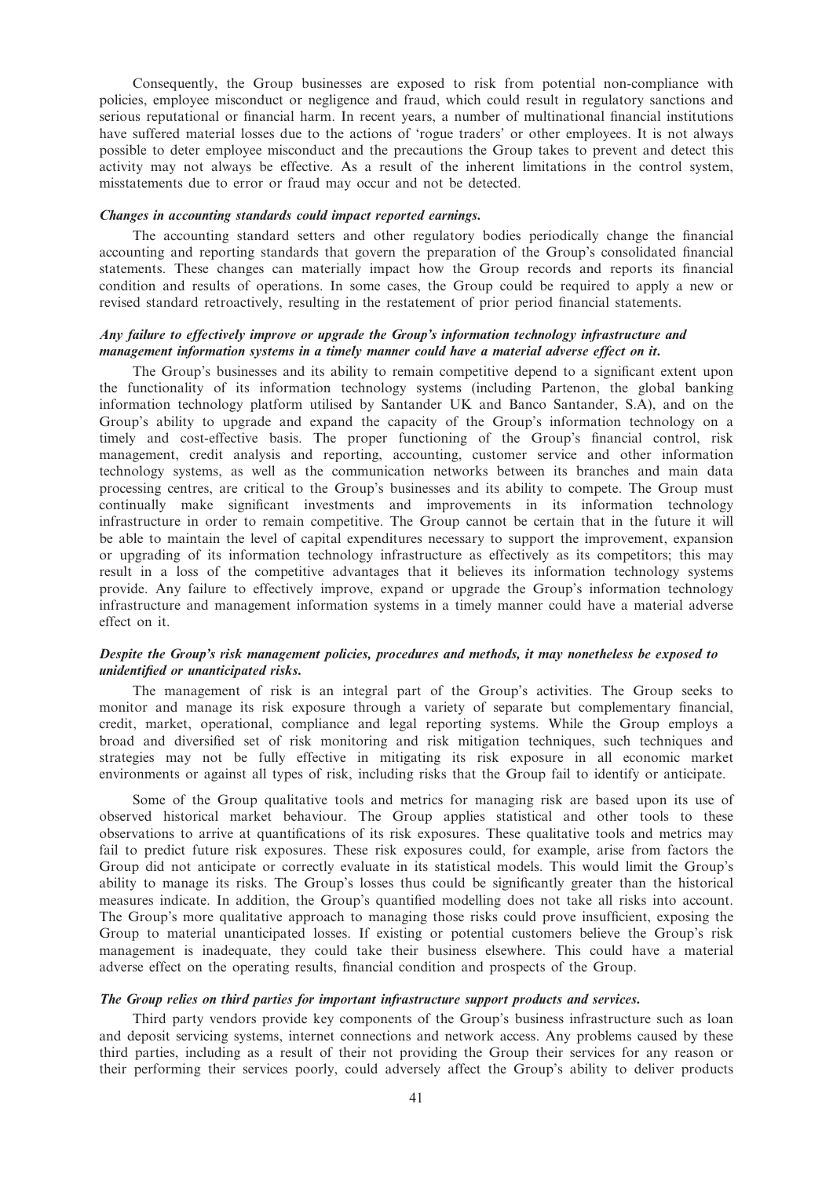Consequently, the Group businesses are exposed to risk from potential non-compliance with policies, employee misconduct or negligence and fraud, which could result in regulatory sanctions and serious reputational or financial harm. In recent years, a number of multinational financial institutions have suffered material losses due to the actions of 'rogue traders' or other employees. It is not always possible to deter employee misconduct and the precautions the Group takes to prevent and detect this activity may not always be effective. As a result of the inherent limitations in the control system, misstatements due to error or fraud may occur and not be detected.

***Changes in accounting standards could impact reported earnings.***

The accounting standard setters and other regulatory bodies periodically change the financial accounting and reporting standards that govern the preparation of the Group's consolidated financial statements. These changes can materially impact how the Group records and reports its financial condition and results of operations. In some cases, the Group could be required to apply a new or revised standard retroactively, resulting in the restatement of prior period financial statements.

***Any failure to effectively improve or upgrade the Group's information technology infrastructure and management information systems in a timely manner could have a material adverse effect on it.***

The Group's businesses and its ability to remain competitive depend to a significant extent upon the functionality of its information technology systems (including Partenon, the global banking information technology platform utilised by Santander UK and Banco Santander, S.A), and on the Group's ability to upgrade and expand the capacity of the Group's information technology on a timely and cost-effective basis. The proper functioning of the Group's financial control, risk management, credit analysis and reporting, accounting, customer service and other information technology systems, as well as the communication networks between its branches and main data processing centres, are critical to the Group's businesses and its ability to compete. The Group must continually make significant investments and improvements in its information technology infrastructure in order to remain competitive. The Group cannot be certain that in the future it will be able to maintain the level of capital expenditures necessary to support the improvement, expansion or upgrading of its information technology infrastructure as effectively as its competitors; this may result in a loss of the competitive advantages that it believes its information technology systems provide. Any failure to effectively improve, expand or upgrade the Group's information technology infrastructure and management information systems in a timely manner could have a material adverse effect on it.

***Despite the Group's risk management policies, procedures and methods, it may nonetheless be exposed to unidentified or unanticipated risks.***

The management of risk is an integral part of the Group's activities. The Group seeks to monitor and manage its risk exposure through a variety of separate but complementary financial, credit, market, operational, compliance and legal reporting systems. While the Group employs a broad and diversified set of risk monitoring and risk mitigation techniques, such techniques and strategies may not be fully effective in mitigating its risk exposure in all economic market environments or against all types of risk, including risks that the Group fail to identify or anticipate.

Some of the Group qualitative tools and metrics for managing risk are based upon its use of observed historical market behaviour. The Group applies statistical and other tools to these observations to arrive at quantifications of its risk exposures. These qualitative tools and metrics may fail to predict future risk exposures. These risk exposures could, for example, arise from factors the Group did not anticipate or correctly evaluate in its statistical models. This would limit the Group's ability to manage its risks. The Group's losses thus could be significantly greater than the historical measures indicate. In addition, the Group's quantified modelling does not take all risks into account. The Group's more qualitative approach to managing those risks could prove insufficient, exposing the Group to material unanticipated losses. If existing or potential customers believe the Group's risk management is inadequate, they could take their business elsewhere. This could have a material adverse effect on the operating results, financial condition and prospects of the Group.

***The Group relies on third parties for important infrastructure support products and services.***

Third party vendors provide key components of the Group's business infrastructure such as loan and deposit servicing systems, internet connections and network access. Any problems caused by these third parties, including as a result of their not providing the Group their services for any reason or their performing their services poorly, could adversely affect the Group's ability to deliver products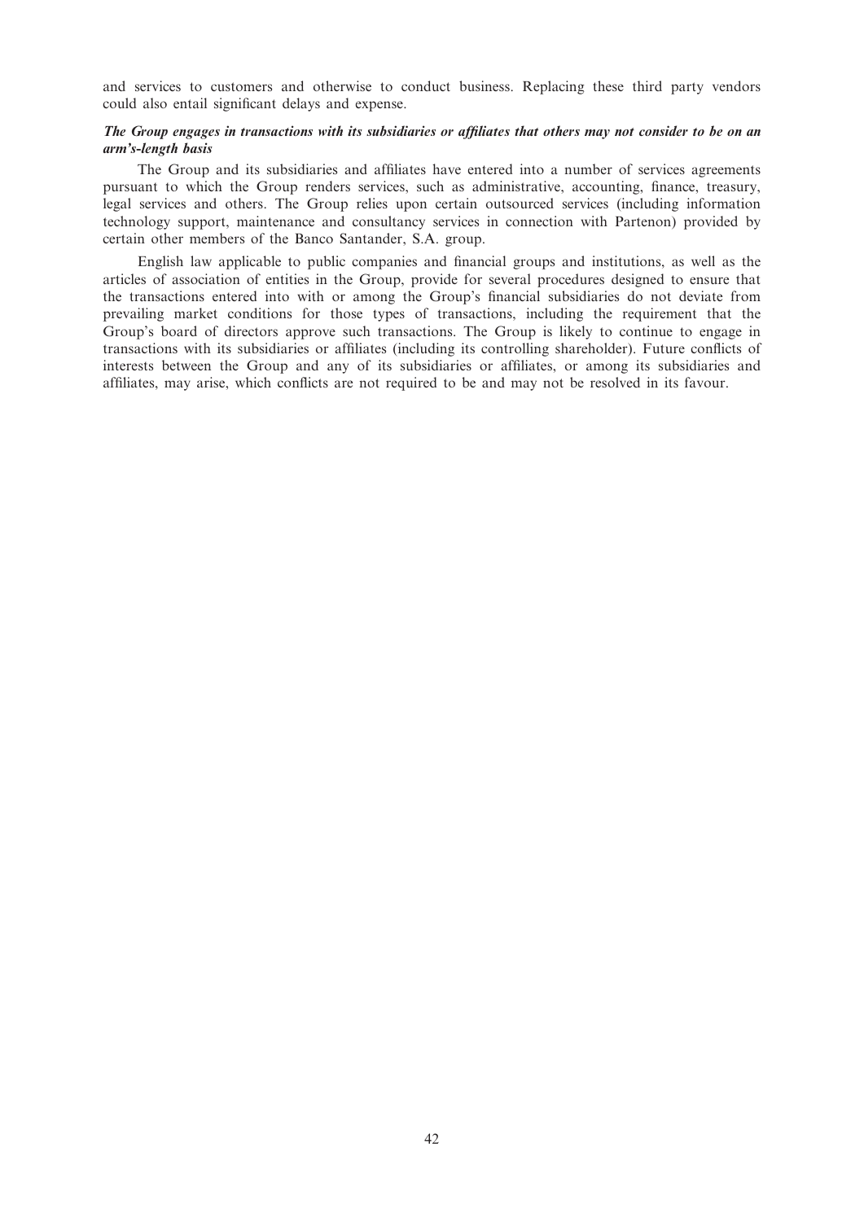and services to customers and otherwise to conduct business. Replacing these third party vendors could also entail significant delays and expense.

***The Group engages in transactions with its subsidiaries or affiliates that others may not consider to be on an arm's-length basis***

The Group and its subsidiaries and affiliates have entered into a number of services agreements pursuant to which the Group renders services, such as administrative, accounting, finance, treasury, legal services and others. The Group relies upon certain outsourced services (including information technology support, maintenance and consultancy services in connection with Partenon) provided by certain other members of the Banco Santander, S.A. group.

English law applicable to public companies and financial groups and institutions, as well as the articles of association of entities in the Group, provide for several procedures designed to ensure that the transactions entered into with or among the Group's financial subsidiaries do not deviate from prevailing market conditions for those types of transactions, including the requirement that the Group's board of directors approve such transactions. The Group is likely to continue to engage in transactions with its subsidiaries or affiliates (including its controlling shareholder). Future conflicts of interests between the Group and any of its subsidiaries or affiliates, or among its subsidiaries and affiliates, may arise, which conflicts are not required to be and may not be resolved in its favour.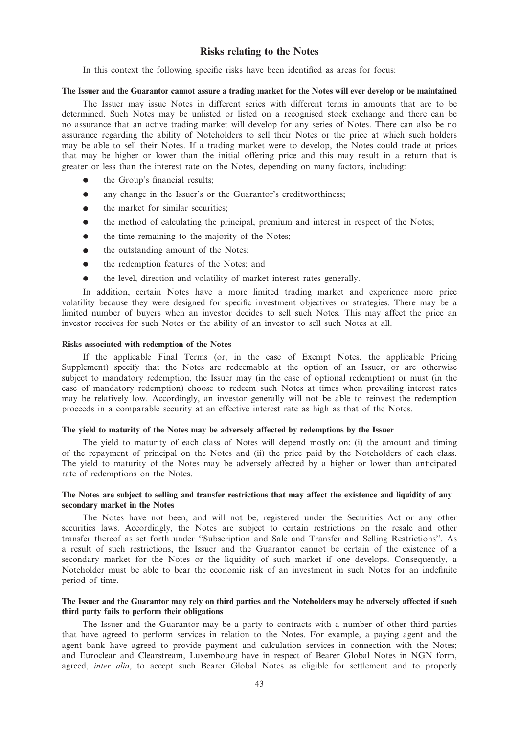## Risks relating to the Notes

In this context the following specific risks have been identified as areas for focus:

**The Issuer and the Guarantor cannot assure a trading market for the Notes will ever develop or be maintained**

The Issuer may issue Notes in different series with different terms in amounts that are to be determined. Such Notes may be unlisted or listed on a recognised stock exchange and there can be no assurance that an active trading market will develop for any series of Notes. There can also be no assurance regarding the ability of Noteholders to sell their Notes or the price at which such holders may be able to sell their Notes. If a trading market were to develop, the Notes could trade at prices that may be higher or lower than the initial offering price and this may result in a return that is greater or less than the interest rate on the Notes, depending on many factors, including:

- the Group's financial results;
- any change in the Issuer's or the Guarantor's creditworthiness;
- the market for similar securities;
- the method of calculating the principal, premium and interest in respect of the Notes;
- the time remaining to the majority of the Notes;
- the outstanding amount of the Notes;
- the redemption features of the Notes; and
- the level, direction and volatility of market interest rates generally.

In addition, certain Notes have a more limited trading market and experience more price volatility because they were designed for specific investment objectives or strategies. There may be a limited number of buyers when an investor decides to sell such Notes. This may affect the price an investor receives for such Notes or the ability of an investor to sell such Notes at all.

**Risks associated with redemption of the Notes**

If the applicable Final Terms (or, in the case of Exempt Notes, the applicable Pricing Supplement) specify that the Notes are redeemable at the option of an Issuer, or are otherwise subject to mandatory redemption, the Issuer may (in the case of optional redemption) or must (in the case of mandatory redemption) choose to redeem such Notes at times when prevailing interest rates may be relatively low. Accordingly, an investor generally will not be able to reinvest the redemption proceeds in a comparable security at an effective interest rate as high as that of the Notes.

**The yield to maturity of the Notes may be adversely affected by redemptions by the Issuer**

The yield to maturity of each class of Notes will depend mostly on: (i) the amount and timing of the repayment of principal on the Notes and (ii) the price paid by the Noteholders of each class. The yield to maturity of the Notes may be adversely affected by a higher or lower than anticipated rate of redemptions on the Notes.

**The Notes are subject to selling and transfer restrictions that may affect the existence and liquidity of any secondary market in the Notes**

The Notes have not been, and will not be, registered under the Securities Act or any other securities laws. Accordingly, the Notes are subject to certain restrictions on the resale and other transfer thereof as set forth under ''Subscription and Sale and Transfer and Selling Restrictions''. As a result of such restrictions, the Issuer and the Guarantor cannot be certain of the existence of a secondary market for the Notes or the liquidity of such market if one develops. Consequently, a Noteholder must be able to bear the economic risk of an investment in such Notes for an indefinite period of time.

**The Issuer and the Guarantor may rely on third parties and the Noteholders may be adversely affected if such third party fails to perform their obligations**

The Issuer and the Guarantor may be a party to contracts with a number of other third parties that have agreed to perform services in relation to the Notes. For example, a paying agent and the agent bank have agreed to provide payment and calculation services in connection with the Notes; and Euroclear and Clearstream, Luxembourg have in respect of Bearer Global Notes in NGN form, agreed, *inter alia*, to accept such Bearer Global Notes as eligible for settlement and to properly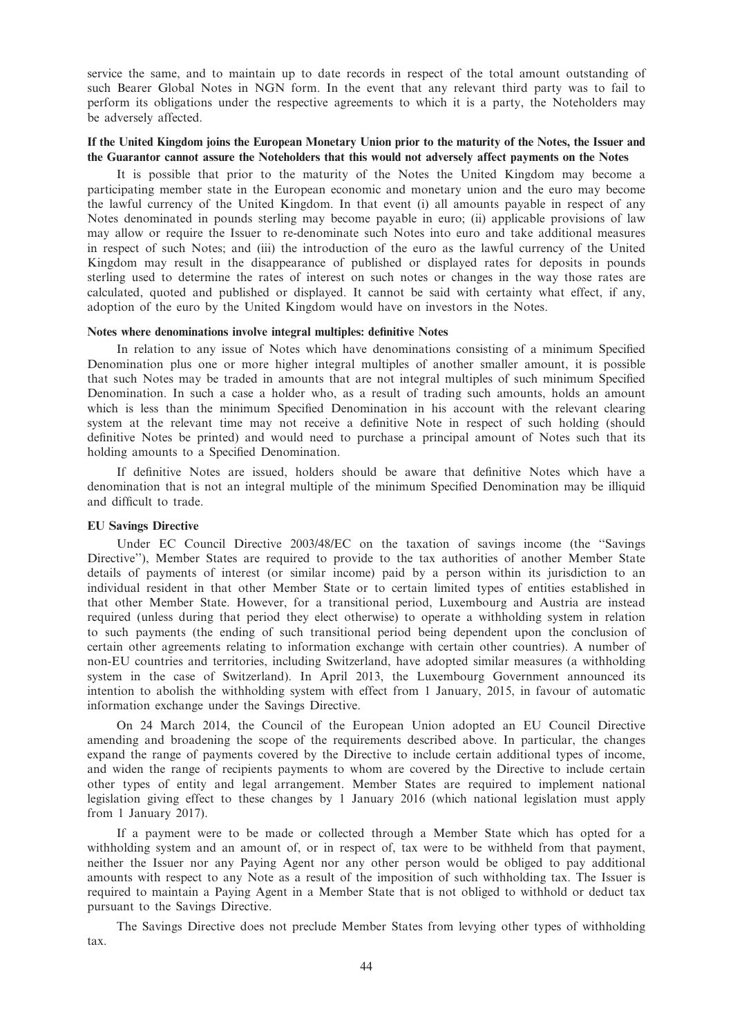service the same, and to maintain up to date records in respect of the total amount outstanding of such Bearer Global Notes in NGN form. In the event that any relevant third party was to fail to perform its obligations under the respective agreements to which it is a party, the Noteholders may be adversely affected.

**If the United Kingdom joins the European Monetary Union prior to the maturity of the Notes, the Issuer and the Guarantor cannot assure the Noteholders that this would not adversely affect payments on the Notes**

It is possible that prior to the maturity of the Notes the United Kingdom may become a participating member state in the European economic and monetary union and the euro may become the lawful currency of the United Kingdom. In that event (i) all amounts payable in respect of any Notes denominated in pounds sterling may become payable in euro; (ii) applicable provisions of law may allow or require the Issuer to re-denominate such Notes into euro and take additional measures in respect of such Notes; and (iii) the introduction of the euro as the lawful currency of the United Kingdom may result in the disappearance of published or displayed rates for deposits in pounds sterling used to determine the rates of interest on such notes or changes in the way those rates are calculated, quoted and published or displayed. It cannot be said with certainty what effect, if any, adoption of the euro by the United Kingdom would have on investors in the Notes.

**Notes where denominations involve integral multiples: definitive Notes**

In relation to any issue of Notes which have denominations consisting of a minimum Specified Denomination plus one or more higher integral multiples of another smaller amount, it is possible that such Notes may be traded in amounts that are not integral multiples of such minimum Specified Denomination. In such a case a holder who, as a result of trading such amounts, holds an amount which is less than the minimum Specified Denomination in his account with the relevant clearing system at the relevant time may not receive a definitive Note in respect of such holding (should definitive Notes be printed) and would need to purchase a principal amount of Notes such that its holding amounts to a Specified Denomination.

If definitive Notes are issued, holders should be aware that definitive Notes which have a denomination that is not an integral multiple of the minimum Specified Denomination may be illiquid and difficult to trade.

**EU Savings Directive**

Under EC Council Directive 2003/48/EC on the taxation of savings income (the "Savings Directive"), Member States are required to provide to the tax authorities of another Member State details of payments of interest (or similar income) paid by a person within its jurisdiction to an individual resident in that other Member State or to certain limited types of entities established in that other Member State. However, for a transitional period, Luxembourg and Austria are instead required (unless during that period they elect otherwise) to operate a withholding system in relation to such payments (the ending of such transitional period being dependent upon the conclusion of certain other agreements relating to information exchange with certain other countries). A number of non-EU countries and territories, including Switzerland, have adopted similar measures (a withholding system in the case of Switzerland). In April 2013, the Luxembourg Government announced its intention to abolish the withholding system with effect from 1 January, 2015, in favour of automatic information exchange under the Savings Directive.

On 24 March 2014, the Council of the European Union adopted an EU Council Directive amending and broadening the scope of the requirements described above. In particular, the changes expand the range of payments covered by the Directive to include certain additional types of income, and widen the range of recipients payments to whom are covered by the Directive to include certain other types of entity and legal arrangement. Member States are required to implement national legislation giving effect to these changes by 1 January 2016 (which national legislation must apply from 1 January 2017).

If a payment were to be made or collected through a Member State which has opted for a withholding system and an amount of, or in respect of, tax were to be withheld from that payment, neither the Issuer nor any Paying Agent nor any other person would be obliged to pay additional amounts with respect to any Note as a result of the imposition of such withholding tax. The Issuer is required to maintain a Paying Agent in a Member State that is not obliged to withhold or deduct tax pursuant to the Savings Directive.

The Savings Directive does not preclude Member States from levying other types of withholding tax.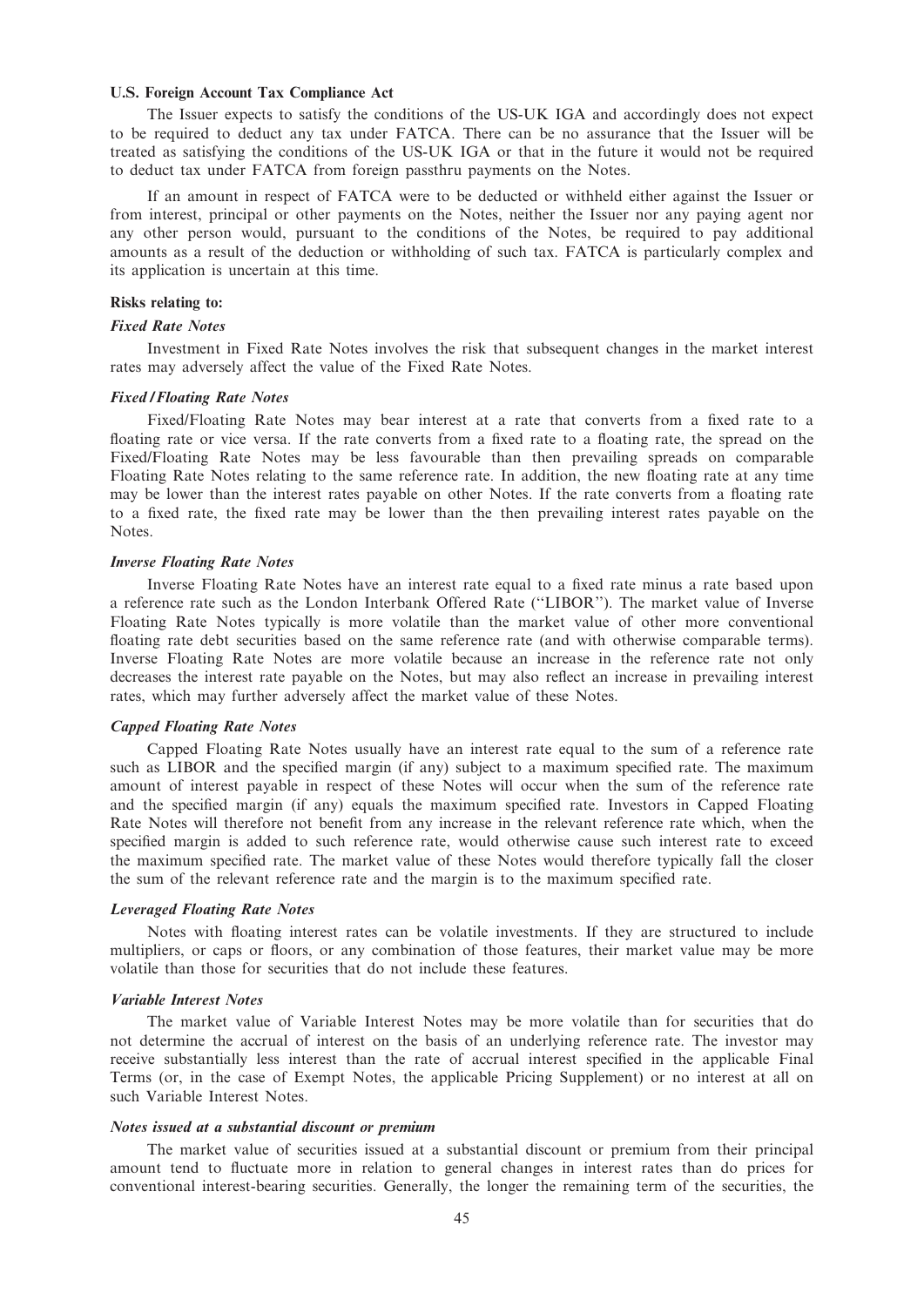**U.S. Foreign Account Tax Compliance Act**

The Issuer expects to satisfy the conditions of the US-UK IGA and accordingly does not expect to be required to deduct any tax under FATCA. There can be no assurance that the Issuer will be treated as satisfying the conditions of the US-UK IGA or that in the future it would not be required to deduct tax under FATCA from foreign passthru payments on the Notes.

If an amount in respect of FATCA were to be deducted or withheld either against the Issuer or from interest, principal or other payments on the Notes, neither the Issuer nor any paying agent nor any other person would, pursuant to the conditions of the Notes, be required to pay additional amounts as a result of the deduction or withholding of such tax. FATCA is particularly complex and its application is uncertain at this time.

**Risks relating to:**

***Fixed Rate Notes***

Investment in Fixed Rate Notes involves the risk that subsequent changes in the market interest rates may adversely affect the value of the Fixed Rate Notes.

***Fixed/Floating Rate Notes***

Fixed/Floating Rate Notes may bear interest at a rate that converts from a fixed rate to a floating rate or vice versa. If the rate converts from a fixed rate to a floating rate, the spread on the Fixed/Floating Rate Notes may be less favourable than then prevailing spreads on comparable Floating Rate Notes relating to the same reference rate. In addition, the new floating rate at any time may be lower than the interest rates payable on other Notes. If the rate converts from a floating rate to a fixed rate, the fixed rate may be lower than the then prevailing interest rates payable on the Notes.

***Inverse Floating Rate Notes***

Inverse Floating Rate Notes have an interest rate equal to a fixed rate minus a rate based upon a reference rate such as the London Interbank Offered Rate (''LIBOR''). The market value of Inverse Floating Rate Notes typically is more volatile than the market value of other more conventional floating rate debt securities based on the same reference rate (and with otherwise comparable terms). Inverse Floating Rate Notes are more volatile because an increase in the reference rate not only decreases the interest rate payable on the Notes, but may also reflect an increase in prevailing interest rates, which may further adversely affect the market value of these Notes.

***Capped Floating Rate Notes***

Capped Floating Rate Notes usually have an interest rate equal to the sum of a reference rate such as LIBOR and the specified margin (if any) subject to a maximum specified rate. The maximum amount of interest payable in respect of these Notes will occur when the sum of the reference rate and the specified margin (if any) equals the maximum specified rate. Investors in Capped Floating Rate Notes will therefore not benefit from any increase in the relevant reference rate which, when the specified margin is added to such reference rate, would otherwise cause such interest rate to exceed the maximum specified rate. The market value of these Notes would therefore typically fall the closer the sum of the relevant reference rate and the margin is to the maximum specified rate.

***Leveraged Floating Rate Notes***

Notes with floating interest rates can be volatile investments. If they are structured to include multipliers, or caps or floors, or any combination of those features, their market value may be more volatile than those for securities that do not include these features.

***Variable Interest Notes***

The market value of Variable Interest Notes may be more volatile than for securities that do not determine the accrual of interest on the basis of an underlying reference rate. The investor may receive substantially less interest than the rate of accrual interest specified in the applicable Final Terms (or, in the case of Exempt Notes, the applicable Pricing Supplement) or no interest at all on such Variable Interest Notes.

***Notes issued at a substantial discount or premium***

The market value of securities issued at a substantial discount or premium from their principal amount tend to fluctuate more in relation to general changes in interest rates than do prices for conventional interest-bearing securities. Generally, the longer the remaining term of the securities, the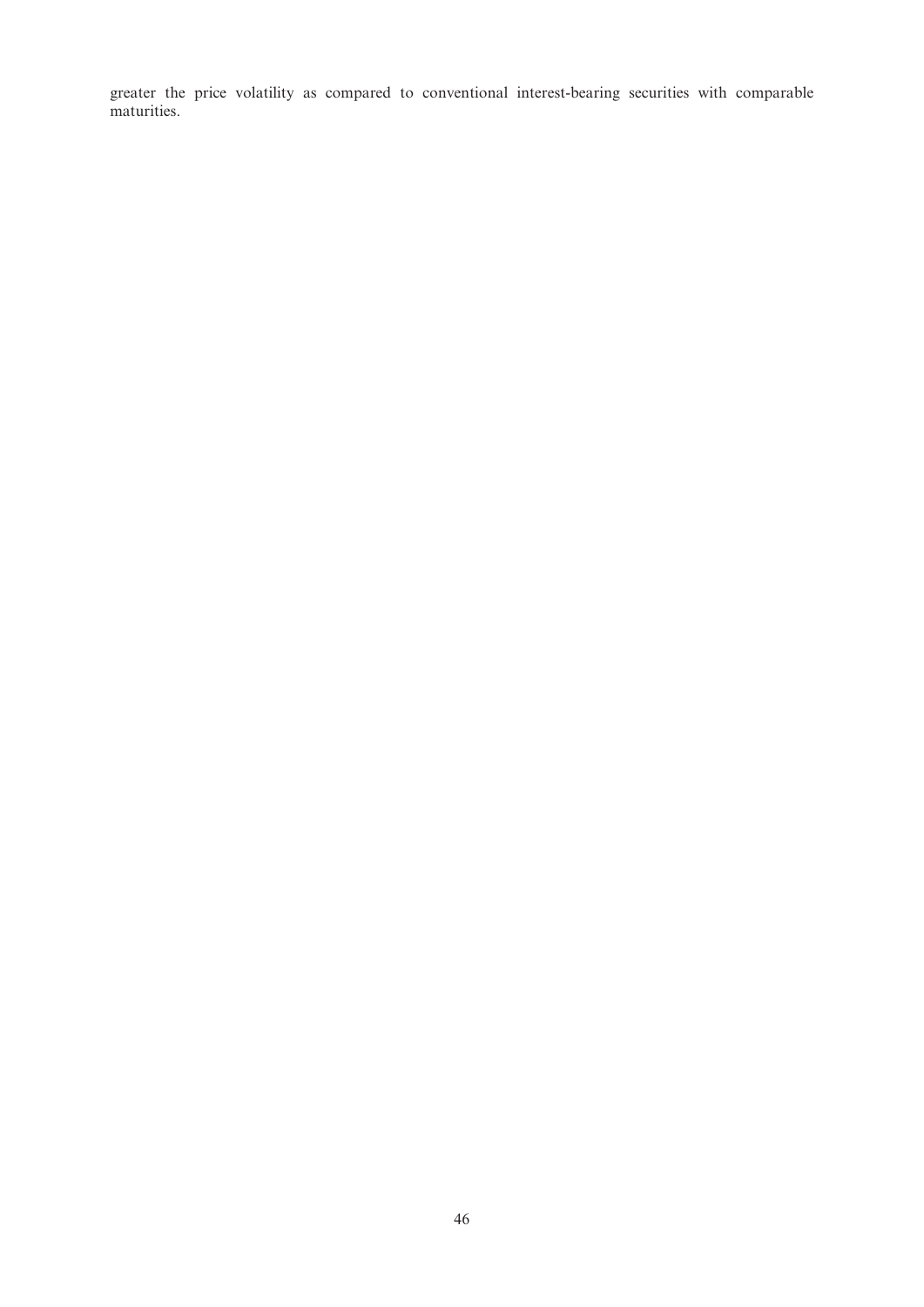greater the price volatility as compared to conventional interest-bearing securities with comparable maturities.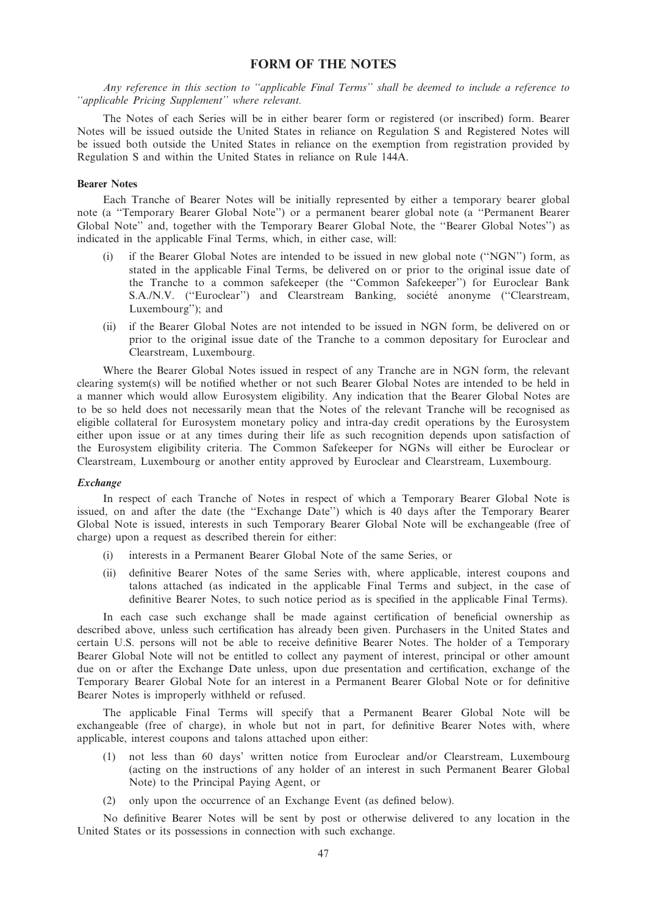# FORM OF THE NOTES

*Any reference in this section to ''applicable Final Terms'' shall be deemed to include a reference to ''applicable Pricing Supplement'' where relevant.*

The Notes of each Series will be in either bearer form or registered (or inscribed) form. Bearer Notes will be issued outside the United States in reliance on Regulation S and Registered Notes will be issued both outside the United States in reliance on the exemption from registration provided by Regulation S and within the United States in reliance on Rule 144A.

### Bearer Notes

Each Tranche of Bearer Notes will be initially represented by either a temporary bearer global note (a ''Temporary Bearer Global Note'') or a permanent bearer global note (a ''Permanent Bearer Global Note'' and, together with the Temporary Bearer Global Note, the ''Bearer Global Notes'') as indicated in the applicable Final Terms, which, in either case, will:

(i) if the Bearer Global Notes are intended to be issued in new global note (''NGN'') form, as stated in the applicable Final Terms, be delivered on or prior to the original issue date of the Tranche to a common safekeeper (the ''Common Safekeeper'') for Euroclear Bank S.A./N.V. (''Euroclear'') and Clearstream Banking, société anonyme (''Clearstream, Luxembourg''); and

(ii) if the Bearer Global Notes are not intended to be issued in NGN form, be delivered on or prior to the original issue date of the Tranche to a common depositary for Euroclear and Clearstream, Luxembourg.

Where the Bearer Global Notes issued in respect of any Tranche are in NGN form, the relevant clearing system(s) will be notified whether or not such Bearer Global Notes are intended to be held in a manner which would allow Eurosystem eligibility. Any indication that the Bearer Global Notes are to be so held does not necessarily mean that the Notes of the relevant Tranche will be recognised as eligible collateral for Eurosystem monetary policy and intra-day credit operations by the Eurosystem either upon issue or at any times during their life as such recognition depends upon satisfaction of the Eurosystem eligibility criteria. The Common Safekeeper for NGNs will either be Euroclear or Clearstream, Luxembourg or another entity approved by Euroclear and Clearstream, Luxembourg.

#### *Exchange*

In respect of each Tranche of Notes in respect of which a Temporary Bearer Global Note is issued, on and after the date (the ''Exchange Date'') which is 40 days after the Temporary Bearer Global Note is issued, interests in such Temporary Bearer Global Note will be exchangeable (free of charge) upon a request as described therein for either:

(i) interests in a Permanent Bearer Global Note of the same Series, or

(ii) definitive Bearer Notes of the same Series with, where applicable, interest coupons and talons attached (as indicated in the applicable Final Terms and subject, in the case of definitive Bearer Notes, to such notice period as is specified in the applicable Final Terms).

In each case such exchange shall be made against certification of beneficial ownership as described above, unless such certification has already been given. Purchasers in the United States and certain U.S. persons will not be able to receive definitive Bearer Notes. The holder of a Temporary Bearer Global Note will not be entitled to collect any payment of interest, principal or other amount due on or after the Exchange Date unless, upon due presentation and certification, exchange of the Temporary Bearer Global Note for an interest in a Permanent Bearer Global Note or for definitive Bearer Notes is improperly withheld or refused.

The applicable Final Terms will specify that a Permanent Bearer Global Note will be exchangeable (free of charge), in whole but not in part, for definitive Bearer Notes with, where applicable, interest coupons and talons attached upon either:

(1) not less than 60 days' written notice from Euroclear and/or Clearstream, Luxembourg (acting on the instructions of any holder of an interest in such Permanent Bearer Global Note) to the Principal Paying Agent, or

(2) only upon the occurrence of an Exchange Event (as defined below).

No definitive Bearer Notes will be sent by post or otherwise delivered to any location in the United States or its possessions in connection with such exchange.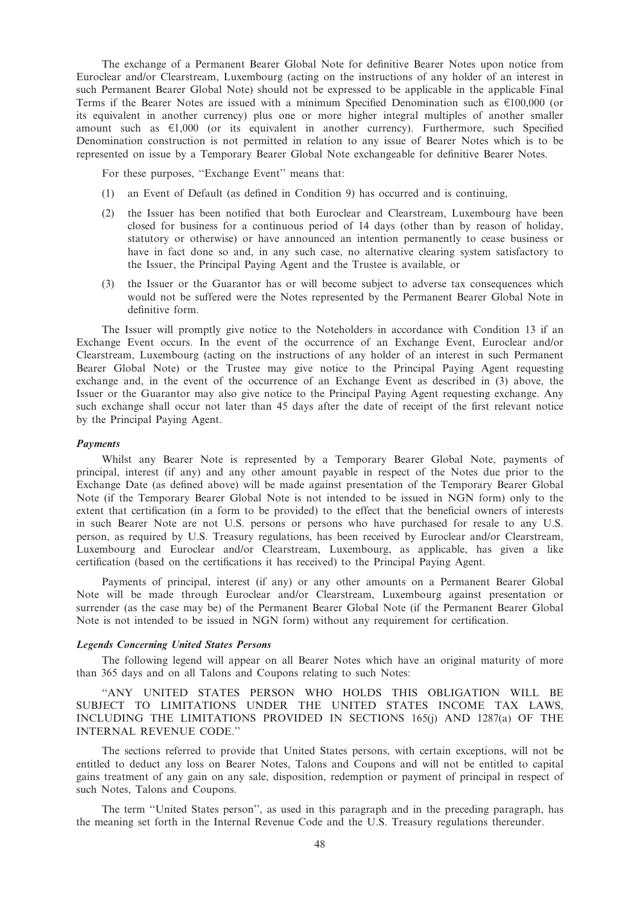The exchange of a Permanent Bearer Global Note for definitive Bearer Notes upon notice from Euroclear and/or Clearstream, Luxembourg (acting on the instructions of any holder of an interest in such Permanent Bearer Global Note) should not be expressed to be applicable in the applicable Final Terms if the Bearer Notes are issued with a minimum Specified Denomination such as €100,000 (or its equivalent in another currency) plus one or more higher integral multiples of another smaller amount such as €1,000 (or its equivalent in another currency). Furthermore, such Specified Denomination construction is not permitted in relation to any issue of Bearer Notes which is to be represented on issue by a Temporary Bearer Global Note exchangeable for definitive Bearer Notes.

For these purposes, ''Exchange Event'' means that:

(1) an Event of Default (as defined in Condition 9) has occurred and is continuing,

(2) the Issuer has been notified that both Euroclear and Clearstream, Luxembourg have been closed for business for a continuous period of 14 days (other than by reason of holiday, statutory or otherwise) or have announced an intention permanently to cease business or have in fact done so and, in any such case, no alternative clearing system satisfactory to the Issuer, the Principal Paying Agent and the Trustee is available, or

(3) the Issuer or the Guarantor has or will become subject to adverse tax consequences which would not be suffered were the Notes represented by the Permanent Bearer Global Note in definitive form.

The Issuer will promptly give notice to the Noteholders in accordance with Condition 13 if an Exchange Event occurs. In the event of the occurrence of an Exchange Event, Euroclear and/or Clearstream, Luxembourg (acting on the instructions of any holder of an interest in such Permanent Bearer Global Note) or the Trustee may give notice to the Principal Paying Agent requesting exchange and, in the event of the occurrence of an Exchange Event as described in (3) above, the Issuer or the Guarantor may also give notice to the Principal Paying Agent requesting exchange. Any such exchange shall occur not later than 45 days after the date of receipt of the first relevant notice by the Principal Paying Agent.

***Payments***

Whilst any Bearer Note is represented by a Temporary Bearer Global Note, payments of principal, interest (if any) and any other amount payable in respect of the Notes due prior to the Exchange Date (as defined above) will be made against presentation of the Temporary Bearer Global Note (if the Temporary Bearer Global Note is not intended to be issued in NGN form) only to the extent that certification (in a form to be provided) to the effect that the beneficial owners of interests in such Bearer Note are not U.S. persons or persons who have purchased for resale to any U.S. person, as required by U.S. Treasury regulations, has been received by Euroclear and/or Clearstream, Luxembourg and Euroclear and/or Clearstream, Luxembourg, as applicable, has given a like certification (based on the certifications it has received) to the Principal Paying Agent.

Payments of principal, interest (if any) or any other amounts on a Permanent Bearer Global Note will be made through Euroclear and/or Clearstream, Luxembourg against presentation or surrender (as the case may be) of the Permanent Bearer Global Note (if the Permanent Bearer Global Note is not intended to be issued in NGN form) without any requirement for certification.

***Legends Concerning United States Persons***

The following legend will appear on all Bearer Notes which have an original maturity of more than 365 days and on all Talons and Coupons relating to such Notes:

''ANY UNITED STATES PERSON WHO HOLDS THIS OBLIGATION WILL BE SUBJECT TO LIMITATIONS UNDER THE UNITED STATES INCOME TAX LAWS, INCLUDING THE LIMITATIONS PROVIDED IN SECTIONS 165(j) AND 1287(a) OF THE INTERNAL REVENUE CODE.''

The sections referred to provide that United States persons, with certain exceptions, will not be entitled to deduct any loss on Bearer Notes, Talons and Coupons and will not be entitled to capital gains treatment of any gain on any sale, disposition, redemption or payment of principal in respect of such Notes, Talons and Coupons.

The term ''United States person'', as used in this paragraph and in the preceding paragraph, has the meaning set forth in the Internal Revenue Code and the U.S. Treasury regulations thereunder.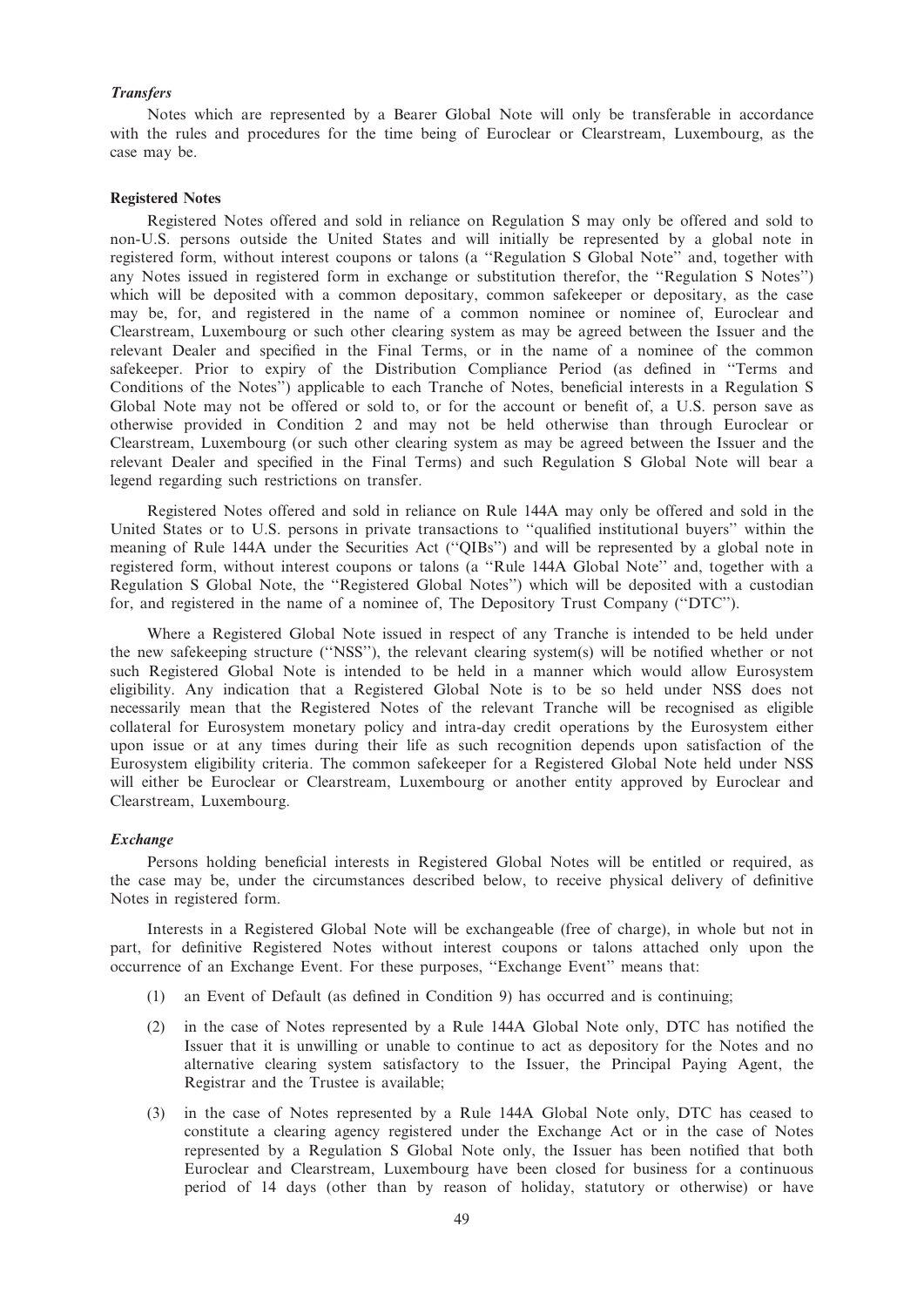### *Transfers*

Notes which are represented by a Bearer Global Note will only be transferable in accordance with the rules and procedures for the time being of Euroclear or Clearstream, Luxembourg, as the case may be.

### Registered Notes

Registered Notes offered and sold in reliance on Regulation S may only be offered and sold to non-U.S. persons outside the United States and will initially be represented by a global note in registered form, without interest coupons or talons (a ''Regulation S Global Note'' and, together with any Notes issued in registered form in exchange or substitution therefor, the ''Regulation S Notes'') which will be deposited with a common depositary, common safekeeper or depositary, as the case may be, for, and registered in the name of a common nominee or nominee of, Euroclear and Clearstream, Luxembourg or such other clearing system as may be agreed between the Issuer and the relevant Dealer and specified in the Final Terms, or in the name of a nominee of the common safekeeper. Prior to expiry of the Distribution Compliance Period (as defined in ''Terms and Conditions of the Notes'') applicable to each Tranche of Notes, beneficial interests in a Regulation S Global Note may not be offered or sold to, or for the account or benefit of, a U.S. person save as otherwise provided in Condition 2 and may not be held otherwise than through Euroclear or Clearstream, Luxembourg (or such other clearing system as may be agreed between the Issuer and the relevant Dealer and specified in the Final Terms) and such Regulation S Global Note will bear a legend regarding such restrictions on transfer.

Registered Notes offered and sold in reliance on Rule 144A may only be offered and sold in the United States or to U.S. persons in private transactions to ''qualified institutional buyers'' within the meaning of Rule 144A under the Securities Act (''QIBs'') and will be represented by a global note in registered form, without interest coupons or talons (a ''Rule 144A Global Note'' and, together with a Regulation S Global Note, the ''Registered Global Notes'') which will be deposited with a custodian for, and registered in the name of a nominee of, The Depository Trust Company (''DTC'').

Where a Registered Global Note issued in respect of any Tranche is intended to be held under the new safekeeping structure (''NSS''), the relevant clearing system(s) will be notified whether or not such Registered Global Note is intended to be held in a manner which would allow Eurosystem eligibility. Any indication that a Registered Global Note is to be so held under NSS does not necessarily mean that the Registered Notes of the relevant Tranche will be recognised as eligible collateral for Eurosystem monetary policy and intra-day credit operations by the Eurosystem either upon issue or at any times during their life as such recognition depends upon satisfaction of the Eurosystem eligibility criteria. The common safekeeper for a Registered Global Note held under NSS will either be Euroclear or Clearstream, Luxembourg or another entity approved by Euroclear and Clearstream, Luxembourg.

### *Exchange*

Persons holding beneficial interests in Registered Global Notes will be entitled or required, as the case may be, under the circumstances described below, to receive physical delivery of definitive Notes in registered form.

Interests in a Registered Global Note will be exchangeable (free of charge), in whole but not in part, for definitive Registered Notes without interest coupons or talons attached only upon the occurrence of an Exchange Event. For these purposes, ''Exchange Event'' means that:

(1) an Event of Default (as defined in Condition 9) has occurred and is continuing;

(2) in the case of Notes represented by a Rule 144A Global Note only, DTC has notified the Issuer that it is unwilling or unable to continue to act as depository for the Notes and no alternative clearing system satisfactory to the Issuer, the Principal Paying Agent, the Registrar and the Trustee is available;

(3) in the case of Notes represented by a Rule 144A Global Note only, DTC has ceased to constitute a clearing agency registered under the Exchange Act or in the case of Notes represented by a Regulation S Global Note only, the Issuer has been notified that both Euroclear and Clearstream, Luxembourg have been closed for business for a continuous period of 14 days (other than by reason of holiday, statutory or otherwise) or have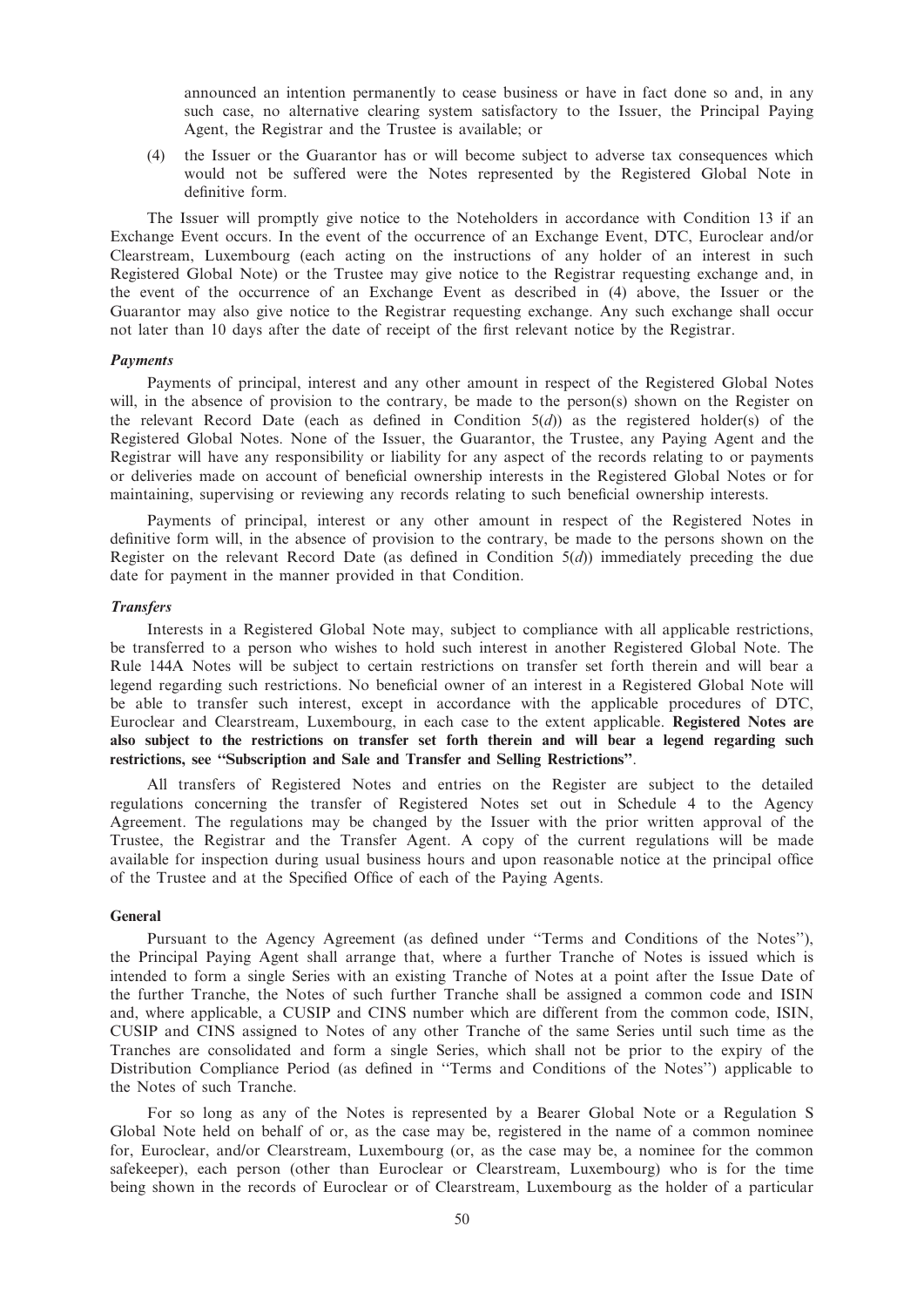announced an intention permanently to cease business or have in fact done so and, in any such case, no alternative clearing system satisfactory to the Issuer, the Principal Paying Agent, the Registrar and the Trustee is available; or

(4) the Issuer or the Guarantor has or will become subject to adverse tax consequences which would not be suffered were the Notes represented by the Registered Global Note in definitive form.

The Issuer will promptly give notice to the Noteholders in accordance with Condition 13 if an Exchange Event occurs. In the event of the occurrence of an Exchange Event, DTC, Euroclear and/or Clearstream, Luxembourg (each acting on the instructions of any holder of an interest in such Registered Global Note) or the Trustee may give notice to the Registrar requesting exchange and, in the event of the occurrence of an Exchange Event as described in (4) above, the Issuer or the Guarantor may also give notice to the Registrar requesting exchange. Any such exchange shall occur not later than 10 days after the date of receipt of the first relevant notice by the Registrar.

***Payments***

Payments of principal, interest and any other amount in respect of the Registered Global Notes will, in the absence of provision to the contrary, be made to the person(s) shown on the Register on the relevant Record Date (each as defined in Condition 5(*d*)) as the registered holder(s) of the Registered Global Notes. None of the Issuer, the Guarantor, the Trustee, any Paying Agent and the Registrar will have any responsibility or liability for any aspect of the records relating to or payments or deliveries made on account of beneficial ownership interests in the Registered Global Notes or for maintaining, supervising or reviewing any records relating to such beneficial ownership interests.

Payments of principal, interest or any other amount in respect of the Registered Notes in definitive form will, in the absence of provision to the contrary, be made to the persons shown on the Register on the relevant Record Date (as defined in Condition 5(*d*)) immediately preceding the due date for payment in the manner provided in that Condition.

***Transfers***

Interests in a Registered Global Note may, subject to compliance with all applicable restrictions, be transferred to a person who wishes to hold such interest in another Registered Global Note. The Rule 144A Notes will be subject to certain restrictions on transfer set forth therein and will bear a legend regarding such restrictions. No beneficial owner of an interest in a Registered Global Note will be able to transfer such interest, except in accordance with the applicable procedures of DTC, Euroclear and Clearstream, Luxembourg, in each case to the extent applicable. **Registered Notes are also subject to the restrictions on transfer set forth therein and will bear a legend regarding such restrictions, see "Subscription and Sale and Transfer and Selling Restrictions"**.

All transfers of Registered Notes and entries on the Register are subject to the detailed regulations concerning the transfer of Registered Notes set out in Schedule 4 to the Agency Agreement. The regulations may be changed by the Issuer with the prior written approval of the Trustee, the Registrar and the Transfer Agent. A copy of the current regulations will be made available for inspection during usual business hours and upon reasonable notice at the principal office of the Trustee and at the Specified Office of each of the Paying Agents.

**General**

Pursuant to the Agency Agreement (as defined under "Terms and Conditions of the Notes"), the Principal Paying Agent shall arrange that, where a further Tranche of Notes is issued which is intended to form a single Series with an existing Tranche of Notes at a point after the Issue Date of the further Tranche, the Notes of such further Tranche shall be assigned a common code and ISIN and, where applicable, a CUSIP and CINS number which are different from the common code, ISIN, CUSIP and CINS assigned to Notes of any other Tranche of the same Series until such time as the Tranches are consolidated and form a single Series, which shall not be prior to the expiry of the Distribution Compliance Period (as defined in "Terms and Conditions of the Notes") applicable to the Notes of such Tranche.

For so long as any of the Notes is represented by a Bearer Global Note or a Regulation S Global Note held on behalf of or, as the case may be, registered in the name of a common nominee for, Euroclear, and/or Clearstream, Luxembourg (or, as the case may be, a nominee for the common safekeeper), each person (other than Euroclear or Clearstream, Luxembourg) who is for the time being shown in the records of Euroclear or of Clearstream, Luxembourg as the holder of a particular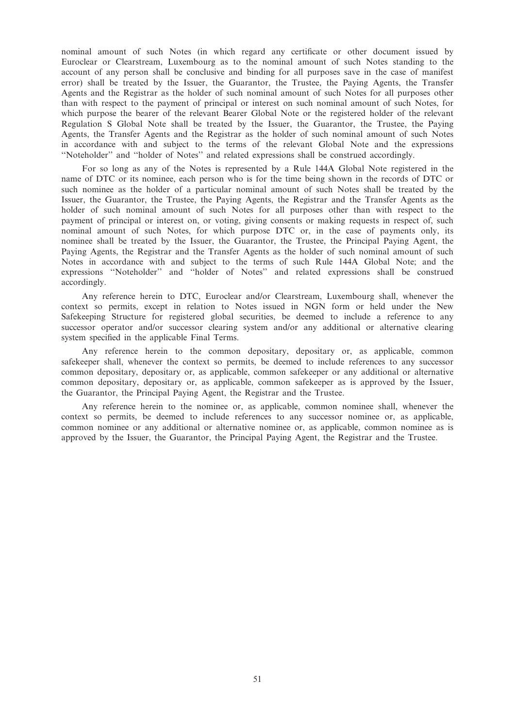nominal amount of such Notes (in which regard any certificate or other document issued by Euroclear or Clearstream, Luxembourg as to the nominal amount of such Notes standing to the account of any person shall be conclusive and binding for all purposes save in the case of manifest error) shall be treated by the Issuer, the Guarantor, the Trustee, the Paying Agents, the Transfer Agents and the Registrar as the holder of such nominal amount of such Notes for all purposes other than with respect to the payment of principal or interest on such nominal amount of such Notes, for which purpose the bearer of the relevant Bearer Global Note or the registered holder of the relevant Regulation S Global Note shall be treated by the Issuer, the Guarantor, the Trustee, the Paying Agents, the Transfer Agents and the Registrar as the holder of such nominal amount of such Notes in accordance with and subject to the terms of the relevant Global Note and the expressions ''Noteholder'' and ''holder of Notes'' and related expressions shall be construed accordingly.

For so long as any of the Notes is represented by a Rule 144A Global Note registered in the name of DTC or its nominee, each person who is for the time being shown in the records of DTC or such nominee as the holder of a particular nominal amount of such Notes shall be treated by the Issuer, the Guarantor, the Trustee, the Paying Agents, the Registrar and the Transfer Agents as the holder of such nominal amount of such Notes for all purposes other than with respect to the payment of principal or interest on, or voting, giving consents or making requests in respect of, such nominal amount of such Notes, for which purpose DTC or, in the case of payments only, its nominee shall be treated by the Issuer, the Guarantor, the Trustee, the Principal Paying Agent, the Paying Agents, the Registrar and the Transfer Agents as the holder of such nominal amount of such Notes in accordance with and subject to the terms of such Rule 144A Global Note; and the expressions ''Noteholder'' and ''holder of Notes'' and related expressions shall be construed accordingly.

Any reference herein to DTC, Euroclear and/or Clearstream, Luxembourg shall, whenever the context so permits, except in relation to Notes issued in NGN form or held under the New Safekeeping Structure for registered global securities, be deemed to include a reference to any successor operator and/or successor clearing system and/or any additional or alternative clearing system specified in the applicable Final Terms.

Any reference herein to the common depositary, depositary or, as applicable, common safekeeper shall, whenever the context so permits, be deemed to include references to any successor common depositary, depositary or, as applicable, common safekeeper or any additional or alternative common depositary, depositary or, as applicable, common safekeeper as is approved by the Issuer, the Guarantor, the Principal Paying Agent, the Registrar and the Trustee.

Any reference herein to the nominee or, as applicable, common nominee shall, whenever the context so permits, be deemed to include references to any successor nominee or, as applicable, common nominee or any additional or alternative nominee or, as applicable, common nominee as is approved by the Issuer, the Guarantor, the Principal Paying Agent, the Registrar and the Trustee.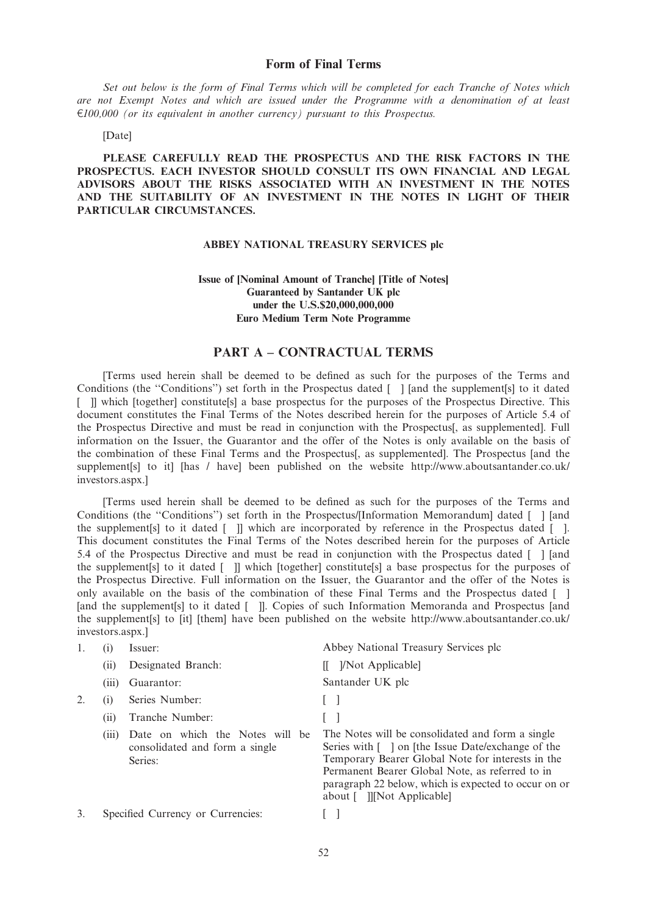## Form of Final Terms

*Set out below is the form of Final Terms which will be completed for each Tranche of Notes which are not Exempt Notes and which are issued under the Programme with a denomination of at least €100,000 (or its equivalent in another currency) pursuant to this Prospectus.*

[Date]

**PLEASE CAREFULLY READ THE PROSPECTUS AND THE RISK FACTORS IN THE PROSPECTUS. EACH INVESTOR SHOULD CONSULT ITS OWN FINANCIAL AND LEGAL ADVISORS ABOUT THE RISKS ASSOCIATED WITH AN INVESTMENT IN THE NOTES AND THE SUITABILITY OF AN INVESTMENT IN THE NOTES IN LIGHT OF THEIR PARTICULAR CIRCUMSTANCES.**

**ABBEY NATIONAL TREASURY SERVICES plc**

**Issue of [Nominal Amount of Tranche] [Title of Notes]**
**Guaranteed by Santander UK plc**
**under the U.S.$20,000,000,000**
**Euro Medium Term Note Programme**

## PART A – CONTRACTUAL TERMS

[Terms used herein shall be deemed to be defined as such for the purposes of the Terms and Conditions (the "Conditions") set forth in the Prospectus dated [ ] [and the supplement[s] to it dated [ ]] which [together] constitute[s] a base prospectus for the purposes of the Prospectus Directive. This document constitutes the Final Terms of the Notes described herein for the purposes of Article 5.4 of the Prospectus Directive and must be read in conjunction with the Prospectus[, as supplemented]. Full information on the Issuer, the Guarantor and the offer of the Notes is only available on the basis of the combination of these Final Terms and the Prospectus[, as supplemented]. The Prospectus [and the supplement[s] to it] [has / have] been published on the website http://www.aboutsantander.co.uk/investors.aspx.]

[Terms used herein shall be deemed to be defined as such for the purposes of the Terms and Conditions (the "Conditions") set forth in the Prospectus/[Information Memorandum] dated [ ] [and the supplement[s] to it dated [ ]] which are incorporated by reference in the Prospectus dated [ ]. This document constitutes the Final Terms of the Notes described herein for the purposes of Article 5.4 of the Prospectus Directive and must be read in conjunction with the Prospectus dated [ ] [and the supplement[s] to it dated [ ]] which [together] constitute[s] a base prospectus for the purposes of the Prospectus Directive. Full information on the Issuer, the Guarantor and the offer of the Notes is only available on the basis of the combination of these Final Terms and the Prospectus dated [ ] [and the supplement[s] to it dated [ ]]. Copies of such Information Memoranda and Prospectus [and the supplement[s] to [it] [them] have been published on the website http://www.aboutsantander.co.uk/investors.aspx.]

| | | | |
|---|---|---|---|
| 1. | (i) | Issuer: | Abbey National Treasury Services plc |
| | (ii) | Designated Branch: | [[ ]/Not Applicable] |
| | (iii) | Guarantor: | Santander UK plc |
| 2. | (i) | Series Number: | [ ] |
| | (ii) | Tranche Number: | [ ] |
| | (iii) | Date on which the Notes will be consolidated and form a single Series: | The Notes will be consolidated and form a single Series with [ ] on [the Issue Date/exchange of the Temporary Bearer Global Note for interests in the Permanent Bearer Global Note, as referred to in paragraph 22 below, which is expected to occur on or about [ ]][Not Applicable] |
| 3. | | Specified Currency or Currencies: | [ ] |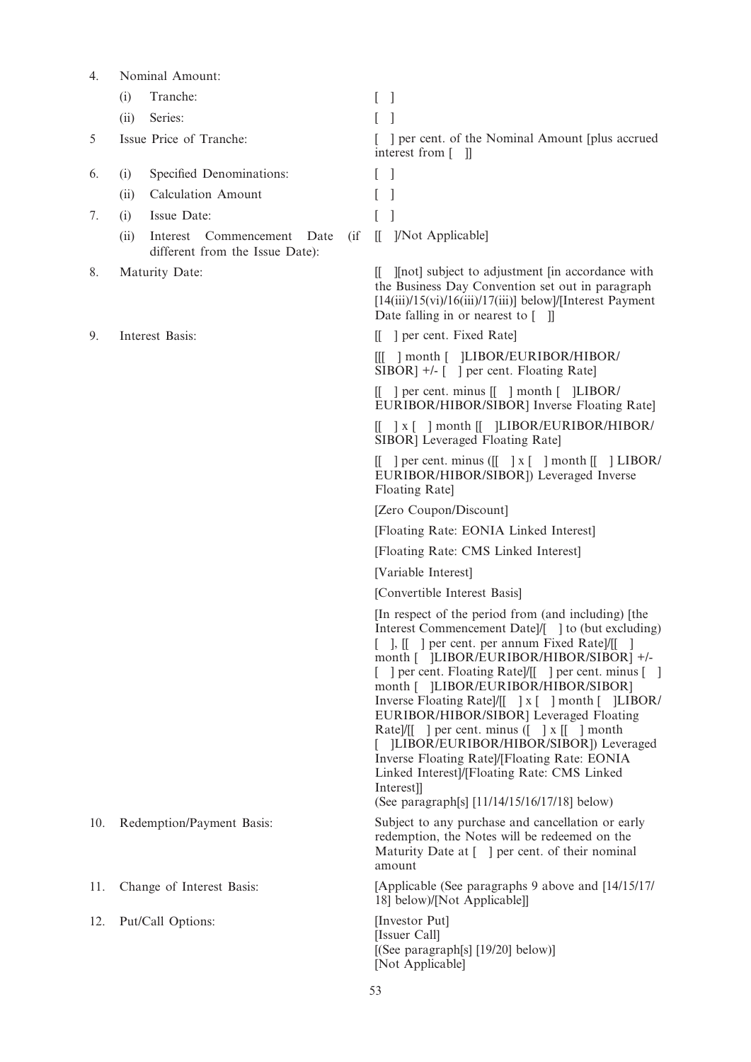| | | |
|---|---|---|
| 4. | Nominal Amount: | |
| | (i) Tranche: | [ ] |
| | (ii) Series: | [ ] |
| 5 | Issue Price of Tranche: | [ ] per cent. of the Nominal Amount [plus accrued interest from [ ]] |
| 6. | (i) Specified Denominations: | [ ] |
| | (ii) Calculation Amount | [ ] |
| 7. | (i) Issue Date: | [ ] |
| | (ii) Interest Commencement Date (if different from the Issue Date): | [[ ]/Not Applicable] |
| 8. | Maturity Date: | [[ ][not] subject to adjustment [in accordance with the Business Day Convention set out in paragraph [14(iii)/15(vi)/16(iii)/17(iii)] below]/[Interest Payment Date falling in or nearest to [ ]] |
| 9. | Interest Basis: | [[ ] per cent. Fixed Rate]<br><br>[[[ ] month [ ]LIBOR/EURIBOR/HIBOR/SIBOR] +/- [ ] per cent. Floating Rate]<br><br>[[ ] per cent. minus [[ ] month [ ]LIBOR/EURIBOR/HIBOR/SIBOR] Inverse Floating Rate]<br><br>[[ ] x [ ] month [[ ]LIBOR/EURIBOR/HIBOR/SIBOR] Leveraged Floating Rate]<br><br>[[ ] per cent. minus ([[ ] x [ ] month [[ ] LIBOR/EURIBOR/HIBOR/SIBOR]) Leveraged Inverse Floating Rate]<br><br>[Zero Coupon/Discount]<br><br>[Floating Rate: EONIA Linked Interest]<br><br>[Floating Rate: CMS Linked Interest]<br><br>[Variable Interest]<br><br>[Convertible Interest Basis]<br><br>[In respect of the period from (and including) [the Interest Commencement Date]/[ ] to (but excluding) [ ], [[ ] per cent. per annum Fixed Rate]/[[ ] month [ ]LIBOR/EURIBOR/HIBOR/SIBOR] +/- [ ] per cent. Floating Rate]/[[ ] per cent. minus [ ] month [ ]LIBOR/EURIBOR/HIBOR/SIBOR] Inverse Floating Rate]/[[ ] x [ ] month [ ]LIBOR/EURIBOR/HIBOR/SIBOR] Leveraged Floating Rate]/[[ ] per cent. minus ([ ] x [[ ] month [ ]LIBOR/EURIBOR/HIBOR/SIBOR]) Leveraged Inverse Floating Rate]/[Floating Rate: EONIA Linked Interest]/[Floating Rate: CMS Linked Interest]]<br>(See paragraph[s] [11/14/15/16/17/18] below) |
| 10. | Redemption/Payment Basis: | Subject to any purchase and cancellation or early redemption, the Notes will be redeemed on the Maturity Date at [ ] per cent. of their nominal amount |
| 11. | Change of Interest Basis: | [Applicable (See paragraphs 9 above and [14/15/17/18] below)/[Not Applicable]] |
| 12. | Put/Call Options: | [Investor Put]<br>[Issuer Call]<br>[(See paragraph[s] [19/20] below)]<br>[Not Applicable] |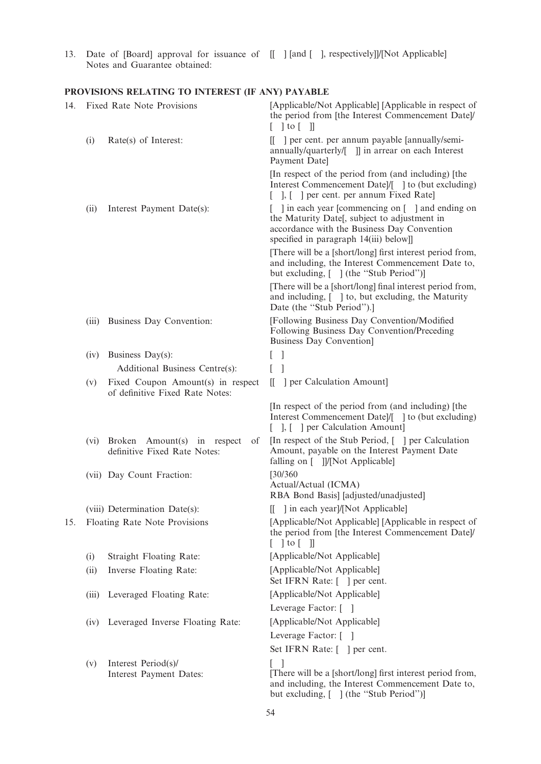| | | |
|---|---|---|
| 13. | Date of [Board] approval for issuance of Notes and Guarantee obtained: | [[ ] [and [ ], respectively]]/[Not Applicable] |

**PROVISIONS RELATING TO INTEREST (IF ANY) PAYABLE**

| | | |
|---|---|---|
| 14. | Fixed Rate Note Provisions | [Applicable/Not Applicable] [Applicable in respect of the period from [the Interest Commencement Date]/[ ] to [ ]] |
| (i) | Rate(s) of Interest: | [[ ] per cent. per annum payable [annually/semi-annually/quarterly/[ ]] in arrear on each Interest Payment Date]<br><br>[In respect of the period from (and including) [the Interest Commencement Date]/[ ] to (but excluding) [ ], [ ] per cent. per annum Fixed Rate] |
| (ii) | Interest Payment Date(s): | [ ] in each year [commencing on [ ] and ending on the Maturity Date[, subject to adjustment in accordance with the Business Day Convention specified in paragraph 14(iii) below]]<br><br>[There will be a [short/long] first interest period from, and including, the Interest Commencement Date to, but excluding, [ ] (the "Stub Period")]<br><br>[There will be a [short/long] final interest period from, and including, [ ] to, but excluding, the Maturity Date (the "Stub Period").] |
| (iii) | Business Day Convention: | [Following Business Day Convention/Modified Following Business Day Convention/Preceding Business Day Convention] |
| (iv) | Business Day(s): | [ ] |
| | Additional Business Centre(s): | [ ] |
| (v) | Fixed Coupon Amount(s) in respect of definitive Fixed Rate Notes: | [[ ] per Calculation Amount]<br><br>[In respect of the period from (and including) [the Interest Commencement Date]/[ ] to (but excluding) [ ], [ ] per Calculation Amount] |
| (vi) | Broken Amount(s) in respect of definitive Fixed Rate Notes: | [In respect of the Stub Period, [ ] per Calculation Amount, payable on the Interest Payment Date falling on [ ]]/[Not Applicable] |
| (vii) | Day Count Fraction: | [30/360<br>Actual/Actual (ICMA)<br>RBA Bond Basis] [adjusted/unadjusted] |
| (viii) | Determination Date(s): | [[ ] in each year]/[Not Applicable] |
| 15. | Floating Rate Note Provisions | [Applicable/Not Applicable] [Applicable in respect of the period from [the Interest Commencement Date]/[ ] to [ ]] |
| (i) | Straight Floating Rate: | [Applicable/Not Applicable] |
| (ii) | Inverse Floating Rate: | [Applicable/Not Applicable]<br>Set IFRN Rate: [ ] per cent. |
| (iii) | Leveraged Floating Rate: | [Applicable/Not Applicable]<br>Leverage Factor: [ ] |
| (iv) | Leveraged Inverse Floating Rate: | [Applicable/Not Applicable]<br>Leverage Factor: [ ]<br>Set IFRN Rate: [ ] per cent. |
| (v) | Interest Period(s)/ Interest Payment Dates: | [ ]<br>[There will be a [short/long] first interest period from, and including, the Interest Commencement Date to, but excluding, [ ] (the "Stub Period")] |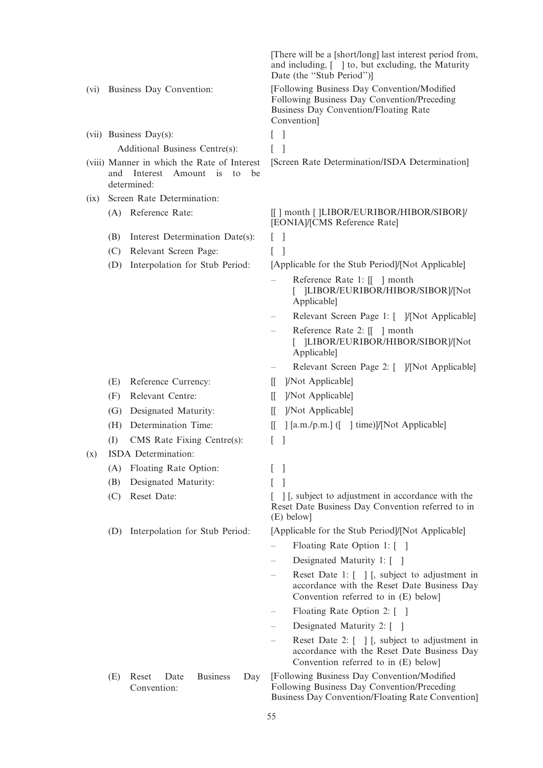| | |
|---|---|
| | [There will be a [short/long] last interest period from, and including, [ ] to, but excluding, the Maturity Date (the "Stub Period")] |
| (vi) Business Day Convention: | [Following Business Day Convention/Modified Following Business Day Convention/Preceding Business Day Convention/Floating Rate Convention] |
| (vii) Business Day(s): | [ ] |
| Additional Business Centre(s): | [ ] |
| (viii) Manner in which the Rate of Interest and Interest Amount is to be determined: | [Screen Rate Determination/ISDA Determination] |
| (ix) Screen Rate Determination: | |
| (A) Reference Rate: | [[ ] month [ ]LIBOR/EURIBOR/HIBOR/SIBOR]/[EONIA]/[CMS Reference Rate] |
| (B) Interest Determination Date(s): | [ ] |
| (C) Relevant Screen Page: | [ ] |
| (D) Interpolation for Stub Period: | [Applicable for the Stub Period]/[Not Applicable]<br>– Reference Rate 1: [[ ] month [ ]LIBOR/EURIBOR/HIBOR/SIBOR]/[Not Applicable]<br>– Relevant Screen Page 1: [ ]/[Not Applicable]<br>– Reference Rate 2: [[ ] month [ ]LIBOR/EURIBOR/HIBOR/SIBOR]/[Not Applicable]<br>– Relevant Screen Page 2: [ ]/[Not Applicable] |
| (E) Reference Currency: | [[ ]/Not Applicable] |
| (F) Relevant Centre: | [[ ]/Not Applicable] |
| (G) Designated Maturity: | [[ ]/Not Applicable] |
| (H) Determination Time: | [[ ] [a.m./p.m.] ([ ] time)]/[Not Applicable] |
| (I) CMS Rate Fixing Centre(s): | [ ] |
| (x) ISDA Determination: | |
| (A) Floating Rate Option: | [ ] |
| (B) Designated Maturity: | [ ] |
| (C) Reset Date: | [ ] [, subject to adjustment in accordance with the Reset Date Business Day Convention referred to in (E) below] |
| (D) Interpolation for Stub Period: | [Applicable for the Stub Period]/[Not Applicable]<br>– Floating Rate Option 1: [ ]<br>– Designated Maturity 1: [ ]<br>– Reset Date 1: [ ] [, subject to adjustment in accordance with the Reset Date Business Day Convention referred to in (E) below]<br>– Floating Rate Option 2: [ ]<br>– Designated Maturity 2: [ ]<br>– Reset Date 2: [ ] [, subject to adjustment in accordance with the Reset Date Business Day Convention referred to in (E) below] |
| (E) Reset Date Business Day Convention: | [Following Business Day Convention/Modified Following Business Day Convention/Preceding Business Day Convention/Floating Rate Convention] |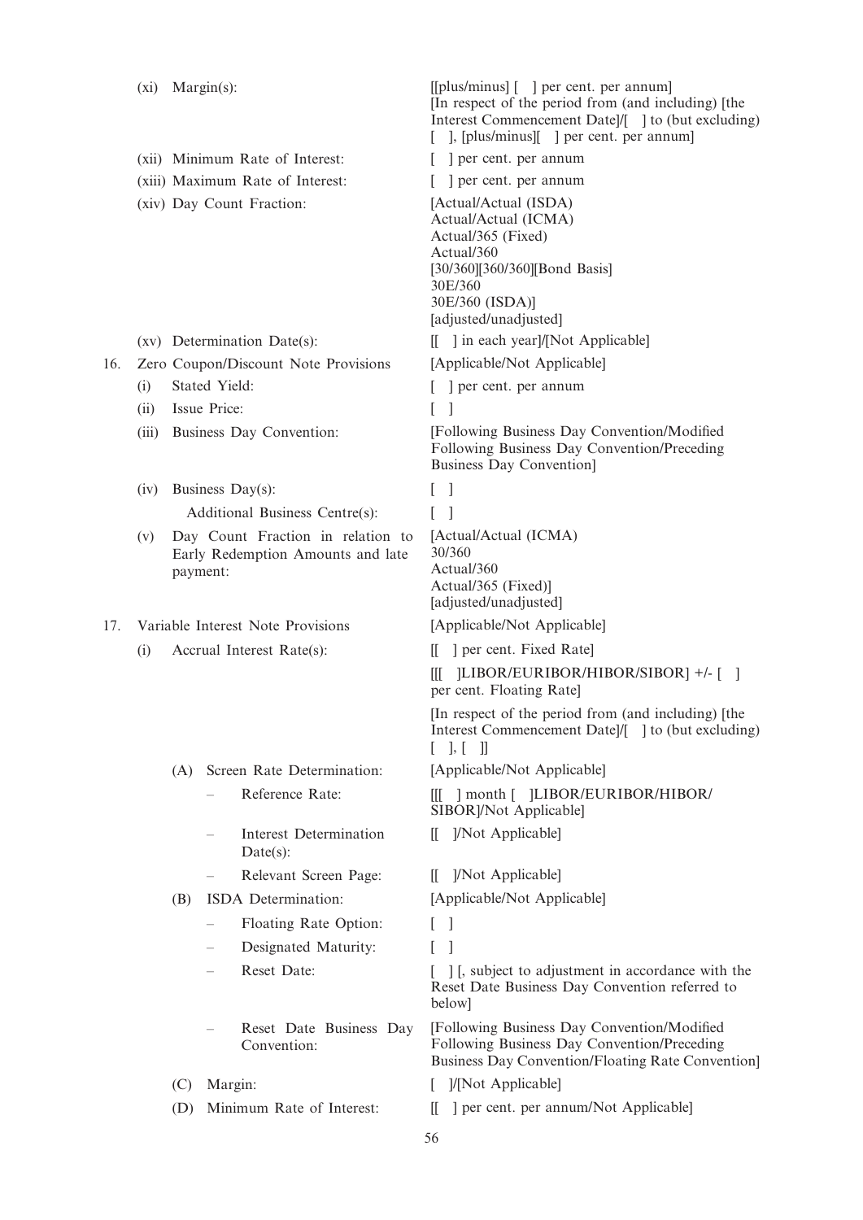| | | |
|---|---|---|
| (xi) | Margin(s): | [[plus/minus] [ ] per cent. per annum] [In respect of the period from (and including) [the Interest Commencement Date]/[ ] to (but excluding) [ ], [plus/minus][ ] per cent. per annum] |
| (xii) | Minimum Rate of Interest: | [ ] per cent. per annum |
| (xiii) | Maximum Rate of Interest: | [ ] per cent. per annum |
| (xiv) | Day Count Fraction: | [Actual/Actual (ISDA)<br>Actual/Actual (ICMA)<br>Actual/365 (Fixed)<br>Actual/360<br>[30/360][360/360][Bond Basis]<br>30E/360<br>30E/360 (ISDA)]<br>[adjusted/unadjusted] |
| (xv) | Determination Date(s): | [[ ] in each year]/[Not Applicable] |
| **16.** | **Zero Coupon/Discount Note Provisions** | [Applicable/Not Applicable] |
| (i) | Stated Yield: | [ ] per cent. per annum |
| (ii) | Issue Price: | [ ] |
| (iii) | Business Day Convention: | [Following Business Day Convention/Modified Following Business Day Convention/Preceding Business Day Convention] |
| (iv) | Business Day(s): | [ ] |
| | Additional Business Centre(s): | [ ] |
| (v) | Day Count Fraction in relation to Early Redemption Amounts and late payment: | [Actual/Actual (ICMA)<br>30/360<br>Actual/360<br>Actual/365 (Fixed)]<br>[adjusted/unadjusted] |
| **17.** | **Variable Interest Note Provisions** | [Applicable/Not Applicable] |
| (i) | Accrual Interest Rate(s): | [[ ] per cent. Fixed Rate]<br>[[[ ]LIBOR/EURIBOR/HIBOR/SIBOR] +/- [ ] per cent. Floating Rate]<br>[In respect of the period from (and including) [the Interest Commencement Date]/[ ] to (but excluding) [ ], [ ]] |
| | (A) Screen Rate Determination: | [Applicable/Not Applicable] |
| | – Reference Rate: | [[[ ] month [ ]LIBOR/EURIBOR/HIBOR/SIBOR]/Not Applicable] |
| | – Interest Determination Date(s): | [[ ]/Not Applicable] |
| | – Relevant Screen Page: | [[ ]/Not Applicable] |
| | (B) ISDA Determination: | [Applicable/Not Applicable] |
| | – Floating Rate Option: | [ ] |
| | – Designated Maturity: | [ ] |
| | – Reset Date: | [ ] [, subject to adjustment in accordance with the Reset Date Business Day Convention referred to below] |
| | – Reset Date Business Day Convention: | [Following Business Day Convention/Modified Following Business Day Convention/Preceding Business Day Convention/Floating Rate Convention] |
| | (C) Margin: | [ ]/[Not Applicable] |
| | (D) Minimum Rate of Interest: | [[ ] per cent. per annum/Not Applicable] |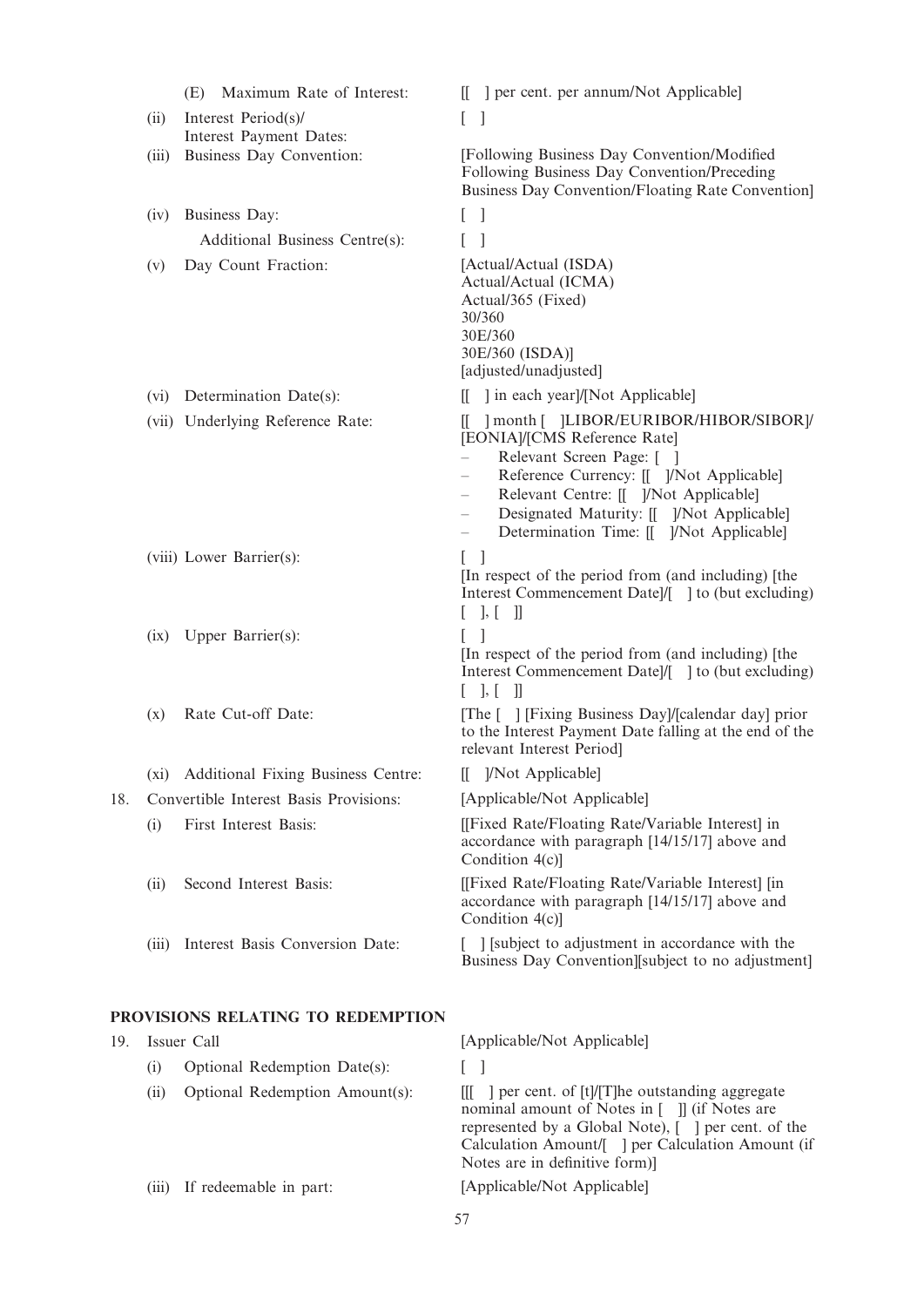| | | |
|---|---|---|
| | (E) Maximum Rate of Interest: | [[ ] per cent. per annum/Not Applicable] |
| (ii) | Interest Period(s)/ Interest Payment Dates: | [ ] |
| (iii) | Business Day Convention: | [Following Business Day Convention/Modified Following Business Day Convention/Preceding Business Day Convention/Floating Rate Convention] |
| (iv) | Business Day: | [ ] |
| | Additional Business Centre(s): | [ ] |
| (v) | Day Count Fraction: | [Actual/Actual (ISDA)<br>Actual/Actual (ICMA)<br>Actual/365 (Fixed)<br>30/360<br>30E/360<br>30E/360 (ISDA)]<br>[adjusted/unadjusted] |
| (vi) | Determination Date(s): | [[ ] in each year]/[Not Applicable] |
| (vii) | Underlying Reference Rate: | [[ ] month [ ]LIBOR/EURIBOR/HIBOR/SIBOR]/ [EONIA]/[CMS Reference Rate]<br>– Relevant Screen Page: [ ]<br>– Reference Currency: [[ ]/Not Applicable]<br>– Relevant Centre: [[ ]/Not Applicable]<br>– Designated Maturity: [[ ]/Not Applicable]<br>– Determination Time: [[ ]/Not Applicable] |
| (viii) | Lower Barrier(s): | [ ]<br>[In respect of the period from (and including) [the Interest Commencement Date]/[ ] to (but excluding) [ ], [ ]] |
| (ix) | Upper Barrier(s): | [ ]<br>[In respect of the period from (and including) [the Interest Commencement Date]/[ ] to (but excluding) [ ], [ ]] |
| (x) | Rate Cut-off Date: | [The [ ] [Fixing Business Day]/[calendar day] prior to the Interest Payment Date falling at the end of the relevant Interest Period] |
| (xi) | Additional Fixing Business Centre: | [[ ]/Not Applicable] |

18. Convertible Interest Basis Provisions: [Applicable/Not Applicable]

| | | |
|---|---|---|
| (i) | First Interest Basis: | [[Fixed Rate/Floating Rate/Variable Interest] in accordance with paragraph [14/15/17] above and Condition 4(c)] |
| (ii) | Second Interest Basis: | [[Fixed Rate/Floating Rate/Variable Interest] [in accordance with paragraph [14/15/17] above and Condition 4(c)] |
| (iii) | Interest Basis Conversion Date: | [ ] [subject to adjustment in accordance with the Business Day Convention][subject to no adjustment] |

## PROVISIONS RELATING TO REDEMPTION

19. Issuer Call [Applicable/Not Applicable]

| | | |
|---|---|---|
| (i) | Optional Redemption Date(s): | [ ] |
| (ii) | Optional Redemption Amount(s): | [[[ ] per cent. of [t]/[T]he outstanding aggregate nominal amount of Notes in [ ]] (if Notes are represented by a Global Note), [ ] per cent. of the Calculation Amount/[ ] per Calculation Amount (if Notes are in definitive form)] |
| (iii) | If redeemable in part: | [Applicable/Not Applicable] |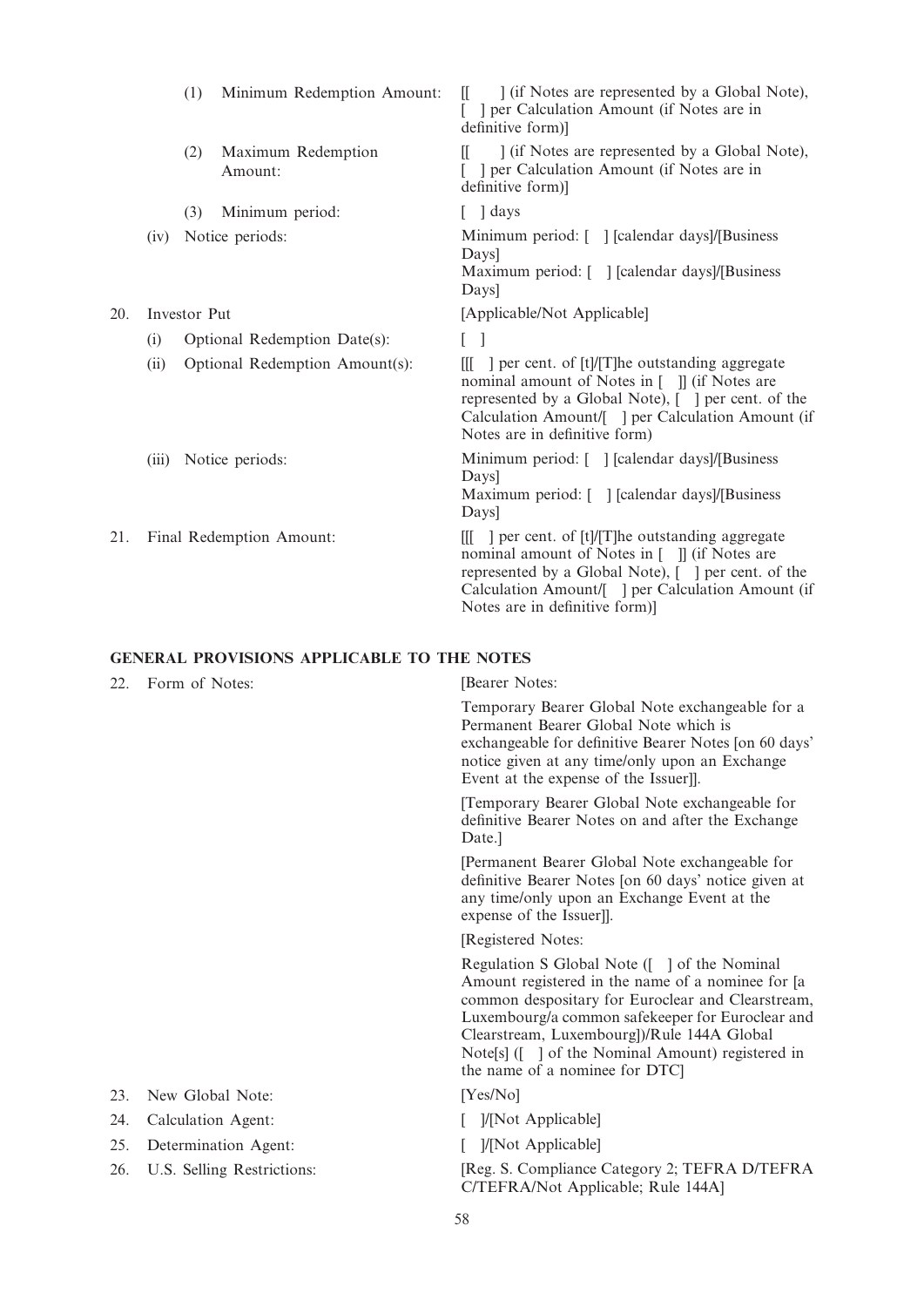|  |  |  |
|---|---|---|
|  | (1) Minimum Redemption Amount: | [[ ] (if Notes are represented by a Global Note), [ ] per Calculation Amount (if Notes are in definitive form)] |
|  | (2) Maximum Redemption Amount: | [[ ] (if Notes are represented by a Global Note), [ ] per Calculation Amount (if Notes are in definitive form)] |
|  | (3) Minimum period: | [ ] days |
|  | (iv) Notice periods: | Minimum period: [ ] [calendar days]/[Business Days]<br>Maximum period: [ ] [calendar days]/[Business Days] |
| 20. | Investor Put | [Applicable/Not Applicable] |
|  | (i) Optional Redemption Date(s): | [ ] |
|  | (ii) Optional Redemption Amount(s): | [[[ ] per cent. of [t]/[T]he outstanding aggregate nominal amount of Notes in [ ]] (if Notes are represented by a Global Note), [ ] per cent. of the Calculation Amount/[ ] per Calculation Amount (if Notes are in definitive form) |
|  | (iii) Notice periods: | Minimum period: [ ] [calendar days]/[Business Days]<br>Maximum period: [ ] [calendar days]/[Business Days] |
| 21. | Final Redemption Amount: | [[[ ] per cent. of [t]/[T]he outstanding aggregate nominal amount of Notes in [ ]] (if Notes are represented by a Global Note), [ ] per cent. of the Calculation Amount/[ ] per Calculation Amount (if Notes are in definitive form)] |

## GENERAL PROVISIONS APPLICABLE TO THE NOTES

|  |  |  |
|---|---|---|
| 22. | Form of Notes: | [Bearer Notes:<br><br>Temporary Bearer Global Note exchangeable for a Permanent Bearer Global Note which is exchangeable for definitive Bearer Notes [on 60 days' notice given at any time/only upon an Exchange Event at the expense of the Issuer]].<br><br>[Temporary Bearer Global Note exchangeable for definitive Bearer Notes on and after the Exchange Date.]<br><br>[Permanent Bearer Global Note exchangeable for definitive Bearer Notes [on 60 days' notice given at any time/only upon an Exchange Event at the expense of the Issuer]].<br><br>[Registered Notes:<br><br>Regulation S Global Note ([ ] of the Nominal Amount registered in the name of a nominee for [a common despositary for Euroclear and Clearstream, Luxembourg/a common safekeeper for Euroclear and Clearstream, Luxembourg])/Rule 144A Global Note[s] ([ ] of the Nominal Amount) registered in the name of a nominee for DTC] |
| 23. | New Global Note: | [Yes/No] |
| 24. | Calculation Agent: | [ ]/[Not Applicable] |
| 25. | Determination Agent: | [ ]/[Not Applicable] |
| 26. | U.S. Selling Restrictions: | [Reg. S. Compliance Category 2; TEFRA D/TEFRA C/TEFRA/Not Applicable; Rule 144A] |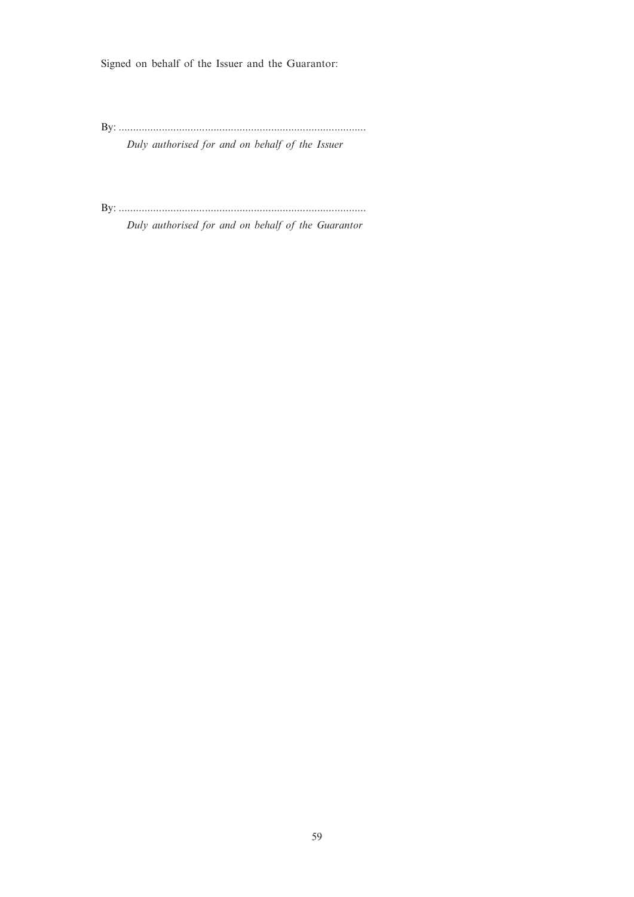Signed on behalf of the Issuer and the Guarantor:

By: ......................................................................................

*Duly authorised for and on behalf of the Issuer*

By: ......................................................................................

*Duly authorised for and on behalf of the Guarantor*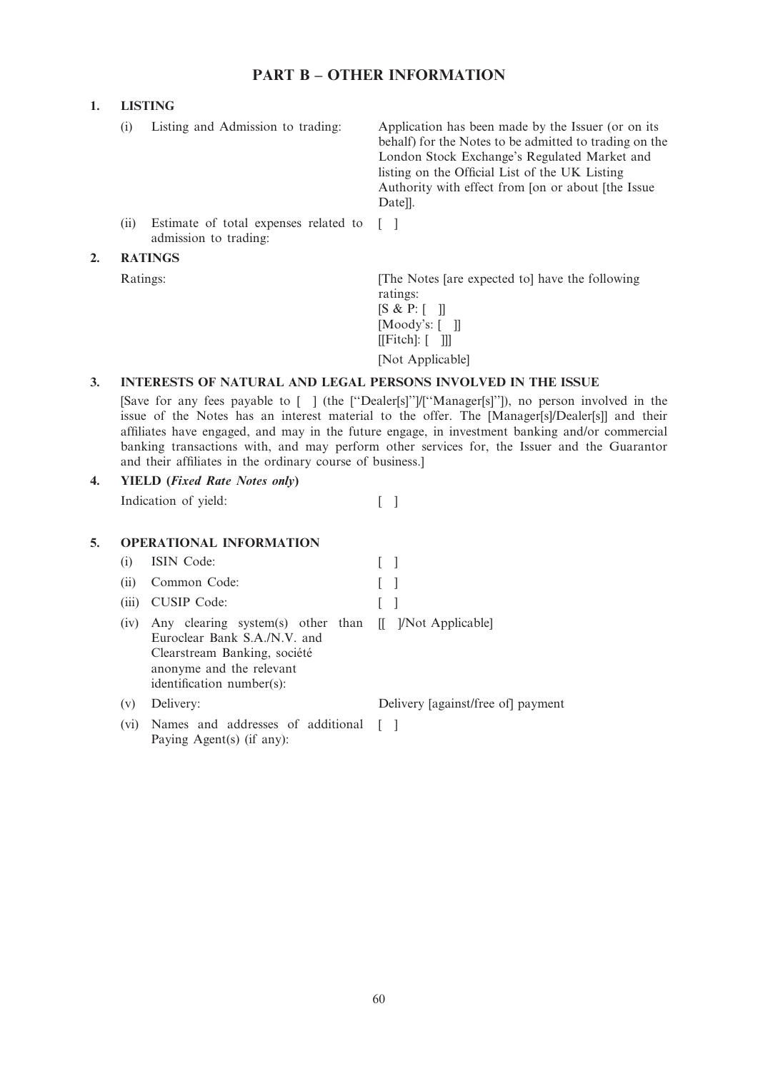## PART B – OTHER INFORMATION

### 1. LISTING

| | |
|---|---|
| (i) Listing and Admission to trading: | Application has been made by the Issuer (or on its behalf) for the Notes to be admitted to trading on the London Stock Exchange's Regulated Market and listing on the Official List of the UK Listing Authority with effect from [on or about [the Issue Date]]. |
| (ii) Estimate of total expenses related to admission to trading: | [ ] |

### 2. RATINGS

| | |
|---|---|
| Ratings: | [The Notes [are expected to] have the following ratings:<br>[S & P: [ ]]<br>[Moody's: [ ]]<br>[[Fitch]: [ ]]]<br>[Not Applicable] |

### 3. INTERESTS OF NATURAL AND LEGAL PERSONS INVOLVED IN THE ISSUE

[Save for any fees payable to [ ] (the [''Dealer[s]'']/[''Manager[s]'']), no person involved in the issue of the Notes has an interest material to the offer. The [Manager[s]/Dealer[s]] and their affiliates have engaged, and may in the future engage, in investment banking and/or commercial banking transactions with, and may perform other services for, the Issuer and the Guarantor and their affiliates in the ordinary course of business.]

### 4. YIELD (*Fixed Rate Notes only*)

| | |
|---|---|
| Indication of yield: | [ ] |

### 5. OPERATIONAL INFORMATION

| | |
|---|---|
| (i) ISIN Code: | [ ] |
| (ii) Common Code: | [ ] |
| (iii) CUSIP Code: | [ ] |
| (iv) Any clearing system(s) other than Euroclear Bank S.A./N.V. and Clearstream Banking, société anonyme and the relevant identification number(s): | [[ ]/Not Applicable] |
| (v) Delivery: | Delivery [against/free of] payment |
| (vi) Names and addresses of additional Paying Agent(s) (if any): | [ ] |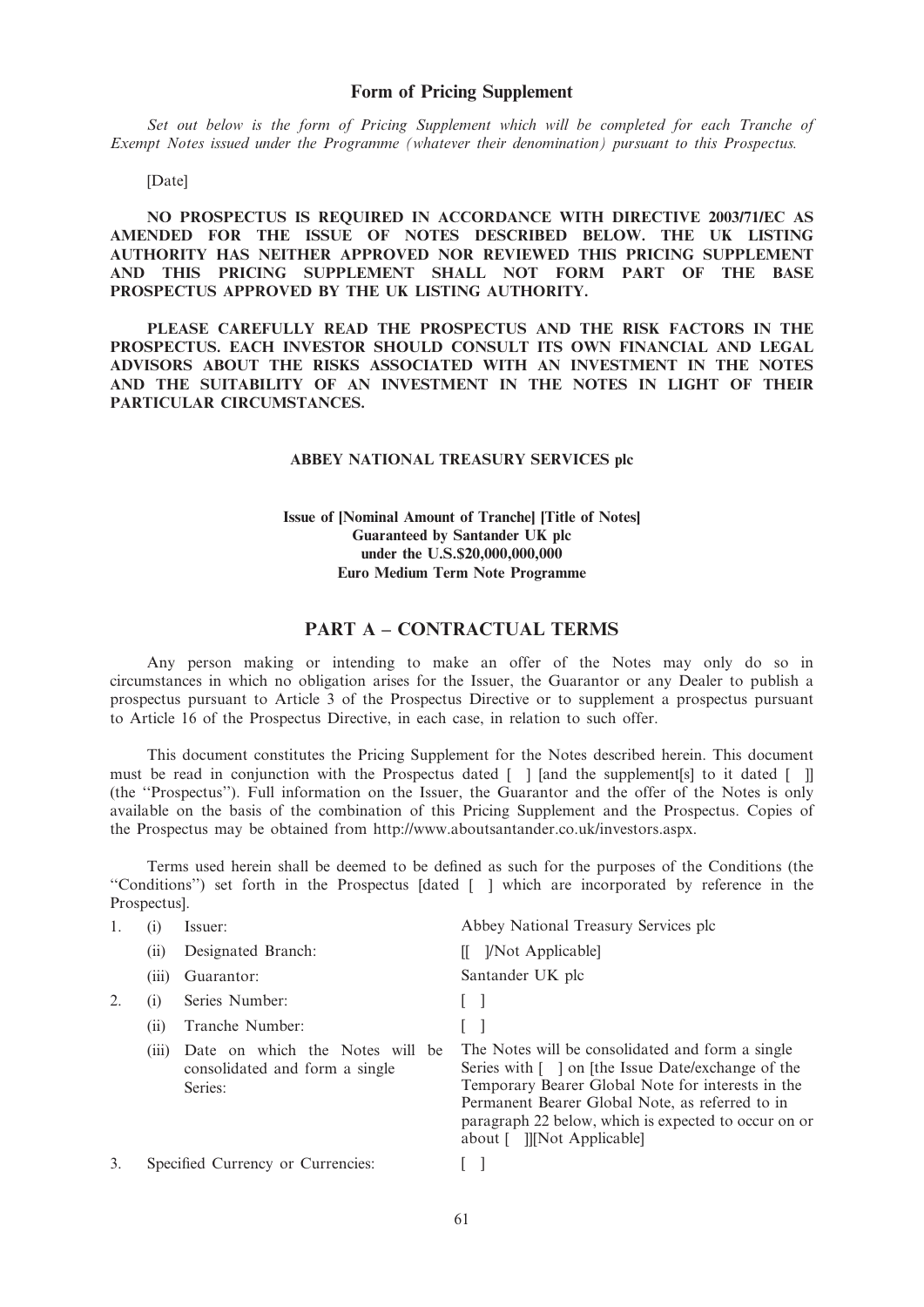## Form of Pricing Supplement

*Set out below is the form of Pricing Supplement which will be completed for each Tranche of Exempt Notes issued under the Programme (whatever their denomination) pursuant to this Prospectus.*

[Date]

**NO PROSPECTUS IS REQUIRED IN ACCORDANCE WITH DIRECTIVE 2003/71/EC AS AMENDED FOR THE ISSUE OF NOTES DESCRIBED BELOW. THE UK LISTING AUTHORITY HAS NEITHER APPROVED NOR REVIEWED THIS PRICING SUPPLEMENT AND THIS PRICING SUPPLEMENT SHALL NOT FORM PART OF THE BASE PROSPECTUS APPROVED BY THE UK LISTING AUTHORITY.**

**PLEASE CAREFULLY READ THE PROSPECTUS AND THE RISK FACTORS IN THE PROSPECTUS. EACH INVESTOR SHOULD CONSULT ITS OWN FINANCIAL AND LEGAL ADVISORS ABOUT THE RISKS ASSOCIATED WITH AN INVESTMENT IN THE NOTES AND THE SUITABILITY OF AN INVESTMENT IN THE NOTES IN LIGHT OF THEIR PARTICULAR CIRCUMSTANCES.**

**ABBEY NATIONAL TREASURY SERVICES plc**

**Issue of [Nominal Amount of Tranche] [Title of Notes]**
**Guaranteed by Santander UK plc**
**under the U.S.$20,000,000,000**
**Euro Medium Term Note Programme**

## PART A – CONTRACTUAL TERMS

Any person making or intending to make an offer of the Notes may only do so in circumstances in which no obligation arises for the Issuer, the Guarantor or any Dealer to publish a prospectus pursuant to Article 3 of the Prospectus Directive or to supplement a prospectus pursuant to Article 16 of the Prospectus Directive, in each case, in relation to such offer.

This document constitutes the Pricing Supplement for the Notes described herein. This document must be read in conjunction with the Prospectus dated [ ] [and the supplement[s] to it dated [ ]] (the "Prospectus"). Full information on the Issuer, the Guarantor and the offer of the Notes is only available on the basis of the combination of this Pricing Supplement and the Prospectus. Copies of the Prospectus may be obtained from http://www.aboutsantander.co.uk/investors.aspx.

Terms used herein shall be deemed to be defined as such for the purposes of the Conditions (the "Conditions") set forth in the Prospectus [dated [ ] which are incorporated by reference in the Prospectus].

| | | | |
|---|---|---|---|
| 1. | (i) | Issuer: | Abbey National Treasury Services plc |
| | (ii) | Designated Branch: | [[ ]/Not Applicable] |
| | (iii) | Guarantor: | Santander UK plc |
| 2. | (i) | Series Number: | [ ] |
| | (ii) | Tranche Number: | [ ] |
| | (iii) | Date on which the Notes will be consolidated and form a single Series: | The Notes will be consolidated and form a single Series with [ ] on [the Issue Date/exchange of the Temporary Bearer Global Note for interests in the Permanent Bearer Global Note, as referred to in paragraph 22 below, which is expected to occur on or about [ ]][Not Applicable] |
| 3. | | Specified Currency or Currencies: | [ ] |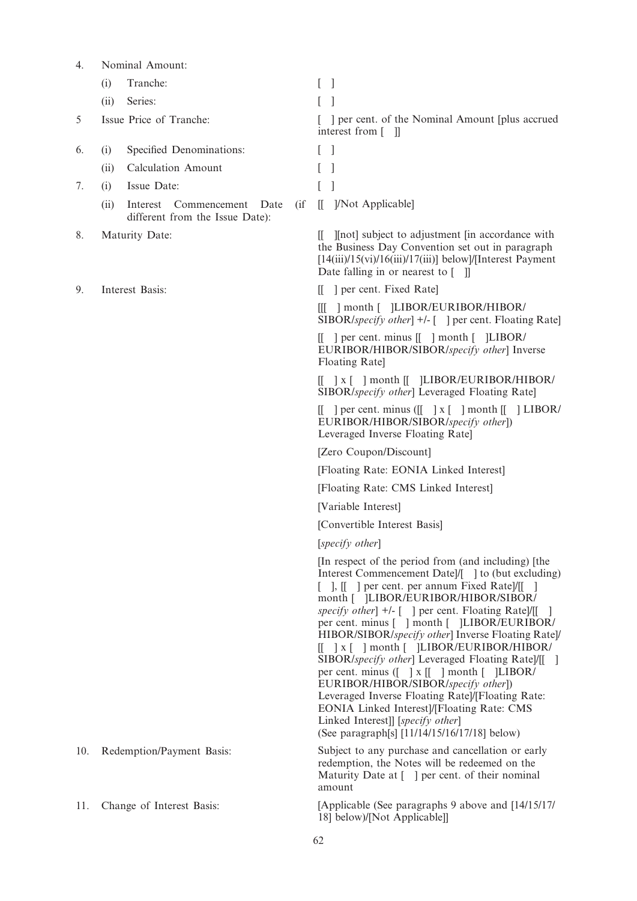| | | |
|---|---|---|
| 4. | Nominal Amount: | |
| | (i) Tranche: | [ ] |
| | (ii) Series: | [ ] |
| 5 | Issue Price of Tranche: | [ ] per cent. of the Nominal Amount [plus accrued interest from [ ]] |
| 6. | (i) Specified Denominations: | [ ] |
| | (ii) Calculation Amount | [ ] |
| 7. | (i) Issue Date: | [ ] |
| | (ii) Interest Commencement Date (if different from the Issue Date): | [[ ]/Not Applicable] |
| 8. | Maturity Date: | [[ ][not] subject to adjustment [in accordance with the Business Day Convention set out in paragraph [14(iii)/15(vi)/16(iii)/17(iii)] below]/[Interest Payment Date falling in or nearest to [ ]] |
| 9. | Interest Basis: | [[ ] per cent. Fixed Rate]<br><br>[[[ ] month [ ]LIBOR/EURIBOR/HIBOR/SIBOR/*specify other*] +/- [ ] per cent. Floating Rate]<br><br>[[ ] per cent. minus [[ ] month [ ]LIBOR/EURIBOR/HIBOR/SIBOR/*specify other*] Inverse Floating Rate]<br><br>[[ ] x [ ] month [[ ]LIBOR/EURIBOR/HIBOR/SIBOR/*specify other*] Leveraged Floating Rate]<br><br>[[ ] per cent. minus ([[ ] x [ ] month [[ ] LIBOR/EURIBOR/HIBOR/SIBOR/*specify other*]) Leveraged Inverse Floating Rate]<br><br>[Zero Coupon/Discount]<br><br>[Floating Rate: EONIA Linked Interest]<br><br>[Floating Rate: CMS Linked Interest]<br><br>[Variable Interest]<br><br>[Convertible Interest Basis]<br><br>[*specify other*]<br><br>[In respect of the period from (and including) [the Interest Commencement Date]/[ ] to (but excluding) [ ], [[ ] per cent. per annum Fixed Rate]/[[ ] month [ ]LIBOR/EURIBOR/HIBOR/SIBOR/*specify other*] +/- [ ] per cent. Floating Rate]/[[ ] per cent. minus [ ] month [ ]LIBOR/EURIBOR/HIBOR/SIBOR/*specify other*] Inverse Floating Rate]/[[ ] x [ ] month [ ]LIBOR/EURIBOR/HIBOR/SIBOR/*specify other*] Leveraged Floating Rate]/[[ ] per cent. minus ([ ] x [[ ] month [ ]LIBOR/EURIBOR/HIBOR/SIBOR/*specify other*]) Leveraged Inverse Floating Rate]/[Floating Rate: EONIA Linked Interest]/[Floating Rate: CMS Linked Interest]] [*specify other*]<br>(See paragraph[s] [11/14/15/16/17/18] below) |
| 10. | Redemption/Payment Basis: | Subject to any purchase and cancellation or early redemption, the Notes will be redeemed on the Maturity Date at [ ] per cent. of their nominal amount |
| 11. | Change of Interest Basis: | [Applicable (See paragraphs 9 above and [14/15/17/18] below)/[Not Applicable]] |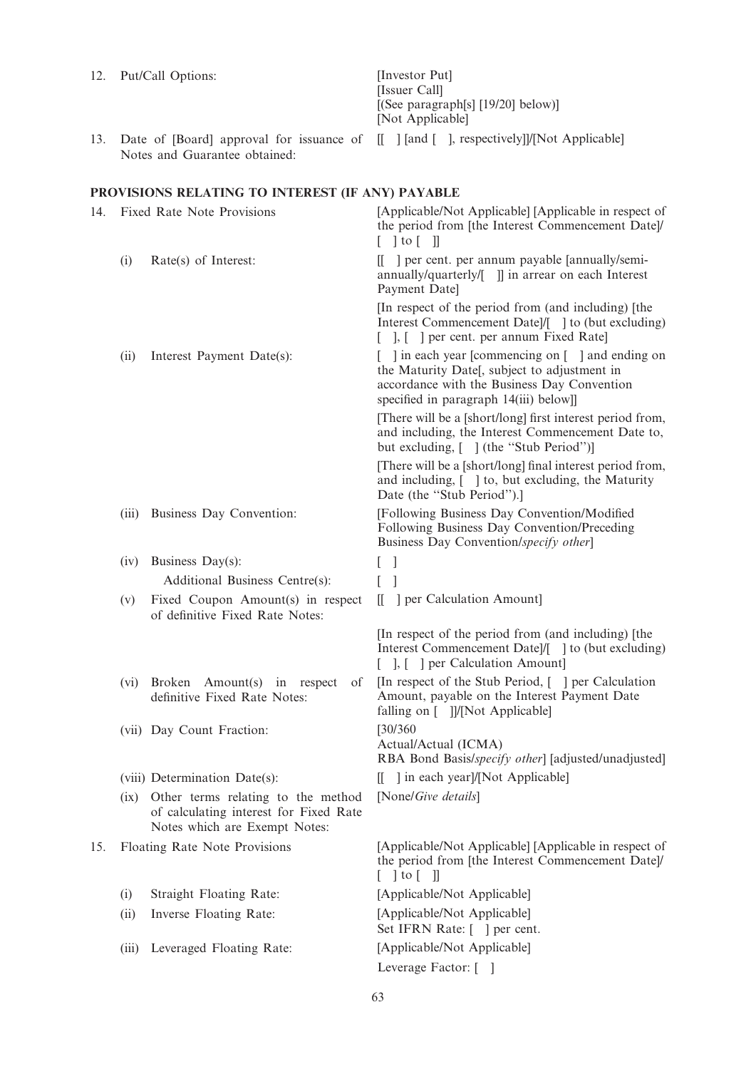| | | | |
|---|---|---|---|
| 12. | Put/Call Options: | | [Investor Put]<br>[Issuer Call]<br>[(See paragraph[s] [19/20] below)]<br>[Not Applicable] |
| 13. | Date of [Board] approval for issuance of Notes and Guarantee obtained: | | [[ ] [and [ ], respectively]]/[Not Applicable] |

## PROVISIONS RELATING TO INTEREST (IF ANY) PAYABLE

| | | | |
|---|---|---|---|
| 14. | Fixed Rate Note Provisions | | [Applicable/Not Applicable] [Applicable in respect of the period from [the Interest Commencement Date]/[ ] to [ ]] |
| | (i) | Rate(s) of Interest: | [[ ] per cent. per annum payable [annually/semi-annually/quarterly/[ ]] in arrear on each Interest Payment Date]<br><br>[In respect of the period from (and including) [the Interest Commencement Date]/[ ] to (but excluding) [ ], [ ] per cent. per annum Fixed Rate] |
| | (ii) | Interest Payment Date(s): | [ ] in each year [commencing on [ ] and ending on the Maturity Date[, subject to adjustment in accordance with the Business Day Convention specified in paragraph 14(iii) below]]<br><br>[There will be a [short/long] first interest period from, and including, the Interest Commencement Date to, but excluding, [ ] (the "Stub Period")]<br><br>[There will be a [short/long] final interest period from, and including, [ ] to, but excluding, the Maturity Date (the "Stub Period").] |
| | (iii) | Business Day Convention: | [Following Business Day Convention/Modified Following Business Day Convention/Preceding Business Day Convention/*specify other*] |
| | (iv) | Business Day(s): | [ ] |
| | | Additional Business Centre(s): | [ ] |
| | (v) | Fixed Coupon Amount(s) in respect of definitive Fixed Rate Notes: | [[ ] per Calculation Amount]<br><br>[In respect of the period from (and including) [the Interest Commencement Date]/[ ] to (but excluding) [ ], [ ] per Calculation Amount] |
| | (vi) | Broken Amount(s) in respect of definitive Fixed Rate Notes: | [In respect of the Stub Period, [ ] per Calculation Amount, payable on the Interest Payment Date falling on [ ]]/[Not Applicable] |
| | (vii) | Day Count Fraction: | [30/360<br>Actual/Actual (ICMA)<br>RBA Bond Basis/*specify other*] [adjusted/unadjusted] |
| | (viii) | Determination Date(s): | [[ ] in each year]/[Not Applicable] |
| | (ix) | Other terms relating to the method of calculating interest for Fixed Rate Notes which are Exempt Notes: | [None/*Give details*] |
| 15. | Floating Rate Note Provisions | | [Applicable/Not Applicable] [Applicable in respect of the period from [the Interest Commencement Date]/[ ] to [ ]] |
| | (i) | Straight Floating Rate: | [Applicable/Not Applicable] |
| | (ii) | Inverse Floating Rate: | [Applicable/Not Applicable]<br>Set IFRN Rate: [ ] per cent. |
| | (iii) | Leveraged Floating Rate: | [Applicable/Not Applicable]<br><br>Leverage Factor: [ ] |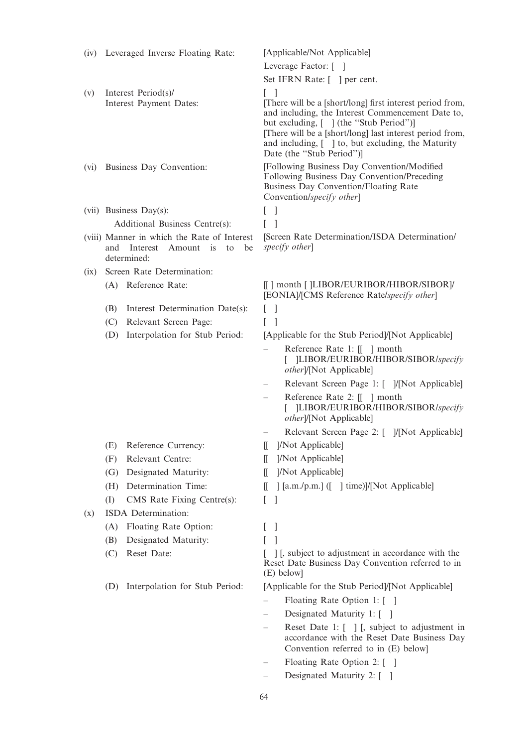| | | |
|---|---|---|
| (iv) | Leveraged Inverse Floating Rate: | [Applicable/Not Applicable]<br>Leverage Factor: [ ]<br>Set IFRN Rate: [ ] per cent. |
| (v) | Interest Period(s)/<br>Interest Payment Dates: | [ ]<br>[There will be a [short/long] first interest period from, and including, the Interest Commencement Date to, but excluding, [ ] (the "Stub Period")]<br>[There will be a [short/long] last interest period from, and including, [ ] to, but excluding, the Maturity Date (the "Stub Period")] |
| (vi) | Business Day Convention: | [Following Business Day Convention/Modified Following Business Day Convention/Preceding Business Day Convention/Floating Rate Convention/*specify other*] |
| (vii) | Business Day(s):<br>Additional Business Centre(s): | [ ]<br>[ ] |
| (viii) | Manner in which the Rate of Interest and Interest Amount is to be determined: | [Screen Rate Determination/ISDA Determination/ *specify other*] |
| (ix) | Screen Rate Determination: | |
| | (A) Reference Rate: | [[ ] month [ ]LIBOR/EURIBOR/HIBOR/SIBOR]/ [EONIA]/[CMS Reference Rate/*specify other*] |
| | (B) Interest Determination Date(s): | [ ] |
| | (C) Relevant Screen Page: | [ ] |
| | (D) Interpolation for Stub Period: | [Applicable for the Stub Period]/[Not Applicable]<br>– Reference Rate 1: [[ ] month [ ]LIBOR/EURIBOR/HIBOR/SIBOR/*specify other*]/[Not Applicable]<br>– Relevant Screen Page 1: [ ]/[Not Applicable]<br>– Reference Rate 2: [[ ] month [ ]LIBOR/EURIBOR/HIBOR/SIBOR/*specify other*]/[Not Applicable]<br>– Relevant Screen Page 2: [ ]/[Not Applicable] |
| | (E) Reference Currency: | [[ ]/Not Applicable] |
| | (F) Relevant Centre: | [[ ]/Not Applicable] |
| | (G) Designated Maturity: | [[ ]/Not Applicable] |
| | (H) Determination Time: | [[ ] [a.m./p.m.] ([ ] time)]/[Not Applicable] |
| | (I) CMS Rate Fixing Centre(s): | [ ] |
| (x) | ISDA Determination: | |
| | (A) Floating Rate Option: | [ ] |
| | (B) Designated Maturity: | [ ] |
| | (C) Reset Date: | [ ] [, subject to adjustment in accordance with the Reset Date Business Day Convention referred to in (E) below] |
| | (D) Interpolation for Stub Period: | [Applicable for the Stub Period]/[Not Applicable]<br>– Floating Rate Option 1: [ ]<br>– Designated Maturity 1: [ ]<br>– Reset Date 1: [ ] [, subject to adjustment in accordance with the Reset Date Business Day Convention referred to in (E) below]<br>– Floating Rate Option 2: [ ]<br>– Designated Maturity 2: [ ] |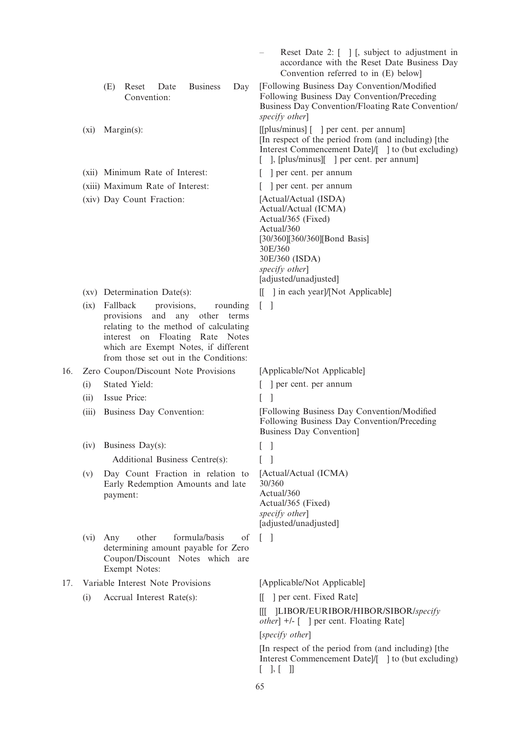| | |
|---|---|
| | – Reset Date 2: [ ] [, subject to adjustment in accordance with the Reset Date Business Day Convention referred to in (E) below] |
| (E) Reset Date Business Day Convention: | [Following Business Day Convention/Modified Following Business Day Convention/Preceding Business Day Convention/Floating Rate Convention/ *specify other*] |
| (xi) Margin(s): | [[plus/minus] [ ] per cent. per annum] [In respect of the period from (and including) [the Interest Commencement Date]/[ ] to (but excluding) [ ], [plus/minus][ ] per cent. per annum] |
| (xii) Minimum Rate of Interest: | [ ] per cent. per annum |
| (xiii) Maximum Rate of Interest: | [ ] per cent. per annum |
| (xiv) Day Count Fraction: | [Actual/Actual (ISDA) Actual/Actual (ICMA) Actual/365 (Fixed) Actual/360 [30/360][360/360][Bond Basis] 30E/360 30E/360 (ISDA) *specify other*] [adjusted/unadjusted] |
| (xv) Determination Date(s): | [[ ] in each year]/[Not Applicable] |
| (ix) Fallback provisions, rounding provisions and any other terms relating to the method of calculating interest on Floating Rate Notes which are Exempt Notes, if different from those set out in the Conditions: | [ ] |
| 16. Zero Coupon/Discount Note Provisions | [Applicable/Not Applicable] |
| (i) Stated Yield: | [ ] per cent. per annum |
| (ii) Issue Price: | [ ] |
| (iii) Business Day Convention: | [Following Business Day Convention/Modified Following Business Day Convention/Preceding Business Day Convention] |
| (iv) Business Day(s): | [ ] |
| Additional Business Centre(s): | [ ] |
| (v) Day Count Fraction in relation to Early Redemption Amounts and late payment: | [Actual/Actual (ICMA) 30/360 Actual/360 Actual/365 (Fixed) *specify other*] [adjusted/unadjusted] |
| (vi) Any other formula/basis of determining amount payable for Zero Coupon/Discount Notes which are Exempt Notes: | [ ] |
| 17. Variable Interest Note Provisions | [Applicable/Not Applicable] |
| (i) Accrual Interest Rate(s): | [[ ] per cent. Fixed Rate] [[[ ]LIBOR/EURIBOR/HIBOR/SIBOR/*specify other*] +/- [ ] per cent. Floating Rate] [*specify other*] [In respect of the period from (and including) [the Interest Commencement Date]/[ ] to (but excluding) [ ], [ ]] |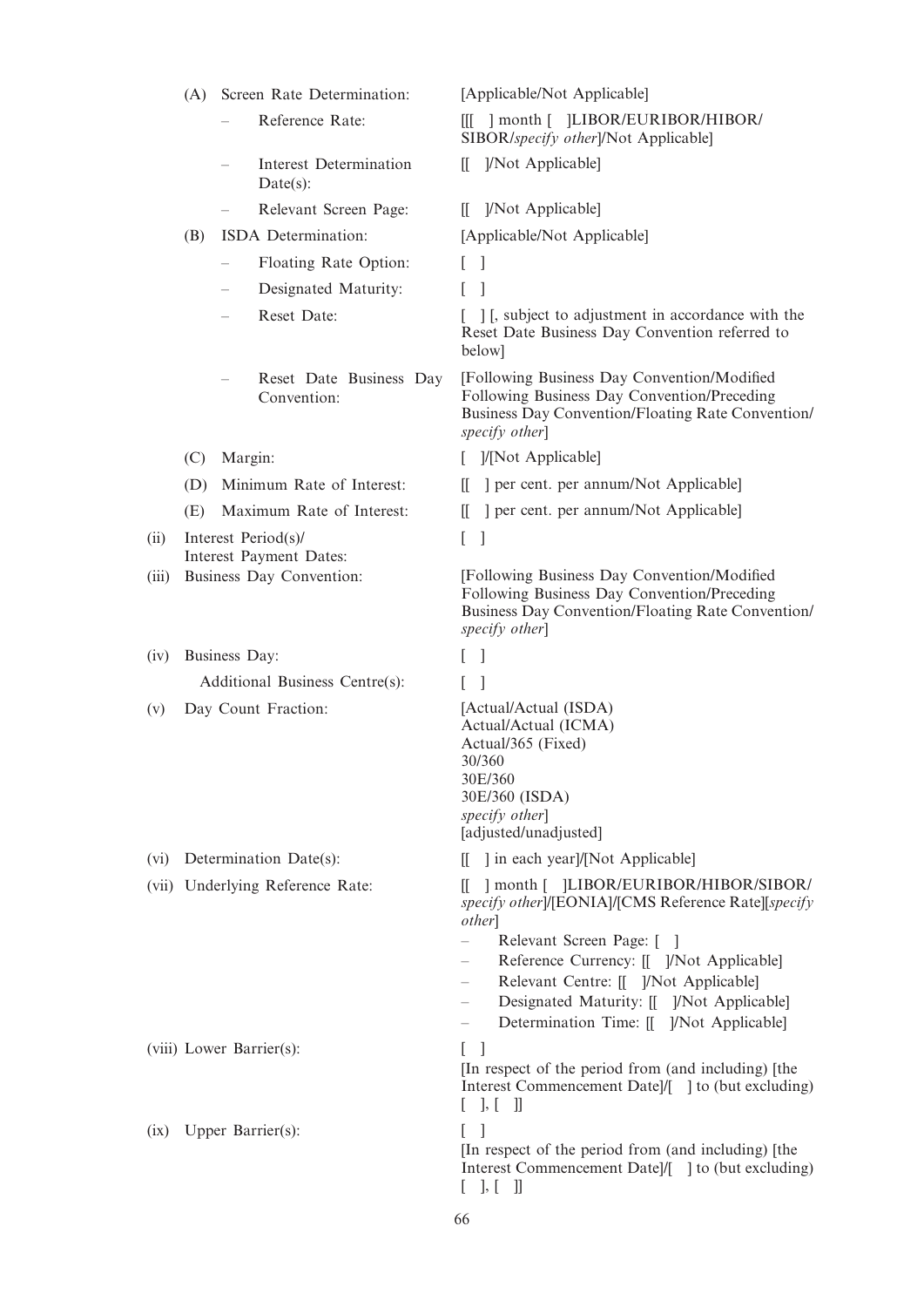| | |
|---|---|
| (A) Screen Rate Determination: | [Applicable/Not Applicable] |
| – Reference Rate: | [[[ ] month [ ]LIBOR/EURIBOR/HIBOR/SIBOR/*specify other*]/Not Applicable] |
| – Interest Determination Date(s): | [[ ]/Not Applicable] |
| – Relevant Screen Page: | [[ ]/Not Applicable] |
| (B) ISDA Determination: | [Applicable/Not Applicable] |
| – Floating Rate Option: | [ ] |
| – Designated Maturity: | [ ] |
| – Reset Date: | [ ] [, subject to adjustment in accordance with the Reset Date Business Day Convention referred to below] |
| – Reset Date Business Day Convention: | [Following Business Day Convention/Modified Following Business Day Convention/Preceding Business Day Convention/Floating Rate Convention/*specify other*] |
| (C) Margin: | [ ]/[Not Applicable] |
| (D) Minimum Rate of Interest: | [[ ] per cent. per annum/Not Applicable] |
| (E) Maximum Rate of Interest: | [[ ] per cent. per annum/Not Applicable] |
| (ii) Interest Period(s)/ Interest Payment Dates: | [ ] |
| (iii) Business Day Convention: | [Following Business Day Convention/Modified Following Business Day Convention/Preceding Business Day Convention/Floating Rate Convention/*specify other*] |
| (iv) Business Day: | [ ] |
| Additional Business Centre(s): | [ ] |
| (v) Day Count Fraction: | [Actual/Actual (ISDA)<br>Actual/Actual (ICMA)<br>Actual/365 (Fixed)<br>30/360<br>30E/360<br>30E/360 (ISDA)<br>*specify other*]<br>[adjusted/unadjusted] |
| (vi) Determination Date(s): | [[ ] in each year]/[Not Applicable] |
| (vii) Underlying Reference Rate: | [[ ] month [ ]LIBOR/EURIBOR/HIBOR/SIBOR/*specify other*]/[EONIA]/[CMS Reference Rate][*specify other*]<br>– Relevant Screen Page: [ ]<br>– Reference Currency: [[ ]/Not Applicable]<br>– Relevant Centre: [[ ]/Not Applicable]<br>– Designated Maturity: [[ ]/Not Applicable]<br>– Determination Time: [[ ]/Not Applicable] |
| (viii) Lower Barrier(s): | [ ]<br>[In respect of the period from (and including) [the Interest Commencement Date]/[ ] to (but excluding) [ ], [ ]] |
| (ix) Upper Barrier(s): | [ ]<br>[In respect of the period from (and including) [the Interest Commencement Date]/[ ] to (but excluding) [ ], [ ]] |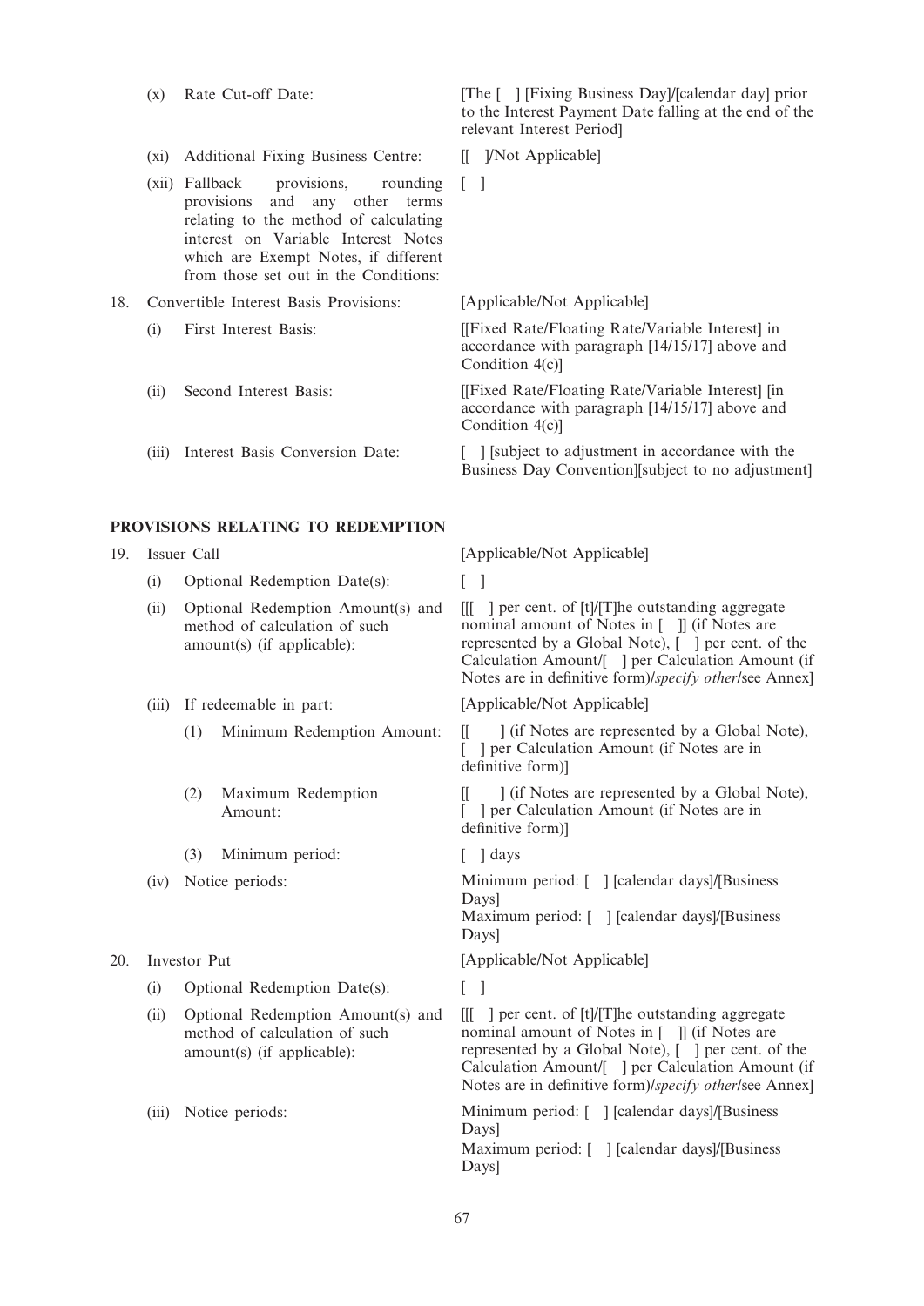| | | |
|---|---|---|
| (x) | Rate Cut-off Date: | [The [ ] [Fixing Business Day]/[calendar day] prior to the Interest Payment Date falling at the end of the relevant Interest Period] |
| (xi) | Additional Fixing Business Centre: | [[ ]/Not Applicable] |
| (xii) | Fallback provisions, rounding provisions and any other terms relating to the method of calculating interest on Variable Interest Notes which are Exempt Notes, if different from those set out in the Conditions: | [ ] |
| 18. | Convertible Interest Basis Provisions: | [Applicable/Not Applicable] |
| (i) | First Interest Basis: | [[Fixed Rate/Floating Rate/Variable Interest] in accordance with paragraph [14/15/17] above and Condition 4(c)] |
| (ii) | Second Interest Basis: | [[Fixed Rate/Floating Rate/Variable Interest] [in accordance with paragraph [14/15/17] above and Condition 4(c)] |
| (iii) | Interest Basis Conversion Date: | [ ] [subject to adjustment in accordance with the Business Day Convention][subject to no adjustment] |

**PROVISIONS RELATING TO REDEMPTION**

| | | |
|---|---|---|
| 19. | Issuer Call | [Applicable/Not Applicable] |
| (i) | Optional Redemption Date(s): | [ ] |
| (ii) | Optional Redemption Amount(s) and method of calculation of such amount(s) (if applicable): | [[[ ] per cent. of [t]/[T]he outstanding aggregate nominal amount of Notes in [ ]] (if Notes are represented by a Global Note), [ ] per cent. of the Calculation Amount/[ ] per Calculation Amount (if Notes are in definitive form)/*specify other*/see Annex] |
| (iii) | If redeemable in part: | [Applicable/Not Applicable] |
| (1) | Minimum Redemption Amount: | [[ ] (if Notes are represented by a Global Note), [ ] per Calculation Amount (if Notes are in definitive form)] |
| (2) | Maximum Redemption Amount: | [[ ] (if Notes are represented by a Global Note), [ ] per Calculation Amount (if Notes are in definitive form)] |
| (3) | Minimum period: | [ ] days |
| (iv) | Notice periods: | Minimum period: [ ] [calendar days]/[Business Days]<br>Maximum period: [ ] [calendar days]/[Business Days] |
| 20. | Investor Put | [Applicable/Not Applicable] |
| (i) | Optional Redemption Date(s): | [ ] |
| (ii) | Optional Redemption Amount(s) and method of calculation of such amount(s) (if applicable): | [[[ ] per cent. of [t]/[T]he outstanding aggregate nominal amount of Notes in [ ]] (if Notes are represented by a Global Note), [ ] per cent. of the Calculation Amount/[ ] per Calculation Amount (if Notes are in definitive form)/*specify other*/see Annex] |
| (iii) | Notice periods: | Minimum period: [ ] [calendar days]/[Business Days]<br>Maximum period: [ ] [calendar days]/[Business Days] |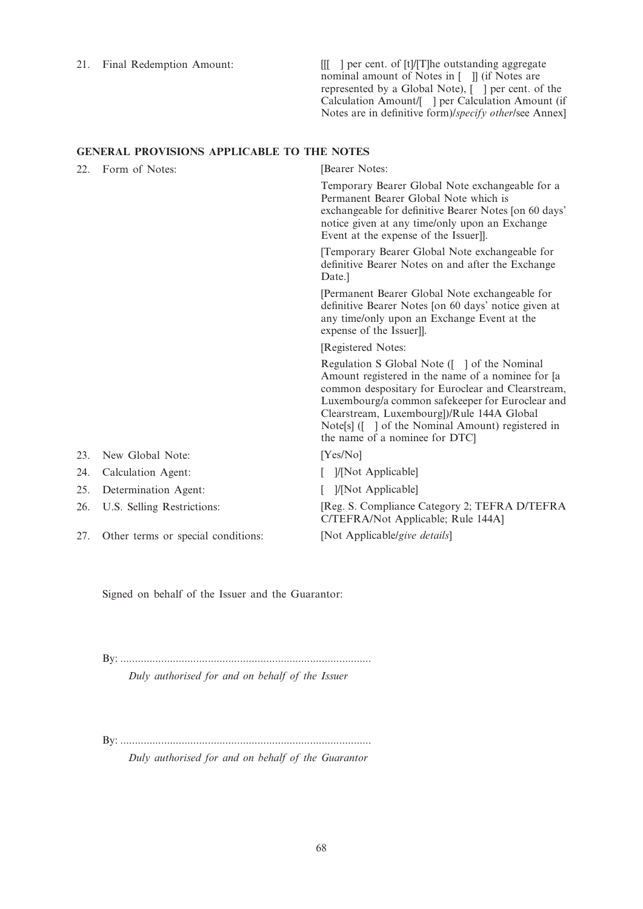| | | |
|---|---|---|
| 21. | Final Redemption Amount: | [[[ ] per cent. of [t]/[T]he outstanding aggregate nominal amount of Notes in [ ]] (if Notes are represented by a Global Note), [ ] per cent. of the Calculation Amount/[ ] per Calculation Amount (if Notes are in definitive form)/*specify other*/see Annex] |

## GENERAL PROVISIONS APPLICABLE TO THE NOTES

| | | |
|---|---|---|
| 22. | Form of Notes: | [Bearer Notes:<br><br>Temporary Bearer Global Note exchangeable for a Permanent Bearer Global Note which is exchangeable for definitive Bearer Notes [on 60 days' notice given at any time/only upon an Exchange Event at the expense of the Issuer]].<br><br>[Temporary Bearer Global Note exchangeable for definitive Bearer Notes on and after the Exchange Date.]<br><br>[Permanent Bearer Global Note exchangeable for definitive Bearer Notes [on 60 days' notice given at any time/only upon an Exchange Event at the expense of the Issuer]].<br><br>[Registered Notes:<br><br>Regulation S Global Note ([ ] of the Nominal Amount registered in the name of a nominee for [a common despositary for Euroclear and Clearstream, Luxembourg/a common safekeeper for Euroclear and Clearstream, Luxembourg])/Rule 144A Global Note[s] ([ ] of the Nominal Amount) registered in the name of a nominee for DTC] |
| 23. | New Global Note: | [Yes/No] |
| 24. | Calculation Agent: | [ ]/[Not Applicable] |
| 25. | Determination Agent: | [ ]/[Not Applicable] |
| 26. | U.S. Selling Restrictions: | [Reg. S. Compliance Category 2; TEFRA D/TEFRA C/TEFRA/Not Applicable; Rule 144A] |
| 27. | Other terms or special conditions: | [Not Applicable/*give details*] |

Signed on behalf of the Issuer and the Guarantor:

By: ......................................................................................

*Duly authorised for and on behalf of the Issuer*

By: ......................................................................................

*Duly authorised for and on behalf of the Guarantor*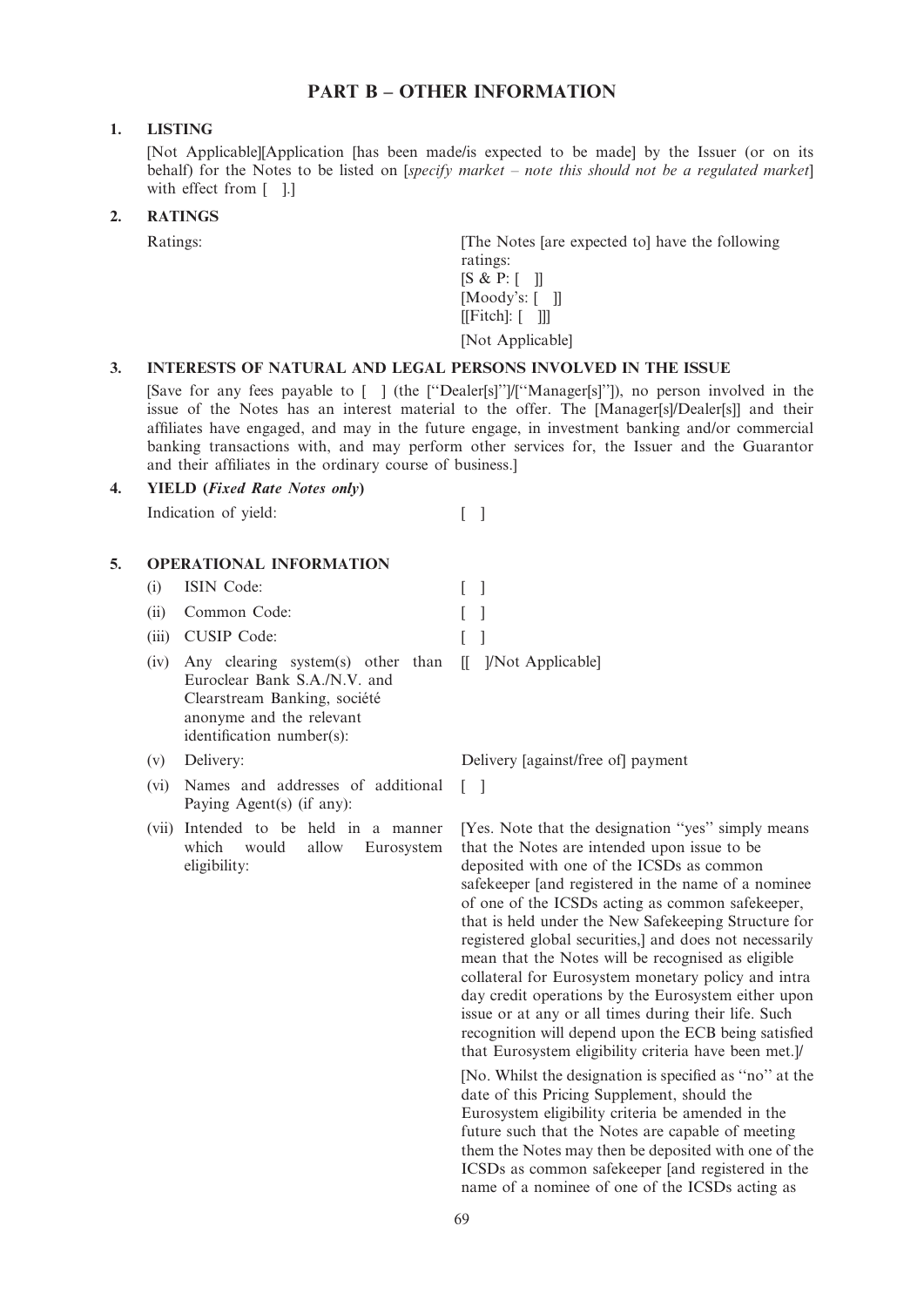# PART B – OTHER INFORMATION

## 1. LISTING

[Not Applicable][Application [has been made/is expected to be made] by the Issuer (or on its behalf) for the Notes to be listed on [*specify market – note this should not be a regulated market*] with effect from [ ].]

## 2. RATINGS

| | |
|---|---|
| Ratings: | [The Notes [are expected to] have the following ratings:<br>[S & P: [ ]]<br>[Moody's: [ ]]<br>[[Fitch]: [ ]]]<br>[Not Applicable] |

## 3. INTERESTS OF NATURAL AND LEGAL PERSONS INVOLVED IN THE ISSUE

[Save for any fees payable to [ ] (the [''Dealer[s]'']/[''Manager[s]'']), no person involved in the issue of the Notes has an interest material to the offer. The [Manager[s]/Dealer[s]] and their affiliates have engaged, and may in the future engage, in investment banking and/or commercial banking transactions with, and may perform other services for, the Issuer and the Guarantor and their affiliates in the ordinary course of business.]

## 4. YIELD (*Fixed Rate Notes only*)

| | |
|---|---|
| Indication of yield: | [ ] |

## 5. OPERATIONAL INFORMATION

| | | |
|---|---|---|
| (i) | ISIN Code: | [ ] |
| (ii) | Common Code: | [ ] |
| (iii) | CUSIP Code: | [ ] |
| (iv) | Any clearing system(s) other than Euroclear Bank S.A./N.V. and Clearstream Banking, société anonyme and the relevant identification number(s): | [[ ]/Not Applicable] |
| (v) | Delivery: | Delivery [against/free of] payment |
| (vi) | Names and addresses of additional Paying Agent(s) (if any): | [ ] |
| (vii) | Intended to be held in a manner which would allow Eurosystem eligibility: | [Yes. Note that the designation ''yes'' simply means that the Notes are intended upon issue to be deposited with one of the ICSDs as common safekeeper [and registered in the name of a nominee of one of the ICSDs acting as common safekeeper, that is held under the New Safekeeping Structure for registered global securities,] and does not necessarily mean that the Notes will be recognised as eligible collateral for Eurosystem monetary policy and intra day credit operations by the Eurosystem either upon issue or at any or all times during their life. Such recognition will depend upon the ECB being satisfied that Eurosystem eligibility criteria have been met.]/<br><br>[No. Whilst the designation is specified as ''no'' at the date of this Pricing Supplement, should the Eurosystem eligibility criteria be amended in the future such that the Notes are capable of meeting them the Notes may then be deposited with one of the ICSDs as common safekeeper [and registered in the name of a nominee of one of the ICSDs acting as |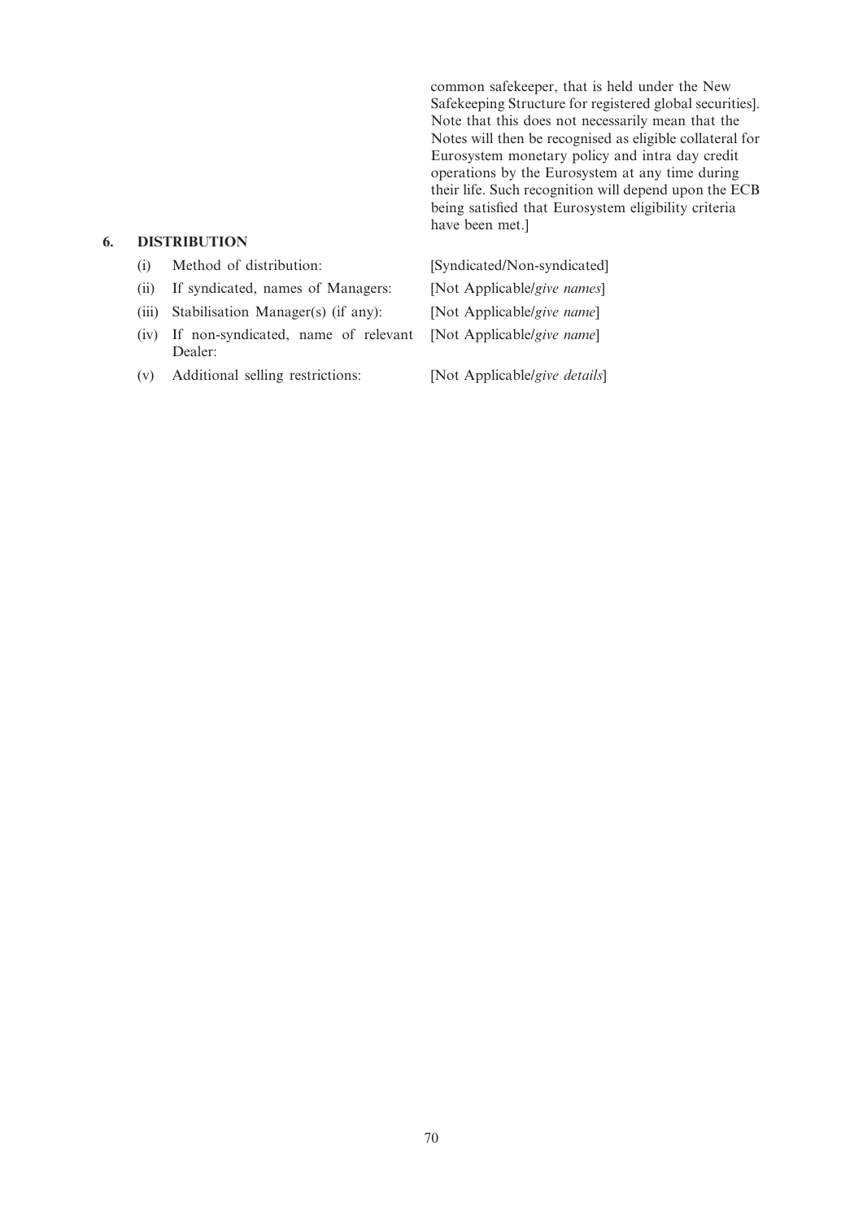common safekeeper, that is held under the New Safekeeping Structure for registered global securities]. Note that this does not necessarily mean that the Notes will then be recognised as eligible collateral for Eurosystem monetary policy and intra day credit operations by the Eurosystem at any time during their life. Such recognition will depend upon the ECB being satisfied that Eurosystem eligibility criteria have been met.]

## 6. DISTRIBUTION

| | |
|---|---|
| (i) Method of distribution: | [Syndicated/Non-syndicated] |
| (ii) If syndicated, names of Managers: | [Not Applicable/*give names*] |
| (iii) Stabilisation Manager(s) (if any): | [Not Applicable/*give name*] |
| (iv) If non-syndicated, name of relevant Dealer: | [Not Applicable/*give name*] |
| (v) Additional selling restrictions: | [Not Applicable/*give details*] |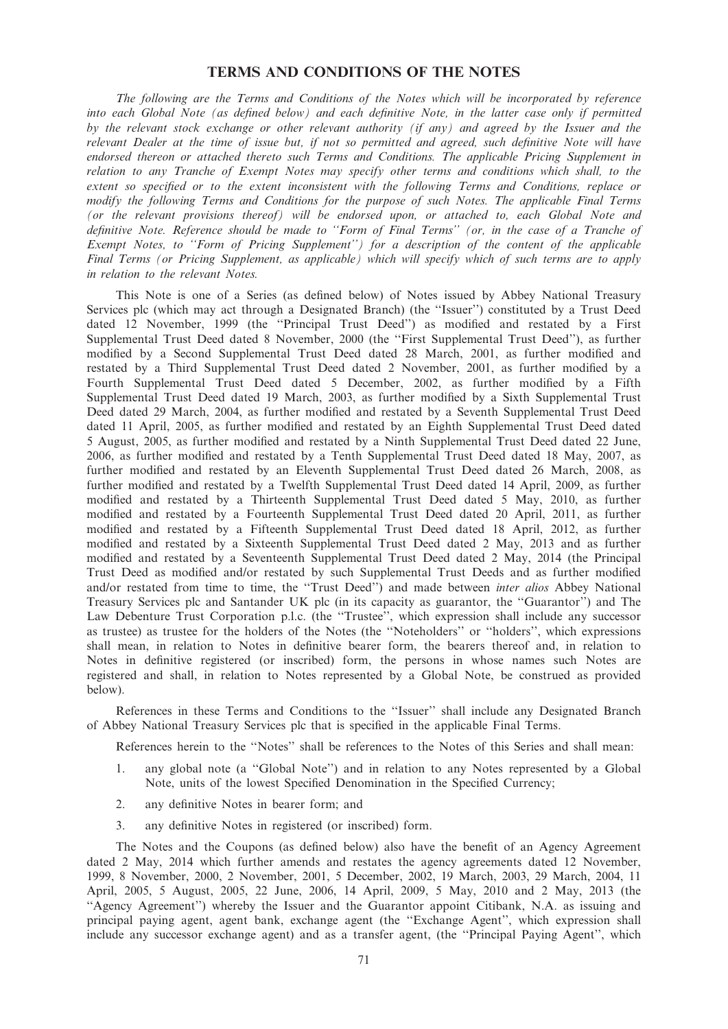# TERMS AND CONDITIONS OF THE NOTES

*The following are the Terms and Conditions of the Notes which will be incorporated by reference into each Global Note (as defined below) and each definitive Note, in the latter case only if permitted by the relevant stock exchange or other relevant authority (if any) and agreed by the Issuer and the relevant Dealer at the time of issue but, if not so permitted and agreed, such definitive Note will have endorsed thereon or attached thereto such Terms and Conditions. The applicable Pricing Supplement in relation to any Tranche of Exempt Notes may specify other terms and conditions which shall, to the extent so specified or to the extent inconsistent with the following Terms and Conditions, replace or modify the following Terms and Conditions for the purpose of such Notes. The applicable Final Terms (or the relevant provisions thereof) will be endorsed upon, or attached to, each Global Note and definitive Note. Reference should be made to ''Form of Final Terms'' (or, in the case of a Tranche of Exempt Notes, to ''Form of Pricing Supplement'') for a description of the content of the applicable Final Terms (or Pricing Supplement, as applicable) which will specify which of such terms are to apply in relation to the relevant Notes.*

This Note is one of a Series (as defined below) of Notes issued by Abbey National Treasury Services plc (which may act through a Designated Branch) (the ''Issuer'') constituted by a Trust Deed dated 12 November, 1999 (the ''Principal Trust Deed'') as modified and restated by a First Supplemental Trust Deed dated 8 November, 2000 (the ''First Supplemental Trust Deed''), as further modified by a Second Supplemental Trust Deed dated 28 March, 2001, as further modified and restated by a Third Supplemental Trust Deed dated 2 November, 2001, as further modified by a Fourth Supplemental Trust Deed dated 5 December, 2002, as further modified by a Fifth Supplemental Trust Deed dated 19 March, 2003, as further modified by a Sixth Supplemental Trust Deed dated 29 March, 2004, as further modified and restated by a Seventh Supplemental Trust Deed dated 11 April, 2005, as further modified and restated by an Eighth Supplemental Trust Deed dated 5 August, 2005, as further modified and restated by a Ninth Supplemental Trust Deed dated 22 June, 2006, as further modified and restated by a Tenth Supplemental Trust Deed dated 18 May, 2007, as further modified and restated by an Eleventh Supplemental Trust Deed dated 26 March, 2008, as further modified and restated by a Twelfth Supplemental Trust Deed dated 14 April, 2009, as further modified and restated by a Thirteenth Supplemental Trust Deed dated 5 May, 2010, as further modified and restated by a Fourteenth Supplemental Trust Deed dated 20 April, 2011, as further modified and restated by a Fifteenth Supplemental Trust Deed dated 18 April, 2012, as further modified and restated by a Sixteenth Supplemental Trust Deed dated 2 May, 2013 and as further modified and restated by a Seventeenth Supplemental Trust Deed dated 2 May, 2014 (the Principal Trust Deed as modified and/or restated by such Supplemental Trust Deeds and as further modified and/or restated from time to time, the ''Trust Deed'') and made between *inter alios* Abbey National Treasury Services plc and Santander UK plc (in its capacity as guarantor, the ''Guarantor'') and The Law Debenture Trust Corporation p.l.c. (the ''Trustee'', which expression shall include any successor as trustee) as trustee for the holders of the Notes (the ''Noteholders'' or ''holders'', which expressions shall mean, in relation to Notes in definitive bearer form, the bearers thereof and, in relation to Notes in definitive registered (or inscribed) form, the persons in whose names such Notes are registered and shall, in relation to Notes represented by a Global Note, be construed as provided below).

References in these Terms and Conditions to the ''Issuer'' shall include any Designated Branch of Abbey National Treasury Services plc that is specified in the applicable Final Terms.

References herein to the ''Notes'' shall be references to the Notes of this Series and shall mean:

1. any global note (a ''Global Note'') and in relation to any Notes represented by a Global Note, units of the lowest Specified Denomination in the Specified Currency;
2. any definitive Notes in bearer form; and
3. any definitive Notes in registered (or inscribed) form.

The Notes and the Coupons (as defined below) also have the benefit of an Agency Agreement dated 2 May, 2014 which further amends and restates the agency agreements dated 12 November, 1999, 8 November, 2000, 2 November, 2001, 5 December, 2002, 19 March, 2003, 29 March, 2004, 11 April, 2005, 5 August, 2005, 22 June, 2006, 14 April, 2009, 5 May, 2010 and 2 May, 2013 (the ''Agency Agreement'') whereby the Issuer and the Guarantor appoint Citibank, N.A. as issuing and principal paying agent, agent bank, exchange agent (the ''Exchange Agent'', which expression shall include any successor exchange agent) and as a transfer agent, (the ''Principal Paying Agent'', which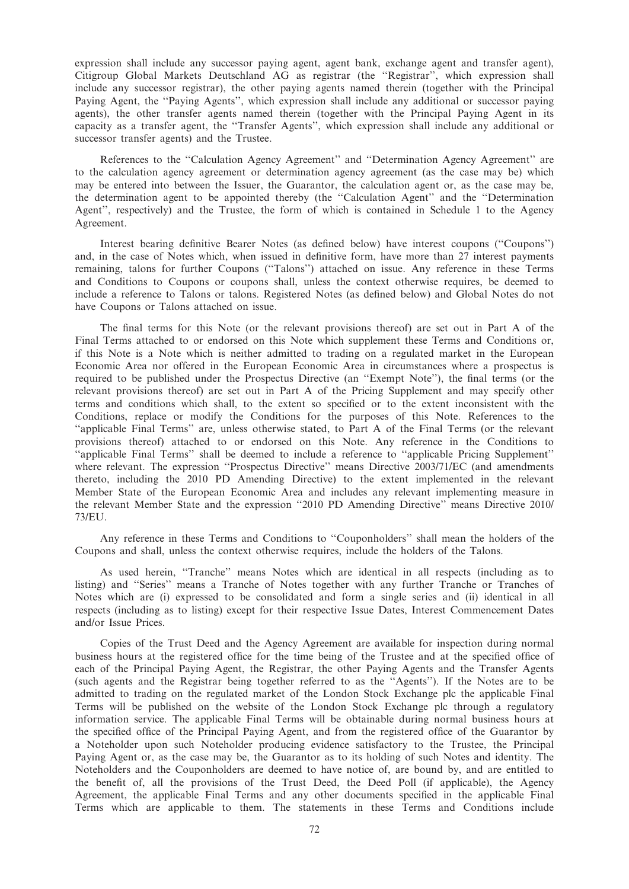expression shall include any successor paying agent, agent bank, exchange agent and transfer agent), Citigroup Global Markets Deutschland AG as registrar (the ''Registrar'', which expression shall include any successor registrar), the other paying agents named therein (together with the Principal Paying Agent, the ''Paying Agents'', which expression shall include any additional or successor paying agents), the other transfer agents named therein (together with the Principal Paying Agent in its capacity as a transfer agent, the ''Transfer Agents'', which expression shall include any additional or successor transfer agents) and the Trustee.

References to the ''Calculation Agency Agreement'' and ''Determination Agency Agreement'' are to the calculation agency agreement or determination agency agreement (as the case may be) which may be entered into between the Issuer, the Guarantor, the calculation agent or, as the case may be, the determination agent to be appointed thereby (the ''Calculation Agent'' and the ''Determination Agent'', respectively) and the Trustee, the form of which is contained in Schedule 1 to the Agency Agreement.

Interest bearing definitive Bearer Notes (as defined below) have interest coupons (''Coupons'') and, in the case of Notes which, when issued in definitive form, have more than 27 interest payments remaining, talons for further Coupons (''Talons'') attached on issue. Any reference in these Terms and Conditions to Coupons or coupons shall, unless the context otherwise requires, be deemed to include a reference to Talons or talons. Registered Notes (as defined below) and Global Notes do not have Coupons or Talons attached on issue.

The final terms for this Note (or the relevant provisions thereof) are set out in Part A of the Final Terms attached to or endorsed on this Note which supplement these Terms and Conditions or, if this Note is a Note which is neither admitted to trading on a regulated market in the European Economic Area nor offered in the European Economic Area in circumstances where a prospectus is required to be published under the Prospectus Directive (an ''Exempt Note''), the final terms (or the relevant provisions thereof) are set out in Part A of the Pricing Supplement and may specify other terms and conditions which shall, to the extent so specified or to the extent inconsistent with the Conditions, replace or modify the Conditions for the purposes of this Note. References to the ''applicable Final Terms'' are, unless otherwise stated, to Part A of the Final Terms (or the relevant provisions thereof) attached to or endorsed on this Note. Any reference in the Conditions to ''applicable Final Terms'' shall be deemed to include a reference to ''applicable Pricing Supplement'' where relevant. The expression ''Prospectus Directive'' means Directive 2003/71/EC (and amendments thereto, including the 2010 PD Amending Directive) to the extent implemented in the relevant Member State of the European Economic Area and includes any relevant implementing measure in the relevant Member State and the expression ''2010 PD Amending Directive'' means Directive 2010/73/EU.

Any reference in these Terms and Conditions to ''Couponholders'' shall mean the holders of the Coupons and shall, unless the context otherwise requires, include the holders of the Talons.

As used herein, ''Tranche'' means Notes which are identical in all respects (including as to listing) and ''Series'' means a Tranche of Notes together with any further Tranche or Tranches of Notes which are (i) expressed to be consolidated and form a single series and (ii) identical in all respects (including as to listing) except for their respective Issue Dates, Interest Commencement Dates and/or Issue Prices.

Copies of the Trust Deed and the Agency Agreement are available for inspection during normal business hours at the registered office for the time being of the Trustee and at the specified office of each of the Principal Paying Agent, the Registrar, the other Paying Agents and the Transfer Agents (such agents and the Registrar being together referred to as the ''Agents''). If the Notes are to be admitted to trading on the regulated market of the London Stock Exchange plc the applicable Final Terms will be published on the website of the London Stock Exchange plc through a regulatory information service. The applicable Final Terms will be obtainable during normal business hours at the specified office of the Principal Paying Agent, and from the registered office of the Guarantor by a Noteholder upon such Noteholder producing evidence satisfactory to the Trustee, the Principal Paying Agent or, as the case may be, the Guarantor as to its holding of such Notes and identity. The Noteholders and the Couponholders are deemed to have notice of, are bound by, and are entitled to the benefit of, all the provisions of the Trust Deed, the Deed Poll (if applicable), the Agency Agreement, the applicable Final Terms and any other documents specified in the applicable Final Terms which are applicable to them. The statements in these Terms and Conditions include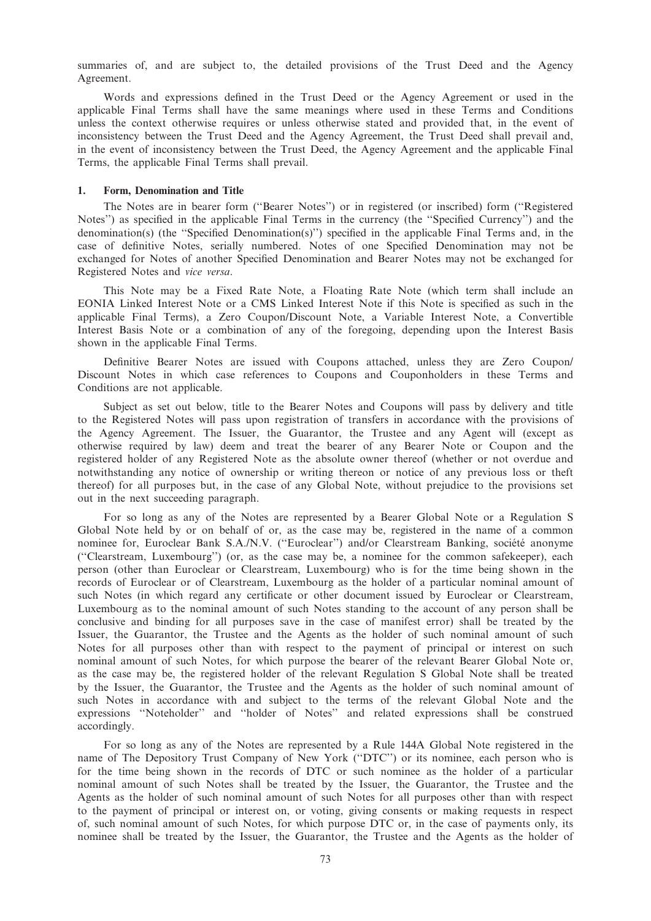summaries of, and are subject to, the detailed provisions of the Trust Deed and the Agency Agreement.

Words and expressions defined in the Trust Deed or the Agency Agreement or used in the applicable Final Terms shall have the same meanings where used in these Terms and Conditions unless the context otherwise requires or unless otherwise stated and provided that, in the event of inconsistency between the Trust Deed and the Agency Agreement, the Trust Deed shall prevail and, in the event of inconsistency between the Trust Deed, the Agency Agreement and the applicable Final Terms, the applicable Final Terms shall prevail.

## 1. Form, Denomination and Title

The Notes are in bearer form (''Bearer Notes'') or in registered (or inscribed) form (''Registered Notes'') as specified in the applicable Final Terms in the currency (the ''Specified Currency'') and the denomination(s) (the ''Specified Denomination(s)'') specified in the applicable Final Terms and, in the case of definitive Notes, serially numbered. Notes of one Specified Denomination may not be exchanged for Notes of another Specified Denomination and Bearer Notes may not be exchanged for Registered Notes and *vice versa*.

This Note may be a Fixed Rate Note, a Floating Rate Note (which term shall include an EONIA Linked Interest Note or a CMS Linked Interest Note if this Note is specified as such in the applicable Final Terms), a Zero Coupon/Discount Note, a Variable Interest Note, a Convertible Interest Basis Note or a combination of any of the foregoing, depending upon the Interest Basis shown in the applicable Final Terms.

Definitive Bearer Notes are issued with Coupons attached, unless they are Zero Coupon/ Discount Notes in which case references to Coupons and Couponholders in these Terms and Conditions are not applicable.

Subject as set out below, title to the Bearer Notes and Coupons will pass by delivery and title to the Registered Notes will pass upon registration of transfers in accordance with the provisions of the Agency Agreement. The Issuer, the Guarantor, the Trustee and any Agent will (except as otherwise required by law) deem and treat the bearer of any Bearer Note or Coupon and the registered holder of any Registered Note as the absolute owner thereof (whether or not overdue and notwithstanding any notice of ownership or writing thereon or notice of any previous loss or theft thereof) for all purposes but, in the case of any Global Note, without prejudice to the provisions set out in the next succeeding paragraph.

For so long as any of the Notes are represented by a Bearer Global Note or a Regulation S Global Note held by or on behalf of or, as the case may be, registered in the name of a common nominee for, Euroclear Bank S.A./N.V. (''Euroclear'') and/or Clearstream Banking, société anonyme (''Clearstream, Luxembourg'') (or, as the case may be, a nominee for the common safekeeper), each person (other than Euroclear or Clearstream, Luxembourg) who is for the time being shown in the records of Euroclear or of Clearstream, Luxembourg as the holder of a particular nominal amount of such Notes (in which regard any certificate or other document issued by Euroclear or Clearstream, Luxembourg as to the nominal amount of such Notes standing to the account of any person shall be conclusive and binding for all purposes save in the case of manifest error) shall be treated by the Issuer, the Guarantor, the Trustee and the Agents as the holder of such nominal amount of such Notes for all purposes other than with respect to the payment of principal or interest on such nominal amount of such Notes, for which purpose the bearer of the relevant Bearer Global Note or, as the case may be, the registered holder of the relevant Regulation S Global Note shall be treated by the Issuer, the Guarantor, the Trustee and the Agents as the holder of such nominal amount of such Notes in accordance with and subject to the terms of the relevant Global Note and the expressions ''Noteholder'' and ''holder of Notes'' and related expressions shall be construed accordingly.

For so long as any of the Notes are represented by a Rule 144A Global Note registered in the name of The Depository Trust Company of New York (''DTC'') or its nominee, each person who is for the time being shown in the records of DTC or such nominee as the holder of a particular nominal amount of such Notes shall be treated by the Issuer, the Guarantor, the Trustee and the Agents as the holder of such nominal amount of such Notes for all purposes other than with respect to the payment of principal or interest on, or voting, giving consents or making requests in respect of, such nominal amount of such Notes, for which purpose DTC or, in the case of payments only, its nominee shall be treated by the Issuer, the Guarantor, the Trustee and the Agents as the holder of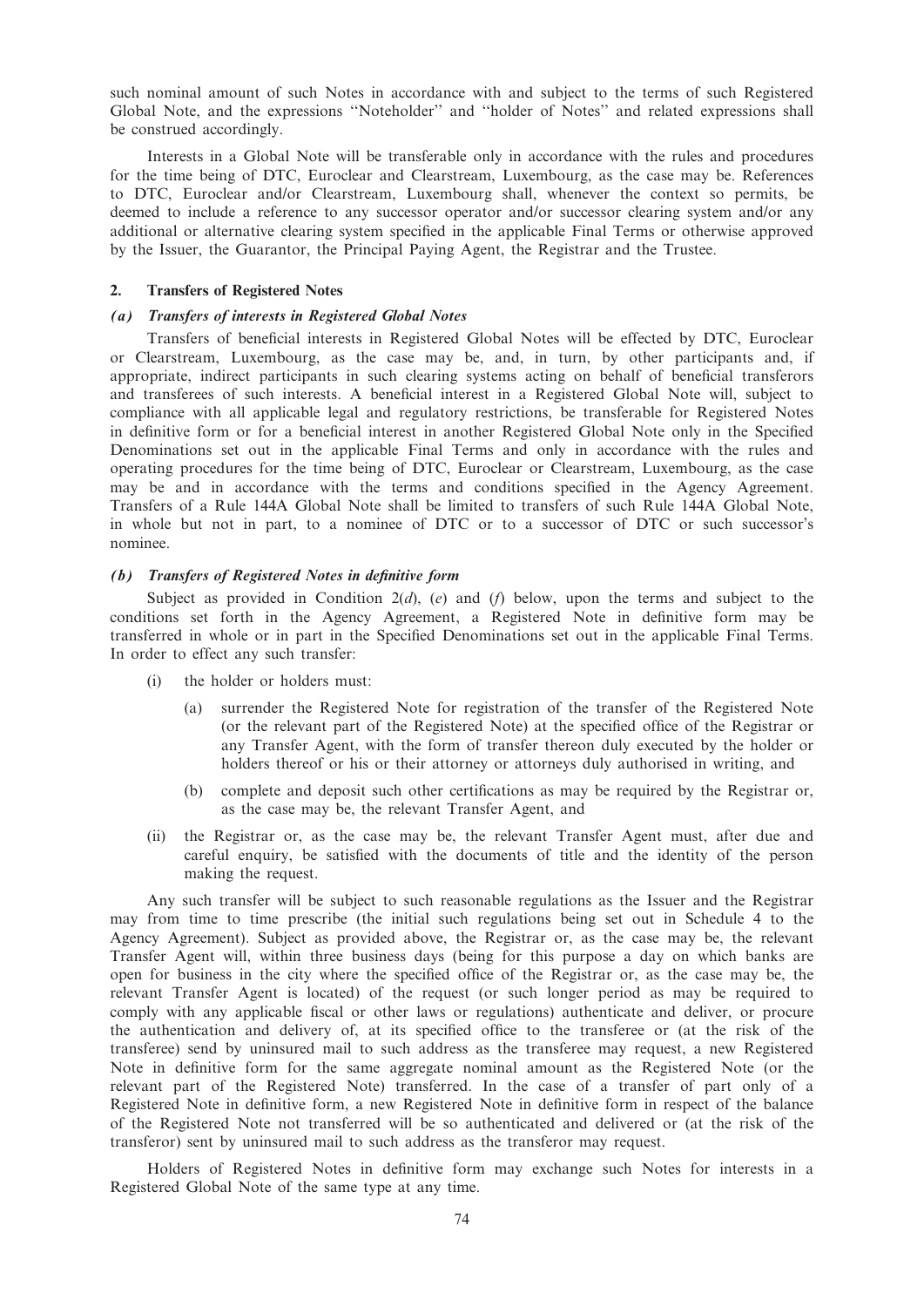such nominal amount of such Notes in accordance with and subject to the terms of such Registered Global Note, and the expressions ''Noteholder'' and ''holder of Notes'' and related expressions shall be construed accordingly.

Interests in a Global Note will be transferable only in accordance with the rules and procedures for the time being of DTC, Euroclear and Clearstream, Luxembourg, as the case may be. References to DTC, Euroclear and/or Clearstream, Luxembourg shall, whenever the context so permits, be deemed to include a reference to any successor operator and/or successor clearing system and/or any additional or alternative clearing system specified in the applicable Final Terms or otherwise approved by the Issuer, the Guarantor, the Principal Paying Agent, the Registrar and the Trustee.

## 2. Transfers of Registered Notes

### *(a) Transfers of interests in Registered Global Notes*

Transfers of beneficial interests in Registered Global Notes will be effected by DTC, Euroclear or Clearstream, Luxembourg, as the case may be, and, in turn, by other participants and, if appropriate, indirect participants in such clearing systems acting on behalf of beneficial transferors and transferees of such interests. A beneficial interest in a Registered Global Note will, subject to compliance with all applicable legal and regulatory restrictions, be transferable for Registered Notes in definitive form or for a beneficial interest in another Registered Global Note only in the Specified Denominations set out in the applicable Final Terms and only in accordance with the rules and operating procedures for the time being of DTC, Euroclear or Clearstream, Luxembourg, as the case may be and in accordance with the terms and conditions specified in the Agency Agreement. Transfers of a Rule 144A Global Note shall be limited to transfers of such Rule 144A Global Note, in whole but not in part, to a nominee of DTC or to a successor of DTC or such successor's nominee.

### *(b) Transfers of Registered Notes in definitive form*

Subject as provided in Condition 2(*d*), (*e*) and (*f*) below, upon the terms and subject to the conditions set forth in the Agency Agreement, a Registered Note in definitive form may be transferred in whole or in part in the Specified Denominations set out in the applicable Final Terms. In order to effect any such transfer:

(i) the holder or holders must:

   (a) surrender the Registered Note for registration of the transfer of the Registered Note (or the relevant part of the Registered Note) at the specified office of the Registrar or any Transfer Agent, with the form of transfer thereon duly executed by the holder or holders thereof or his or their attorney or attorneys duly authorised in writing, and

   (b) complete and deposit such other certifications as may be required by the Registrar or, as the case may be, the relevant Transfer Agent, and

(ii) the Registrar or, as the case may be, the relevant Transfer Agent must, after due and careful enquiry, be satisfied with the documents of title and the identity of the person making the request.

Any such transfer will be subject to such reasonable regulations as the Issuer and the Registrar may from time to time prescribe (the initial such regulations being set out in Schedule 4 to the Agency Agreement). Subject as provided above, the Registrar or, as the case may be, the relevant Transfer Agent will, within three business days (being for this purpose a day on which banks are open for business in the city where the specified office of the Registrar or, as the case may be, the relevant Transfer Agent is located) of the request (or such longer period as may be required to comply with any applicable fiscal or other laws or regulations) authenticate and deliver, or procure the authentication and delivery of, at its specified office to the transferee or (at the risk of the transferee) send by uninsured mail to such address as the transferee may request, a new Registered Note in definitive form for the same aggregate nominal amount as the Registered Note (or the relevant part of the Registered Note) transferred. In the case of a transfer of part only of a Registered Note in definitive form, a new Registered Note in definitive form in respect of the balance of the Registered Note not transferred will be so authenticated and delivered or (at the risk of the transferor) sent by uninsured mail to such address as the transferor may request.

Holders of Registered Notes in definitive form may exchange such Notes for interests in a Registered Global Note of the same type at any time.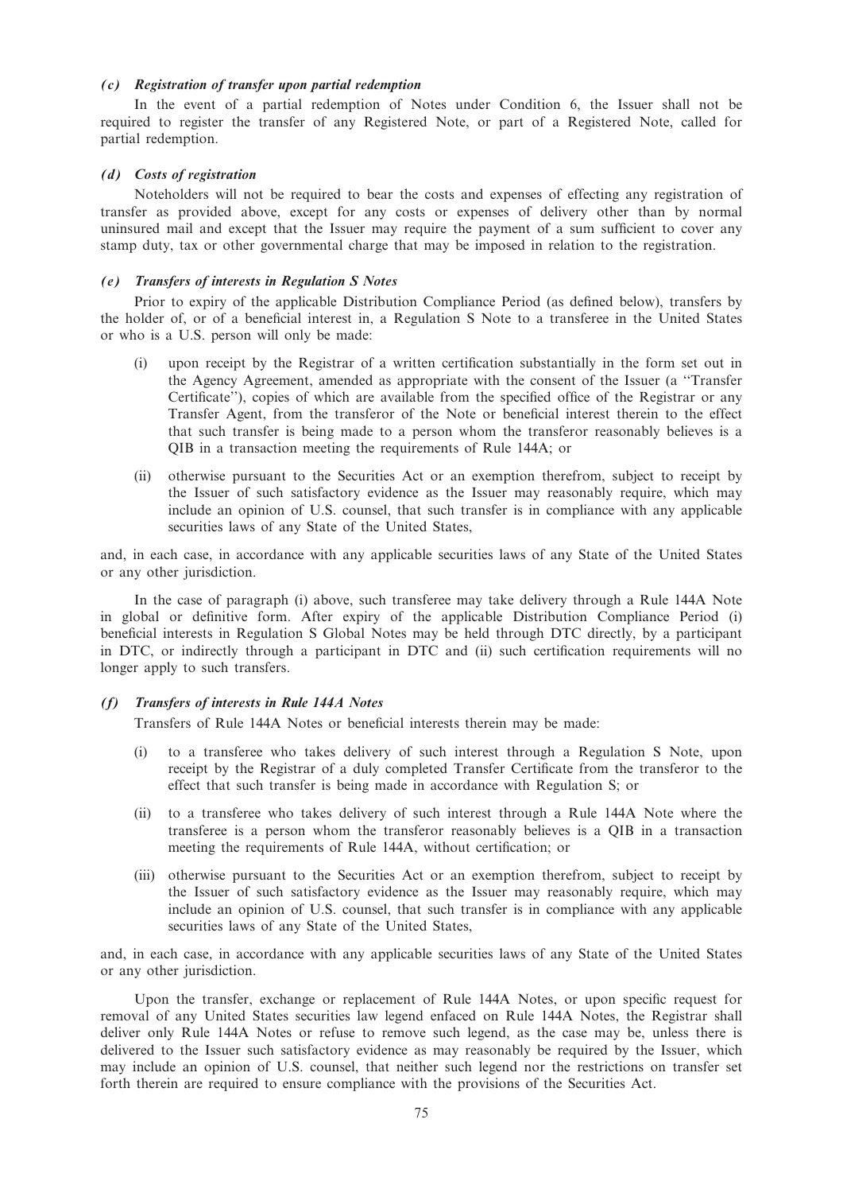### *(c) Registration of transfer upon partial redemption*

In the event of a partial redemption of Notes under Condition 6, the Issuer shall not be required to register the transfer of any Registered Note, or part of a Registered Note, called for partial redemption.

### *(d) Costs of registration*

Noteholders will not be required to bear the costs and expenses of effecting any registration of transfer as provided above, except for any costs or expenses of delivery other than by normal uninsured mail and except that the Issuer may require the payment of a sum sufficient to cover any stamp duty, tax or other governmental charge that may be imposed in relation to the registration.

### *(e) Transfers of interests in Regulation S Notes*

Prior to expiry of the applicable Distribution Compliance Period (as defined below), transfers by the holder of, or of a beneficial interest in, a Regulation S Note to a transferee in the United States or who is a U.S. person will only be made:

(i) upon receipt by the Registrar of a written certification substantially in the form set out in the Agency Agreement, amended as appropriate with the consent of the Issuer (a "Transfer Certificate"), copies of which are available from the specified office of the Registrar or any Transfer Agent, from the transferor of the Note or beneficial interest therein to the effect that such transfer is being made to a person whom the transferor reasonably believes is a QIB in a transaction meeting the requirements of Rule 144A; or

(ii) otherwise pursuant to the Securities Act or an exemption therefrom, subject to receipt by the Issuer of such satisfactory evidence as the Issuer may reasonably require, which may include an opinion of U.S. counsel, that such transfer is in compliance with any applicable securities laws of any State of the United States,

and, in each case, in accordance with any applicable securities laws of any State of the United States or any other jurisdiction.

In the case of paragraph (i) above, such transferee may take delivery through a Rule 144A Note in global or definitive form. After expiry of the applicable Distribution Compliance Period (i) beneficial interests in Regulation S Global Notes may be held through DTC directly, by a participant in DTC, or indirectly through a participant in DTC and (ii) such certification requirements will no longer apply to such transfers.

### *(f) Transfers of interests in Rule 144A Notes*

Transfers of Rule 144A Notes or beneficial interests therein may be made:

(i) to a transferee who takes delivery of such interest through a Regulation S Note, upon receipt by the Registrar of a duly completed Transfer Certificate from the transferor to the effect that such transfer is being made in accordance with Regulation S; or

(ii) to a transferee who takes delivery of such interest through a Rule 144A Note where the transferee is a person whom the transferor reasonably believes is a QIB in a transaction meeting the requirements of Rule 144A, without certification; or

(iii) otherwise pursuant to the Securities Act or an exemption therefrom, subject to receipt by the Issuer of such satisfactory evidence as the Issuer may reasonably require, which may include an opinion of U.S. counsel, that such transfer is in compliance with any applicable securities laws of any State of the United States,

and, in each case, in accordance with any applicable securities laws of any State of the United States or any other jurisdiction.

Upon the transfer, exchange or replacement of Rule 144A Notes, or upon specific request for removal of any United States securities law legend enfaced on Rule 144A Notes, the Registrar shall deliver only Rule 144A Notes or refuse to remove such legend, as the case may be, unless there is delivered to the Issuer such satisfactory evidence as may reasonably be required by the Issuer, which may include an opinion of U.S. counsel, that neither such legend nor the restrictions on transfer set forth therein are required to ensure compliance with the provisions of the Securities Act.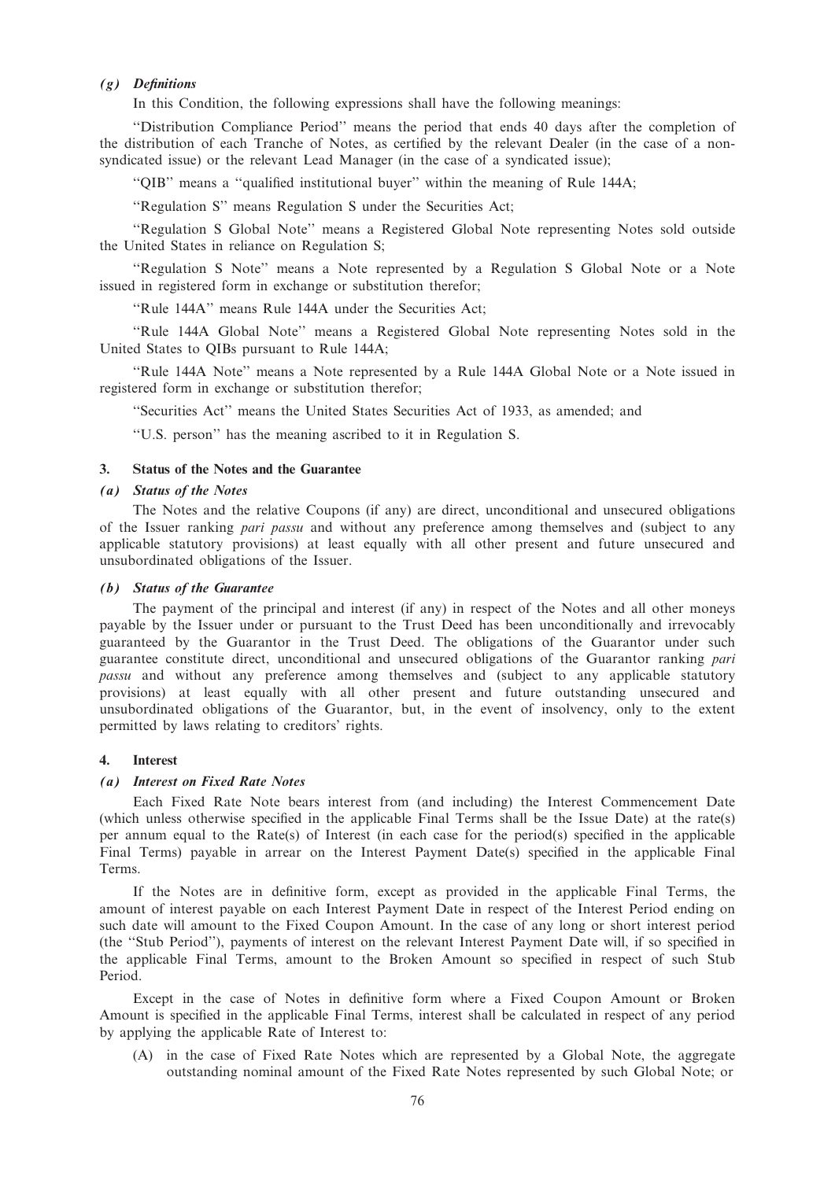### *(g) Definitions*

In this Condition, the following expressions shall have the following meanings:

''Distribution Compliance Period'' means the period that ends 40 days after the completion of the distribution of each Tranche of Notes, as certified by the relevant Dealer (in the case of a non-syndicated issue) or the relevant Lead Manager (in the case of a syndicated issue);

''QIB'' means a ''qualified institutional buyer'' within the meaning of Rule 144A;

''Regulation S'' means Regulation S under the Securities Act;

''Regulation S Global Note'' means a Registered Global Note representing Notes sold outside the United States in reliance on Regulation S;

''Regulation S Note'' means a Note represented by a Regulation S Global Note or a Note issued in registered form in exchange or substitution therefor;

''Rule 144A'' means Rule 144A under the Securities Act;

''Rule 144A Global Note'' means a Registered Global Note representing Notes sold in the United States to QIBs pursuant to Rule 144A;

''Rule 144A Note'' means a Note represented by a Rule 144A Global Note or a Note issued in registered form in exchange or substitution therefor;

''Securities Act'' means the United States Securities Act of 1933, as amended; and

''U.S. person'' has the meaning ascribed to it in Regulation S.

## 3. Status of the Notes and the Guarantee

### *(a) Status of the Notes*

The Notes and the relative Coupons (if any) are direct, unconditional and unsecured obligations of the Issuer ranking *pari passu* and without any preference among themselves and (subject to any applicable statutory provisions) at least equally with all other present and future unsecured and unsubordinated obligations of the Issuer.

### *(b) Status of the Guarantee*

The payment of the principal and interest (if any) in respect of the Notes and all other moneys payable by the Issuer under or pursuant to the Trust Deed has been unconditionally and irrevocably guaranteed by the Guarantor in the Trust Deed. The obligations of the Guarantor under such guarantee constitute direct, unconditional and unsecured obligations of the Guarantor ranking *pari passu* and without any preference among themselves and (subject to any applicable statutory provisions) at least equally with all other present and future outstanding unsecured and unsubordinated obligations of the Guarantor, but, in the event of insolvency, only to the extent permitted by laws relating to creditors' rights.

## 4. Interest

### *(a) Interest on Fixed Rate Notes*

Each Fixed Rate Note bears interest from (and including) the Interest Commencement Date (which unless otherwise specified in the applicable Final Terms shall be the Issue Date) at the rate(s) per annum equal to the Rate(s) of Interest (in each case for the period(s) specified in the applicable Final Terms) payable in arrear on the Interest Payment Date(s) specified in the applicable Final Terms.

If the Notes are in definitive form, except as provided in the applicable Final Terms, the amount of interest payable on each Interest Payment Date in respect of the Interest Period ending on such date will amount to the Fixed Coupon Amount. In the case of any long or short interest period (the ''Stub Period''), payments of interest on the relevant Interest Payment Date will, if so specified in the applicable Final Terms, amount to the Broken Amount so specified in respect of such Stub Period.

Except in the case of Notes in definitive form where a Fixed Coupon Amount or Broken Amount is specified in the applicable Final Terms, interest shall be calculated in respect of any period by applying the applicable Rate of Interest to:

(A) in the case of Fixed Rate Notes which are represented by a Global Note, the aggregate outstanding nominal amount of the Fixed Rate Notes represented by such Global Note; or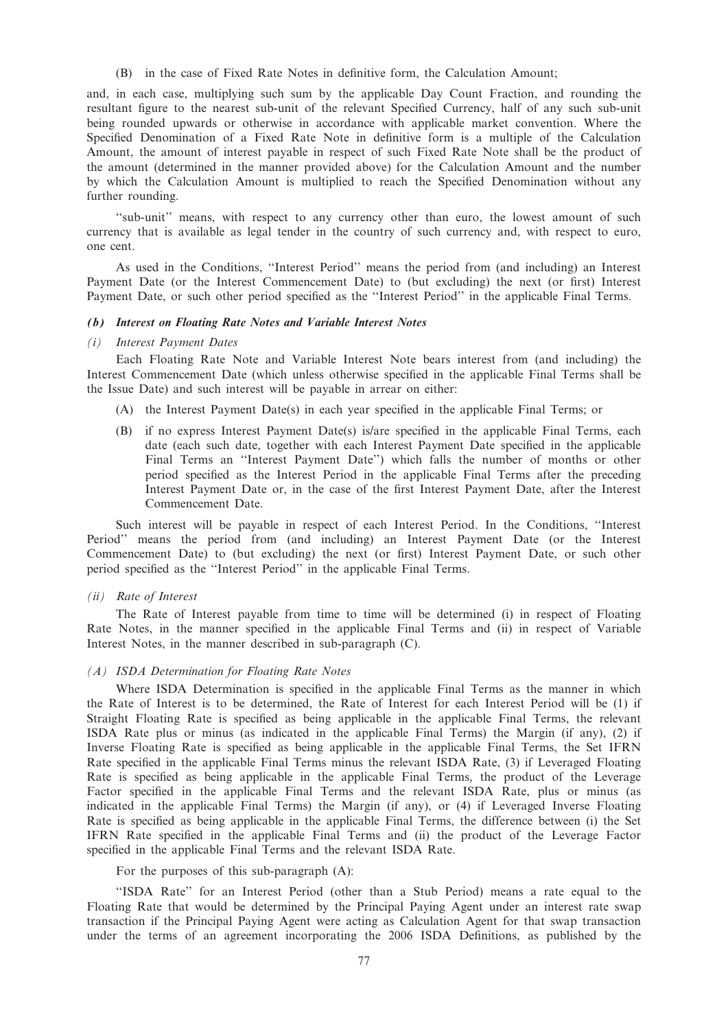(B) in the case of Fixed Rate Notes in definitive form, the Calculation Amount;

and, in each case, multiplying such sum by the applicable Day Count Fraction, and rounding the resultant figure to the nearest sub-unit of the relevant Specified Currency, half of any such sub-unit being rounded upwards or otherwise in accordance with applicable market convention. Where the Specified Denomination of a Fixed Rate Note in definitive form is a multiple of the Calculation Amount, the amount of interest payable in respect of such Fixed Rate Note shall be the product of the amount (determined in the manner provided above) for the Calculation Amount and the number by which the Calculation Amount is multiplied to reach the Specified Denomination without any further rounding.

''sub-unit'' means, with respect to any currency other than euro, the lowest amount of such currency that is available as legal tender in the country of such currency and, with respect to euro, one cent.

As used in the Conditions, ''Interest Period'' means the period from (and including) an Interest Payment Date (or the Interest Commencement Date) to (but excluding) the next (or first) Interest Payment Date, or such other period specified as the ''Interest Period'' in the applicable Final Terms.

***(b) Interest on Floating Rate Notes and Variable Interest Notes***

*(i) Interest Payment Dates*

Each Floating Rate Note and Variable Interest Note bears interest from (and including) the Interest Commencement Date (which unless otherwise specified in the applicable Final Terms shall be the Issue Date) and such interest will be payable in arrear on either:

(A) the Interest Payment Date(s) in each year specified in the applicable Final Terms; or

(B) if no express Interest Payment Date(s) is/are specified in the applicable Final Terms, each date (each such date, together with each Interest Payment Date specified in the applicable Final Terms an ''Interest Payment Date'') which falls the number of months or other period specified as the Interest Period in the applicable Final Terms after the preceding Interest Payment Date or, in the case of the first Interest Payment Date, after the Interest Commencement Date.

Such interest will be payable in respect of each Interest Period. In the Conditions, ''Interest Period'' means the period from (and including) an Interest Payment Date (or the Interest Commencement Date) to (but excluding) the next (or first) Interest Payment Date, or such other period specified as the ''Interest Period'' in the applicable Final Terms.

*(ii) Rate of Interest*

The Rate of Interest payable from time to time will be determined (i) in respect of Floating Rate Notes, in the manner specified in the applicable Final Terms and (ii) in respect of Variable Interest Notes, in the manner described in sub-paragraph (C).

*(A) ISDA Determination for Floating Rate Notes*

Where ISDA Determination is specified in the applicable Final Terms as the manner in which the Rate of Interest is to be determined, the Rate of Interest for each Interest Period will be (1) if Straight Floating Rate is specified as being applicable in the applicable Final Terms, the relevant ISDA Rate plus or minus (as indicated in the applicable Final Terms) the Margin (if any), (2) if Inverse Floating Rate is specified as being applicable in the applicable Final Terms, the Set IFRN Rate specified in the applicable Final Terms minus the relevant ISDA Rate, (3) if Leveraged Floating Rate is specified as being applicable in the applicable Final Terms, the product of the Leverage Factor specified in the applicable Final Terms and the relevant ISDA Rate, plus or minus (as indicated in the applicable Final Terms) the Margin (if any), or (4) if Leveraged Inverse Floating Rate is specified as being applicable in the applicable Final Terms, the difference between (i) the Set IFRN Rate specified in the applicable Final Terms and (ii) the product of the Leverage Factor specified in the applicable Final Terms and the relevant ISDA Rate.

For the purposes of this sub-paragraph (A):

''ISDA Rate'' for an Interest Period (other than a Stub Period) means a rate equal to the Floating Rate that would be determined by the Principal Paying Agent under an interest rate swap transaction if the Principal Paying Agent were acting as Calculation Agent for that swap transaction under the terms of an agreement incorporating the 2006 ISDA Definitions, as published by the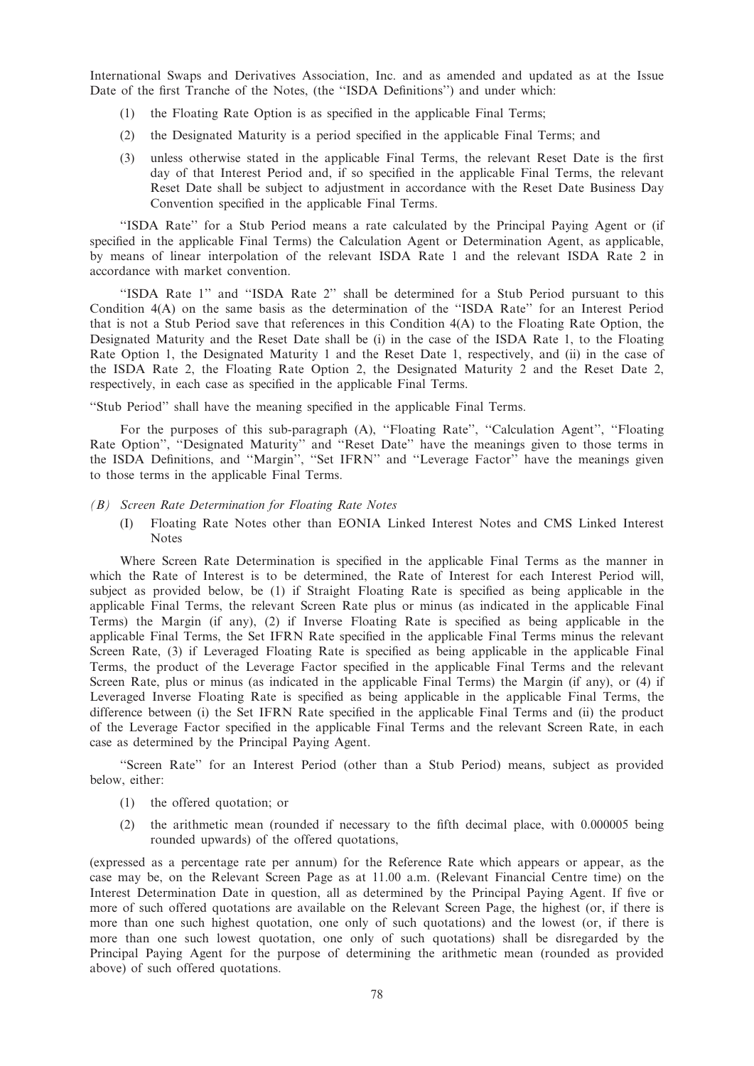International Swaps and Derivatives Association, Inc. and as amended and updated as at the Issue Date of the first Tranche of the Notes, (the ''ISDA Definitions'') and under which:

(1) the Floating Rate Option is as specified in the applicable Final Terms;

(2) the Designated Maturity is a period specified in the applicable Final Terms; and

(3) unless otherwise stated in the applicable Final Terms, the relevant Reset Date is the first day of that Interest Period and, if so specified in the applicable Final Terms, the relevant Reset Date shall be subject to adjustment in accordance with the Reset Date Business Day Convention specified in the applicable Final Terms.

''ISDA Rate'' for a Stub Period means a rate calculated by the Principal Paying Agent or (if specified in the applicable Final Terms) the Calculation Agent or Determination Agent, as applicable, by means of linear interpolation of the relevant ISDA Rate 1 and the relevant ISDA Rate 2 in accordance with market convention.

''ISDA Rate 1'' and ''ISDA Rate 2'' shall be determined for a Stub Period pursuant to this Condition 4(A) on the same basis as the determination of the ''ISDA Rate'' for an Interest Period that is not a Stub Period save that references in this Condition 4(A) to the Floating Rate Option, the Designated Maturity and the Reset Date shall be (i) in the case of the ISDA Rate 1, to the Floating Rate Option 1, the Designated Maturity 1 and the Reset Date 1, respectively, and (ii) in the case of the ISDA Rate 2, the Floating Rate Option 2, the Designated Maturity 2 and the Reset Date 2, respectively, in each case as specified in the applicable Final Terms.

''Stub Period'' shall have the meaning specified in the applicable Final Terms.

For the purposes of this sub-paragraph (A), ''Floating Rate'', ''Calculation Agent'', ''Floating Rate Option'', ''Designated Maturity'' and ''Reset Date'' have the meanings given to those terms in the ISDA Definitions, and ''Margin'', ''Set IFRN'' and ''Leverage Factor'' have the meanings given to those terms in the applicable Final Terms.

*(B) Screen Rate Determination for Floating Rate Notes*

(I) Floating Rate Notes other than EONIA Linked Interest Notes and CMS Linked Interest Notes

Where Screen Rate Determination is specified in the applicable Final Terms as the manner in which the Rate of Interest is to be determined, the Rate of Interest for each Interest Period will, subject as provided below, be (1) if Straight Floating Rate is specified as being applicable in the applicable Final Terms, the relevant Screen Rate plus or minus (as indicated in the applicable Final Terms) the Margin (if any), (2) if Inverse Floating Rate is specified as being applicable in the applicable Final Terms, the Set IFRN Rate specified in the applicable Final Terms minus the relevant Screen Rate, (3) if Leveraged Floating Rate is specified as being applicable in the applicable Final Terms, the product of the Leverage Factor specified in the applicable Final Terms and the relevant Screen Rate, plus or minus (as indicated in the applicable Final Terms) the Margin (if any), or (4) if Leveraged Inverse Floating Rate is specified as being applicable in the applicable Final Terms, the difference between (i) the Set IFRN Rate specified in the applicable Final Terms and (ii) the product of the Leverage Factor specified in the applicable Final Terms and the relevant Screen Rate, in each case as determined by the Principal Paying Agent.

''Screen Rate'' for an Interest Period (other than a Stub Period) means, subject as provided below, either:

(1) the offered quotation; or

(2) the arithmetic mean (rounded if necessary to the fifth decimal place, with 0.000005 being rounded upwards) of the offered quotations,

(expressed as a percentage rate per annum) for the Reference Rate which appears or appear, as the case may be, on the Relevant Screen Page as at 11.00 a.m. (Relevant Financial Centre time) on the Interest Determination Date in question, all as determined by the Principal Paying Agent. If five or more of such offered quotations are available on the Relevant Screen Page, the highest (or, if there is more than one such highest quotation, one only of such quotations) and the lowest (or, if there is more than one such lowest quotation, one only of such quotations) shall be disregarded by the Principal Paying Agent for the purpose of determining the arithmetic mean (rounded as provided above) of such offered quotations.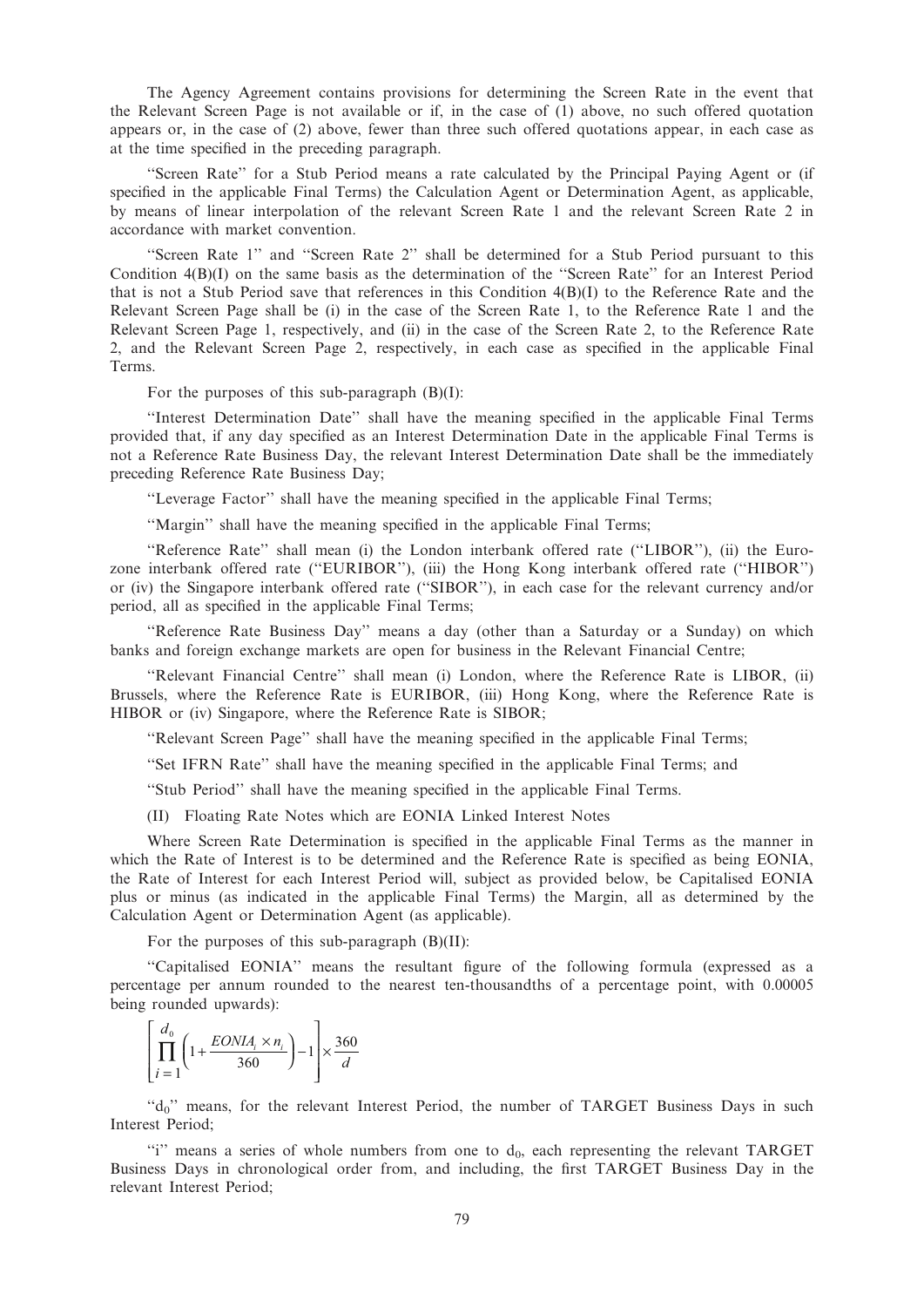The Agency Agreement contains provisions for determining the Screen Rate in the event that the Relevant Screen Page is not available or if, in the case of (1) above, no such offered quotation appears or, in the case of (2) above, fewer than three such offered quotations appear, in each case as at the time specified in the preceding paragraph.

"Screen Rate" for a Stub Period means a rate calculated by the Principal Paying Agent or (if specified in the applicable Final Terms) the Calculation Agent or Determination Agent, as applicable, by means of linear interpolation of the relevant Screen Rate 1 and the relevant Screen Rate 2 in accordance with market convention.

"Screen Rate 1" and "Screen Rate 2" shall be determined for a Stub Period pursuant to this Condition 4(B)(I) on the same basis as the determination of the "Screen Rate" for an Interest Period that is not a Stub Period save that references in this Condition 4(B)(I) to the Reference Rate and the Relevant Screen Page shall be (i) in the case of the Screen Rate 1, to the Reference Rate 1 and the Relevant Screen Page 1, respectively, and (ii) in the case of the Screen Rate 2, to the Reference Rate 2, and the Relevant Screen Page 2, respectively, in each case as specified in the applicable Final Terms.

For the purposes of this sub-paragraph (B)(I):

"Interest Determination Date" shall have the meaning specified in the applicable Final Terms provided that, if any day specified as an Interest Determination Date in the applicable Final Terms is not a Reference Rate Business Day, the relevant Interest Determination Date shall be the immediately preceding Reference Rate Business Day;

"Leverage Factor" shall have the meaning specified in the applicable Final Terms;

"Margin" shall have the meaning specified in the applicable Final Terms;

"Reference Rate" shall mean (i) the London interbank offered rate ("LIBOR"), (ii) the Euro-zone interbank offered rate ("EURIBOR"), (iii) the Hong Kong interbank offered rate ("HIBOR") or (iv) the Singapore interbank offered rate ("SIBOR"), in each case for the relevant currency and/or period, all as specified in the applicable Final Terms;

"Reference Rate Business Day" means a day (other than a Saturday or a Sunday) on which banks and foreign exchange markets are open for business in the Relevant Financial Centre;

"Relevant Financial Centre" shall mean (i) London, where the Reference Rate is LIBOR, (ii) Brussels, where the Reference Rate is EURIBOR, (iii) Hong Kong, where the Reference Rate is HIBOR or (iv) Singapore, where the Reference Rate is SIBOR;

"Relevant Screen Page" shall have the meaning specified in the applicable Final Terms;

"Set IFRN Rate" shall have the meaning specified in the applicable Final Terms; and

"Stub Period" shall have the meaning specified in the applicable Final Terms.

(II) Floating Rate Notes which are EONIA Linked Interest Notes

Where Screen Rate Determination is specified in the applicable Final Terms as the manner in which the Rate of Interest is to be determined and the Reference Rate is specified as being EONIA, the Rate of Interest for each Interest Period will, subject as provided below, be Capitalised EONIA plus or minus (as indicated in the applicable Final Terms) the Margin, all as determined by the Calculation Agent or Determination Agent (as applicable).

For the purposes of this sub-paragraph (B)(II):

"Capitalised EONIA" means the resultant figure of the following formula (expressed as a percentage per annum rounded to the nearest ten-thousandths of a percentage point, with 0.00005 being rounded upwards):

$$\left[\prod_{i=1}^{d_0}\left(1+\frac{EONIA_i \times n_i}{360}\right)-1\right]\times\frac{360}{d}$$

"$d_0$" means, for the relevant Interest Period, the number of TARGET Business Days in such Interest Period;

"i" means a series of whole numbers from one to $d_0$, each representing the relevant TARGET Business Days in chronological order from, and including, the first TARGET Business Day in the relevant Interest Period;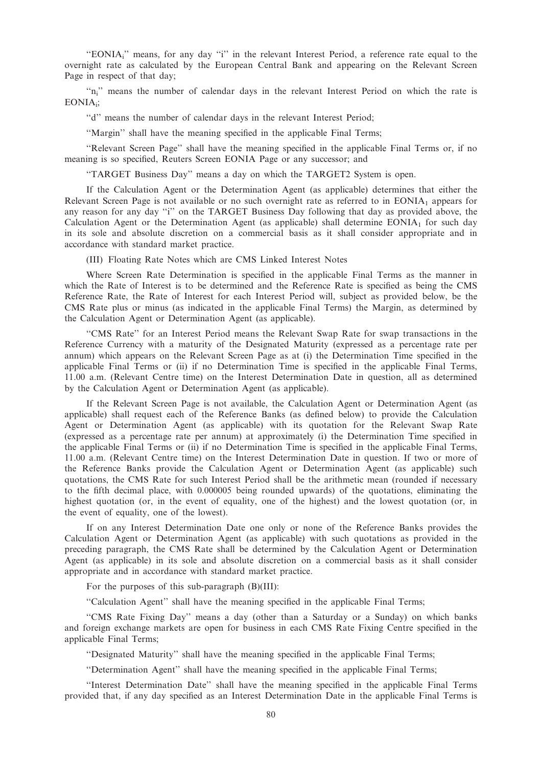"$EONIA_i$" means, for any day "i" in the relevant Interest Period, a reference rate equal to the overnight rate as calculated by the European Central Bank and appearing on the Relevant Screen Page in respect of that day;

"$n_i$" means the number of calendar days in the relevant Interest Period on which the rate is $EONIA_i$;

"d" means the number of calendar days in the relevant Interest Period;

"Margin" shall have the meaning specified in the applicable Final Terms;

"Relevant Screen Page" shall have the meaning specified in the applicable Final Terms or, if no meaning is so specified, Reuters Screen EONIA Page or any successor; and

"TARGET Business Day" means a day on which the TARGET2 System is open.

If the Calculation Agent or the Determination Agent (as applicable) determines that either the Relevant Screen Page is not available or no such overnight rate as referred to in $EONIA_1$ appears for any reason for any day "i" on the TARGET Business Day following that day as provided above, the Calculation Agent or the Determination Agent (as applicable) shall determine $EONIA_1$ for such day in its sole and absolute discretion on a commercial basis as it shall consider appropriate and in accordance with standard market practice.

(III) Floating Rate Notes which are CMS Linked Interest Notes

Where Screen Rate Determination is specified in the applicable Final Terms as the manner in which the Rate of Interest is to be determined and the Reference Rate is specified as being the CMS Reference Rate, the Rate of Interest for each Interest Period will, subject as provided below, be the CMS Rate plus or minus (as indicated in the applicable Final Terms) the Margin, as determined by the Calculation Agent or Determination Agent (as applicable).

"CMS Rate" for an Interest Period means the Relevant Swap Rate for swap transactions in the Reference Currency with a maturity of the Designated Maturity (expressed as a percentage rate per annum) which appears on the Relevant Screen Page as at (i) the Determination Time specified in the applicable Final Terms or (ii) if no Determination Time is specified in the applicable Final Terms, 11.00 a.m. (Relevant Centre time) on the Interest Determination Date in question, all as determined by the Calculation Agent or Determination Agent (as applicable).

If the Relevant Screen Page is not available, the Calculation Agent or Determination Agent (as applicable) shall request each of the Reference Banks (as defined below) to provide the Calculation Agent or Determination Agent (as applicable) with its quotation for the Relevant Swap Rate (expressed as a percentage rate per annum) at approximately (i) the Determination Time specified in the applicable Final Terms or (ii) if no Determination Time is specified in the applicable Final Terms, 11.00 a.m. (Relevant Centre time) on the Interest Determination Date in question. If two or more of the Reference Banks provide the Calculation Agent or Determination Agent (as applicable) such quotations, the CMS Rate for such Interest Period shall be the arithmetic mean (rounded if necessary to the fifth decimal place, with 0.000005 being rounded upwards) of the quotations, eliminating the highest quotation (or, in the event of equality, one of the highest) and the lowest quotation (or, in the event of equality, one of the lowest).

If on any Interest Determination Date one only or none of the Reference Banks provides the Calculation Agent or Determination Agent (as applicable) with such quotations as provided in the preceding paragraph, the CMS Rate shall be determined by the Calculation Agent or Determination Agent (as applicable) in its sole and absolute discretion on a commercial basis as it shall consider appropriate and in accordance with standard market practice.

For the purposes of this sub-paragraph (B)(III):

"Calculation Agent" shall have the meaning specified in the applicable Final Terms;

"CMS Rate Fixing Day" means a day (other than a Saturday or a Sunday) on which banks and foreign exchange markets are open for business in each CMS Rate Fixing Centre specified in the applicable Final Terms;

"Designated Maturity" shall have the meaning specified in the applicable Final Terms;

"Determination Agent" shall have the meaning specified in the applicable Final Terms;

"Interest Determination Date" shall have the meaning specified in the applicable Final Terms provided that, if any day specified as an Interest Determination Date in the applicable Final Terms is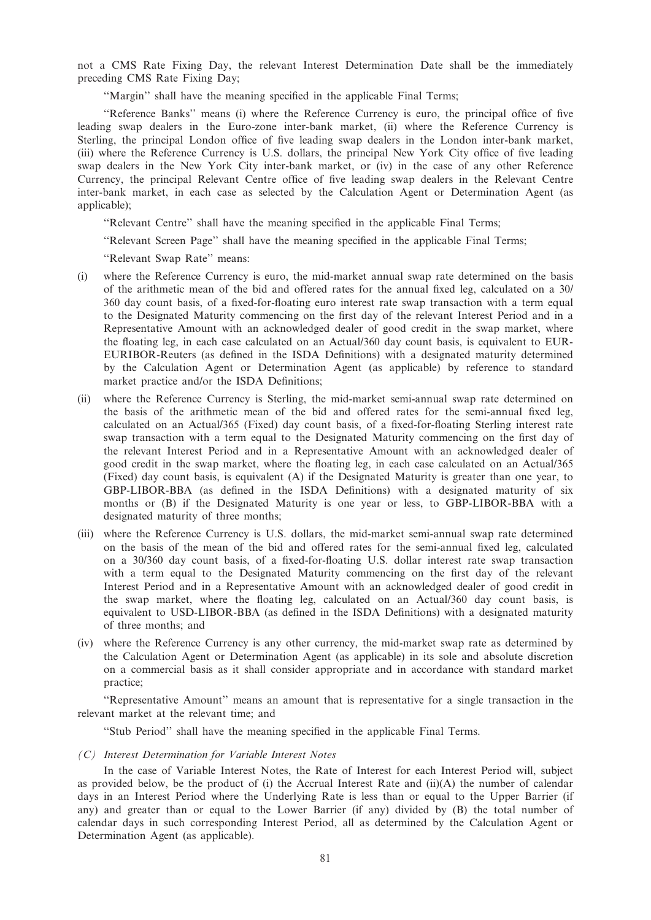not a CMS Rate Fixing Day, the relevant Interest Determination Date shall be the immediately preceding CMS Rate Fixing Day;

''Margin'' shall have the meaning specified in the applicable Final Terms;

''Reference Banks'' means (i) where the Reference Currency is euro, the principal office of five leading swap dealers in the Euro-zone inter-bank market, (ii) where the Reference Currency is Sterling, the principal London office of five leading swap dealers in the London inter-bank market, (iii) where the Reference Currency is U.S. dollars, the principal New York City office of five leading swap dealers in the New York City inter-bank market, or (iv) in the case of any other Reference Currency, the principal Relevant Centre office of five leading swap dealers in the Relevant Centre inter-bank market, in each case as selected by the Calculation Agent or Determination Agent (as applicable);

''Relevant Centre'' shall have the meaning specified in the applicable Final Terms;

''Relevant Screen Page'' shall have the meaning specified in the applicable Final Terms;

''Relevant Swap Rate'' means:

(i) where the Reference Currency is euro, the mid-market annual swap rate determined on the basis of the arithmetic mean of the bid and offered rates for the annual fixed leg, calculated on a 30/360 day count basis, of a fixed-for-floating euro interest rate swap transaction with a term equal to the Designated Maturity commencing on the first day of the relevant Interest Period and in a Representative Amount with an acknowledged dealer of good credit in the swap market, where the floating leg, in each case calculated on an Actual/360 day count basis, is equivalent to EUR-EURIBOR-Reuters (as defined in the ISDA Definitions) with a designated maturity determined by the Calculation Agent or Determination Agent (as applicable) by reference to standard market practice and/or the ISDA Definitions;

(ii) where the Reference Currency is Sterling, the mid-market semi-annual swap rate determined on the basis of the arithmetic mean of the bid and offered rates for the semi-annual fixed leg, calculated on an Actual/365 (Fixed) day count basis, of a fixed-for-floating Sterling interest rate swap transaction with a term equal to the Designated Maturity commencing on the first day of the relevant Interest Period and in a Representative Amount with an acknowledged dealer of good credit in the swap market, where the floating leg, in each case calculated on an Actual/365 (Fixed) day count basis, is equivalent (A) if the Designated Maturity is greater than one year, to GBP-LIBOR-BBA (as defined in the ISDA Definitions) with a designated maturity of six months or (B) if the Designated Maturity is one year or less, to GBP-LIBOR-BBA with a designated maturity of three months;

(iii) where the Reference Currency is U.S. dollars, the mid-market semi-annual swap rate determined on the basis of the mean of the bid and offered rates for the semi-annual fixed leg, calculated on a 30/360 day count basis, of a fixed-for-floating U.S. dollar interest rate swap transaction with a term equal to the Designated Maturity commencing on the first day of the relevant Interest Period and in a Representative Amount with an acknowledged dealer of good credit in the swap market, where the floating leg, calculated on an Actual/360 day count basis, is equivalent to USD-LIBOR-BBA (as defined in the ISDA Definitions) with a designated maturity of three months; and

(iv) where the Reference Currency is any other currency, the mid-market swap rate as determined by the Calculation Agent or Determination Agent (as applicable) in its sole and absolute discretion on a commercial basis as it shall consider appropriate and in accordance with standard market practice;

''Representative Amount'' means an amount that is representative for a single transaction in the relevant market at the relevant time; and

''Stub Period'' shall have the meaning specified in the applicable Final Terms.

*(C) Interest Determination for Variable Interest Notes*

In the case of Variable Interest Notes, the Rate of Interest for each Interest Period will, subject as provided below, be the product of (i) the Accrual Interest Rate and (ii)(A) the number of calendar days in an Interest Period where the Underlying Rate is less than or equal to the Upper Barrier (if any) and greater than or equal to the Lower Barrier (if any) divided by (B) the total number of calendar days in such corresponding Interest Period, all as determined by the Calculation Agent or Determination Agent (as applicable).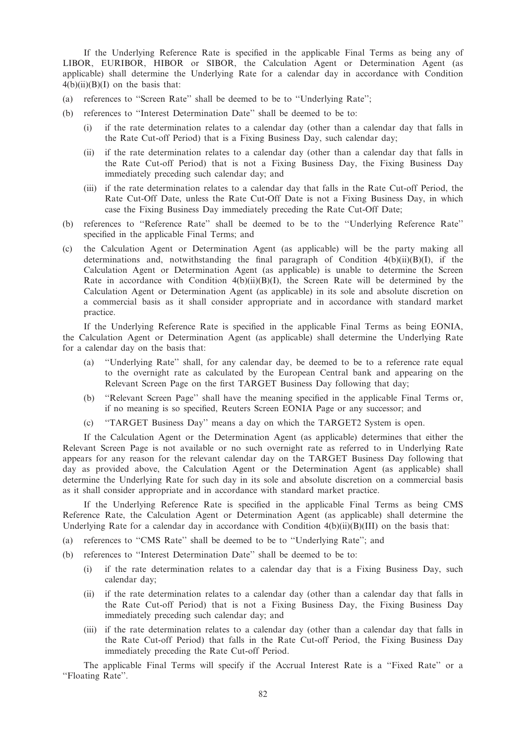If the Underlying Reference Rate is specified in the applicable Final Terms as being any of LIBOR, EURIBOR, HIBOR or SIBOR, the Calculation Agent or Determination Agent (as applicable) shall determine the Underlying Rate for a calendar day in accordance with Condition 4(b)(ii)(B)(I) on the basis that:

(a) references to "Screen Rate" shall be deemed to be to "Underlying Rate";

(b) references to "Interest Determination Date" shall be deemed to be to:

  (i) if the rate determination relates to a calendar day (other than a calendar day that falls in the Rate Cut-off Period) that is a Fixing Business Day, such calendar day;

  (ii) if the rate determination relates to a calendar day (other than a calendar day that falls in the Rate Cut-off Period) that is not a Fixing Business Day, the Fixing Business Day immediately preceding such calendar day; and

  (iii) if the rate determination relates to a calendar day that falls in the Rate Cut-off Period, the Rate Cut-Off Date, unless the Rate Cut-Off Date is not a Fixing Business Day, in which case the Fixing Business Day immediately preceding the Rate Cut-Off Date;

(b) references to "Reference Rate" shall be deemed to be to the "Underlying Reference Rate" specified in the applicable Final Terms; and

(c) the Calculation Agent or Determination Agent (as applicable) will be the party making all determinations and, notwithstanding the final paragraph of Condition 4(b)(ii)(B)(I), if the Calculation Agent or Determination Agent (as applicable) is unable to determine the Screen Rate in accordance with Condition 4(b)(ii)(B)(I), the Screen Rate will be determined by the Calculation Agent or Determination Agent (as applicable) in its sole and absolute discretion on a commercial basis as it shall consider appropriate and in accordance with standard market practice.

If the Underlying Reference Rate is specified in the applicable Final Terms as being EONIA, the Calculation Agent or Determination Agent (as applicable) shall determine the Underlying Rate for a calendar day on the basis that:

  (a) "Underlying Rate" shall, for any calendar day, be deemed to be to a reference rate equal to the overnight rate as calculated by the European Central bank and appearing on the Relevant Screen Page on the first TARGET Business Day following that day;

  (b) "Relevant Screen Page" shall have the meaning specified in the applicable Final Terms or, if no meaning is so specified, Reuters Screen EONIA Page or any successor; and

  (c) "TARGET Business Day" means a day on which the TARGET2 System is open.

If the Calculation Agent or the Determination Agent (as applicable) determines that either the Relevant Screen Page is not available or no such overnight rate as referred to in Underlying Rate appears for any reason for the relevant calendar day on the TARGET Business Day following that day as provided above, the Calculation Agent or the Determination Agent (as applicable) shall determine the Underlying Rate for such day in its sole and absolute discretion on a commercial basis as it shall consider appropriate and in accordance with standard market practice.

If the Underlying Reference Rate is specified in the applicable Final Terms as being CMS Reference Rate, the Calculation Agent or Determination Agent (as applicable) shall determine the Underlying Rate for a calendar day in accordance with Condition 4(b)(ii)(B)(III) on the basis that:

(a) references to "CMS Rate" shall be deemed to be to "Underlying Rate"; and

(b) references to "Interest Determination Date" shall be deemed to be to:

  (i) if the rate determination relates to a calendar day that is a Fixing Business Day, such calendar day;

  (ii) if the rate determination relates to a calendar day (other than a calendar day that falls in the Rate Cut-off Period) that is not a Fixing Business Day, the Fixing Business Day immediately preceding such calendar day; and

  (iii) if the rate determination relates to a calendar day (other than a calendar day that falls in the Rate Cut-off Period) that falls in the Rate Cut-off Period, the Fixing Business Day immediately preceding the Rate Cut-off Period.

The applicable Final Terms will specify if the Accrual Interest Rate is a "Fixed Rate" or a "Floating Rate".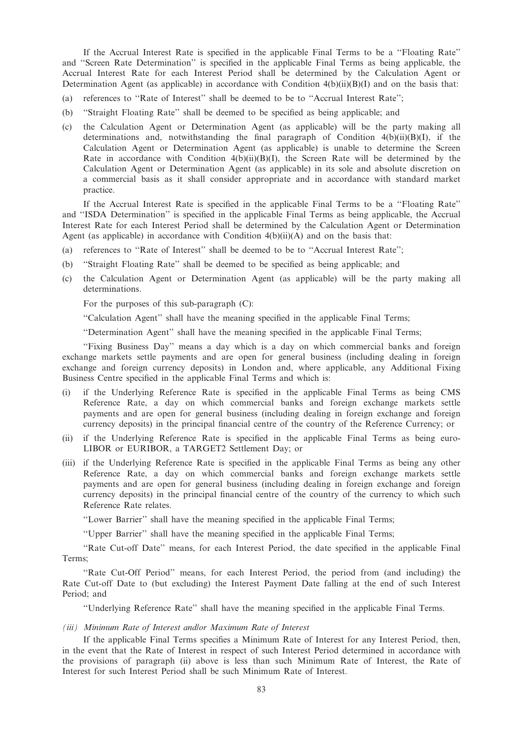If the Accrual Interest Rate is specified in the applicable Final Terms to be a ''Floating Rate'' and ''Screen Rate Determination'' is specified in the applicable Final Terms as being applicable, the Accrual Interest Rate for each Interest Period shall be determined by the Calculation Agent or Determination Agent (as applicable) in accordance with Condition 4(b)(ii)(B)(I) and on the basis that:

(a) references to ''Rate of Interest'' shall be deemed to be to ''Accrual Interest Rate'';

(b) ''Straight Floating Rate'' shall be deemed to be specified as being applicable; and

(c) the Calculation Agent or Determination Agent (as applicable) will be the party making all determinations and, notwithstanding the final paragraph of Condition 4(b)(ii)(B)(I), if the Calculation Agent or Determination Agent (as applicable) is unable to determine the Screen Rate in accordance with Condition 4(b)(ii)(B)(I), the Screen Rate will be determined by the Calculation Agent or Determination Agent (as applicable) in its sole and absolute discretion on a commercial basis as it shall consider appropriate and in accordance with standard market practice.

If the Accrual Interest Rate is specified in the applicable Final Terms to be a ''Floating Rate'' and ''ISDA Determination'' is specified in the applicable Final Terms as being applicable, the Accrual Interest Rate for each Interest Period shall be determined by the Calculation Agent or Determination Agent (as applicable) in accordance with Condition 4(b)(ii)(A) and on the basis that:

(a) references to ''Rate of Interest'' shall be deemed to be to ''Accrual Interest Rate'';

(b) ''Straight Floating Rate'' shall be deemed to be specified as being applicable; and

(c) the Calculation Agent or Determination Agent (as applicable) will be the party making all determinations.

For the purposes of this sub-paragraph (C):

''Calculation Agent'' shall have the meaning specified in the applicable Final Terms;

''Determination Agent'' shall have the meaning specified in the applicable Final Terms;

''Fixing Business Day'' means a day which is a day on which commercial banks and foreign exchange markets settle payments and are open for general business (including dealing in foreign exchange and foreign currency deposits) in London and, where applicable, any Additional Fixing Business Centre specified in the applicable Final Terms and which is:

(i) if the Underlying Reference Rate is specified in the applicable Final Terms as being CMS Reference Rate, a day on which commercial banks and foreign exchange markets settle payments and are open for general business (including dealing in foreign exchange and foreign currency deposits) in the principal financial centre of the country of the Reference Currency; or

(ii) if the Underlying Reference Rate is specified in the applicable Final Terms as being euro-LIBOR or EURIBOR, a TARGET2 Settlement Day; or

(iii) if the Underlying Reference Rate is specified in the applicable Final Terms as being any other Reference Rate, a day on which commercial banks and foreign exchange markets settle payments and are open for general business (including dealing in foreign exchange and foreign currency deposits) in the principal financial centre of the country of the currency to which such Reference Rate relates.

''Lower Barrier'' shall have the meaning specified in the applicable Final Terms;

''Upper Barrier'' shall have the meaning specified in the applicable Final Terms;

''Rate Cut-off Date'' means, for each Interest Period, the date specified in the applicable Final Terms;

''Rate Cut-Off Period'' means, for each Interest Period, the period from (and including) the Rate Cut-off Date to (but excluding) the Interest Payment Date falling at the end of such Interest Period; and

''Underlying Reference Rate'' shall have the meaning specified in the applicable Final Terms.

*(iii) Minimum Rate of Interest and/or Maximum Rate of Interest*

If the applicable Final Terms specifies a Minimum Rate of Interest for any Interest Period, then, in the event that the Rate of Interest in respect of such Interest Period determined in accordance with the provisions of paragraph (ii) above is less than such Minimum Rate of Interest, the Rate of Interest for such Interest Period shall be such Minimum Rate of Interest.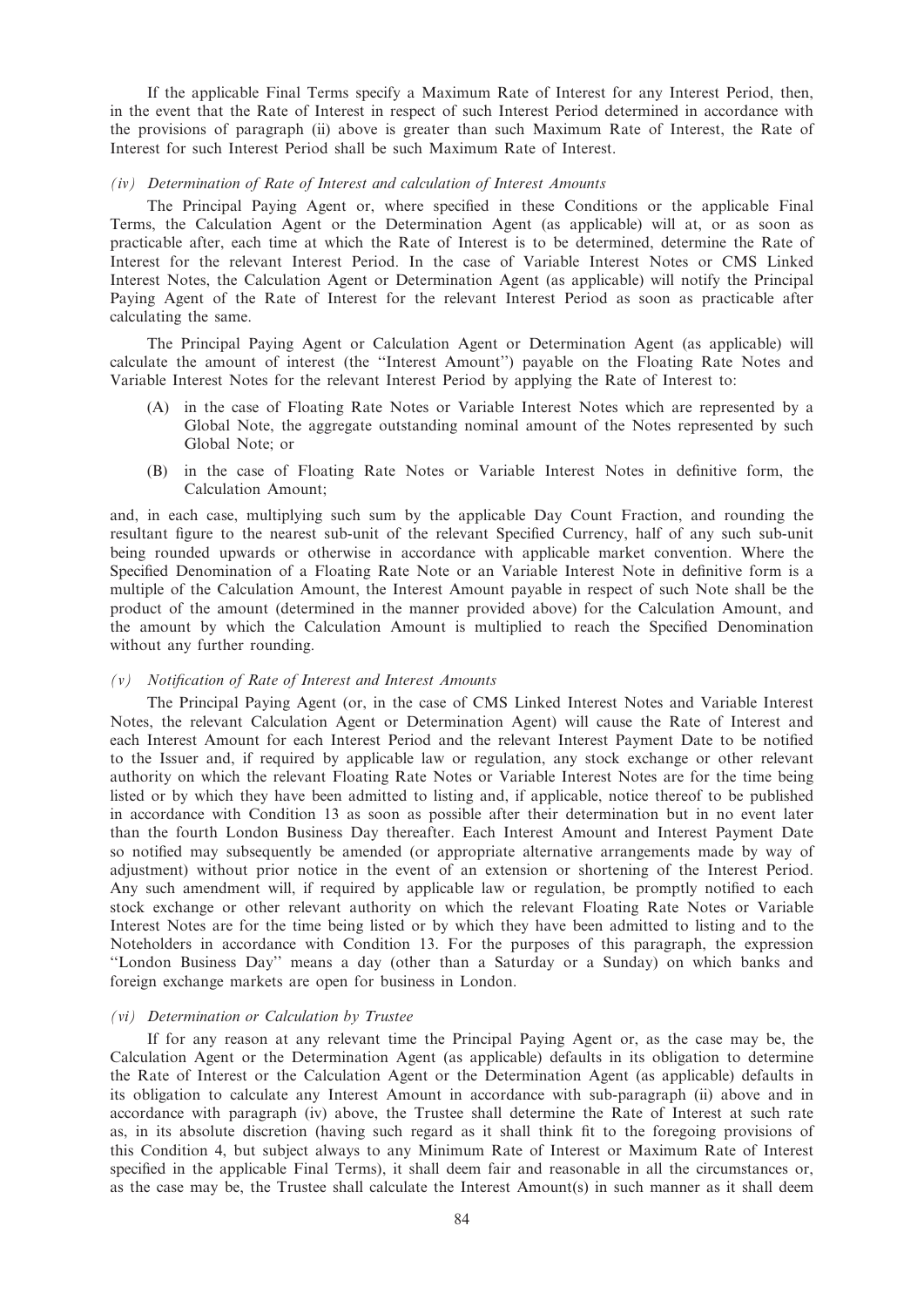If the applicable Final Terms specify a Maximum Rate of Interest for any Interest Period, then, in the event that the Rate of Interest in respect of such Interest Period determined in accordance with the provisions of paragraph (ii) above is greater than such Maximum Rate of Interest, the Rate of Interest for such Interest Period shall be such Maximum Rate of Interest.

*(iv) Determination of Rate of Interest and calculation of Interest Amounts*

The Principal Paying Agent or, where specified in these Conditions or the applicable Final Terms, the Calculation Agent or the Determination Agent (as applicable) will at, or as soon as practicable after, each time at which the Rate of Interest is to be determined, determine the Rate of Interest for the relevant Interest Period. In the case of Variable Interest Notes or CMS Linked Interest Notes, the Calculation Agent or Determination Agent (as applicable) will notify the Principal Paying Agent of the Rate of Interest for the relevant Interest Period as soon as practicable after calculating the same.

The Principal Paying Agent or Calculation Agent or Determination Agent (as applicable) will calculate the amount of interest (the ''Interest Amount'') payable on the Floating Rate Notes and Variable Interest Notes for the relevant Interest Period by applying the Rate of Interest to:

(A) in the case of Floating Rate Notes or Variable Interest Notes which are represented by a Global Note, the aggregate outstanding nominal amount of the Notes represented by such Global Note; or

(B) in the case of Floating Rate Notes or Variable Interest Notes in definitive form, the Calculation Amount;

and, in each case, multiplying such sum by the applicable Day Count Fraction, and rounding the resultant figure to the nearest sub-unit of the relevant Specified Currency, half of any such sub-unit being rounded upwards or otherwise in accordance with applicable market convention. Where the Specified Denomination of a Floating Rate Note or an Variable Interest Note in definitive form is a multiple of the Calculation Amount, the Interest Amount payable in respect of such Note shall be the product of the amount (determined in the manner provided above) for the Calculation Amount, and the amount by which the Calculation Amount is multiplied to reach the Specified Denomination without any further rounding.

*(v) Notification of Rate of Interest and Interest Amounts*

The Principal Paying Agent (or, in the case of CMS Linked Interest Notes and Variable Interest Notes, the relevant Calculation Agent or Determination Agent) will cause the Rate of Interest and each Interest Amount for each Interest Period and the relevant Interest Payment Date to be notified to the Issuer and, if required by applicable law or regulation, any stock exchange or other relevant authority on which the relevant Floating Rate Notes or Variable Interest Notes are for the time being listed or by which they have been admitted to listing and, if applicable, notice thereof to be published in accordance with Condition 13 as soon as possible after their determination but in no event later than the fourth London Business Day thereafter. Each Interest Amount and Interest Payment Date so notified may subsequently be amended (or appropriate alternative arrangements made by way of adjustment) without prior notice in the event of an extension or shortening of the Interest Period. Any such amendment will, if required by applicable law or regulation, be promptly notified to each stock exchange or other relevant authority on which the relevant Floating Rate Notes or Variable Interest Notes are for the time being listed or by which they have been admitted to listing and to the Noteholders in accordance with Condition 13. For the purposes of this paragraph, the expression ''London Business Day'' means a day (other than a Saturday or a Sunday) on which banks and foreign exchange markets are open for business in London.

*(vi) Determination or Calculation by Trustee*

If for any reason at any relevant time the Principal Paying Agent or, as the case may be, the Calculation Agent or the Determination Agent (as applicable) defaults in its obligation to determine the Rate of Interest or the Calculation Agent or the Determination Agent (as applicable) defaults in its obligation to calculate any Interest Amount in accordance with sub-paragraph (ii) above and in accordance with paragraph (iv) above, the Trustee shall determine the Rate of Interest at such rate as, in its absolute discretion (having such regard as it shall think fit to the foregoing provisions of this Condition 4, but subject always to any Minimum Rate of Interest or Maximum Rate of Interest specified in the applicable Final Terms), it shall deem fair and reasonable in all the circumstances or, as the case may be, the Trustee shall calculate the Interest Amount(s) in such manner as it shall deem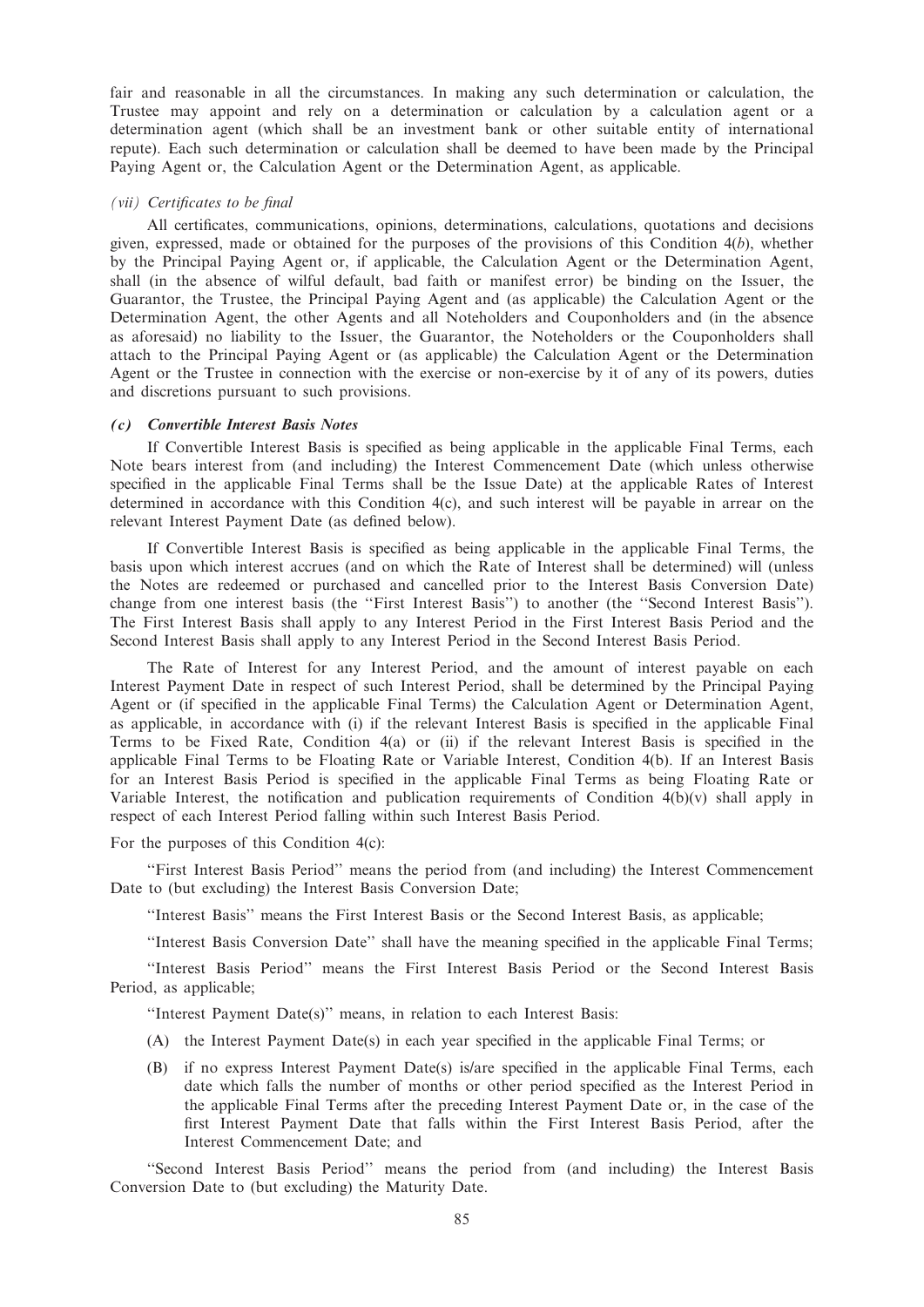fair and reasonable in all the circumstances. In making any such determination or calculation, the Trustee may appoint and rely on a determination or calculation by a calculation agent or a determination agent (which shall be an investment bank or other suitable entity of international repute). Each such determination or calculation shall be deemed to have been made by the Principal Paying Agent or, the Calculation Agent or the Determination Agent, as applicable.

*(vii) Certificates to be final*

All certificates, communications, opinions, determinations, calculations, quotations and decisions given, expressed, made or obtained for the purposes of the provisions of this Condition 4(*b*), whether by the Principal Paying Agent or, if applicable, the Calculation Agent or the Determination Agent, shall (in the absence of wilful default, bad faith or manifest error) be binding on the Issuer, the Guarantor, the Trustee, the Principal Paying Agent and (as applicable) the Calculation Agent or the Determination Agent, the other Agents and all Noteholders and Couponholders and (in the absence as aforesaid) no liability to the Issuer, the Guarantor, the Noteholders or the Couponholders shall attach to the Principal Paying Agent or (as applicable) the Calculation Agent or the Determination Agent or the Trustee in connection with the exercise or non-exercise by it of any of its powers, duties and discretions pursuant to such provisions.

***(c) Convertible Interest Basis Notes***

If Convertible Interest Basis is specified as being applicable in the applicable Final Terms, each Note bears interest from (and including) the Interest Commencement Date (which unless otherwise specified in the applicable Final Terms shall be the Issue Date) at the applicable Rates of Interest determined in accordance with this Condition 4(c), and such interest will be payable in arrear on the relevant Interest Payment Date (as defined below).

If Convertible Interest Basis is specified as being applicable in the applicable Final Terms, the basis upon which interest accrues (and on which the Rate of Interest shall be determined) will (unless the Notes are redeemed or purchased and cancelled prior to the Interest Basis Conversion Date) change from one interest basis (the ''First Interest Basis'') to another (the ''Second Interest Basis''). The First Interest Basis shall apply to any Interest Period in the First Interest Basis Period and the Second Interest Basis shall apply to any Interest Period in the Second Interest Basis Period.

The Rate of Interest for any Interest Period, and the amount of interest payable on each Interest Payment Date in respect of such Interest Period, shall be determined by the Principal Paying Agent or (if specified in the applicable Final Terms) the Calculation Agent or Determination Agent, as applicable, in accordance with (i) if the relevant Interest Basis is specified in the applicable Final Terms to be Fixed Rate, Condition 4(a) or (ii) if the relevant Interest Basis is specified in the applicable Final Terms to be Floating Rate or Variable Interest, Condition 4(b). If an Interest Basis for an Interest Basis Period is specified in the applicable Final Terms as being Floating Rate or Variable Interest, the notification and publication requirements of Condition 4(b)(v) shall apply in respect of each Interest Period falling within such Interest Basis Period.

For the purposes of this Condition 4(c):

''First Interest Basis Period'' means the period from (and including) the Interest Commencement Date to (but excluding) the Interest Basis Conversion Date;

''Interest Basis'' means the First Interest Basis or the Second Interest Basis, as applicable;

''Interest Basis Conversion Date'' shall have the meaning specified in the applicable Final Terms;

''Interest Basis Period'' means the First Interest Basis Period or the Second Interest Basis Period, as applicable;

''Interest Payment Date(s)'' means, in relation to each Interest Basis:

(A) the Interest Payment Date(s) in each year specified in the applicable Final Terms; or

(B) if no express Interest Payment Date(s) is/are specified in the applicable Final Terms, each date which falls the number of months or other period specified as the Interest Period in the applicable Final Terms after the preceding Interest Payment Date or, in the case of the first Interest Payment Date that falls within the First Interest Basis Period, after the Interest Commencement Date; and

''Second Interest Basis Period'' means the period from (and including) the Interest Basis Conversion Date to (but excluding) the Maturity Date.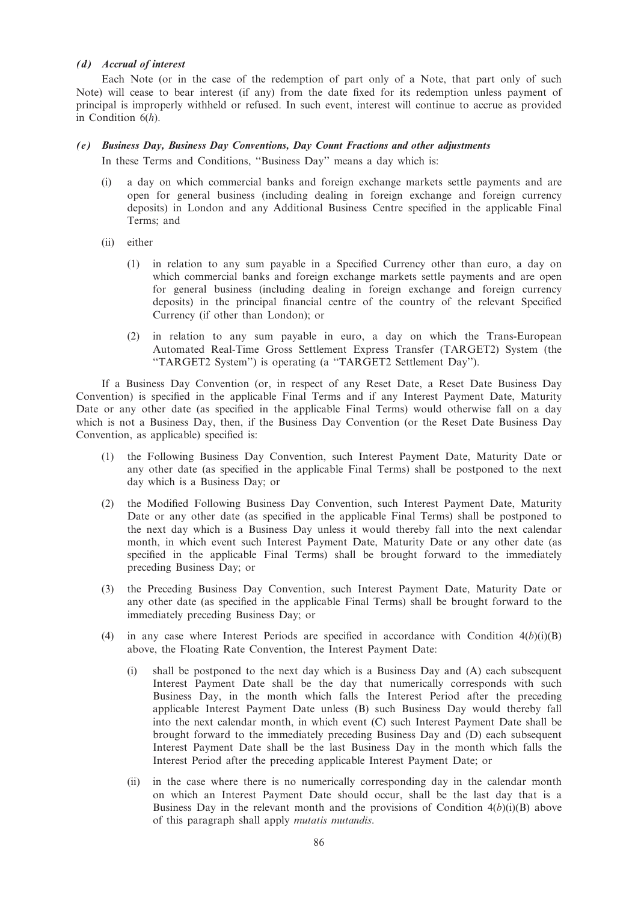### *(d) Accrual of interest*

Each Note (or in the case of the redemption of part only of a Note, that part only of such Note) will cease to bear interest (if any) from the date fixed for its redemption unless payment of principal is improperly withheld or refused. In such event, interest will continue to accrue as provided in Condition 6(*h*).

### *(e) Business Day, Business Day Conventions, Day Count Fractions and other adjustments*

In these Terms and Conditions, "Business Day" means a day which is:

(i) a day on which commercial banks and foreign exchange markets settle payments and are open for general business (including dealing in foreign exchange and foreign currency deposits) in London and any Additional Business Centre specified in the applicable Final Terms; and

(ii) either

(1) in relation to any sum payable in a Specified Currency other than euro, a day on which commercial banks and foreign exchange markets settle payments and are open for general business (including dealing in foreign exchange and foreign currency deposits) in the principal financial centre of the country of the relevant Specified Currency (if other than London); or

(2) in relation to any sum payable in euro, a day on which the Trans-European Automated Real-Time Gross Settlement Express Transfer (TARGET2) System (the "TARGET2 System") is operating (a "TARGET2 Settlement Day").

If a Business Day Convention (or, in respect of any Reset Date, a Reset Date Business Day Convention) is specified in the applicable Final Terms and if any Interest Payment Date, Maturity Date or any other date (as specified in the applicable Final Terms) would otherwise fall on a day which is not a Business Day, then, if the Business Day Convention (or the Reset Date Business Day Convention, as applicable) specified is:

(1) the Following Business Day Convention, such Interest Payment Date, Maturity Date or any other date (as specified in the applicable Final Terms) shall be postponed to the next day which is a Business Day; or

(2) the Modified Following Business Day Convention, such Interest Payment Date, Maturity Date or any other date (as specified in the applicable Final Terms) shall be postponed to the next day which is a Business Day unless it would thereby fall into the next calendar month, in which event such Interest Payment Date, Maturity Date or any other date (as specified in the applicable Final Terms) shall be brought forward to the immediately preceding Business Day; or

(3) the Preceding Business Day Convention, such Interest Payment Date, Maturity Date or any other date (as specified in the applicable Final Terms) shall be brought forward to the immediately preceding Business Day; or

(4) in any case where Interest Periods are specified in accordance with Condition 4(*b*)(i)(B) above, the Floating Rate Convention, the Interest Payment Date:

(i) shall be postponed to the next day which is a Business Day and (A) each subsequent Interest Payment Date shall be the day that numerically corresponds with such Business Day, in the month which falls the Interest Period after the preceding applicable Interest Payment Date unless (B) such Business Day would thereby fall into the next calendar month, in which event (C) such Interest Payment Date shall be brought forward to the immediately preceding Business Day and (D) each subsequent Interest Payment Date shall be the last Business Day in the month which falls the Interest Period after the preceding applicable Interest Payment Date; or

(ii) in the case where there is no numerically corresponding day in the calendar month on which an Interest Payment Date should occur, shall be the last day that is a Business Day in the relevant month and the provisions of Condition 4(*b*)(i)(B) above of this paragraph shall apply *mutatis mutandis*.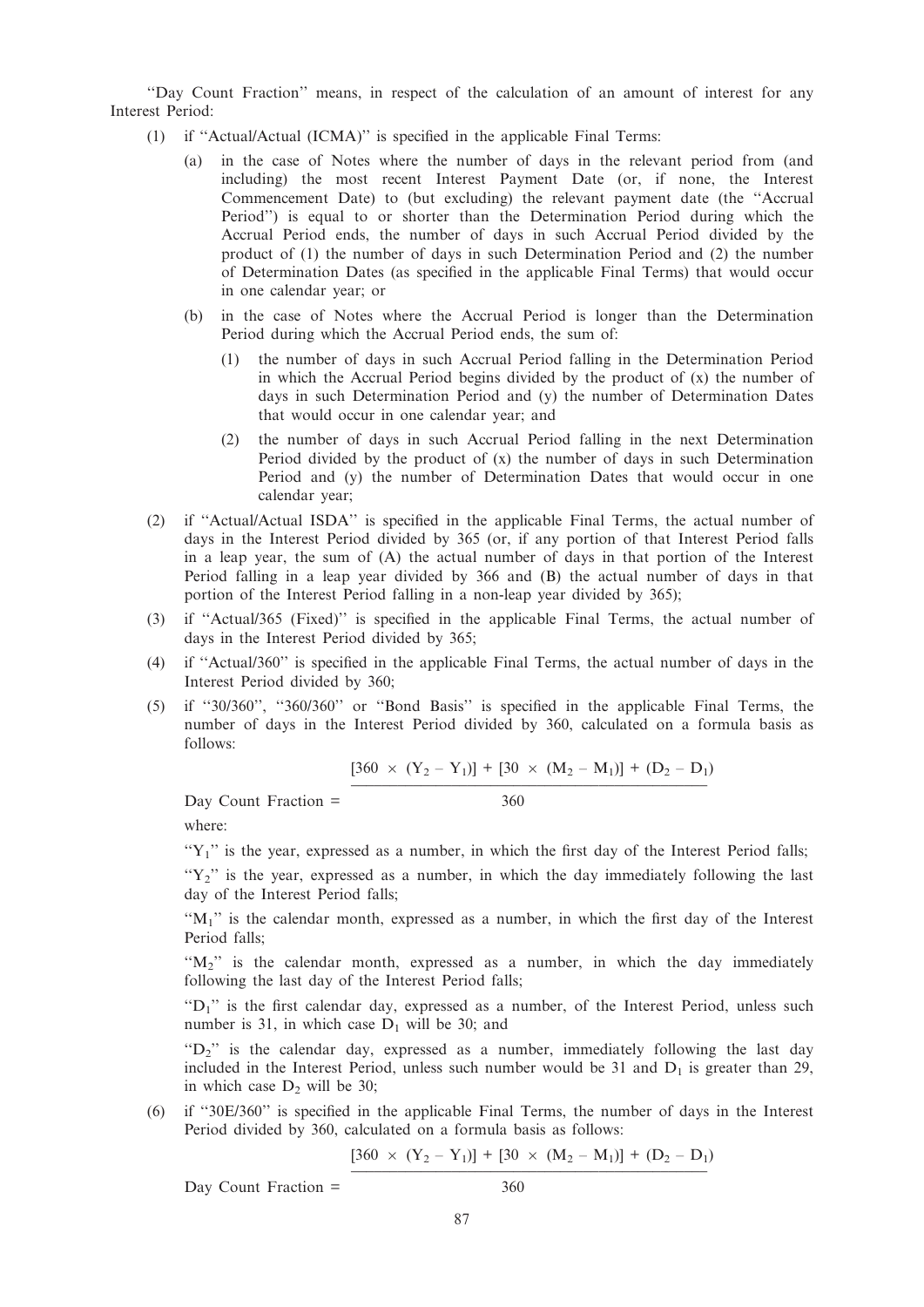"Day Count Fraction" means, in respect of the calculation of an amount of interest for any Interest Period:

(1) if "Actual/Actual (ICMA)" is specified in the applicable Final Terms:

   (a) in the case of Notes where the number of days in the relevant period from (and including) the most recent Interest Payment Date (or, if none, the Interest Commencement Date) to (but excluding) the relevant payment date (the "Accrual Period") is equal to or shorter than the Determination Period during which the Accrual Period ends, the number of days in such Accrual Period divided by the product of (1) the number of days in such Determination Period and (2) the number of Determination Dates (as specified in the applicable Final Terms) that would occur in one calendar year; or

   (b) in the case of Notes where the Accrual Period is longer than the Determination Period during which the Accrual Period ends, the sum of:

      (1) the number of days in such Accrual Period falling in the Determination Period in which the Accrual Period begins divided by the product of (x) the number of days in such Determination Period and (y) the number of Determination Dates that would occur in one calendar year; and

      (2) the number of days in such Accrual Period falling in the next Determination Period divided by the product of (x) the number of days in such Determination Period and (y) the number of Determination Dates that would occur in one calendar year;

(2) if "Actual/Actual ISDA" is specified in the applicable Final Terms, the actual number of days in the Interest Period divided by 365 (or, if any portion of that Interest Period falls in a leap year, the sum of (A) the actual number of days in that portion of the Interest Period falling in a leap year divided by 366 and (B) the actual number of days in that portion of the Interest Period falling in a non-leap year divided by 365);

(3) if "Actual/365 (Fixed)" is specified in the applicable Final Terms, the actual number of days in the Interest Period divided by 365;

(4) if "Actual/360" is specified in the applicable Final Terms, the actual number of days in the Interest Period divided by 360;

(5) if "30/360", "360/360" or "Bond Basis" is specified in the applicable Final Terms, the number of days in the Interest Period divided by 360, calculated on a formula basis as follows:

$$\text{Day Count Fraction} = \frac{[360 \times (Y_2 - Y_1)] + [30 \times (M_2 - M_1)] + (D_2 - D_1)}{360}$$

   where:

   "$Y_1$" is the year, expressed as a number, in which the first day of the Interest Period falls;

   "$Y_2$" is the year, expressed as a number, in which the day immediately following the last day of the Interest Period falls;

   "$M_1$" is the calendar month, expressed as a number, in which the first day of the Interest Period falls;

   "$M_2$" is the calendar month, expressed as a number, in which the day immediately following the last day of the Interest Period falls;

   "$D_1$" is the first calendar day, expressed as a number, of the Interest Period, unless such number is 31, in which case $D_1$ will be 30; and

   "$D_2$" is the calendar day, expressed as a number, immediately following the last day included in the Interest Period, unless such number would be 31 and $D_1$ is greater than 29, in which case $D_2$ will be 30;

(6) if "30E/360" is specified in the applicable Final Terms, the number of days in the Interest Period divided by 360, calculated on a formula basis as follows:

$$\text{Day Count Fraction} = \frac{[360 \times (Y_2 - Y_1)] + [30 \times (M_2 - M_1)] + (D_2 - D_1)}{360}$$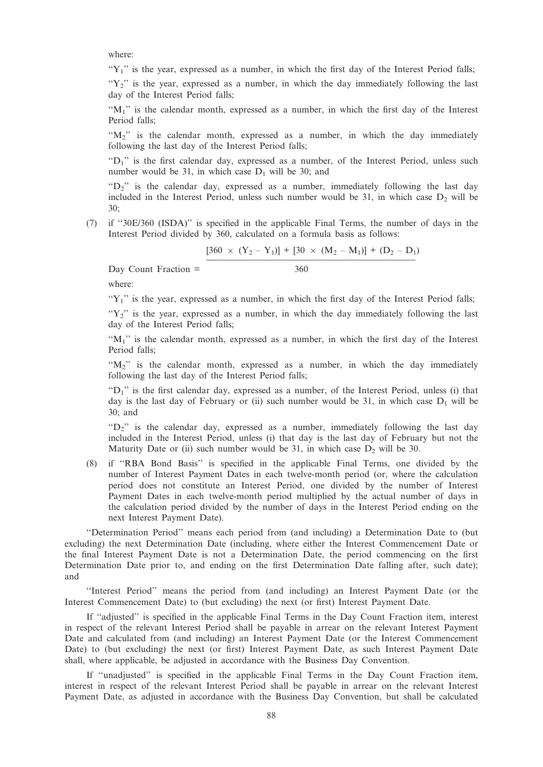where:

"$Y_1$" is the year, expressed as a number, in which the first day of the Interest Period falls;

"$Y_2$" is the year, expressed as a number, in which the day immediately following the last day of the Interest Period falls;

"$M_1$" is the calendar month, expressed as a number, in which the first day of the Interest Period falls;

"$M_2$" is the calendar month, expressed as a number, in which the day immediately following the last day of the Interest Period falls;

"$D_1$" is the first calendar day, expressed as a number, of the Interest Period, unless such number would be 31, in which case $D_1$ will be 30; and

"$D_2$" is the calendar day, expressed as a number, immediately following the last day included in the Interest Period, unless such number would be 31, in which case $D_2$ will be 30;

(7) if "30E/360 (ISDA)" is specified in the applicable Final Terms, the number of days in the Interest Period divided by 360, calculated on a formula basis as follows:

$$\text{Day Count Fraction} = \frac{[360 \times (Y_2 - Y_1)] + [30 \times (M_2 - M_1)] + (D_2 - D_1)}{360}$$

where:

"$Y_1$" is the year, expressed as a number, in which the first day of the Interest Period falls;

"$Y_2$" is the year, expressed as a number, in which the day immediately following the last day of the Interest Period falls;

"$M_1$" is the calendar month, expressed as a number, in which the first day of the Interest Period falls;

"$M_2$" is the calendar month, expressed as a number, in which the day immediately following the last day of the Interest Period falls;

"$D_1$" is the first calendar day, expressed as a number, of the Interest Period, unless (i) that day is the last day of February or (ii) such number would be 31, in which case $D_1$ will be 30; and

"$D_2$" is the calendar day, expressed as a number, immediately following the last day included in the Interest Period, unless (i) that day is the last day of February but not the Maturity Date or (ii) such number would be 31, in which case $D_2$ will be 30.

(8) if "RBA Bond Basis" is specified in the applicable Final Terms, one divided by the number of Interest Payment Dates in each twelve-month period (or, where the calculation period does not constitute an Interest Period, one divided by the number of Interest Payment Dates in each twelve-month period multiplied by the actual number of days in the calculation period divided by the number of days in the Interest Period ending on the next Interest Payment Date).

"Determination Period" means each period from (and including) a Determination Date to (but excluding) the next Determination Date (including, where either the Interest Commencement Date or the final Interest Payment Date is not a Determination Date, the period commencing on the first Determination Date prior to, and ending on the first Determination Date falling after, such date); and

"Interest Period" means the period from (and including) an Interest Payment Date (or the Interest Commencement Date) to (but excluding) the next (or first) Interest Payment Date.

If "adjusted" is specified in the applicable Final Terms in the Day Count Fraction item, interest in respect of the relevant Interest Period shall be payable in arrear on the relevant Interest Payment Date and calculated from (and including) an Interest Payment Date (or the Interest Commencement Date) to (but excluding) the next (or first) Interest Payment Date, as such Interest Payment Date shall, where applicable, be adjusted in accordance with the Business Day Convention.

If "unadjusted" is specified in the applicable Final Terms in the Day Count Fraction item, interest in respect of the relevant Interest Period shall be payable in arrear on the relevant Interest Payment Date, as adjusted in accordance with the Business Day Convention, but shall be calculated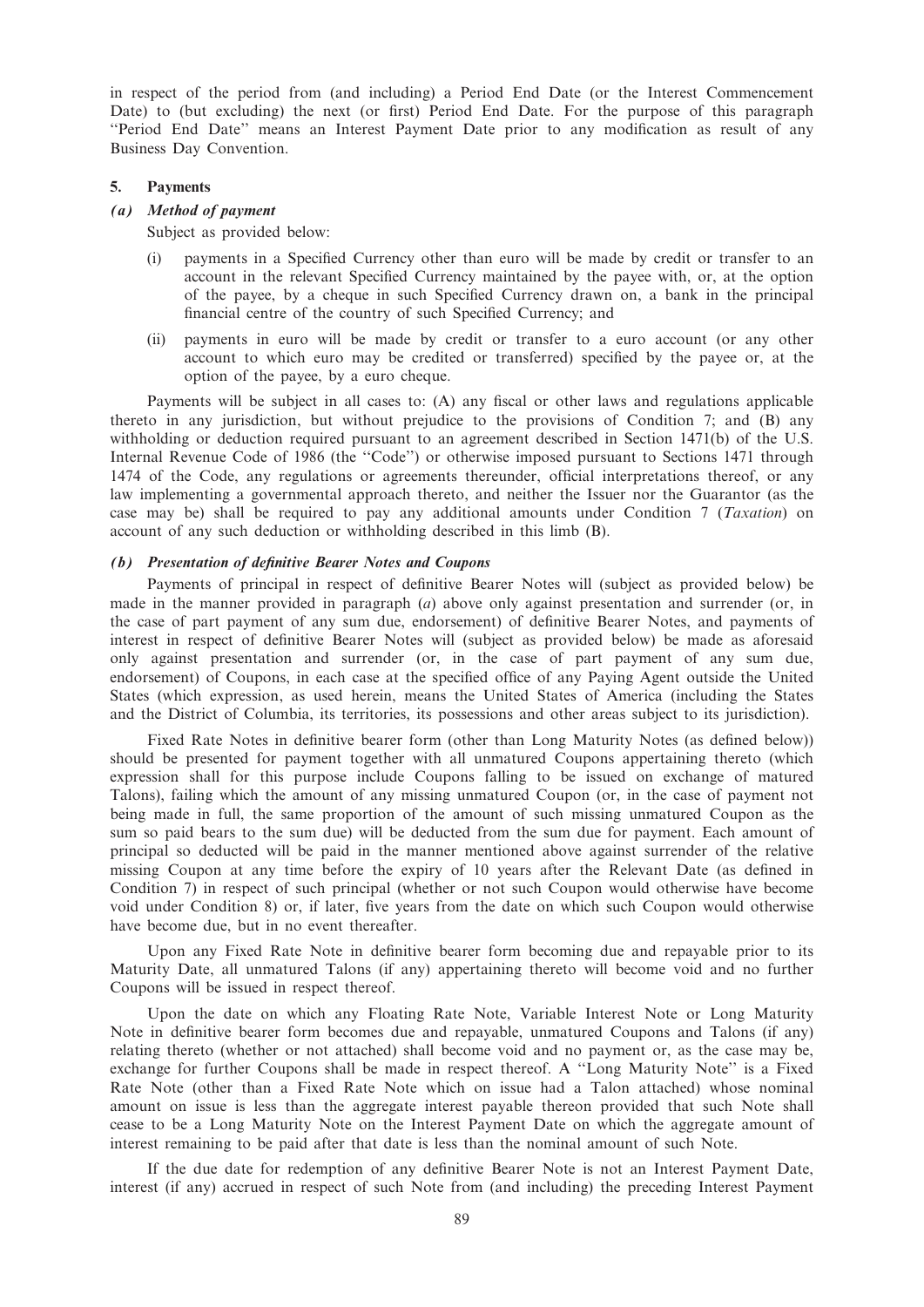in respect of the period from (and including) a Period End Date (or the Interest Commencement Date) to (but excluding) the next (or first) Period End Date. For the purpose of this paragraph "Period End Date" means an Interest Payment Date prior to any modification as result of any Business Day Convention.

## 5. Payments

### *(a) Method of payment*

Subject as provided below:

(i) payments in a Specified Currency other than euro will be made by credit or transfer to an account in the relevant Specified Currency maintained by the payee with, or, at the option of the payee, by a cheque in such Specified Currency drawn on, a bank in the principal financial centre of the country of such Specified Currency; and

(ii) payments in euro will be made by credit or transfer to a euro account (or any other account to which euro may be credited or transferred) specified by the payee or, at the option of the payee, by a euro cheque.

Payments will be subject in all cases to: (A) any fiscal or other laws and regulations applicable thereto in any jurisdiction, but without prejudice to the provisions of Condition 7; and (B) any withholding or deduction required pursuant to an agreement described in Section 1471(b) of the U.S. Internal Revenue Code of 1986 (the "Code") or otherwise imposed pursuant to Sections 1471 through 1474 of the Code, any regulations or agreements thereunder, official interpretations thereof, or any law implementing a governmental approach thereto, and neither the Issuer nor the Guarantor (as the case may be) shall be required to pay any additional amounts under Condition 7 (*Taxation*) on account of any such deduction or withholding described in this limb (B).

### *(b) Presentation of definitive Bearer Notes and Coupons*

Payments of principal in respect of definitive Bearer Notes will (subject as provided below) be made in the manner provided in paragraph (*a*) above only against presentation and surrender (or, in the case of part payment of any sum due, endorsement) of definitive Bearer Notes, and payments of interest in respect of definitive Bearer Notes will (subject as provided below) be made as aforesaid only against presentation and surrender (or, in the case of part payment of any sum due, endorsement) of Coupons, in each case at the specified office of any Paying Agent outside the United States (which expression, as used herein, means the United States of America (including the States and the District of Columbia, its territories, its possessions and other areas subject to its jurisdiction).

Fixed Rate Notes in definitive bearer form (other than Long Maturity Notes (as defined below)) should be presented for payment together with all unmatured Coupons appertaining thereto (which expression shall for this purpose include Coupons falling to be issued on exchange of matured Talons), failing which the amount of any missing unmatured Coupon (or, in the case of payment not being made in full, the same proportion of the amount of such missing unmatured Coupon as the sum so paid bears to the sum due) will be deducted from the sum due for payment. Each amount of principal so deducted will be paid in the manner mentioned above against surrender of the relative missing Coupon at any time before the expiry of 10 years after the Relevant Date (as defined in Condition 7) in respect of such principal (whether or not such Coupon would otherwise have become void under Condition 8) or, if later, five years from the date on which such Coupon would otherwise have become due, but in no event thereafter.

Upon any Fixed Rate Note in definitive bearer form becoming due and repayable prior to its Maturity Date, all unmatured Talons (if any) appertaining thereto will become void and no further Coupons will be issued in respect thereof.

Upon the date on which any Floating Rate Note, Variable Interest Note or Long Maturity Note in definitive bearer form becomes due and repayable, unmatured Coupons and Talons (if any) relating thereto (whether or not attached) shall become void and no payment or, as the case may be, exchange for further Coupons shall be made in respect thereof. A "Long Maturity Note" is a Fixed Rate Note (other than a Fixed Rate Note which on issue had a Talon attached) whose nominal amount on issue is less than the aggregate interest payable thereon provided that such Note shall cease to be a Long Maturity Note on the Interest Payment Date on which the aggregate amount of interest remaining to be paid after that date is less than the nominal amount of such Note.

If the due date for redemption of any definitive Bearer Note is not an Interest Payment Date, interest (if any) accrued in respect of such Note from (and including) the preceding Interest Payment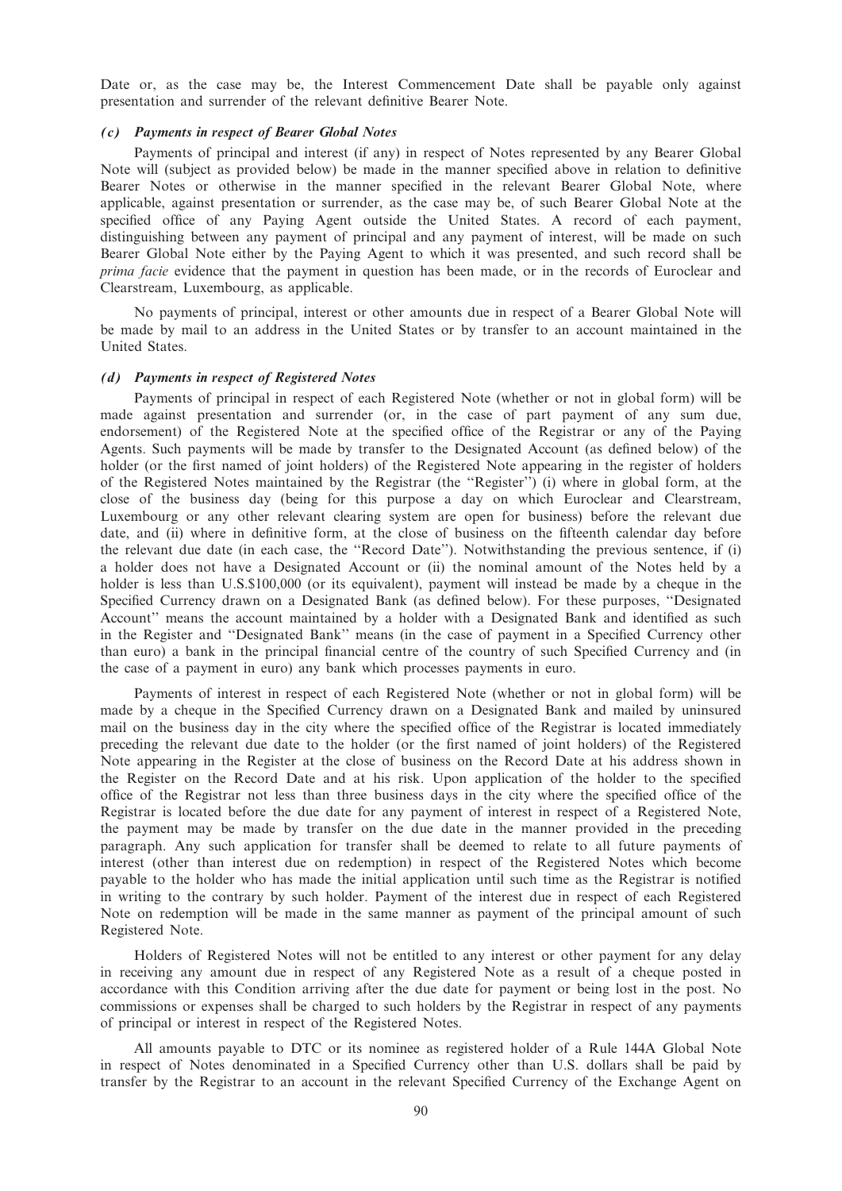Date or, as the case may be, the Interest Commencement Date shall be payable only against presentation and surrender of the relevant definitive Bearer Note.

### *(c) Payments in respect of Bearer Global Notes*

Payments of principal and interest (if any) in respect of Notes represented by any Bearer Global Note will (subject as provided below) be made in the manner specified above in relation to definitive Bearer Notes or otherwise in the manner specified in the relevant Bearer Global Note, where applicable, against presentation or surrender, as the case may be, of such Bearer Global Note at the specified office of any Paying Agent outside the United States. A record of each payment, distinguishing between any payment of principal and any payment of interest, will be made on such Bearer Global Note either by the Paying Agent to which it was presented, and such record shall be *prima facie* evidence that the payment in question has been made, or in the records of Euroclear and Clearstream, Luxembourg, as applicable.

No payments of principal, interest or other amounts due in respect of a Bearer Global Note will be made by mail to an address in the United States or by transfer to an account maintained in the United States.

### *(d) Payments in respect of Registered Notes*

Payments of principal in respect of each Registered Note (whether or not in global form) will be made against presentation and surrender (or, in the case of part payment of any sum due, endorsement) of the Registered Note at the specified office of the Registrar or any of the Paying Agents. Such payments will be made by transfer to the Designated Account (as defined below) of the holder (or the first named of joint holders) of the Registered Note appearing in the register of holders of the Registered Notes maintained by the Registrar (the ''Register'') (i) where in global form, at the close of the business day (being for this purpose a day on which Euroclear and Clearstream, Luxembourg or any other relevant clearing system are open for business) before the relevant due date, and (ii) where in definitive form, at the close of business on the fifteenth calendar day before the relevant due date (in each case, the ''Record Date''). Notwithstanding the previous sentence, if (i) a holder does not have a Designated Account or (ii) the nominal amount of the Notes held by a holder is less than U.S.$100,000 (or its equivalent), payment will instead be made by a cheque in the Specified Currency drawn on a Designated Bank (as defined below). For these purposes, ''Designated Account'' means the account maintained by a holder with a Designated Bank and identified as such in the Register and ''Designated Bank'' means (in the case of payment in a Specified Currency other than euro) a bank in the principal financial centre of the country of such Specified Currency and (in the case of a payment in euro) any bank which processes payments in euro.

Payments of interest in respect of each Registered Note (whether or not in global form) will be made by a cheque in the Specified Currency drawn on a Designated Bank and mailed by uninsured mail on the business day in the city where the specified office of the Registrar is located immediately preceding the relevant due date to the holder (or the first named of joint holders) of the Registered Note appearing in the Register at the close of business on the Record Date at his address shown in the Register on the Record Date and at his risk. Upon application of the holder to the specified office of the Registrar not less than three business days in the city where the specified office of the Registrar is located before the due date for any payment of interest in respect of a Registered Note, the payment may be made by transfer on the due date in the manner provided in the preceding paragraph. Any such application for transfer shall be deemed to relate to all future payments of interest (other than interest due on redemption) in respect of the Registered Notes which become payable to the holder who has made the initial application until such time as the Registrar is notified in writing to the contrary by such holder. Payment of the interest due in respect of each Registered Note on redemption will be made in the same manner as payment of the principal amount of such Registered Note.

Holders of Registered Notes will not be entitled to any interest or other payment for any delay in receiving any amount due in respect of any Registered Note as a result of a cheque posted in accordance with this Condition arriving after the due date for payment or being lost in the post. No commissions or expenses shall be charged to such holders by the Registrar in respect of any payments of principal or interest in respect of the Registered Notes.

All amounts payable to DTC or its nominee as registered holder of a Rule 144A Global Note in respect of Notes denominated in a Specified Currency other than U.S. dollars shall be paid by transfer by the Registrar to an account in the relevant Specified Currency of the Exchange Agent on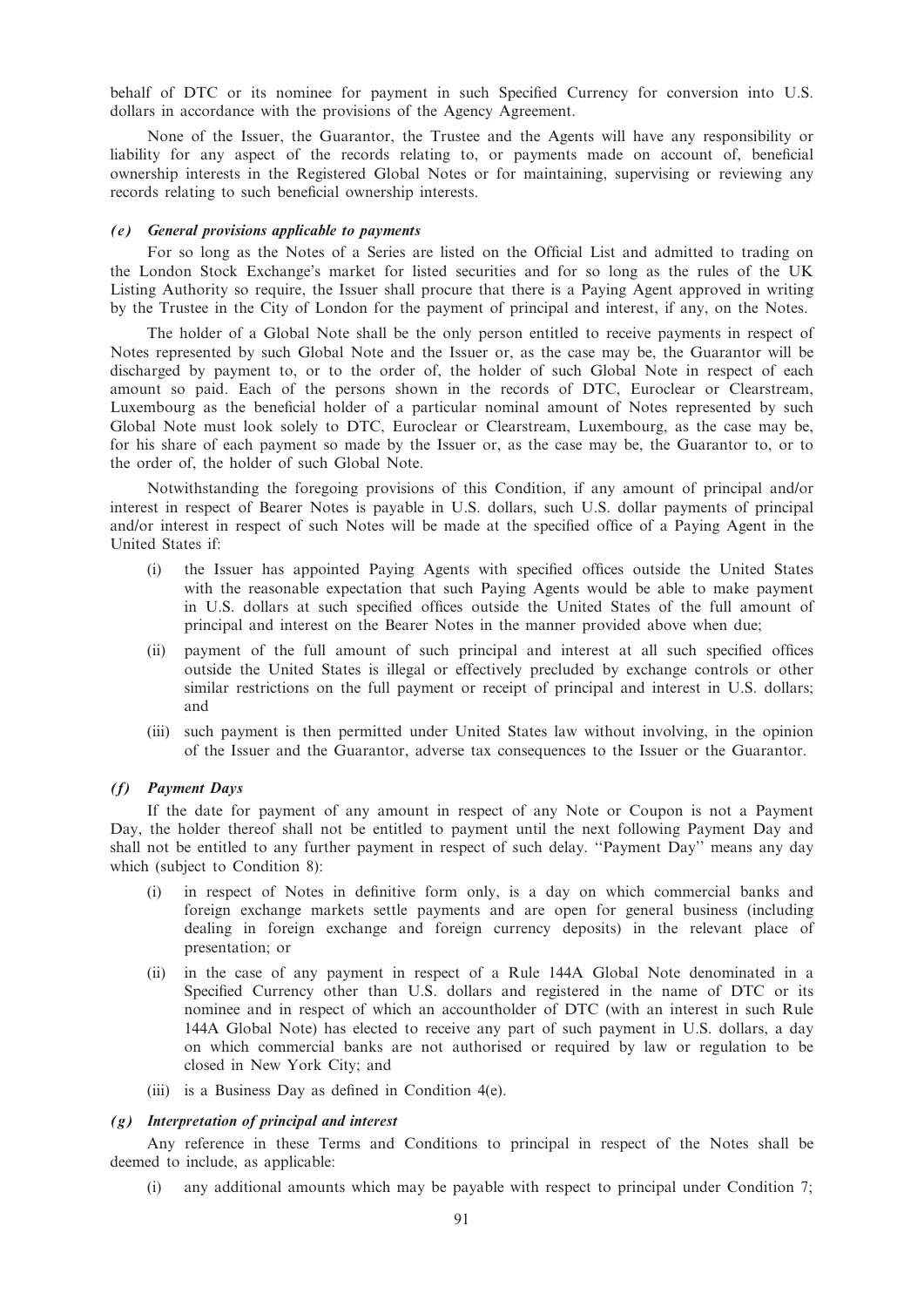behalf of DTC or its nominee for payment in such Specified Currency for conversion into U.S. dollars in accordance with the provisions of the Agency Agreement.

None of the Issuer, the Guarantor, the Trustee and the Agents will have any responsibility or liability for any aspect of the records relating to, or payments made on account of, beneficial ownership interests in the Registered Global Notes or for maintaining, supervising or reviewing any records relating to such beneficial ownership interests.

***(e) General provisions applicable to payments***

For so long as the Notes of a Series are listed on the Official List and admitted to trading on the London Stock Exchange's market for listed securities and for so long as the rules of the UK Listing Authority so require, the Issuer shall procure that there is a Paying Agent approved in writing by the Trustee in the City of London for the payment of principal and interest, if any, on the Notes.

The holder of a Global Note shall be the only person entitled to receive payments in respect of Notes represented by such Global Note and the Issuer or, as the case may be, the Guarantor will be discharged by payment to, or to the order of, the holder of such Global Note in respect of each amount so paid. Each of the persons shown in the records of DTC, Euroclear or Clearstream, Luxembourg as the beneficial holder of a particular nominal amount of Notes represented by such Global Note must look solely to DTC, Euroclear or Clearstream, Luxembourg, as the case may be, for his share of each payment so made by the Issuer or, as the case may be, the Guarantor to, or to the order of, the holder of such Global Note.

Notwithstanding the foregoing provisions of this Condition, if any amount of principal and/or interest in respect of Bearer Notes is payable in U.S. dollars, such U.S. dollar payments of principal and/or interest in respect of such Notes will be made at the specified office of a Paying Agent in the United States if:

(i) the Issuer has appointed Paying Agents with specified offices outside the United States with the reasonable expectation that such Paying Agents would be able to make payment in U.S. dollars at such specified offices outside the United States of the full amount of principal and interest on the Bearer Notes in the manner provided above when due;

(ii) payment of the full amount of such principal and interest at all such specified offices outside the United States is illegal or effectively precluded by exchange controls or other similar restrictions on the full payment or receipt of principal and interest in U.S. dollars; and

(iii) such payment is then permitted under United States law without involving, in the opinion of the Issuer and the Guarantor, adverse tax consequences to the Issuer or the Guarantor.

***(f) Payment Days***

If the date for payment of any amount in respect of any Note or Coupon is not a Payment Day, the holder thereof shall not be entitled to payment until the next following Payment Day and shall not be entitled to any further payment in respect of such delay. "Payment Day" means any day which (subject to Condition 8):

(i) in respect of Notes in definitive form only, is a day on which commercial banks and foreign exchange markets settle payments and are open for general business (including dealing in foreign exchange and foreign currency deposits) in the relevant place of presentation; or

(ii) in the case of any payment in respect of a Rule 144A Global Note denominated in a Specified Currency other than U.S. dollars and registered in the name of DTC or its nominee and in respect of which an accountholder of DTC (with an interest in such Rule 144A Global Note) has elected to receive any part of such payment in U.S. dollars, a day on which commercial banks are not authorised or required by law or regulation to be closed in New York City; and

(iii) is a Business Day as defined in Condition 4(e).

***(g) Interpretation of principal and interest***

Any reference in these Terms and Conditions to principal in respect of the Notes shall be deemed to include, as applicable:

(i) any additional amounts which may be payable with respect to principal under Condition 7;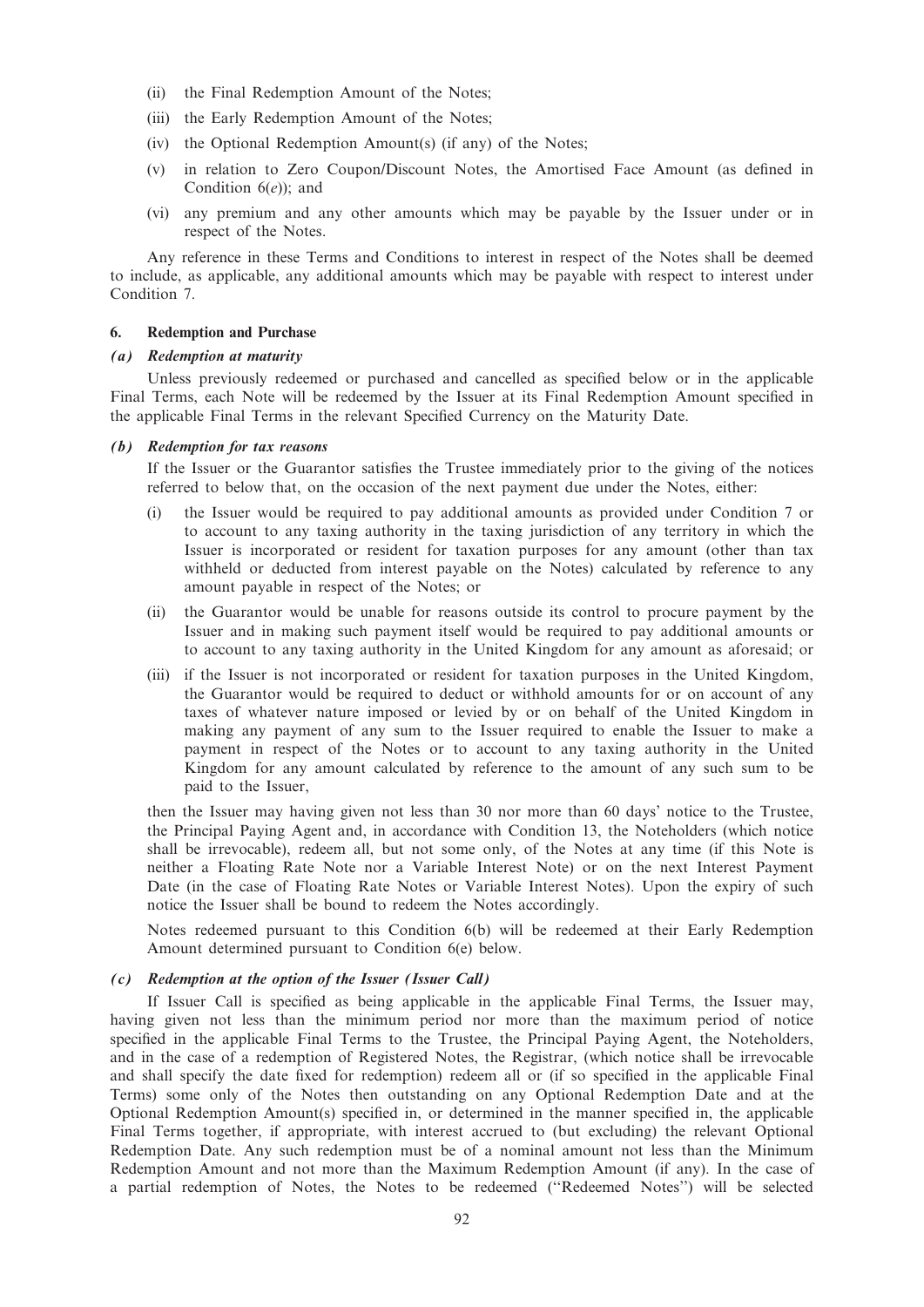(ii) the Final Redemption Amount of the Notes;

(iii) the Early Redemption Amount of the Notes;

(iv) the Optional Redemption Amount(s) (if any) of the Notes;

(v) in relation to Zero Coupon/Discount Notes, the Amortised Face Amount (as defined in Condition 6(*e*)); and

(vi) any premium and any other amounts which may be payable by the Issuer under or in respect of the Notes.

Any reference in these Terms and Conditions to interest in respect of the Notes shall be deemed to include, as applicable, any additional amounts which may be payable with respect to interest under Condition 7.

### 6. Redemption and Purchase

#### *(a) Redemption at maturity*

Unless previously redeemed or purchased and cancelled as specified below or in the applicable Final Terms, each Note will be redeemed by the Issuer at its Final Redemption Amount specified in the applicable Final Terms in the relevant Specified Currency on the Maturity Date.

#### *(b) Redemption for tax reasons*

If the Issuer or the Guarantor satisfies the Trustee immediately prior to the giving of the notices referred to below that, on the occasion of the next payment due under the Notes, either:

(i) the Issuer would be required to pay additional amounts as provided under Condition 7 or to account to any taxing authority in the taxing jurisdiction of any territory in which the Issuer is incorporated or resident for taxation purposes for any amount (other than tax withheld or deducted from interest payable on the Notes) calculated by reference to any amount payable in respect of the Notes; or

(ii) the Guarantor would be unable for reasons outside its control to procure payment by the Issuer and in making such payment itself would be required to pay additional amounts or to account to any taxing authority in the United Kingdom for any amount as aforesaid; or

(iii) if the Issuer is not incorporated or resident for taxation purposes in the United Kingdom, the Guarantor would be required to deduct or withhold amounts for or on account of any taxes of whatever nature imposed or levied by or on behalf of the United Kingdom in making any payment of any sum to the Issuer required to enable the Issuer to make a payment in respect of the Notes or to account to any taxing authority in the United Kingdom for any amount calculated by reference to the amount of any such sum to be paid to the Issuer,

then the Issuer may having given not less than 30 nor more than 60 days' notice to the Trustee, the Principal Paying Agent and, in accordance with Condition 13, the Noteholders (which notice shall be irrevocable), redeem all, but not some only, of the Notes at any time (if this Note is neither a Floating Rate Note nor a Variable Interest Note) or on the next Interest Payment Date (in the case of Floating Rate Notes or Variable Interest Notes). Upon the expiry of such notice the Issuer shall be bound to redeem the Notes accordingly.

Notes redeemed pursuant to this Condition 6(b) will be redeemed at their Early Redemption Amount determined pursuant to Condition 6(e) below.

#### *(c) Redemption at the option of the Issuer (Issuer Call)*

If Issuer Call is specified as being applicable in the applicable Final Terms, the Issuer may, having given not less than the minimum period nor more than the maximum period of notice specified in the applicable Final Terms to the Trustee, the Principal Paying Agent, the Noteholders, and in the case of a redemption of Registered Notes, the Registrar, (which notice shall be irrevocable and shall specify the date fixed for redemption) redeem all or (if so specified in the applicable Final Terms) some only of the Notes then outstanding on any Optional Redemption Date and at the Optional Redemption Amount(s) specified in, or determined in the manner specified in, the applicable Final Terms together, if appropriate, with interest accrued to (but excluding) the relevant Optional Redemption Date. Any such redemption must be of a nominal amount not less than the Minimum Redemption Amount and not more than the Maximum Redemption Amount (if any). In the case of a partial redemption of Notes, the Notes to be redeemed ("Redeemed Notes") will be selected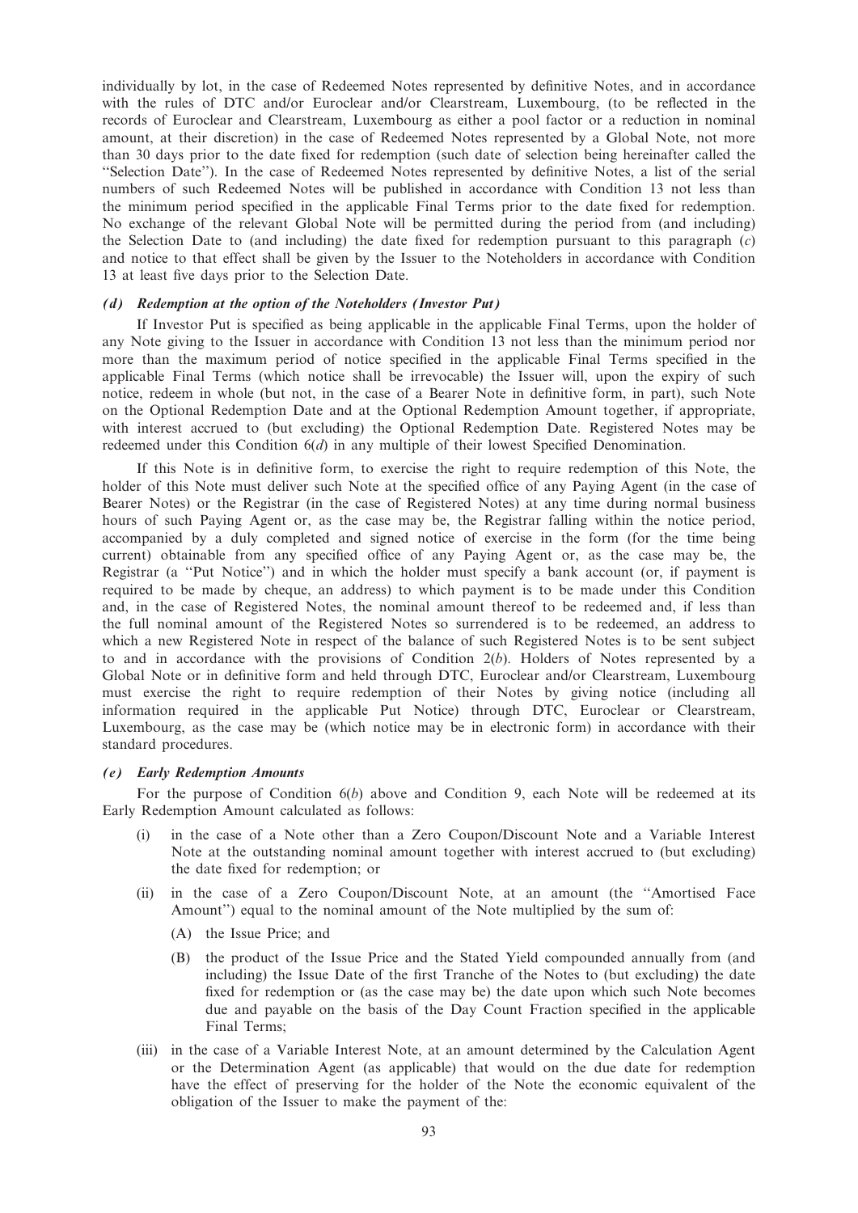individually by lot, in the case of Redeemed Notes represented by definitive Notes, and in accordance with the rules of DTC and/or Euroclear and/or Clearstream, Luxembourg, (to be reflected in the records of Euroclear and Clearstream, Luxembourg as either a pool factor or a reduction in nominal amount, at their discretion) in the case of Redeemed Notes represented by a Global Note, not more than 30 days prior to the date fixed for redemption (such date of selection being hereinafter called the "Selection Date"). In the case of Redeemed Notes represented by definitive Notes, a list of the serial numbers of such Redeemed Notes will be published in accordance with Condition 13 not less than the minimum period specified in the applicable Final Terms prior to the date fixed for redemption. No exchange of the relevant Global Note will be permitted during the period from (and including) the Selection Date to (and including) the date fixed for redemption pursuant to this paragraph (*c*) and notice to that effect shall be given by the Issuer to the Noteholders in accordance with Condition 13 at least five days prior to the Selection Date.

### *(d) Redemption at the option of the Noteholders (Investor Put)*

If Investor Put is specified as being applicable in the applicable Final Terms, upon the holder of any Note giving to the Issuer in accordance with Condition 13 not less than the minimum period nor more than the maximum period of notice specified in the applicable Final Terms specified in the applicable Final Terms (which notice shall be irrevocable) the Issuer will, upon the expiry of such notice, redeem in whole (but not, in the case of a Bearer Note in definitive form, in part), such Note on the Optional Redemption Date and at the Optional Redemption Amount together, if appropriate, with interest accrued to (but excluding) the Optional Redemption Date. Registered Notes may be redeemed under this Condition 6(*d*) in any multiple of their lowest Specified Denomination.

If this Note is in definitive form, to exercise the right to require redemption of this Note, the holder of this Note must deliver such Note at the specified office of any Paying Agent (in the case of Bearer Notes) or the Registrar (in the case of Registered Notes) at any time during normal business hours of such Paying Agent or, as the case may be, the Registrar falling within the notice period, accompanied by a duly completed and signed notice of exercise in the form (for the time being current) obtainable from any specified office of any Paying Agent or, as the case may be, the Registrar (a "Put Notice") and in which the holder must specify a bank account (or, if payment is required to be made by cheque, an address) to which payment is to be made under this Condition and, in the case of Registered Notes, the nominal amount thereof to be redeemed and, if less than the full nominal amount of the Registered Notes so surrendered is to be redeemed, an address to which a new Registered Note in respect of the balance of such Registered Notes is to be sent subject to and in accordance with the provisions of Condition 2(*b*). Holders of Notes represented by a Global Note or in definitive form and held through DTC, Euroclear and/or Clearstream, Luxembourg must exercise the right to require redemption of their Notes by giving notice (including all information required in the applicable Put Notice) through DTC, Euroclear or Clearstream, Luxembourg, as the case may be (which notice may be in electronic form) in accordance with their standard procedures.

### *(e) Early Redemption Amounts*

For the purpose of Condition 6(*b*) above and Condition 9, each Note will be redeemed at its Early Redemption Amount calculated as follows:

(i) in the case of a Note other than a Zero Coupon/Discount Note and a Variable Interest Note at the outstanding nominal amount together with interest accrued to (but excluding) the date fixed for redemption; or

(ii) in the case of a Zero Coupon/Discount Note, at an amount (the "Amortised Face Amount") equal to the nominal amount of the Note multiplied by the sum of:

   (A) the Issue Price; and

   (B) the product of the Issue Price and the Stated Yield compounded annually from (and including) the Issue Date of the first Tranche of the Notes to (but excluding) the date fixed for redemption or (as the case may be) the date upon which such Note becomes due and payable on the basis of the Day Count Fraction specified in the applicable Final Terms;

(iii) in the case of a Variable Interest Note, at an amount determined by the Calculation Agent or the Determination Agent (as applicable) that would on the due date for redemption have the effect of preserving for the holder of the Note the economic equivalent of the obligation of the Issuer to make the payment of the: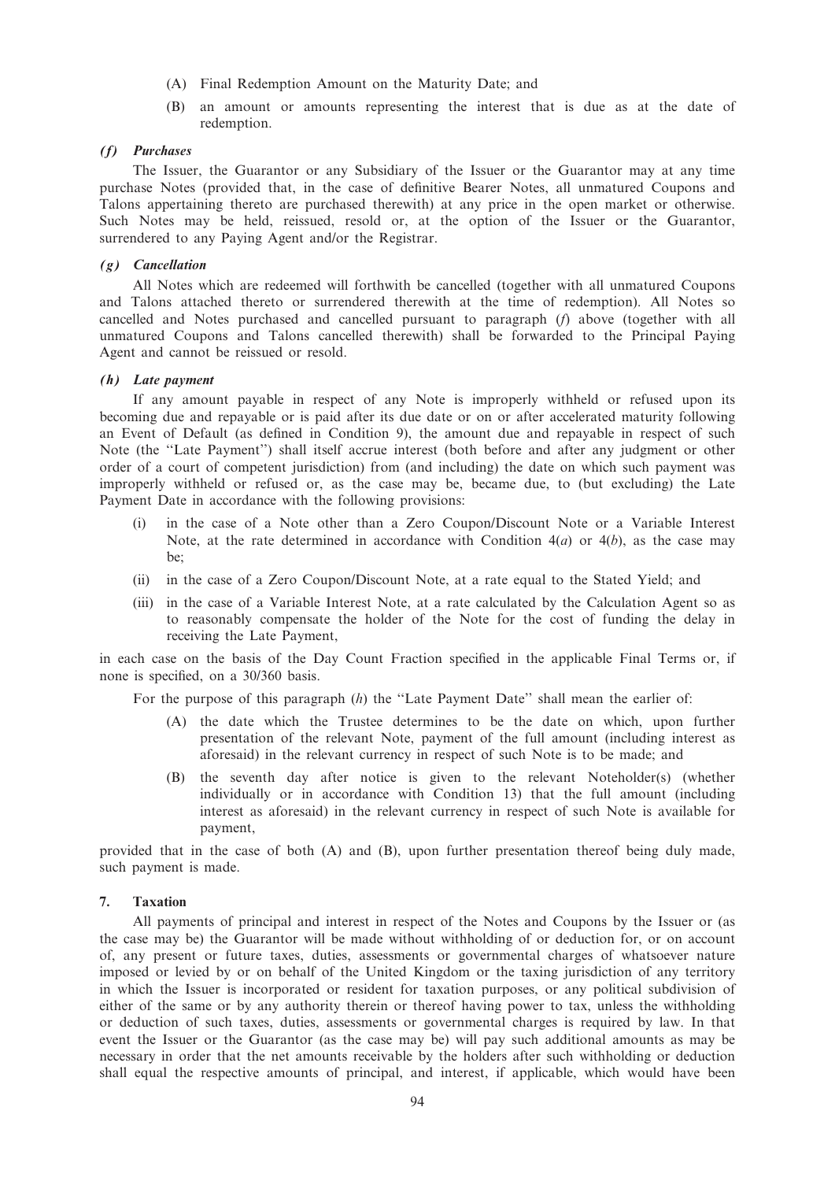(A) Final Redemption Amount on the Maturity Date; and

(B) an amount or amounts representing the interest that is due as at the date of redemption.

***(f) Purchases***

The Issuer, the Guarantor or any Subsidiary of the Issuer or the Guarantor may at any time purchase Notes (provided that, in the case of definitive Bearer Notes, all unmatured Coupons and Talons appertaining thereto are purchased therewith) at any price in the open market or otherwise. Such Notes may be held, reissued, resold or, at the option of the Issuer or the Guarantor, surrendered to any Paying Agent and/or the Registrar.

***(g) Cancellation***

All Notes which are redeemed will forthwith be cancelled (together with all unmatured Coupons and Talons attached thereto or surrendered therewith at the time of redemption). All Notes so cancelled and Notes purchased and cancelled pursuant to paragraph (*f*) above (together with all unmatured Coupons and Talons cancelled therewith) shall be forwarded to the Principal Paying Agent and cannot be reissued or resold.

***(h) Late payment***

If any amount payable in respect of any Note is improperly withheld or refused upon its becoming due and repayable or is paid after its due date or on or after accelerated maturity following an Event of Default (as defined in Condition 9), the amount due and repayable in respect of such Note (the ''Late Payment'') shall itself accrue interest (both before and after any judgment or other order of a court of competent jurisdiction) from (and including) the date on which such payment was improperly withheld or refused or, as the case may be, became due, to (but excluding) the Late Payment Date in accordance with the following provisions:

(i) in the case of a Note other than a Zero Coupon/Discount Note or a Variable Interest Note, at the rate determined in accordance with Condition 4(*a*) or 4(*b*), as the case may be;

(ii) in the case of a Zero Coupon/Discount Note, at a rate equal to the Stated Yield; and

(iii) in the case of a Variable Interest Note, at a rate calculated by the Calculation Agent so as to reasonably compensate the holder of the Note for the cost of funding the delay in receiving the Late Payment,

in each case on the basis of the Day Count Fraction specified in the applicable Final Terms or, if none is specified, on a 30/360 basis.

For the purpose of this paragraph (*h*) the ''Late Payment Date'' shall mean the earlier of:

(A) the date which the Trustee determines to be the date on which, upon further presentation of the relevant Note, payment of the full amount (including interest as aforesaid) in the relevant currency in respect of such Note is to be made; and

(B) the seventh day after notice is given to the relevant Noteholder(s) (whether individually or in accordance with Condition 13) that the full amount (including interest as aforesaid) in the relevant currency in respect of such Note is available for payment,

provided that in the case of both (A) and (B), upon further presentation thereof being duly made, such payment is made.

## 7. Taxation

All payments of principal and interest in respect of the Notes and Coupons by the Issuer or (as the case may be) the Guarantor will be made without withholding of or deduction for, or on account of, any present or future taxes, duties, assessments or governmental charges of whatsoever nature imposed or levied by or on behalf of the United Kingdom or the taxing jurisdiction of any territory in which the Issuer is incorporated or resident for taxation purposes, or any political subdivision of either of the same or by any authority therein or thereof having power to tax, unless the withholding or deduction of such taxes, duties, assessments or governmental charges is required by law. In that event the Issuer or the Guarantor (as the case may be) will pay such additional amounts as may be necessary in order that the net amounts receivable by the holders after such withholding or deduction shall equal the respective amounts of principal, and interest, if applicable, which would have been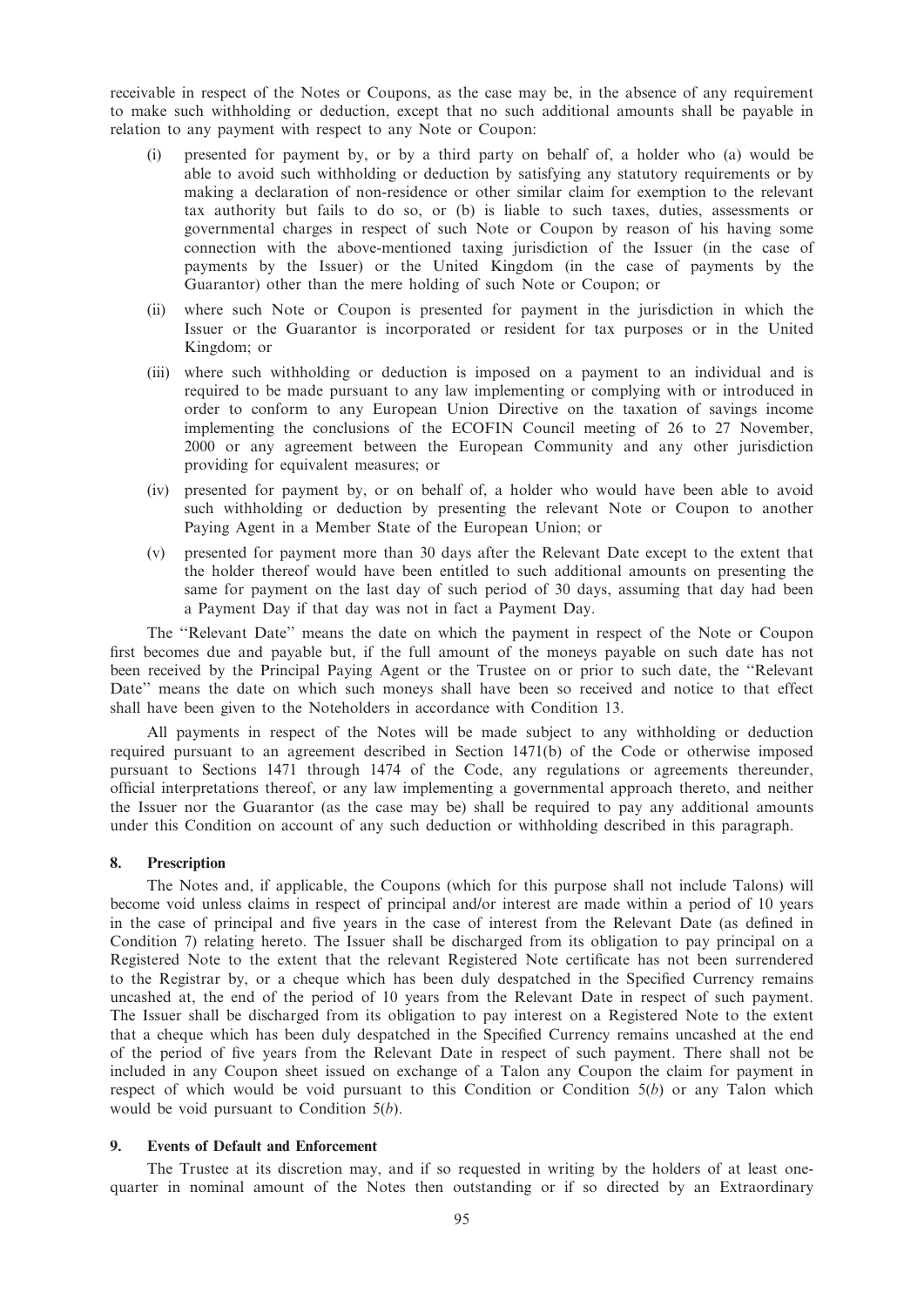receivable in respect of the Notes or Coupons, as the case may be, in the absence of any requirement to make such withholding or deduction, except that no such additional amounts shall be payable in relation to any payment with respect to any Note or Coupon:

(i) presented for payment by, or by a third party on behalf of, a holder who (a) would be able to avoid such withholding or deduction by satisfying any statutory requirements or by making a declaration of non-residence or other similar claim for exemption to the relevant tax authority but fails to do so, or (b) is liable to such taxes, duties, assessments or governmental charges in respect of such Note or Coupon by reason of his having some connection with the above-mentioned taxing jurisdiction of the Issuer (in the case of payments by the Issuer) or the United Kingdom (in the case of payments by the Guarantor) other than the mere holding of such Note or Coupon; or

(ii) where such Note or Coupon is presented for payment in the jurisdiction in which the Issuer or the Guarantor is incorporated or resident for tax purposes or in the United Kingdom; or

(iii) where such withholding or deduction is imposed on a payment to an individual and is required to be made pursuant to any law implementing or complying with or introduced in order to conform to any European Union Directive on the taxation of savings income implementing the conclusions of the ECOFIN Council meeting of 26 to 27 November, 2000 or any agreement between the European Community and any other jurisdiction providing for equivalent measures; or

(iv) presented for payment by, or on behalf of, a holder who would have been able to avoid such withholding or deduction by presenting the relevant Note or Coupon to another Paying Agent in a Member State of the European Union; or

(v) presented for payment more than 30 days after the Relevant Date except to the extent that the holder thereof would have been entitled to such additional amounts on presenting the same for payment on the last day of such period of 30 days, assuming that day had been a Payment Day if that day was not in fact a Payment Day.

The ''Relevant Date'' means the date on which the payment in respect of the Note or Coupon first becomes due and payable but, if the full amount of the moneys payable on such date has not been received by the Principal Paying Agent or the Trustee on or prior to such date, the ''Relevant Date'' means the date on which such moneys shall have been so received and notice to that effect shall have been given to the Noteholders in accordance with Condition 13.

All payments in respect of the Notes will be made subject to any withholding or deduction required pursuant to an agreement described in Section 1471(b) of the Code or otherwise imposed pursuant to Sections 1471 through 1474 of the Code, any regulations or agreements thereunder, official interpretations thereof, or any law implementing a governmental approach thereto, and neither the Issuer nor the Guarantor (as the case may be) shall be required to pay any additional amounts under this Condition on account of any such deduction or withholding described in this paragraph.

## 8. Prescription

The Notes and, if applicable, the Coupons (which for this purpose shall not include Talons) will become void unless claims in respect of principal and/or interest are made within a period of 10 years in the case of principal and five years in the case of interest from the Relevant Date (as defined in Condition 7) relating hereto. The Issuer shall be discharged from its obligation to pay principal on a Registered Note to the extent that the relevant Registered Note certificate has not been surrendered to the Registrar by, or a cheque which has been duly despatched in the Specified Currency remains uncashed at, the end of the period of 10 years from the Relevant Date in respect of such payment. The Issuer shall be discharged from its obligation to pay interest on a Registered Note to the extent that a cheque which has been duly despatched in the Specified Currency remains uncashed at the end of the period of five years from the Relevant Date in respect of such payment. There shall not be included in any Coupon sheet issued on exchange of a Talon any Coupon the claim for payment in respect of which would be void pursuant to this Condition or Condition 5(*b*) or any Talon which would be void pursuant to Condition 5(*b*).

## 9. Events of Default and Enforcement

The Trustee at its discretion may, and if so requested in writing by the holders of at least one-quarter in nominal amount of the Notes then outstanding or if so directed by an Extraordinary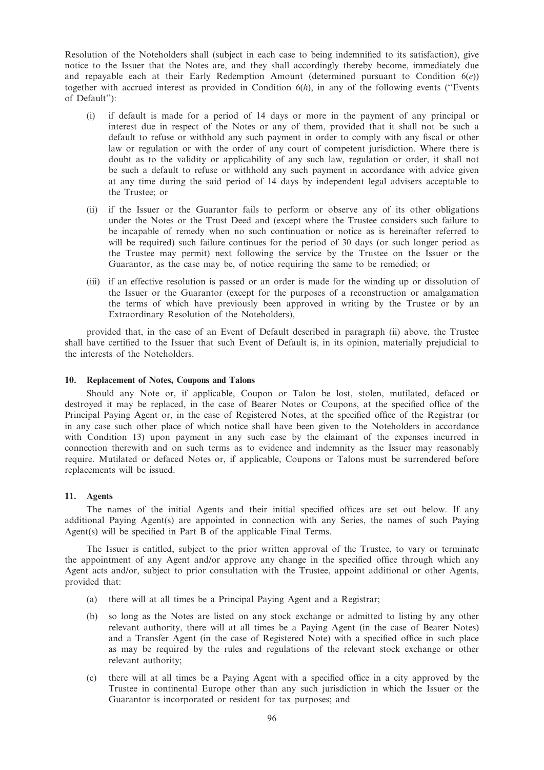Resolution of the Noteholders shall (subject in each case to being indemnified to its satisfaction), give notice to the Issuer that the Notes are, and they shall accordingly thereby become, immediately due and repayable each at their Early Redemption Amount (determined pursuant to Condition 6(*e*)) together with accrued interest as provided in Condition 6(*h*), in any of the following events (''Events of Default''):

(i) if default is made for a period of 14 days or more in the payment of any principal or interest due in respect of the Notes or any of them, provided that it shall not be such a default to refuse or withhold any such payment in order to comply with any fiscal or other law or regulation or with the order of any court of competent jurisdiction. Where there is doubt as to the validity or applicability of any such law, regulation or order, it shall not be such a default to refuse or withhold any such payment in accordance with advice given at any time during the said period of 14 days by independent legal advisers acceptable to the Trustee; or

(ii) if the Issuer or the Guarantor fails to perform or observe any of its other obligations under the Notes or the Trust Deed and (except where the Trustee considers such failure to be incapable of remedy when no such continuation or notice as is hereinafter referred to will be required) such failure continues for the period of 30 days (or such longer period as the Trustee may permit) next following the service by the Trustee on the Issuer or the Guarantor, as the case may be, of notice requiring the same to be remedied; or

(iii) if an effective resolution is passed or an order is made for the winding up or dissolution of the Issuer or the Guarantor (except for the purposes of a reconstruction or amalgamation the terms of which have previously been approved in writing by the Trustee or by an Extraordinary Resolution of the Noteholders),

provided that, in the case of an Event of Default described in paragraph (ii) above, the Trustee shall have certified to the Issuer that such Event of Default is, in its opinion, materially prejudicial to the interests of the Noteholders.

**10. Replacement of Notes, Coupons and Talons**

Should any Note or, if applicable, Coupon or Talon be lost, stolen, mutilated, defaced or destroyed it may be replaced, in the case of Bearer Notes or Coupons, at the specified office of the Principal Paying Agent or, in the case of Registered Notes, at the specified office of the Registrar (or in any case such other place of which notice shall have been given to the Noteholders in accordance with Condition 13) upon payment in any such case by the claimant of the expenses incurred in connection therewith and on such terms as to evidence and indemnity as the Issuer may reasonably require. Mutilated or defaced Notes or, if applicable, Coupons or Talons must be surrendered before replacements will be issued.

**11. Agents**

The names of the initial Agents and their initial specified offices are set out below. If any additional Paying Agent(s) are appointed in connection with any Series, the names of such Paying Agent(s) will be specified in Part B of the applicable Final Terms.

The Issuer is entitled, subject to the prior written approval of the Trustee, to vary or terminate the appointment of any Agent and/or approve any change in the specified office through which any Agent acts and/or, subject to prior consultation with the Trustee, appoint additional or other Agents, provided that:

(a) there will at all times be a Principal Paying Agent and a Registrar;

(b) so long as the Notes are listed on any stock exchange or admitted to listing by any other relevant authority, there will at all times be a Paying Agent (in the case of Bearer Notes) and a Transfer Agent (in the case of Registered Note) with a specified office in such place as may be required by the rules and regulations of the relevant stock exchange or other relevant authority;

(c) there will at all times be a Paying Agent with a specified office in a city approved by the Trustee in continental Europe other than any such jurisdiction in which the Issuer or the Guarantor is incorporated or resident for tax purposes; and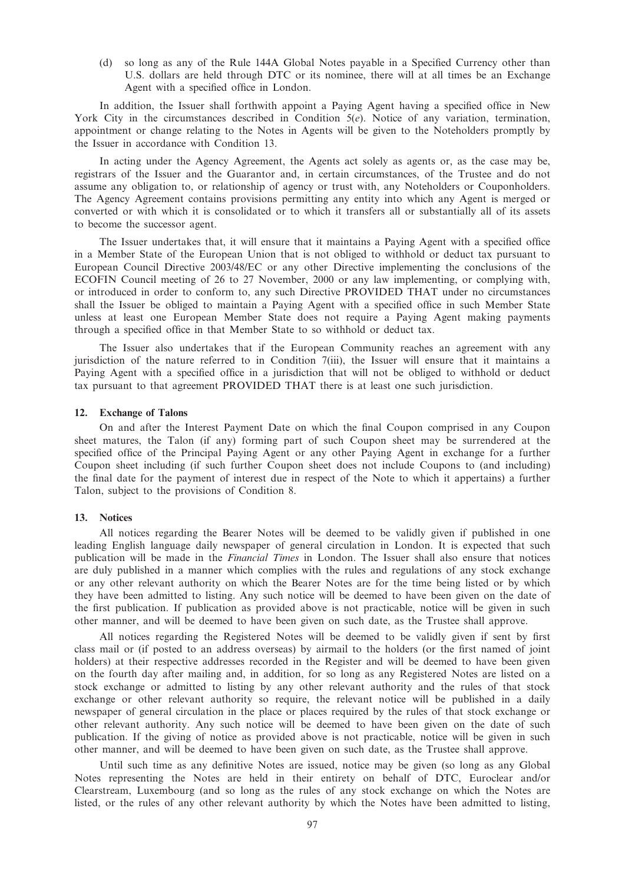(d) so long as any of the Rule 144A Global Notes payable in a Specified Currency other than U.S. dollars are held through DTC or its nominee, there will at all times be an Exchange Agent with a specified office in London.

In addition, the Issuer shall forthwith appoint a Paying Agent having a specified office in New York City in the circumstances described in Condition 5(*e*). Notice of any variation, termination, appointment or change relating to the Notes in Agents will be given to the Noteholders promptly by the Issuer in accordance with Condition 13.

In acting under the Agency Agreement, the Agents act solely as agents or, as the case may be, registrars of the Issuer and the Guarantor and, in certain circumstances, of the Trustee and do not assume any obligation to, or relationship of agency or trust with, any Noteholders or Couponholders. The Agency Agreement contains provisions permitting any entity into which any Agent is merged or converted or with which it is consolidated or to which it transfers all or substantially all of its assets to become the successor agent.

The Issuer undertakes that, it will ensure that it maintains a Paying Agent with a specified office in a Member State of the European Union that is not obliged to withhold or deduct tax pursuant to European Council Directive 2003/48/EC or any other Directive implementing the conclusions of the ECOFIN Council meeting of 26 to 27 November, 2000 or any law implementing, or complying with, or introduced in order to conform to, any such Directive PROVIDED THAT under no circumstances shall the Issuer be obliged to maintain a Paying Agent with a specified office in such Member State unless at least one European Member State does not require a Paying Agent making payments through a specified office in that Member State to so withhold or deduct tax.

The Issuer also undertakes that if the European Community reaches an agreement with any jurisdiction of the nature referred to in Condition 7(iii), the Issuer will ensure that it maintains a Paying Agent with a specified office in a jurisdiction that will not be obliged to withhold or deduct tax pursuant to that agreement PROVIDED THAT there is at least one such jurisdiction.

### 12. Exchange of Talons

On and after the Interest Payment Date on which the final Coupon comprised in any Coupon sheet matures, the Talon (if any) forming part of such Coupon sheet may be surrendered at the specified office of the Principal Paying Agent or any other Paying Agent in exchange for a further Coupon sheet including (if such further Coupon sheet does not include Coupons to (and including) the final date for the payment of interest due in respect of the Note to which it appertains) a further Talon, subject to the provisions of Condition 8.

### 13. Notices

All notices regarding the Bearer Notes will be deemed to be validly given if published in one leading English language daily newspaper of general circulation in London. It is expected that such publication will be made in the *Financial Times* in London. The Issuer shall also ensure that notices are duly published in a manner which complies with the rules and regulations of any stock exchange or any other relevant authority on which the Bearer Notes are for the time being listed or by which they have been admitted to listing. Any such notice will be deemed to have been given on the date of the first publication. If publication as provided above is not practicable, notice will be given in such other manner, and will be deemed to have been given on such date, as the Trustee shall approve.

All notices regarding the Registered Notes will be deemed to be validly given if sent by first class mail or (if posted to an address overseas) by airmail to the holders (or the first named of joint holders) at their respective addresses recorded in the Register and will be deemed to have been given on the fourth day after mailing and, in addition, for so long as any Registered Notes are listed on a stock exchange or admitted to listing by any other relevant authority and the rules of that stock exchange or other relevant authority so require, the relevant notice will be published in a daily newspaper of general circulation in the place or places required by the rules of that stock exchange or other relevant authority. Any such notice will be deemed to have been given on the date of such publication. If the giving of notice as provided above is not practicable, notice will be given in such other manner, and will be deemed to have been given on such date, as the Trustee shall approve.

Until such time as any definitive Notes are issued, notice may be given (so long as any Global Notes representing the Notes are held in their entirety on behalf of DTC, Euroclear and/or Clearstream, Luxembourg (and so long as the rules of any stock exchange on which the Notes are listed, or the rules of any other relevant authority by which the Notes have been admitted to listing,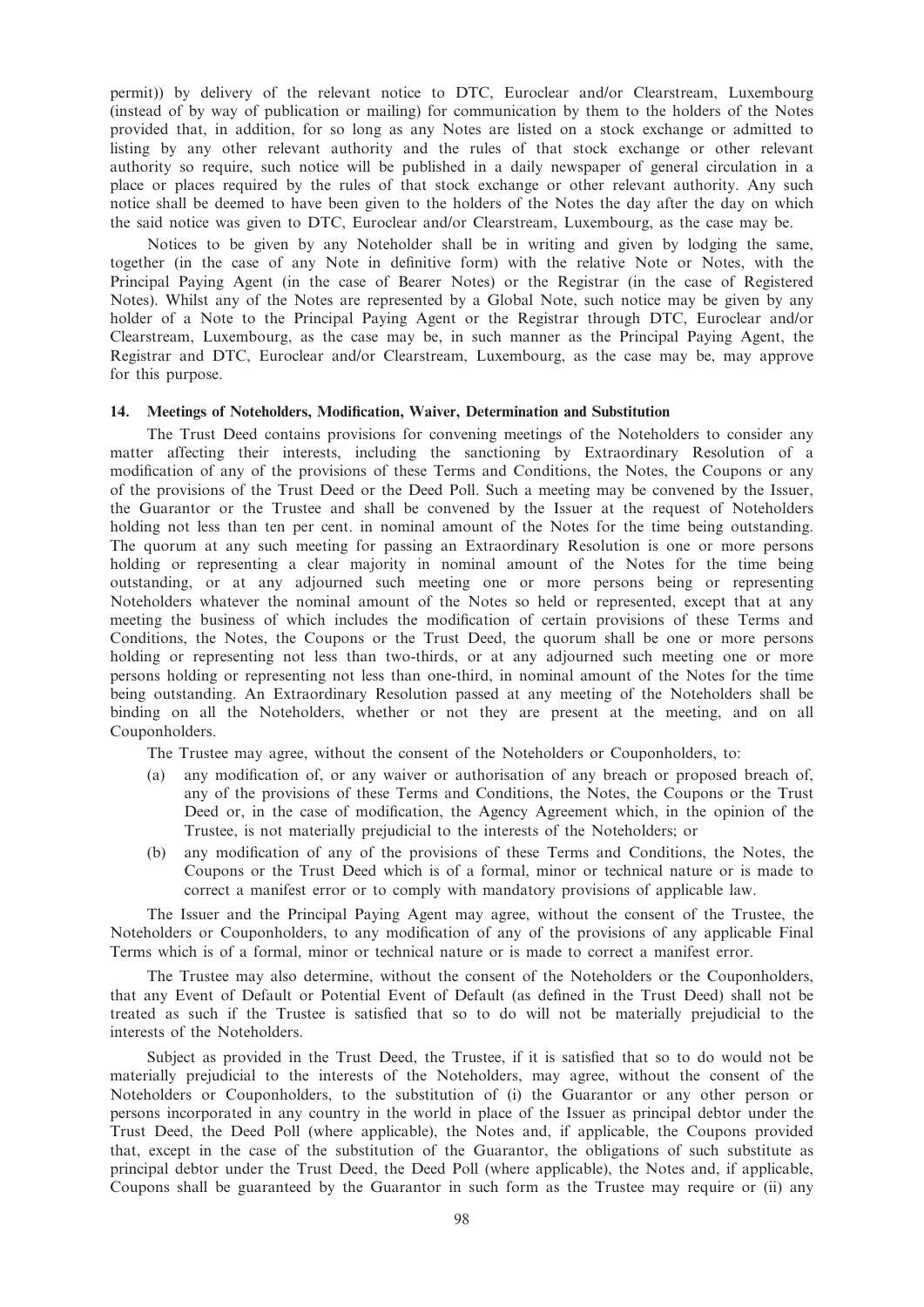permit)) by delivery of the relevant notice to DTC, Euroclear and/or Clearstream, Luxembourg (instead of by way of publication or mailing) for communication by them to the holders of the Notes provided that, in addition, for so long as any Notes are listed on a stock exchange or admitted to listing by any other relevant authority and the rules of that stock exchange or other relevant authority so require, such notice will be published in a daily newspaper of general circulation in a place or places required by the rules of that stock exchange or other relevant authority. Any such notice shall be deemed to have been given to the holders of the Notes the day after the day on which the said notice was given to DTC, Euroclear and/or Clearstream, Luxembourg, as the case may be.

Notices to be given by any Noteholder shall be in writing and given by lodging the same, together (in the case of any Note in definitive form) with the relative Note or Notes, with the Principal Paying Agent (in the case of Bearer Notes) or the Registrar (in the case of Registered Notes). Whilst any of the Notes are represented by a Global Note, such notice may be given by any holder of a Note to the Principal Paying Agent or the Registrar through DTC, Euroclear and/or Clearstream, Luxembourg, as the case may be, in such manner as the Principal Paying Agent, the Registrar and DTC, Euroclear and/or Clearstream, Luxembourg, as the case may be, may approve for this purpose.

### 14. Meetings of Noteholders, Modification, Waiver, Determination and Substitution

The Trust Deed contains provisions for convening meetings of the Noteholders to consider any matter affecting their interests, including the sanctioning by Extraordinary Resolution of a modification of any of the provisions of these Terms and Conditions, the Notes, the Coupons or any of the provisions of the Trust Deed or the Deed Poll. Such a meeting may be convened by the Issuer, the Guarantor or the Trustee and shall be convened by the Issuer at the request of Noteholders holding not less than ten per cent. in nominal amount of the Notes for the time being outstanding. The quorum at any such meeting for passing an Extraordinary Resolution is one or more persons holding or representing a clear majority in nominal amount of the Notes for the time being outstanding, or at any adjourned such meeting one or more persons being or representing Noteholders whatever the nominal amount of the Notes so held or represented, except that at any meeting the business of which includes the modification of certain provisions of these Terms and Conditions, the Notes, the Coupons or the Trust Deed, the quorum shall be one or more persons holding or representing not less than two-thirds, or at any adjourned such meeting one or more persons holding or representing not less than one-third, in nominal amount of the Notes for the time being outstanding. An Extraordinary Resolution passed at any meeting of the Noteholders shall be binding on all the Noteholders, whether or not they are present at the meeting, and on all Couponholders.

The Trustee may agree, without the consent of the Noteholders or Couponholders, to:

(a) any modification of, or any waiver or authorisation of any breach or proposed breach of, any of the provisions of these Terms and Conditions, the Notes, the Coupons or the Trust Deed or, in the case of modification, the Agency Agreement which, in the opinion of the Trustee, is not materially prejudicial to the interests of the Noteholders; or

(b) any modification of any of the provisions of these Terms and Conditions, the Notes, the Coupons or the Trust Deed which is of a formal, minor or technical nature or is made to correct a manifest error or to comply with mandatory provisions of applicable law.

The Issuer and the Principal Paying Agent may agree, without the consent of the Trustee, the Noteholders or Couponholders, to any modification of any of the provisions of any applicable Final Terms which is of a formal, minor or technical nature or is made to correct a manifest error.

The Trustee may also determine, without the consent of the Noteholders or the Couponholders, that any Event of Default or Potential Event of Default (as defined in the Trust Deed) shall not be treated as such if the Trustee is satisfied that so to do will not be materially prejudicial to the interests of the Noteholders.

Subject as provided in the Trust Deed, the Trustee, if it is satisfied that so to do would not be materially prejudicial to the interests of the Noteholders, may agree, without the consent of the Noteholders or Couponholders, to the substitution of (i) the Guarantor or any other person or persons incorporated in any country in the world in place of the Issuer as principal debtor under the Trust Deed, the Deed Poll (where applicable), the Notes and, if applicable, the Coupons provided that, except in the case of the substitution of the Guarantor, the obligations of such substitute as principal debtor under the Trust Deed, the Deed Poll (where applicable), the Notes and, if applicable, Coupons shall be guaranteed by the Guarantor in such form as the Trustee may require or (ii) any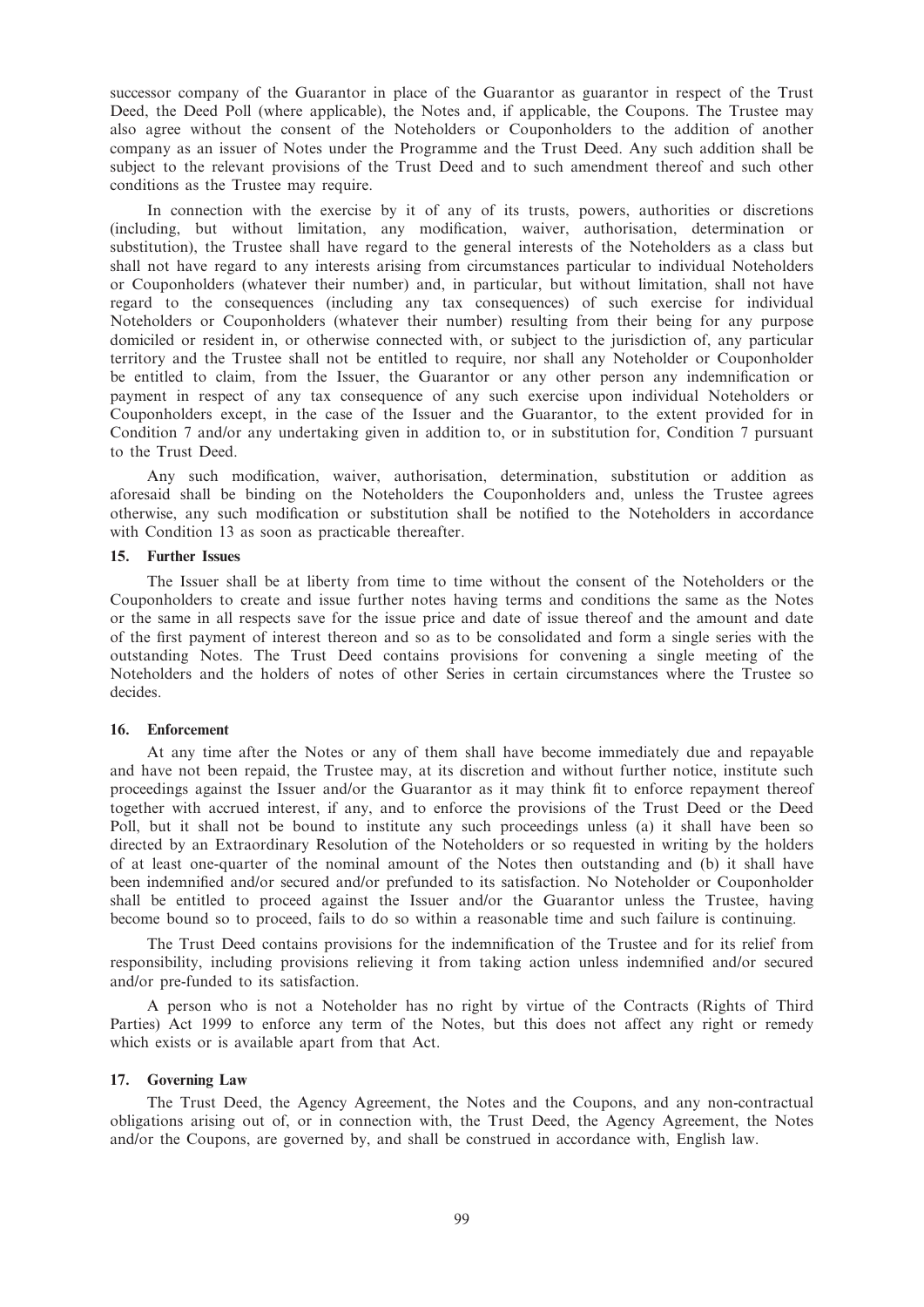successor company of the Guarantor in place of the Guarantor as guarantor in respect of the Trust Deed, the Deed Poll (where applicable), the Notes and, if applicable, the Coupons. The Trustee may also agree without the consent of the Noteholders or Couponholders to the addition of another company as an issuer of Notes under the Programme and the Trust Deed. Any such addition shall be subject to the relevant provisions of the Trust Deed and to such amendment thereof and such other conditions as the Trustee may require.

In connection with the exercise by it of any of its trusts, powers, authorities or discretions (including, but without limitation, any modification, waiver, authorisation, determination or substitution), the Trustee shall have regard to the general interests of the Noteholders as a class but shall not have regard to any interests arising from circumstances particular to individual Noteholders or Couponholders (whatever their number) and, in particular, but without limitation, shall not have regard to the consequences (including any tax consequences) of such exercise for individual Noteholders or Couponholders (whatever their number) resulting from their being for any purpose domiciled or resident in, or otherwise connected with, or subject to the jurisdiction of, any particular territory and the Trustee shall not be entitled to require, nor shall any Noteholder or Couponholder be entitled to claim, from the Issuer, the Guarantor or any other person any indemnification or payment in respect of any tax consequence of any such exercise upon individual Noteholders or Couponholders except, in the case of the Issuer and the Guarantor, to the extent provided for in Condition 7 and/or any undertaking given in addition to, or in substitution for, Condition 7 pursuant to the Trust Deed.

Any such modification, waiver, authorisation, determination, substitution or addition as aforesaid shall be binding on the Noteholders the Couponholders and, unless the Trustee agrees otherwise, any such modification or substitution shall be notified to the Noteholders in accordance with Condition 13 as soon as practicable thereafter.

## 15. Further Issues

The Issuer shall be at liberty from time to time without the consent of the Noteholders or the Couponholders to create and issue further notes having terms and conditions the same as the Notes or the same in all respects save for the issue price and date of issue thereof and the amount and date of the first payment of interest thereon and so as to be consolidated and form a single series with the outstanding Notes. The Trust Deed contains provisions for convening a single meeting of the Noteholders and the holders of notes of other Series in certain circumstances where the Trustee so decides.

## 16. Enforcement

At any time after the Notes or any of them shall have become immediately due and repayable and have not been repaid, the Trustee may, at its discretion and without further notice, institute such proceedings against the Issuer and/or the Guarantor as it may think fit to enforce repayment thereof together with accrued interest, if any, and to enforce the provisions of the Trust Deed or the Deed Poll, but it shall not be bound to institute any such proceedings unless (a) it shall have been so directed by an Extraordinary Resolution of the Noteholders or so requested in writing by the holders of at least one-quarter of the nominal amount of the Notes then outstanding and (b) it shall have been indemnified and/or secured and/or prefunded to its satisfaction. No Noteholder or Couponholder shall be entitled to proceed against the Issuer and/or the Guarantor unless the Trustee, having become bound so to proceed, fails to do so within a reasonable time and such failure is continuing.

The Trust Deed contains provisions for the indemnification of the Trustee and for its relief from responsibility, including provisions relieving it from taking action unless indemnified and/or secured and/or pre-funded to its satisfaction.

A person who is not a Noteholder has no right by virtue of the Contracts (Rights of Third Parties) Act 1999 to enforce any term of the Notes, but this does not affect any right or remedy which exists or is available apart from that Act.

## 17. Governing Law

The Trust Deed, the Agency Agreement, the Notes and the Coupons, and any non-contractual obligations arising out of, or in connection with, the Trust Deed, the Agency Agreement, the Notes and/or the Coupons, are governed by, and shall be construed in accordance with, English law.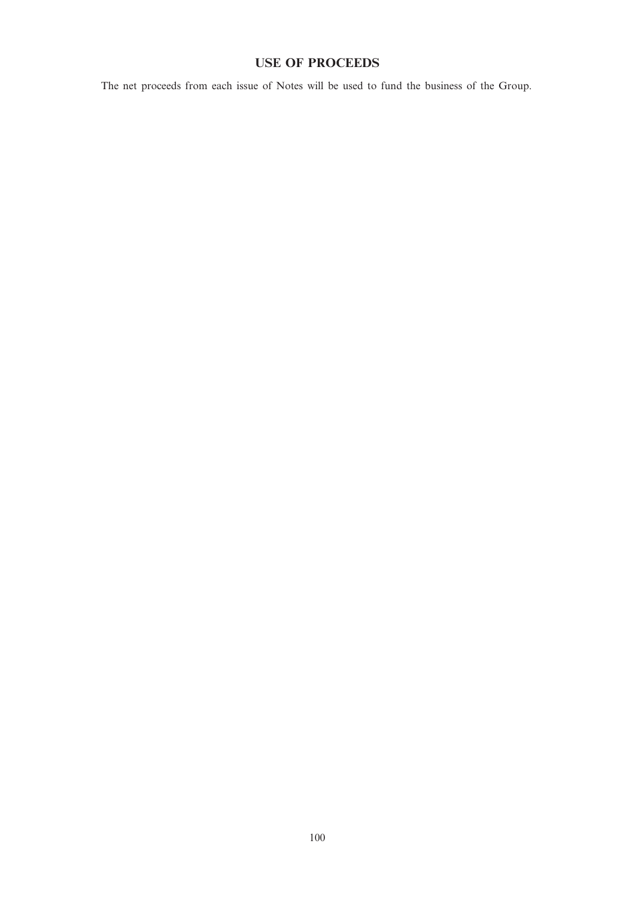# USE OF PROCEEDS

The net proceeds from each issue of Notes will be used to fund the business of the Group.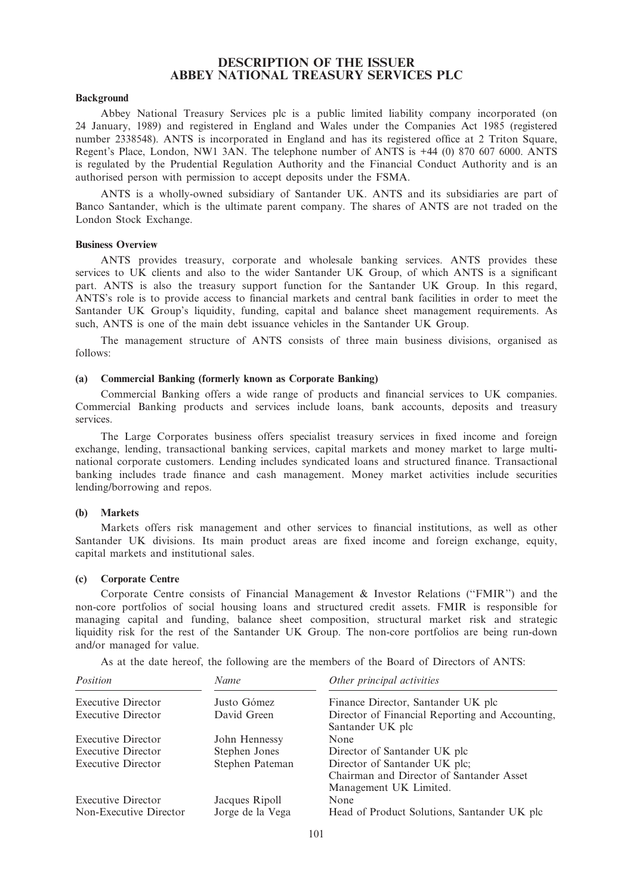# DESCRIPTION OF THE ISSUER
# ABBEY NATIONAL TREASURY SERVICES PLC

### Background

Abbey National Treasury Services plc is a public limited liability company incorporated (on 24 January, 1989) and registered in England and Wales under the Companies Act 1985 (registered number 2338548). ANTS is incorporated in England and has its registered office at 2 Triton Square, Regent's Place, London, NW1 3AN. The telephone number of ANTS is +44 (0) 870 607 6000. ANTS is regulated by the Prudential Regulation Authority and the Financial Conduct Authority and is an authorised person with permission to accept deposits under the FSMA.

ANTS is a wholly-owned subsidiary of Santander UK. ANTS and its subsidiaries are part of Banco Santander, which is the ultimate parent company. The shares of ANTS are not traded on the London Stock Exchange.

### Business Overview

ANTS provides treasury, corporate and wholesale banking services. ANTS provides these services to UK clients and also to the wider Santander UK Group, of which ANTS is a significant part. ANTS is also the treasury support function for the Santander UK Group. In this regard, ANTS's role is to provide access to financial markets and central bank facilities in order to meet the Santander UK Group's liquidity, funding, capital and balance sheet management requirements. As such, ANTS is one of the main debt issuance vehicles in the Santander UK Group.

The management structure of ANTS consists of three main business divisions, organised as follows:

#### (a) Commercial Banking (formerly known as Corporate Banking)

Commercial Banking offers a wide range of products and financial services to UK companies. Commercial Banking products and services include loans, bank accounts, deposits and treasury services.

The Large Corporates business offers specialist treasury services in fixed income and foreign exchange, lending, transactional banking services, capital markets and money market to large multi-national corporate customers. Lending includes syndicated loans and structured finance. Transactional banking includes trade finance and cash management. Money market activities include securities lending/borrowing and repos.

#### (b) Markets

Markets offers risk management and other services to financial institutions, as well as other Santander UK divisions. Its main product areas are fixed income and foreign exchange, equity, capital markets and institutional sales.

#### (c) Corporate Centre

Corporate Centre consists of Financial Management & Investor Relations ("FMIR") and the non-core portfolios of social housing loans and structured credit assets. FMIR is responsible for managing capital and funding, balance sheet composition, structural market risk and strategic liquidity risk for the rest of the Santander UK Group. The non-core portfolios are being run-down and/or managed for value.

As at the date hereof, the following are the members of the Board of Directors of ANTS:

| *Position* | *Name* | *Other principal activities* |
|---|---|---|
| Executive Director | Justo Gómez | Finance Director, Santander UK plc |
| Executive Director | David Green | Director of Financial Reporting and Accounting, Santander UK plc |
| Executive Director | John Hennessy | None |
| Executive Director | Stephen Jones | Director of Santander UK plc |
| Executive Director | Stephen Pateman | Director of Santander UK plc; Chairman and Director of Santander Asset Management UK Limited. |
| Executive Director | Jacques Ripoll | None |
| Non-Executive Director | Jorge de la Vega | Head of Product Solutions, Santander UK plc |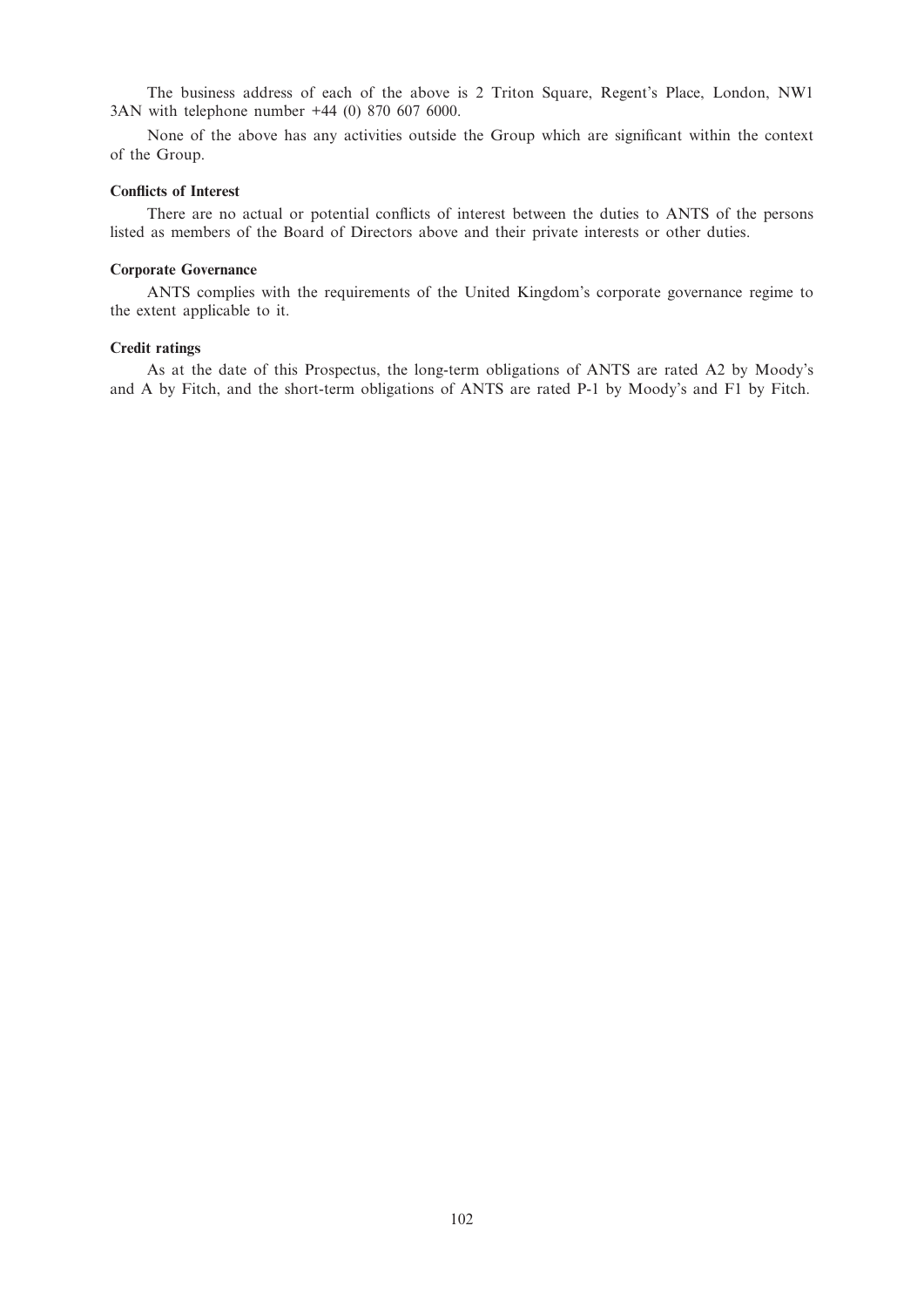The business address of each of the above is 2 Triton Square, Regent's Place, London, NW1 3AN with telephone number +44 (0) 870 607 6000.

None of the above has any activities outside the Group which are significant within the context of the Group.

**Conflicts of Interest**

There are no actual or potential conflicts of interest between the duties to ANTS of the persons listed as members of the Board of Directors above and their private interests or other duties.

**Corporate Governance**

ANTS complies with the requirements of the United Kingdom's corporate governance regime to the extent applicable to it.

**Credit ratings**

As at the date of this Prospectus, the long-term obligations of ANTS are rated A2 by Moody's and A by Fitch, and the short-term obligations of ANTS are rated P-1 by Moody's and F1 by Fitch.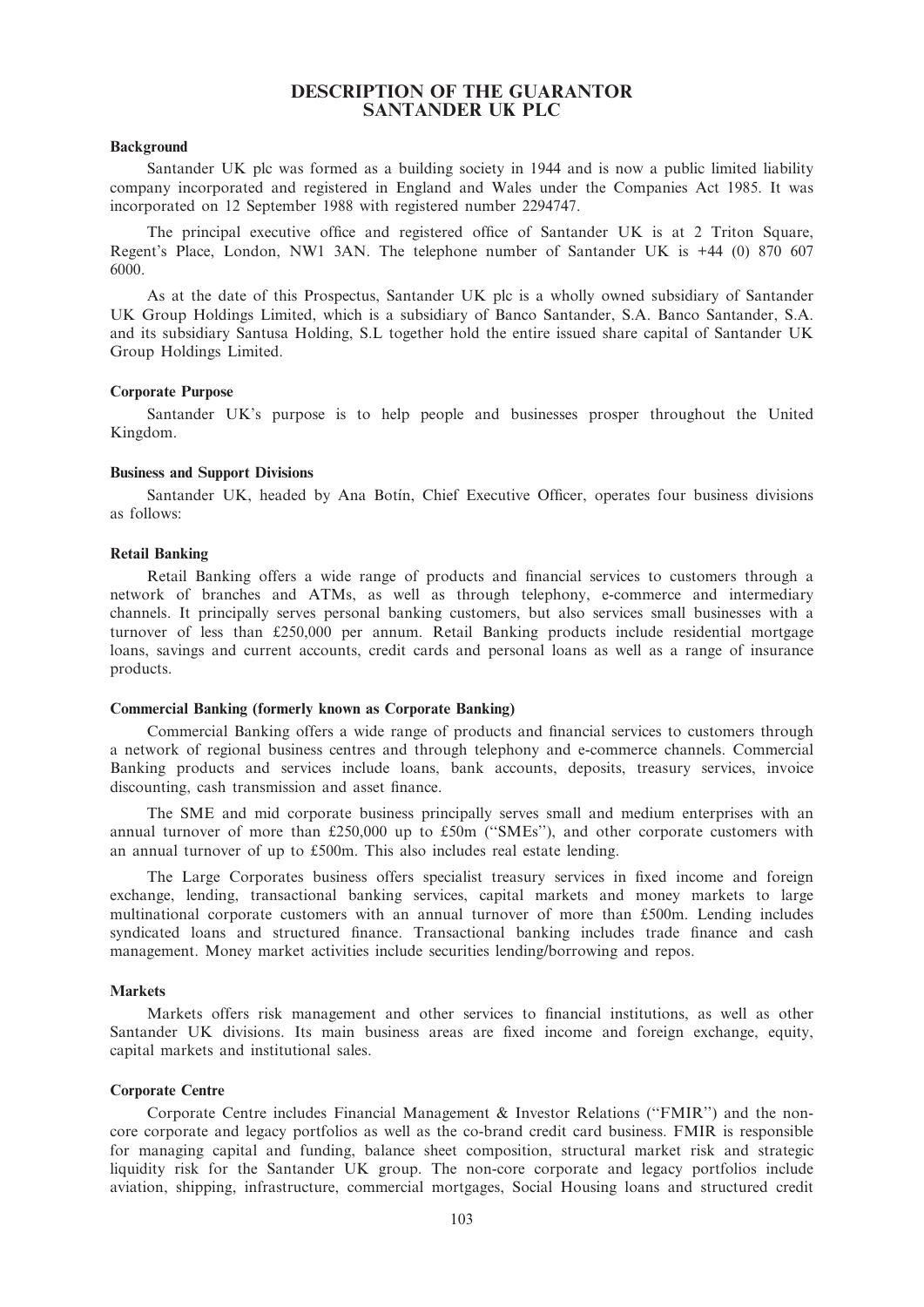# DESCRIPTION OF THE GUARANTOR
# SANTANDER UK PLC

### Background

Santander UK plc was formed as a building society in 1944 and is now a public limited liability company incorporated and registered in England and Wales under the Companies Act 1985. It was incorporated on 12 September 1988 with registered number 2294747.

The principal executive office and registered office of Santander UK is at 2 Triton Square, Regent's Place, London, NW1 3AN. The telephone number of Santander UK is +44 (0) 870 607 6000.

As at the date of this Prospectus, Santander UK plc is a wholly owned subsidiary of Santander UK Group Holdings Limited, which is a subsidiary of Banco Santander, S.A. Banco Santander, S.A. and its subsidiary Santusa Holding, S.L together hold the entire issued share capital of Santander UK Group Holdings Limited.

### Corporate Purpose

Santander UK's purpose is to help people and businesses prosper throughout the United Kingdom.

### Business and Support Divisions

Santander UK, headed by Ana Botín, Chief Executive Officer, operates four business divisions as follows:

### Retail Banking

Retail Banking offers a wide range of products and financial services to customers through a network of branches and ATMs, as well as through telephony, e-commerce and intermediary channels. It principally serves personal banking customers, but also services small businesses with a turnover of less than £250,000 per annum. Retail Banking products include residential mortgage loans, savings and current accounts, credit cards and personal loans as well as a range of insurance products.

### Commercial Banking (formerly known as Corporate Banking)

Commercial Banking offers a wide range of products and financial services to customers through a network of regional business centres and through telephony and e-commerce channels. Commercial Banking products and services include loans, bank accounts, deposits, treasury services, invoice discounting, cash transmission and asset finance.

The SME and mid corporate business principally serves small and medium enterprises with an annual turnover of more than £250,000 up to £50m ("SMEs"), and other corporate customers with an annual turnover of up to £500m. This also includes real estate lending.

The Large Corporates business offers specialist treasury services in fixed income and foreign exchange, lending, transactional banking services, capital markets and money markets to large multinational corporate customers with an annual turnover of more than £500m. Lending includes syndicated loans and structured finance. Transactional banking includes trade finance and cash management. Money market activities include securities lending/borrowing and repos.

### Markets

Markets offers risk management and other services to financial institutions, as well as other Santander UK divisions. Its main business areas are fixed income and foreign exchange, equity, capital markets and institutional sales.

### Corporate Centre

Corporate Centre includes Financial Management & Investor Relations ("FMIR") and the non-core corporate and legacy portfolios as well as the co-brand credit card business. FMIR is responsible for managing capital and funding, balance sheet composition, structural market risk and strategic liquidity risk for the Santander UK group. The non-core corporate and legacy portfolios include aviation, shipping, infrastructure, commercial mortgages, Social Housing loans and structured credit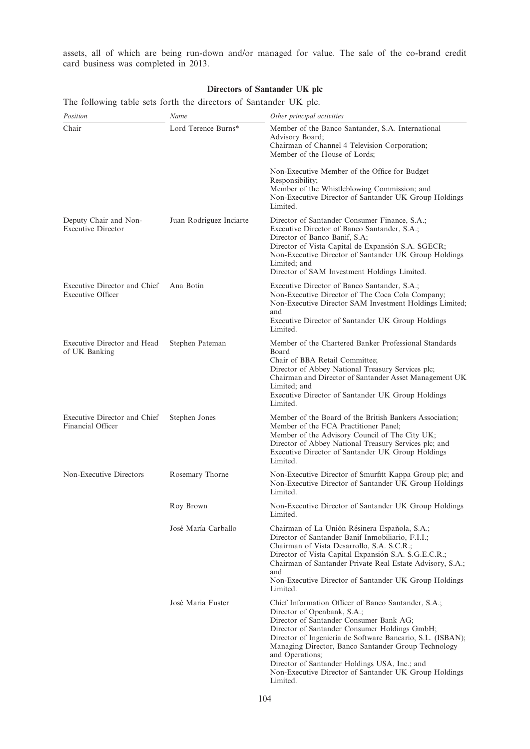assets, all of which are being run-down and/or managed for value. The sale of the co-brand credit card business was completed in 2013.

## Directors of Santander UK plc

The following table sets forth the directors of Santander UK plc.

| *Position* | *Name* | *Other principal activities* |
|---|---|---|
| Chair | Lord Terence Burns* | Member of the Banco Santander, S.A. International Advisory Board;<br>Chairman of Channel 4 Television Corporation;<br>Member of the House of Lords;<br><br>Non-Executive Member of the Office for Budget Responsibility;<br>Member of the Whistleblowing Commission; and<br>Non-Executive Director of Santander UK Group Holdings Limited. |
| Deputy Chair and Non-Executive Director | Juan Rodriguez Inciarte | Director of Santander Consumer Finance, S.A.;<br>Executive Director of Banco Santander, S.A.;<br>Director of Banco Banif, S.A;<br>Director of Vista Capital de Expansión S.A. SGECR;<br>Non-Executive Director of Santander UK Group Holdings Limited; and<br>Director of SAM Investment Holdings Limited. |
| Executive Director and Chief Executive Officer | Ana Botín | Executive Director of Banco Santander, S.A.;<br>Non-Executive Director of The Coca Cola Company;<br>Non-Executive Director SAM Investment Holdings Limited; and<br>Executive Director of Santander UK Group Holdings Limited. |
| Executive Director and Head of UK Banking | Stephen Pateman | Member of the Chartered Banker Professional Standards Board<br>Chair of BBA Retail Committee;<br>Director of Abbey National Treasury Services plc;<br>Chairman and Director of Santander Asset Management UK Limited; and<br>Executive Director of Santander UK Group Holdings Limited. |
| Executive Director and Chief Financial Officer | Stephen Jones | Member of the Board of the British Bankers Association;<br>Member of the FCA Practitioner Panel;<br>Member of the Advisory Council of The City UK;<br>Director of Abbey National Treasury Services plc; and<br>Executive Director of Santander UK Group Holdings Limited. |
| Non-Executive Directors | Rosemary Thorne | Non-Executive Director of Smurfitt Kappa Group plc; and<br>Non-Executive Director of Santander UK Group Holdings Limited. |
| | Roy Brown | Non-Executive Director of Santander UK Group Holdings Limited. |
| | José María Carballo | Chairman of La Unión Résinera Española, S.A.;<br>Director of Santander Banif Inmobiliario, F.I.I.;<br>Chairman of Vista Desarrollo, S.A. S.C.R.;<br>Director of Vista Capital Expansión S.A. S.G.E.C.R.;<br>Chairman of Santander Private Real Estate Advisory, S.A.; and<br>Non-Executive Director of Santander UK Group Holdings Limited. |
| | José Maria Fuster | Chief Information Officer of Banco Santander, S.A.;<br>Director of Openbank, S.A.;<br>Director of Santander Consumer Bank AG;<br>Director of Santander Consumer Holdings GmbH;<br>Director of Ingeniería de Software Bancario, S.L. (ISBAN);<br>Managing Director, Banco Santander Group Technology and Operations;<br>Director of Santander Holdings USA, Inc.; and<br>Non-Executive Director of Santander UK Group Holdings Limited. |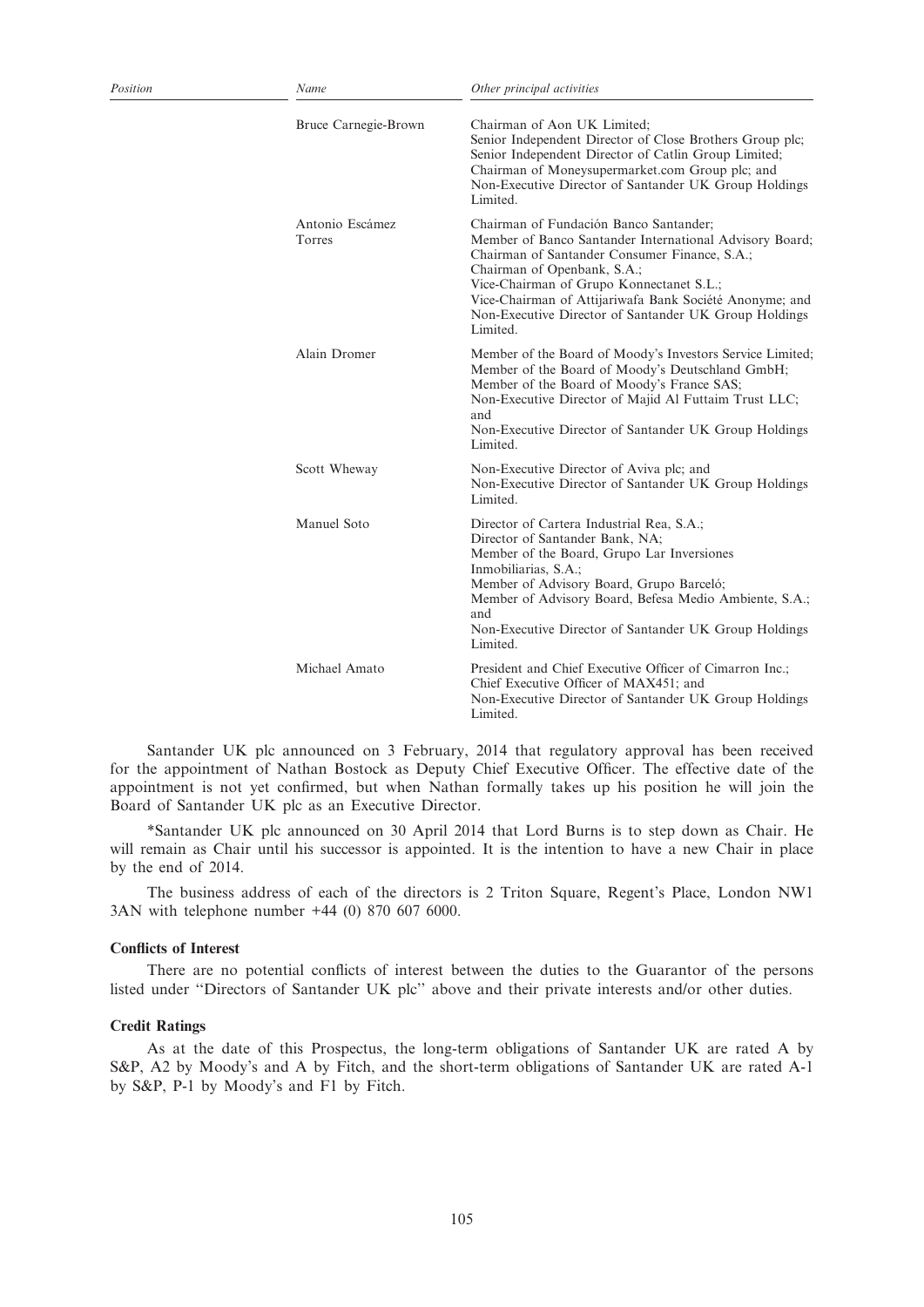| Position | Name | Other principal activities |
|---|---|---|
| | Bruce Carnegie-Brown | Chairman of Aon UK Limited;<br>Senior Independent Director of Close Brothers Group plc;<br>Senior Independent Director of Catlin Group Limited;<br>Chairman of Moneysupermarket.com Group plc; and<br>Non-Executive Director of Santander UK Group Holdings Limited. |
| | Antonio Escámez Torres | Chairman of Fundación Banco Santander;<br>Member of Banco Santander International Advisory Board;<br>Chairman of Santander Consumer Finance, S.A.;<br>Chairman of Openbank, S.A.;<br>Vice-Chairman of Grupo Konnectanet S.L.;<br>Vice-Chairman of Attijariwafa Bank Société Anonyme; and<br>Non-Executive Director of Santander UK Group Holdings Limited. |
| | Alain Dromer | Member of the Board of Moody's Investors Service Limited;<br>Member of the Board of Moody's Deutschland GmbH;<br>Member of the Board of Moody's France SAS;<br>Non-Executive Director of Majid Al Futtaim Trust LLC; and<br>Non-Executive Director of Santander UK Group Holdings Limited. |
| | Scott Wheway | Non-Executive Director of Aviva plc; and<br>Non-Executive Director of Santander UK Group Holdings Limited. |
| | Manuel Soto | Director of Cartera Industrial Rea, S.A.;<br>Director of Santander Bank, NA;<br>Member of the Board, Grupo Lar Inversiones Inmobiliarias, S.A.;<br>Member of Advisory Board, Grupo Barceló;<br>Member of Advisory Board, Befesa Medio Ambiente, S.A.; and<br>Non-Executive Director of Santander UK Group Holdings Limited. |
| | Michael Amato | President and Chief Executive Officer of Cimarron Inc.;<br>Chief Executive Officer of MAX451; and<br>Non-Executive Director of Santander UK Group Holdings Limited. |

Santander UK plc announced on 3 February, 2014 that regulatory approval has been received for the appointment of Nathan Bostock as Deputy Chief Executive Officer. The effective date of the appointment is not yet confirmed, but when Nathan formally takes up his position he will join the Board of Santander UK plc as an Executive Director.

*Santander UK plc announced on 30 April 2014 that Lord Burns is to step down as Chair. He will remain as Chair until his successor is appointed. It is the intention to have a new Chair in place by the end of 2014.

The business address of each of the directors is 2 Triton Square, Regent's Place, London NW1 3AN with telephone number +44 (0) 870 607 6000.

**Conflicts of Interest**

There are no potential conflicts of interest between the duties to the Guarantor of the persons listed under "Directors of Santander UK plc" above and their private interests and/or other duties.

**Credit Ratings**

As at the date of this Prospectus, the long-term obligations of Santander UK are rated A by S&P, A2 by Moody's and A by Fitch, and the short-term obligations of Santander UK are rated A-1 by S&P, P-1 by Moody's and F1 by Fitch.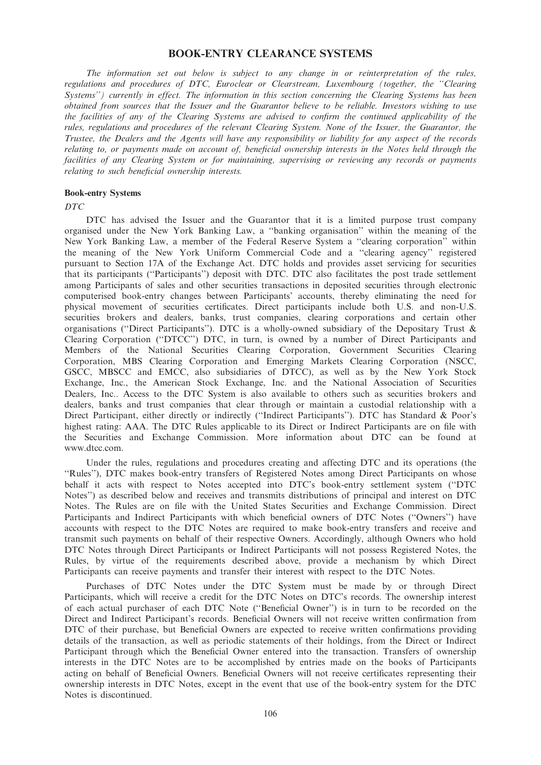# BOOK-ENTRY CLEARANCE SYSTEMS

*The information set out below is subject to any change in or reinterpretation of the rules, regulations and procedures of DTC, Euroclear or Clearstream, Luxembourg (together, the ''Clearing Systems'') currently in effect. The information in this section concerning the Clearing Systems has been obtained from sources that the Issuer and the Guarantor believe to be reliable. Investors wishing to use the facilities of any of the Clearing Systems are advised to confirm the continued applicability of the rules, regulations and procedures of the relevant Clearing System. None of the Issuer, the Guarantor, the Trustee, the Dealers and the Agents will have any responsibility or liability for any aspect of the records relating to, or payments made on account of, beneficial ownership interests in the Notes held through the facilities of any Clearing System or for maintaining, supervising or reviewing any records or payments relating to such beneficial ownership interests.*

**Book-entry Systems**

*DTC*

DTC has advised the Issuer and the Guarantor that it is a limited purpose trust company organised under the New York Banking Law, a ''banking organisation'' within the meaning of the New York Banking Law, a member of the Federal Reserve System a ''clearing corporation'' within the meaning of the New York Uniform Commercial Code and a ''clearing agency'' registered pursuant to Section 17A of the Exchange Act. DTC holds and provides asset servicing for securities that its participants (''Participants'') deposit with DTC. DTC also facilitates the post trade settlement among Participants of sales and other securities transactions in deposited securities through electronic computerised book-entry changes between Participants' accounts, thereby eliminating the need for physical movement of securities certificates. Direct participants include both U.S. and non-U.S. securities brokers and dealers, banks, trust companies, clearing corporations and certain other organisations (''Direct Participants''). DTC is a wholly-owned subsidiary of the Depositary Trust & Clearing Corporation (''DTCC'') DTC, in turn, is owned by a number of Direct Participants and Members of the National Securities Clearing Corporation, Government Securities Clearing Corporation, MBS Clearing Corporation and Emerging Markets Clearing Corporation (NSCC, GSCC, MBSCC and EMCC, also subsidiaries of DTCC), as well as by the New York Stock Exchange, Inc., the American Stock Exchange, Inc. and the National Association of Securities Dealers, Inc.. Access to the DTC System is also available to others such as securities brokers and dealers, banks and trust companies that clear through or maintain a custodial relationship with a Direct Participant, either directly or indirectly (''Indirect Participants''). DTC has Standard & Poor's highest rating: AAA. The DTC Rules applicable to its Direct or Indirect Participants are on file with the Securities and Exchange Commission. More information about DTC can be found at www.dtcc.com.

Under the rules, regulations and procedures creating and affecting DTC and its operations (the ''Rules''), DTC makes book-entry transfers of Registered Notes among Direct Participants on whose behalf it acts with respect to Notes accepted into DTC's book-entry settlement system (''DTC Notes'') as described below and receives and transmits distributions of principal and interest on DTC Notes. The Rules are on file with the United States Securities and Exchange Commission. Direct Participants and Indirect Participants with which beneficial owners of DTC Notes (''Owners'') have accounts with respect to the DTC Notes are required to make book-entry transfers and receive and transmit such payments on behalf of their respective Owners. Accordingly, although Owners who hold DTC Notes through Direct Participants or Indirect Participants will not possess Registered Notes, the Rules, by virtue of the requirements described above, provide a mechanism by which Direct Participants can receive payments and transfer their interest with respect to the DTC Notes.

Purchases of DTC Notes under the DTC System must be made by or through Direct Participants, which will receive a credit for the DTC Notes on DTC's records. The ownership interest of each actual purchaser of each DTC Note (''Beneficial Owner'') is in turn to be recorded on the Direct and Indirect Participant's records. Beneficial Owners will not receive written confirmation from DTC of their purchase, but Beneficial Owners are expected to receive written confirmations providing details of the transaction, as well as periodic statements of their holdings, from the Direct or Indirect Participant through which the Beneficial Owner entered into the transaction. Transfers of ownership interests in the DTC Notes are to be accomplished by entries made on the books of Participants acting on behalf of Beneficial Owners. Beneficial Owners will not receive certificates representing their ownership interests in DTC Notes, except in the event that use of the book-entry system for the DTC Notes is discontinued.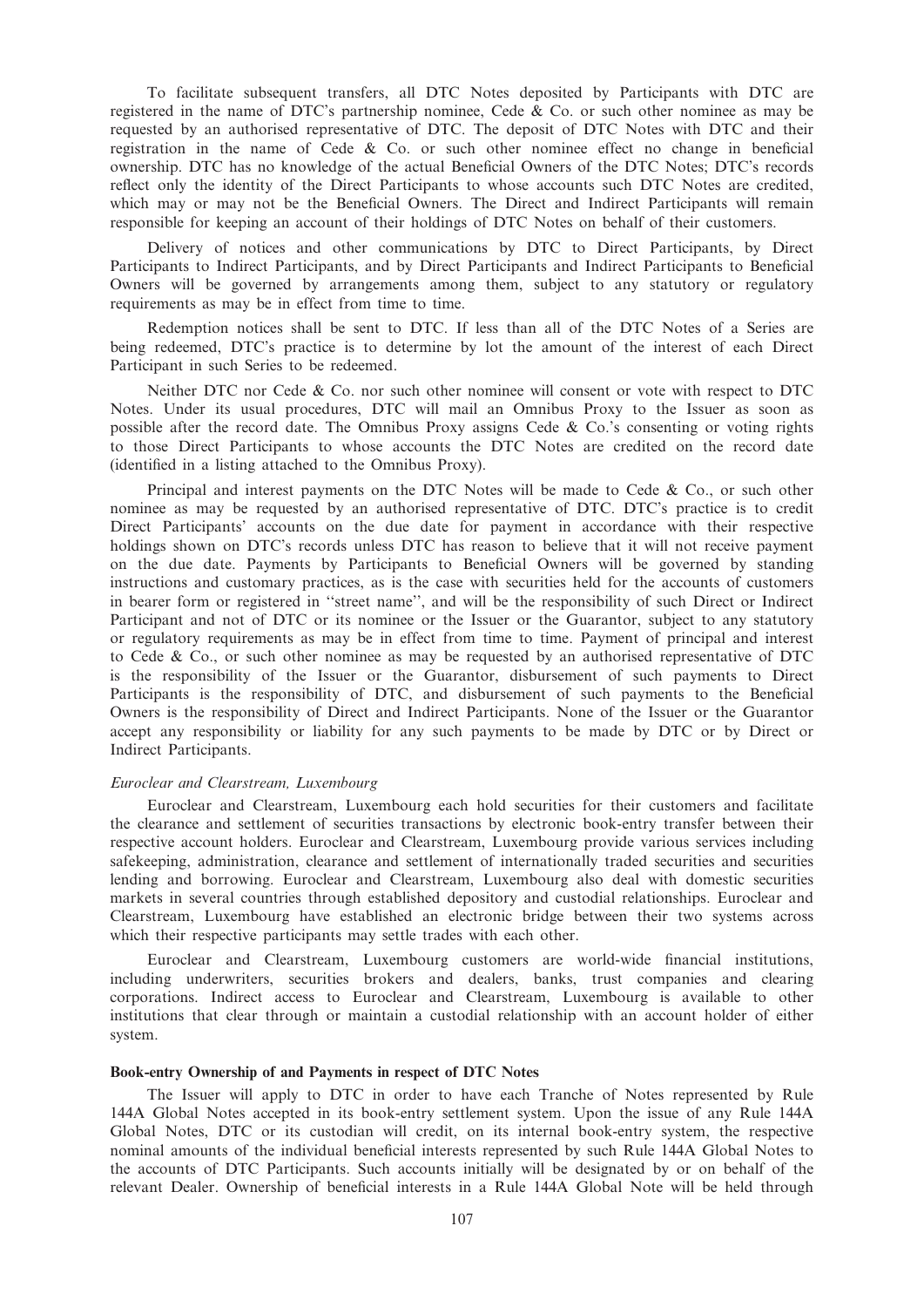To facilitate subsequent transfers, all DTC Notes deposited by Participants with DTC are registered in the name of DTC's partnership nominee, Cede & Co. or such other nominee as may be requested by an authorised representative of DTC. The deposit of DTC Notes with DTC and their registration in the name of Cede & Co. or such other nominee effect no change in beneficial ownership. DTC has no knowledge of the actual Beneficial Owners of the DTC Notes; DTC's records reflect only the identity of the Direct Participants to whose accounts such DTC Notes are credited, which may or may not be the Beneficial Owners. The Direct and Indirect Participants will remain responsible for keeping an account of their holdings of DTC Notes on behalf of their customers.

Delivery of notices and other communications by DTC to Direct Participants, by Direct Participants to Indirect Participants, and by Direct Participants and Indirect Participants to Beneficial Owners will be governed by arrangements among them, subject to any statutory or regulatory requirements as may be in effect from time to time.

Redemption notices shall be sent to DTC. If less than all of the DTC Notes of a Series are being redeemed, DTC's practice is to determine by lot the amount of the interest of each Direct Participant in such Series to be redeemed.

Neither DTC nor Cede & Co. nor such other nominee will consent or vote with respect to DTC Notes. Under its usual procedures, DTC will mail an Omnibus Proxy to the Issuer as soon as possible after the record date. The Omnibus Proxy assigns Cede & Co.'s consenting or voting rights to those Direct Participants to whose accounts the DTC Notes are credited on the record date (identified in a listing attached to the Omnibus Proxy).

Principal and interest payments on the DTC Notes will be made to Cede & Co., or such other nominee as may be requested by an authorised representative of DTC. DTC's practice is to credit Direct Participants' accounts on the due date for payment in accordance with their respective holdings shown on DTC's records unless DTC has reason to believe that it will not receive payment on the due date. Payments by Participants to Beneficial Owners will be governed by standing instructions and customary practices, as is the case with securities held for the accounts of customers in bearer form or registered in "street name", and will be the responsibility of such Direct or Indirect Participant and not of DTC or its nominee or the Issuer or the Guarantor, subject to any statutory or regulatory requirements as may be in effect from time to time. Payment of principal and interest to Cede & Co., or such other nominee as may be requested by an authorised representative of DTC is the responsibility of the Issuer or the Guarantor, disbursement of such payments to Direct Participants is the responsibility of DTC, and disbursement of such payments to the Beneficial Owners is the responsibility of Direct and Indirect Participants. None of the Issuer or the Guarantor accept any responsibility or liability for any such payments to be made by DTC or by Direct or Indirect Participants.

*Euroclear and Clearstream, Luxembourg*

Euroclear and Clearstream, Luxembourg each hold securities for their customers and facilitate the clearance and settlement of securities transactions by electronic book-entry transfer between their respective account holders. Euroclear and Clearstream, Luxembourg provide various services including safekeeping, administration, clearance and settlement of internationally traded securities and securities lending and borrowing. Euroclear and Clearstream, Luxembourg also deal with domestic securities markets in several countries through established depository and custodial relationships. Euroclear and Clearstream, Luxembourg have established an electronic bridge between their two systems across which their respective participants may settle trades with each other.

Euroclear and Clearstream, Luxembourg customers are world-wide financial institutions, including underwriters, securities brokers and dealers, banks, trust companies and clearing corporations. Indirect access to Euroclear and Clearstream, Luxembourg is available to other institutions that clear through or maintain a custodial relationship with an account holder of either system.

**Book-entry Ownership of and Payments in respect of DTC Notes**

The Issuer will apply to DTC in order to have each Tranche of Notes represented by Rule 144A Global Notes accepted in its book-entry settlement system. Upon the issue of any Rule 144A Global Notes, DTC or its custodian will credit, on its internal book-entry system, the respective nominal amounts of the individual beneficial interests represented by such Rule 144A Global Notes to the accounts of DTC Participants. Such accounts initially will be designated by or on behalf of the relevant Dealer. Ownership of beneficial interests in a Rule 144A Global Note will be held through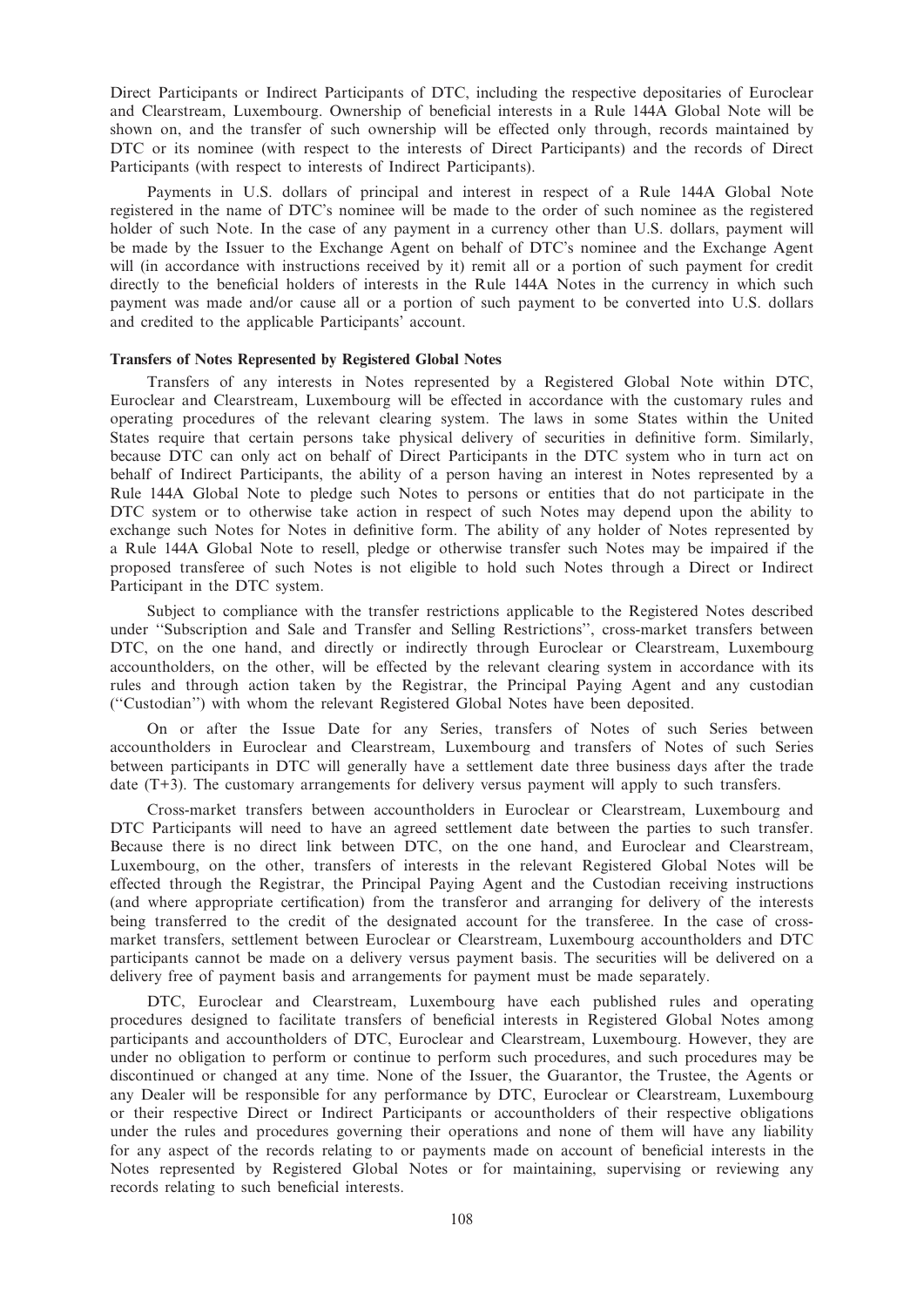Direct Participants or Indirect Participants of DTC, including the respective depositaries of Euroclear and Clearstream, Luxembourg. Ownership of beneficial interests in a Rule 144A Global Note will be shown on, and the transfer of such ownership will be effected only through, records maintained by DTC or its nominee (with respect to the interests of Direct Participants) and the records of Direct Participants (with respect to interests of Indirect Participants).

Payments in U.S. dollars of principal and interest in respect of a Rule 144A Global Note registered in the name of DTC's nominee will be made to the order of such nominee as the registered holder of such Note. In the case of any payment in a currency other than U.S. dollars, payment will be made by the Issuer to the Exchange Agent on behalf of DTC's nominee and the Exchange Agent will (in accordance with instructions received by it) remit all or a portion of such payment for credit directly to the beneficial holders of interests in the Rule 144A Notes in the currency in which such payment was made and/or cause all or a portion of such payment to be converted into U.S. dollars and credited to the applicable Participants' account.

**Transfers of Notes Represented by Registered Global Notes**

Transfers of any interests in Notes represented by a Registered Global Note within DTC, Euroclear and Clearstream, Luxembourg will be effected in accordance with the customary rules and operating procedures of the relevant clearing system. The laws in some States within the United States require that certain persons take physical delivery of securities in definitive form. Similarly, because DTC can only act on behalf of Direct Participants in the DTC system who in turn act on behalf of Indirect Participants, the ability of a person having an interest in Notes represented by a Rule 144A Global Note to pledge such Notes to persons or entities that do not participate in the DTC system or to otherwise take action in respect of such Notes may depend upon the ability to exchange such Notes for Notes in definitive form. The ability of any holder of Notes represented by a Rule 144A Global Note to resell, pledge or otherwise transfer such Notes may be impaired if the proposed transferee of such Notes is not eligible to hold such Notes through a Direct or Indirect Participant in the DTC system.

Subject to compliance with the transfer restrictions applicable to the Registered Notes described under ''Subscription and Sale and Transfer and Selling Restrictions'', cross-market transfers between DTC, on the one hand, and directly or indirectly through Euroclear or Clearstream, Luxembourg accountholders, on the other, will be effected by the relevant clearing system in accordance with its rules and through action taken by the Registrar, the Principal Paying Agent and any custodian (''Custodian'') with whom the relevant Registered Global Notes have been deposited.

On or after the Issue Date for any Series, transfers of Notes of such Series between accountholders in Euroclear and Clearstream, Luxembourg and transfers of Notes of such Series between participants in DTC will generally have a settlement date three business days after the trade date (T+3). The customary arrangements for delivery versus payment will apply to such transfers.

Cross-market transfers between accountholders in Euroclear or Clearstream, Luxembourg and DTC Participants will need to have an agreed settlement date between the parties to such transfer. Because there is no direct link between DTC, on the one hand, and Euroclear and Clearstream, Luxembourg, on the other, transfers of interests in the relevant Registered Global Notes will be effected through the Registrar, the Principal Paying Agent and the Custodian receiving instructions (and where appropriate certification) from the transferor and arranging for delivery of the interests being transferred to the credit of the designated account for the transferee. In the case of cross-market transfers, settlement between Euroclear or Clearstream, Luxembourg accountholders and DTC participants cannot be made on a delivery versus payment basis. The securities will be delivered on a delivery free of payment basis and arrangements for payment must be made separately.

DTC, Euroclear and Clearstream, Luxembourg have each published rules and operating procedures designed to facilitate transfers of beneficial interests in Registered Global Notes among participants and accountholders of DTC, Euroclear and Clearstream, Luxembourg. However, they are under no obligation to perform or continue to perform such procedures, and such procedures may be discontinued or changed at any time. None of the Issuer, the Guarantor, the Trustee, the Agents or any Dealer will be responsible for any performance by DTC, Euroclear or Clearstream, Luxembourg or their respective Direct or Indirect Participants or accountholders of their respective obligations under the rules and procedures governing their operations and none of them will have any liability for any aspect of the records relating to or payments made on account of beneficial interests in the Notes represented by Registered Global Notes or for maintaining, supervising or reviewing any records relating to such beneficial interests.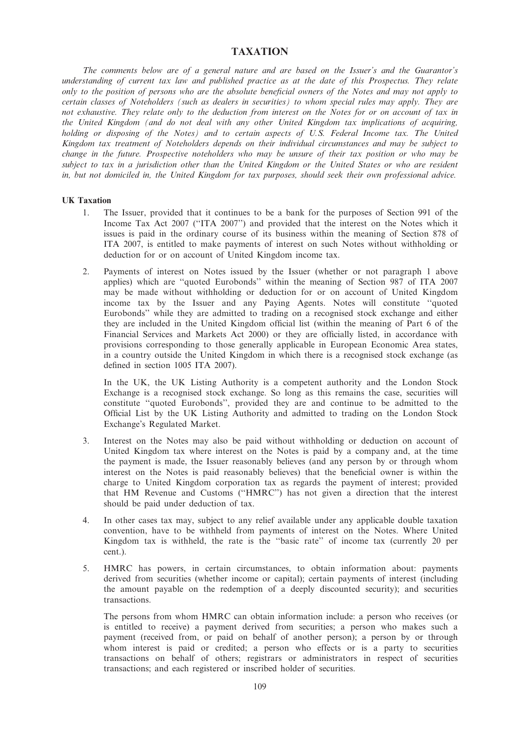# TAXATION

*The comments below are of a general nature and are based on the Issuer's and the Guarantor's understanding of current tax law and published practice as at the date of this Prospectus. They relate only to the position of persons who are the absolute beneficial owners of the Notes and may not apply to certain classes of Noteholders (such as dealers in securities) to whom special rules may apply. They are not exhaustive. They relate only to the deduction from interest on the Notes for or on account of tax in the United Kingdom (and do not deal with any other United Kingdom tax implications of acquiring, holding or disposing of the Notes) and to certain aspects of U.S. Federal Income tax. The United Kingdom tax treatment of Noteholders depends on their individual circumstances and may be subject to change in the future. Prospective noteholders who may be unsure of their tax position or who may be subject to tax in a jurisdiction other than the United Kingdom or the United States or who are resident in, but not domiciled in, the United Kingdom for tax purposes, should seek their own professional advice.*

## UK Taxation

1. The Issuer, provided that it continues to be a bank for the purposes of Section 991 of the Income Tax Act 2007 (''ITA 2007'') and provided that the interest on the Notes which it issues is paid in the ordinary course of its business within the meaning of Section 878 of ITA 2007, is entitled to make payments of interest on such Notes without withholding or deduction for or on account of United Kingdom income tax.

2. Payments of interest on Notes issued by the Issuer (whether or not paragraph 1 above applies) which are ''quoted Eurobonds'' within the meaning of Section 987 of ITA 2007 may be made without withholding or deduction for or on account of United Kingdom income tax by the Issuer and any Paying Agents. Notes will constitute ''quoted Eurobonds'' while they are admitted to trading on a recognised stock exchange and either they are included in the United Kingdom official list (within the meaning of Part 6 of the Financial Services and Markets Act 2000) or they are officially listed, in accordance with provisions corresponding to those generally applicable in European Economic Area states, in a country outside the United Kingdom in which there is a recognised stock exchange (as defined in section 1005 ITA 2007).

   In the UK, the UK Listing Authority is a competent authority and the London Stock Exchange is a recognised stock exchange. So long as this remains the case, securities will constitute ''quoted Eurobonds'', provided they are and continue to be admitted to the Official List by the UK Listing Authority and admitted to trading on the London Stock Exchange's Regulated Market.

3. Interest on the Notes may also be paid without withholding or deduction on account of United Kingdom tax where interest on the Notes is paid by a company and, at the time the payment is made, the Issuer reasonably believes (and any person by or through whom interest on the Notes is paid reasonably believes) that the beneficial owner is within the charge to United Kingdom corporation tax as regards the payment of interest; provided that HM Revenue and Customs (''HMRC'') has not given a direction that the interest should be paid under deduction of tax.

4. In other cases tax may, subject to any relief available under any applicable double taxation convention, have to be withheld from payments of interest on the Notes. Where United Kingdom tax is withheld, the rate is the ''basic rate'' of income tax (currently 20 per cent.).

5. HMRC has powers, in certain circumstances, to obtain information about: payments derived from securities (whether income or capital); certain payments of interest (including the amount payable on the redemption of a deeply discounted security); and securities transactions.

   The persons from whom HMRC can obtain information include: a person who receives (or is entitled to receive) a payment derived from securities; a person who makes such a payment (received from, or paid on behalf of another person); a person by or through whom interest is paid or credited; a person who effects or is a party to securities transactions on behalf of others; registrars or administrators in respect of securities transactions; and each registered or inscribed holder of securities.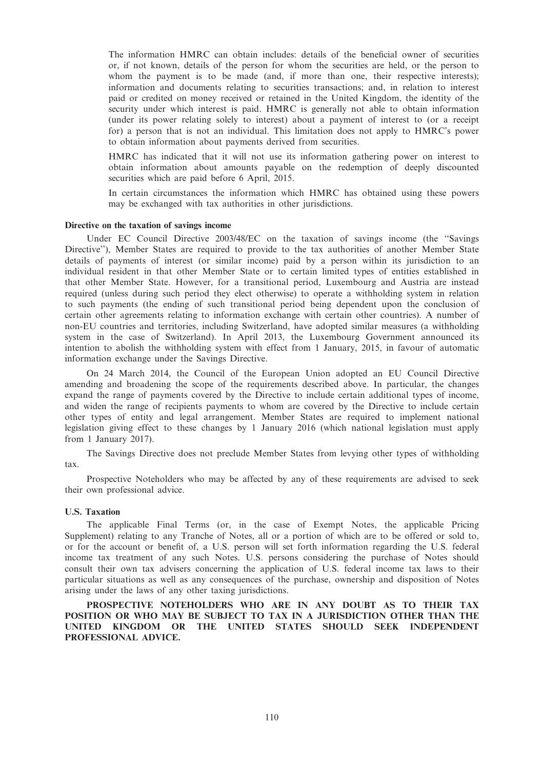The information HMRC can obtain includes: details of the beneficial owner of securities or, if not known, details of the person for whom the securities are held, or the person to whom the payment is to be made (and, if more than one, their respective interests); information and documents relating to securities transactions; and, in relation to interest paid or credited on money received or retained in the United Kingdom, the identity of the security under which interest is paid. HMRC is generally not able to obtain information (under its power relating solely to interest) about a payment of interest to (or a receipt for) a person that is not an individual. This limitation does not apply to HMRC's power to obtain information about payments derived from securities.

HMRC has indicated that it will not use its information gathering power on interest to obtain information about amounts payable on the redemption of deeply discounted securities which are paid before 6 April, 2015.

In certain circumstances the information which HMRC has obtained using these powers may be exchanged with tax authorities in other jurisdictions.

**Directive on the taxation of savings income**

Under EC Council Directive 2003/48/EC on the taxation of savings income (the "Savings Directive"), Member States are required to provide to the tax authorities of another Member State details of payments of interest (or similar income) paid by a person within its jurisdiction to an individual resident in that other Member State or to certain limited types of entities established in that other Member State. However, for a transitional period, Luxembourg and Austria are instead required (unless during such period they elect otherwise) to operate a withholding system in relation to such payments (the ending of such transitional period being dependent upon the conclusion of certain other agreements relating to information exchange with certain other countries). A number of non-EU countries and territories, including Switzerland, have adopted similar measures (a withholding system in the case of Switzerland). In April 2013, the Luxembourg Government announced its intention to abolish the withholding system with effect from 1 January, 2015, in favour of automatic information exchange under the Savings Directive.

On 24 March 2014, the Council of the European Union adopted an EU Council Directive amending and broadening the scope of the requirements described above. In particular, the changes expand the range of payments covered by the Directive to include certain additional types of income, and widen the range of recipients payments to whom are covered by the Directive to include certain other types of entity and legal arrangement. Member States are required to implement national legislation giving effect to these changes by 1 January 2016 (which national legislation must apply from 1 January 2017).

The Savings Directive does not preclude Member States from levying other types of withholding tax.

Prospective Noteholders who may be affected by any of these requirements are advised to seek their own professional advice.

**U.S. Taxation**

The applicable Final Terms (or, in the case of Exempt Notes, the applicable Pricing Supplement) relating to any Tranche of Notes, all or a portion of which are to be offered or sold to, or for the account or benefit of, a U.S. person will set forth information regarding the U.S. federal income tax treatment of any such Notes. U.S. persons considering the purchase of Notes should consult their own tax advisers concerning the application of U.S. federal income tax laws to their particular situations as well as any consequences of the purchase, ownership and disposition of Notes arising under the laws of any other taxing jurisdictions.

**PROSPECTIVE NOTEHOLDERS WHO ARE IN ANY DOUBT AS TO THEIR TAX POSITION OR WHO MAY BE SUBJECT TO TAX IN A JURISDICTION OTHER THAN THE UNITED KINGDOM OR THE UNITED STATES SHOULD SEEK INDEPENDENT PROFESSIONAL ADVICE.**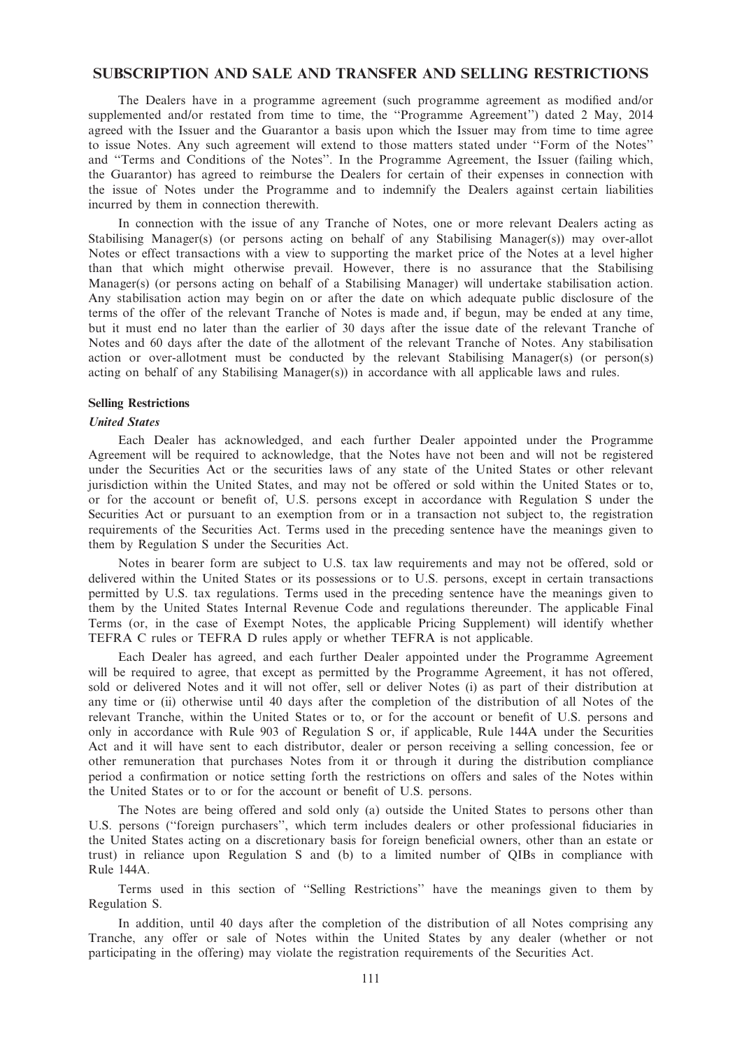## SUBSCRIPTION AND SALE AND TRANSFER AND SELLING RESTRICTIONS

The Dealers have in a programme agreement (such programme agreement as modified and/or supplemented and/or restated from time to time, the ''Programme Agreement'') dated 2 May, 2014 agreed with the Issuer and the Guarantor a basis upon which the Issuer may from time to time agree to issue Notes. Any such agreement will extend to those matters stated under ''Form of the Notes'' and ''Terms and Conditions of the Notes''. In the Programme Agreement, the Issuer (failing which, the Guarantor) has agreed to reimburse the Dealers for certain of their expenses in connection with the issue of Notes under the Programme and to indemnify the Dealers against certain liabilities incurred by them in connection therewith.

In connection with the issue of any Tranche of Notes, one or more relevant Dealers acting as Stabilising Manager(s) (or persons acting on behalf of any Stabilising Manager(s)) may over-allot Notes or effect transactions with a view to supporting the market price of the Notes at a level higher than that which might otherwise prevail. However, there is no assurance that the Stabilising Manager(s) (or persons acting on behalf of a Stabilising Manager) will undertake stabilisation action. Any stabilisation action may begin on or after the date on which adequate public disclosure of the terms of the offer of the relevant Tranche of Notes is made and, if begun, may be ended at any time, but it must end no later than the earlier of 30 days after the issue date of the relevant Tranche of Notes and 60 days after the date of the allotment of the relevant Tranche of Notes. Any stabilisation action or over-allotment must be conducted by the relevant Stabilising Manager(s) (or person(s) acting on behalf of any Stabilising Manager(s)) in accordance with all applicable laws and rules.

### Selling Restrictions

#### *United States*

Each Dealer has acknowledged, and each further Dealer appointed under the Programme Agreement will be required to acknowledge, that the Notes have not been and will not be registered under the Securities Act or the securities laws of any state of the United States or other relevant jurisdiction within the United States, and may not be offered or sold within the United States or to, or for the account or benefit of, U.S. persons except in accordance with Regulation S under the Securities Act or pursuant to an exemption from or in a transaction not subject to, the registration requirements of the Securities Act. Terms used in the preceding sentence have the meanings given to them by Regulation S under the Securities Act.

Notes in bearer form are subject to U.S. tax law requirements and may not be offered, sold or delivered within the United States or its possessions or to U.S. persons, except in certain transactions permitted by U.S. tax regulations. Terms used in the preceding sentence have the meanings given to them by the United States Internal Revenue Code and regulations thereunder. The applicable Final Terms (or, in the case of Exempt Notes, the applicable Pricing Supplement) will identify whether TEFRA C rules or TEFRA D rules apply or whether TEFRA is not applicable.

Each Dealer has agreed, and each further Dealer appointed under the Programme Agreement will be required to agree, that except as permitted by the Programme Agreement, it has not offered, sold or delivered Notes and it will not offer, sell or deliver Notes (i) as part of their distribution at any time or (ii) otherwise until 40 days after the completion of the distribution of all Notes of the relevant Tranche, within the United States or to, or for the account or benefit of U.S. persons and only in accordance with Rule 903 of Regulation S or, if applicable, Rule 144A under the Securities Act and it will have sent to each distributor, dealer or person receiving a selling concession, fee or other remuneration that purchases Notes from it or through it during the distribution compliance period a confirmation or notice setting forth the restrictions on offers and sales of the Notes within the United States or to or for the account or benefit of U.S. persons.

The Notes are being offered and sold only (a) outside the United States to persons other than U.S. persons (''foreign purchasers'', which term includes dealers or other professional fiduciaries in the United States acting on a discretionary basis for foreign beneficial owners, other than an estate or trust) in reliance upon Regulation S and (b) to a limited number of QIBs in compliance with Rule 144A.

Terms used in this section of ''Selling Restrictions'' have the meanings given to them by Regulation S.

In addition, until 40 days after the completion of the distribution of all Notes comprising any Tranche, any offer or sale of Notes within the United States by any dealer (whether or not participating in the offering) may violate the registration requirements of the Securities Act.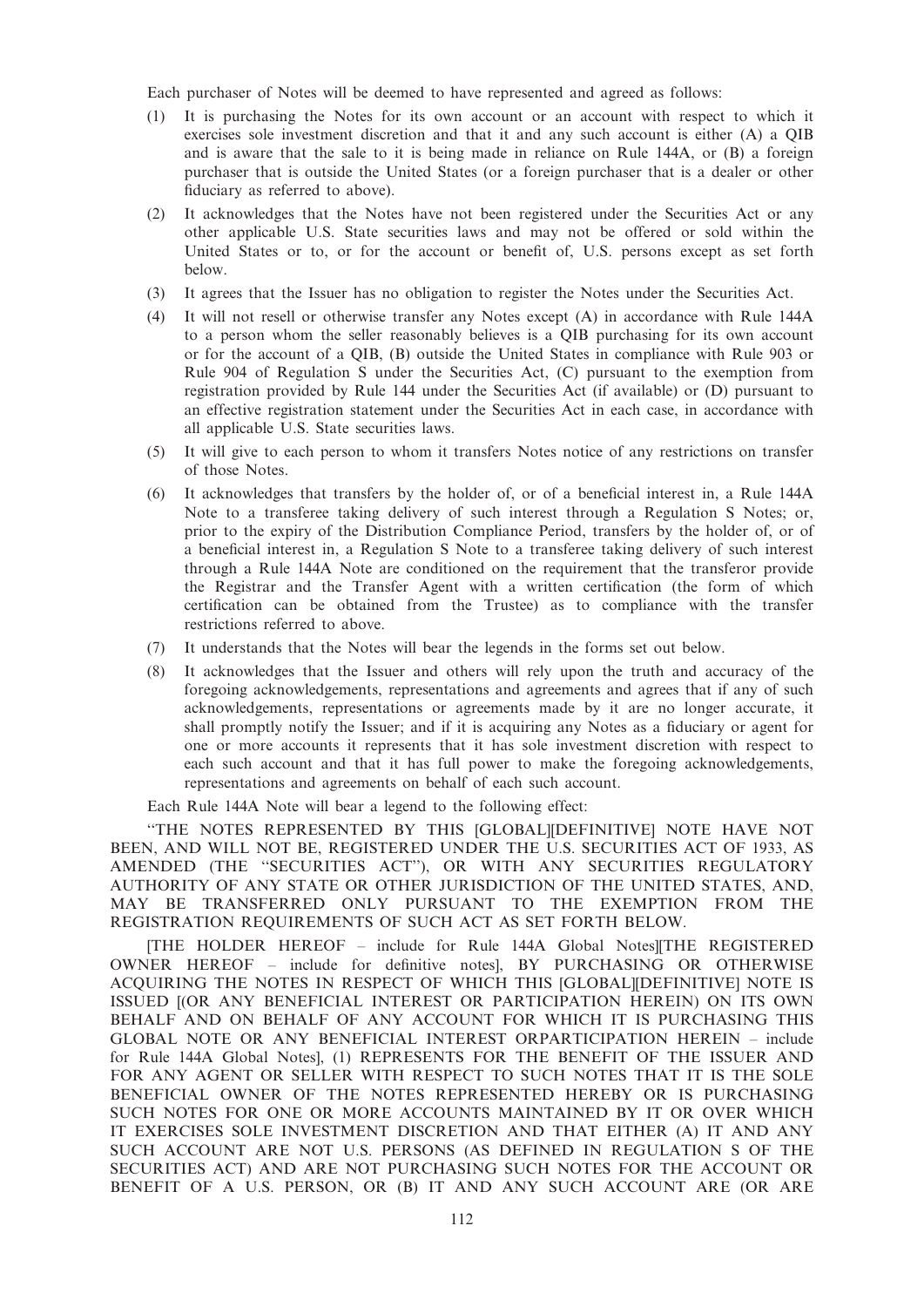Each purchaser of Notes will be deemed to have represented and agreed as follows:

(1) It is purchasing the Notes for its own account or an account with respect to which it exercises sole investment discretion and that it and any such account is either (A) a QIB and is aware that the sale to it is being made in reliance on Rule 144A, or (B) a foreign purchaser that is outside the United States (or a foreign purchaser that is a dealer or other fiduciary as referred to above).

(2) It acknowledges that the Notes have not been registered under the Securities Act or any other applicable U.S. State securities laws and may not be offered or sold within the United States or to, or for the account or benefit of, U.S. persons except as set forth below.

(3) It agrees that the Issuer has no obligation to register the Notes under the Securities Act.

(4) It will not resell or otherwise transfer any Notes except (A) in accordance with Rule 144A to a person whom the seller reasonably believes is a QIB purchasing for its own account or for the account of a QIB, (B) outside the United States in compliance with Rule 903 or Rule 904 of Regulation S under the Securities Act, (C) pursuant to the exemption from registration provided by Rule 144 under the Securities Act (if available) or (D) pursuant to an effective registration statement under the Securities Act in each case, in accordance with all applicable U.S. State securities laws.

(5) It will give to each person to whom it transfers Notes notice of any restrictions on transfer of those Notes.

(6) It acknowledges that transfers by the holder of, or of a beneficial interest in, a Rule 144A Note to a transferee taking delivery of such interest through a Regulation S Notes; or, prior to the expiry of the Distribution Compliance Period, transfers by the holder of, or of a beneficial interest in, a Regulation S Note to a transferee taking delivery of such interest through a Rule 144A Note are conditioned on the requirement that the transferor provide the Registrar and the Transfer Agent with a written certification (the form of which certification can be obtained from the Trustee) as to compliance with the transfer restrictions referred to above.

(7) It understands that the Notes will bear the legends in the forms set out below.

(8) It acknowledges that the Issuer and others will rely upon the truth and accuracy of the foregoing acknowledgements, representations and agreements and agrees that if any of such acknowledgements, representations or agreements made by it are no longer accurate, it shall promptly notify the Issuer; and if it is acquiring any Notes as a fiduciary or agent for one or more accounts it represents that it has sole investment discretion with respect to each such account and that it has full power to make the foregoing acknowledgements, representations and agreements on behalf of each such account.

Each Rule 144A Note will bear a legend to the following effect:

"THE NOTES REPRESENTED BY THIS [GLOBAL][DEFINITIVE] NOTE HAVE NOT BEEN, AND WILL NOT BE, REGISTERED UNDER THE U.S. SECURITIES ACT OF 1933, AS AMENDED (THE "SECURITIES ACT"), OR WITH ANY SECURITIES REGULATORY AUTHORITY OF ANY STATE OR OTHER JURISDICTION OF THE UNITED STATES, AND, MAY BE TRANSFERRED ONLY PURSUANT TO THE EXEMPTION FROM THE REGISTRATION REQUIREMENTS OF SUCH ACT AS SET FORTH BELOW.

[THE HOLDER HEREOF – include for Rule 144A Global Notes][THE REGISTERED OWNER HEREOF – include for definitive notes], BY PURCHASING OR OTHERWISE ACQUIRING THE NOTES IN RESPECT OF WHICH THIS [GLOBAL][DEFINITIVE] NOTE IS ISSUED [(OR ANY BENEFICIAL INTEREST OR PARTICIPATION HEREIN) ON ITS OWN BEHALF AND ON BEHALF OF ANY ACCOUNT FOR WHICH IT IS PURCHASING THIS GLOBAL NOTE OR ANY BENEFICIAL INTEREST ORPARTICIPATION HEREIN – include for Rule 144A Global Notes], (1) REPRESENTS FOR THE BENEFIT OF THE ISSUER AND FOR ANY AGENT OR SELLER WITH RESPECT TO SUCH NOTES THAT IT IS THE SOLE BENEFICIAL OWNER OF THE NOTES REPRESENTED HEREBY OR IS PURCHASING SUCH NOTES FOR ONE OR MORE ACCOUNTS MAINTAINED BY IT OR OVER WHICH IT EXERCISES SOLE INVESTMENT DISCRETION AND THAT EITHER (A) IT AND ANY SUCH ACCOUNT ARE NOT U.S. PERSONS (AS DEFINED IN REGULATION S OF THE SECURITIES ACT) AND ARE NOT PURCHASING SUCH NOTES FOR THE ACCOUNT OR BENEFIT OF A U.S. PERSON, OR (B) IT AND ANY SUCH ACCOUNT ARE (OR ARE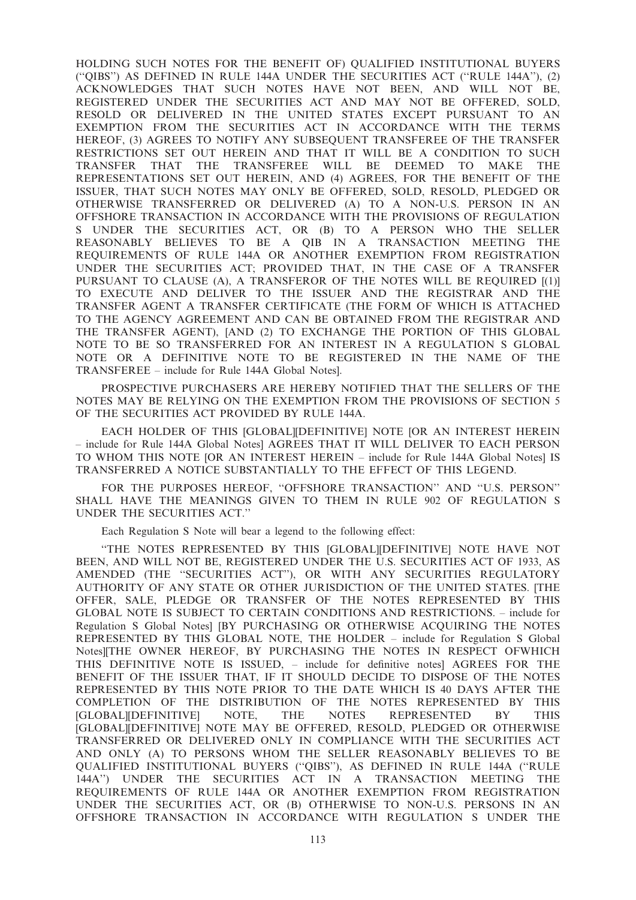HOLDING SUCH NOTES FOR THE BENEFIT OF) QUALIFIED INSTITUTIONAL BUYERS (''QIBS'') AS DEFINED IN RULE 144A UNDER THE SECURITIES ACT (''RULE 144A''), (2) ACKNOWLEDGES THAT SUCH NOTES HAVE NOT BEEN, AND WILL NOT BE, REGISTERED UNDER THE SECURITIES ACT AND MAY NOT BE OFFERED, SOLD, RESOLD OR DELIVERED IN THE UNITED STATES EXCEPT PURSUANT TO AN EXEMPTION FROM THE SECURITIES ACT IN ACCORDANCE WITH THE TERMS HEREOF, (3) AGREES TO NOTIFY ANY SUBSEQUENT TRANSFEREE OF THE TRANSFER RESTRICTIONS SET OUT HEREIN AND THAT IT WILL BE A CONDITION TO SUCH TRANSFER THAT THE TRANSFEREE WILL BE DEEMED TO MAKE THE REPRESENTATIONS SET OUT HEREIN, AND (4) AGREES, FOR THE BENEFIT OF THE ISSUER, THAT SUCH NOTES MAY ONLY BE OFFERED, SOLD, RESOLD, PLEDGED OR OTHERWISE TRANSFERRED OR DELIVERED (A) TO A NON-U.S. PERSON IN AN OFFSHORE TRANSACTION IN ACCORDANCE WITH THE PROVISIONS OF REGULATION S UNDER THE SECURITIES ACT, OR (B) TO A PERSON WHO THE SELLER REASONABLY BELIEVES TO BE A QIB IN A TRANSACTION MEETING THE REQUIREMENTS OF RULE 144A OR ANOTHER EXEMPTION FROM REGISTRATION UNDER THE SECURITIES ACT; PROVIDED THAT, IN THE CASE OF A TRANSFER PURSUANT TO CLAUSE (A), A TRANSFEROR OF THE NOTES WILL BE REQUIRED [(1)] TO EXECUTE AND DELIVER TO THE ISSUER AND THE REGISTRAR AND THE TRANSFER AGENT A TRANSFER CERTIFICATE (THE FORM OF WHICH IS ATTACHED TO THE AGENCY AGREEMENT AND CAN BE OBTAINED FROM THE REGISTRAR AND THE TRANSFER AGENT), [AND (2) TO EXCHANGE THE PORTION OF THIS GLOBAL NOTE TO BE SO TRANSFERRED FOR AN INTEREST IN A REGULATION S GLOBAL NOTE OR A DEFINITIVE NOTE TO BE REGISTERED IN THE NAME OF THE TRANSFEREE – include for Rule 144A Global Notes].

PROSPECTIVE PURCHASERS ARE HEREBY NOTIFIED THAT THE SELLERS OF THE NOTES MAY BE RELYING ON THE EXEMPTION FROM THE PROVISIONS OF SECTION 5 OF THE SECURITIES ACT PROVIDED BY RULE 144A.

EACH HOLDER OF THIS [GLOBAL][DEFINITIVE] NOTE [OR AN INTEREST HEREIN – include for Rule 144A Global Notes] AGREES THAT IT WILL DELIVER TO EACH PERSON TO WHOM THIS NOTE [OR AN INTEREST HEREIN – include for Rule 144A Global Notes] IS TRANSFERRED A NOTICE SUBSTANTIALLY TO THE EFFECT OF THIS LEGEND.

FOR THE PURPOSES HEREOF, ''OFFSHORE TRANSACTION'' AND ''U.S. PERSON'' SHALL HAVE THE MEANINGS GIVEN TO THEM IN RULE 902 OF REGULATION S UNDER THE SECURITIES ACT.''

Each Regulation S Note will bear a legend to the following effect:

''THE NOTES REPRESENTED BY THIS [GLOBAL][DEFINITIVE] NOTE HAVE NOT BEEN, AND WILL NOT BE, REGISTERED UNDER THE U.S. SECURITIES ACT OF 1933, AS AMENDED (THE ''SECURITIES ACT''), OR WITH ANY SECURITIES REGULATORY AUTHORITY OF ANY STATE OR OTHER JURISDICTION OF THE UNITED STATES. [THE OFFER, SALE, PLEDGE OR TRANSFER OF THE NOTES REPRESENTED BY THIS GLOBAL NOTE IS SUBJECT TO CERTAIN CONDITIONS AND RESTRICTIONS. – include for Regulation S Global Notes] [BY PURCHASING OR OTHERWISE ACQUIRING THE NOTES REPRESENTED BY THIS GLOBAL NOTE, THE HOLDER – include for Regulation S Global Notes][THE OWNER HEREOF, BY PURCHASING THE NOTES IN RESPECT OFWHICH THIS DEFINITIVE NOTE IS ISSUED, – include for definitive notes] AGREES FOR THE BENEFIT OF THE ISSUER THAT, IF IT SHOULD DECIDE TO DISPOSE OF THE NOTES REPRESENTED BY THIS NOTE PRIOR TO THE DATE WHICH IS 40 DAYS AFTER THE COMPLETION OF THE DISTRIBUTION OF THE NOTES REPRESENTED BY THIS [GLOBAL][DEFINITIVE] NOTE, THE NOTES REPRESENTED BY THIS [GLOBAL][DEFINITIVE] NOTE MAY BE OFFERED, RESOLD, PLEDGED OR OTHERWISE TRANSFERRED OR DELIVERED ONLY IN COMPLIANCE WITH THE SECURITIES ACT AND ONLY (A) TO PERSONS WHOM THE SELLER REASONABLY BELIEVES TO BE QUALIFIED INSTITUTIONAL BUYERS (''QIBS''), AS DEFINED IN RULE 144A (''RULE 144A'') UNDER THE SECURITIES ACT IN A TRANSACTION MEETING THE REQUIREMENTS OF RULE 144A OR ANOTHER EXEMPTION FROM REGISTRATION UNDER THE SECURITIES ACT, OR (B) OTHERWISE TO NON-U.S. PERSONS IN AN OFFSHORE TRANSACTION IN ACCORDANCE WITH REGULATION S UNDER THE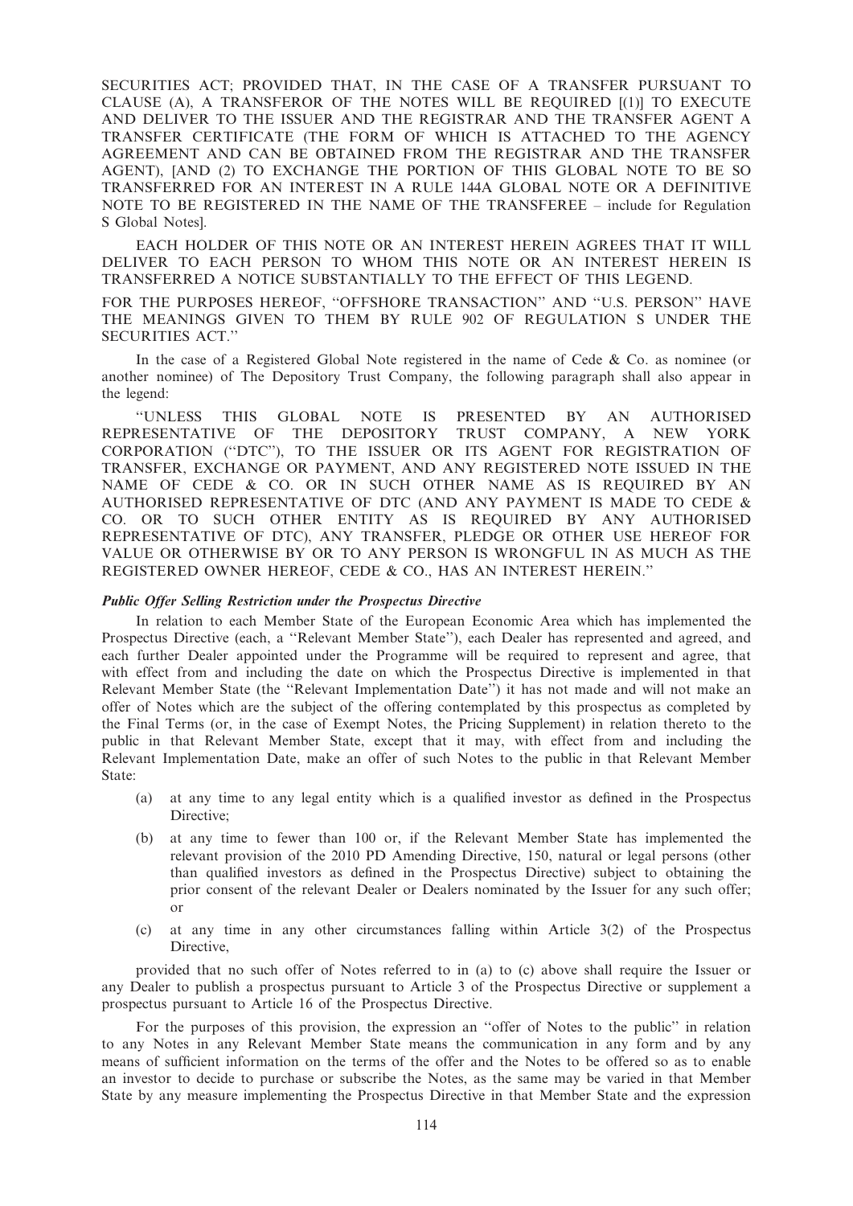SECURITIES ACT; PROVIDED THAT, IN THE CASE OF A TRANSFER PURSUANT TO CLAUSE (A), A TRANSFEROR OF THE NOTES WILL BE REQUIRED [(1)] TO EXECUTE AND DELIVER TO THE ISSUER AND THE REGISTRAR AND THE TRANSFER AGENT A TRANSFER CERTIFICATE (THE FORM OF WHICH IS ATTACHED TO THE AGENCY AGREEMENT AND CAN BE OBTAINED FROM THE REGISTRAR AND THE TRANSFER AGENT), [AND (2) TO EXCHANGE THE PORTION OF THIS GLOBAL NOTE TO BE SO TRANSFERRED FOR AN INTEREST IN A RULE 144A GLOBAL NOTE OR A DEFINITIVE NOTE TO BE REGISTERED IN THE NAME OF THE TRANSFEREE – include for Regulation S Global Notes].

EACH HOLDER OF THIS NOTE OR AN INTEREST HEREIN AGREES THAT IT WILL DELIVER TO EACH PERSON TO WHOM THIS NOTE OR AN INTEREST HEREIN IS TRANSFERRED A NOTICE SUBSTANTIALLY TO THE EFFECT OF THIS LEGEND.

FOR THE PURPOSES HEREOF, "OFFSHORE TRANSACTION" AND "U.S. PERSON" HAVE THE MEANINGS GIVEN TO THEM BY RULE 902 OF REGULATION S UNDER THE SECURITIES ACT."

In the case of a Registered Global Note registered in the name of Cede & Co. as nominee (or another nominee) of The Depository Trust Company, the following paragraph shall also appear in the legend:

"UNLESS THIS GLOBAL NOTE IS PRESENTED BY AN AUTHORISED REPRESENTATIVE OF THE DEPOSITORY TRUST COMPANY, A NEW YORK CORPORATION ("DTC"), TO THE ISSUER OR ITS AGENT FOR REGISTRATION OF TRANSFER, EXCHANGE OR PAYMENT, AND ANY REGISTERED NOTE ISSUED IN THE NAME OF CEDE & CO. OR IN SUCH OTHER NAME AS IS REQUIRED BY AN AUTHORISED REPRESENTATIVE OF DTC (AND ANY PAYMENT IS MADE TO CEDE & CO. OR TO SUCH OTHER ENTITY AS IS REQUIRED BY ANY AUTHORISED REPRESENTATIVE OF DTC), ANY TRANSFER, PLEDGE OR OTHER USE HEREOF FOR VALUE OR OTHERWISE BY OR TO ANY PERSON IS WRONGFUL IN AS MUCH AS THE REGISTERED OWNER HEREOF, CEDE & CO., HAS AN INTEREST HEREIN."

### *Public Offer Selling Restriction under the Prospectus Directive*

In relation to each Member State of the European Economic Area which has implemented the Prospectus Directive (each, a "Relevant Member State"), each Dealer has represented and agreed, and each further Dealer appointed under the Programme will be required to represent and agree, that with effect from and including the date on which the Prospectus Directive is implemented in that Relevant Member State (the "Relevant Implementation Date") it has not made and will not make an offer of Notes which are the subject of the offering contemplated by this prospectus as completed by the Final Terms (or, in the case of Exempt Notes, the Pricing Supplement) in relation thereto to the public in that Relevant Member State, except that it may, with effect from and including the Relevant Implementation Date, make an offer of such Notes to the public in that Relevant Member State:

(a) at any time to any legal entity which is a qualified investor as defined in the Prospectus Directive;

(b) at any time to fewer than 100 or, if the Relevant Member State has implemented the relevant provision of the 2010 PD Amending Directive, 150, natural or legal persons (other than qualified investors as defined in the Prospectus Directive) subject to obtaining the prior consent of the relevant Dealer or Dealers nominated by the Issuer for any such offer; or

(c) at any time in any other circumstances falling within Article 3(2) of the Prospectus Directive,

provided that no such offer of Notes referred to in (a) to (c) above shall require the Issuer or any Dealer to publish a prospectus pursuant to Article 3 of the Prospectus Directive or supplement a prospectus pursuant to Article 16 of the Prospectus Directive.

For the purposes of this provision, the expression an "offer of Notes to the public" in relation to any Notes in any Relevant Member State means the communication in any form and by any means of sufficient information on the terms of the offer and the Notes to be offered so as to enable an investor to decide to purchase or subscribe the Notes, as the same may be varied in that Member State by any measure implementing the Prospectus Directive in that Member State and the expression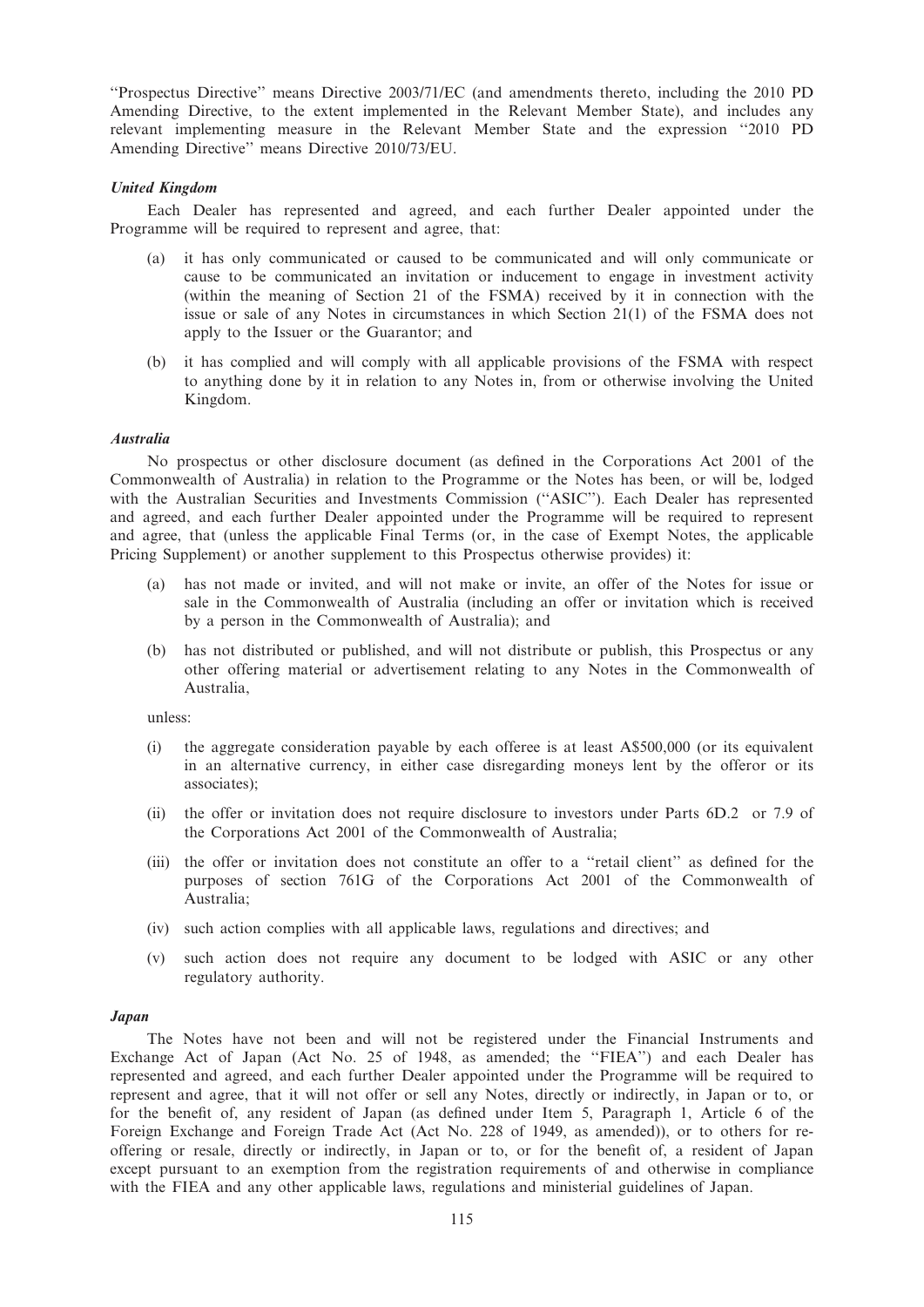"Prospectus Directive" means Directive 2003/71/EC (and amendments thereto, including the 2010 PD Amending Directive, to the extent implemented in the Relevant Member State), and includes any relevant implementing measure in the Relevant Member State and the expression "2010 PD Amending Directive" means Directive 2010/73/EU.

### *United Kingdom*

Each Dealer has represented and agreed, and each further Dealer appointed under the Programme will be required to represent and agree, that:

(a) it has only communicated or caused to be communicated and will only communicate or cause to be communicated an invitation or inducement to engage in investment activity (within the meaning of Section 21 of the FSMA) received by it in connection with the issue or sale of any Notes in circumstances in which Section 21(1) of the FSMA does not apply to the Issuer or the Guarantor; and

(b) it has complied and will comply with all applicable provisions of the FSMA with respect to anything done by it in relation to any Notes in, from or otherwise involving the United Kingdom.

### *Australia*

No prospectus or other disclosure document (as defined in the Corporations Act 2001 of the Commonwealth of Australia) in relation to the Programme or the Notes has been, or will be, lodged with the Australian Securities and Investments Commission ("ASIC"). Each Dealer has represented and agreed, and each further Dealer appointed under the Programme will be required to represent and agree, that (unless the applicable Final Terms (or, in the case of Exempt Notes, the applicable Pricing Supplement) or another supplement to this Prospectus otherwise provides) it:

(a) has not made or invited, and will not make or invite, an offer of the Notes for issue or sale in the Commonwealth of Australia (including an offer or invitation which is received by a person in the Commonwealth of Australia); and

(b) has not distributed or published, and will not distribute or publish, this Prospectus or any other offering material or advertisement relating to any Notes in the Commonwealth of Australia,

unless:

(i) the aggregate consideration payable by each offeree is at least A$500,000 (or its equivalent in an alternative currency, in either case disregarding moneys lent by the offeror or its associates);

(ii) the offer or invitation does not require disclosure to investors under Parts 6D.2 or 7.9 of the Corporations Act 2001 of the Commonwealth of Australia;

(iii) the offer or invitation does not constitute an offer to a "retail client" as defined for the purposes of section 761G of the Corporations Act 2001 of the Commonwealth of Australia;

(iv) such action complies with all applicable laws, regulations and directives; and

(v) such action does not require any document to be lodged with ASIC or any other regulatory authority.

### *Japan*

The Notes have not been and will not be registered under the Financial Instruments and Exchange Act of Japan (Act No. 25 of 1948, as amended; the "FIEA") and each Dealer has represented and agreed, and each further Dealer appointed under the Programme will be required to represent and agree, that it will not offer or sell any Notes, directly or indirectly, in Japan or to, or for the benefit of, any resident of Japan (as defined under Item 5, Paragraph 1, Article 6 of the Foreign Exchange and Foreign Trade Act (Act No. 228 of 1949, as amended)), or to others for re-offering or resale, directly or indirectly, in Japan or to, or for the benefit of, a resident of Japan except pursuant to an exemption from the registration requirements of and otherwise in compliance with the FIEA and any other applicable laws, regulations and ministerial guidelines of Japan.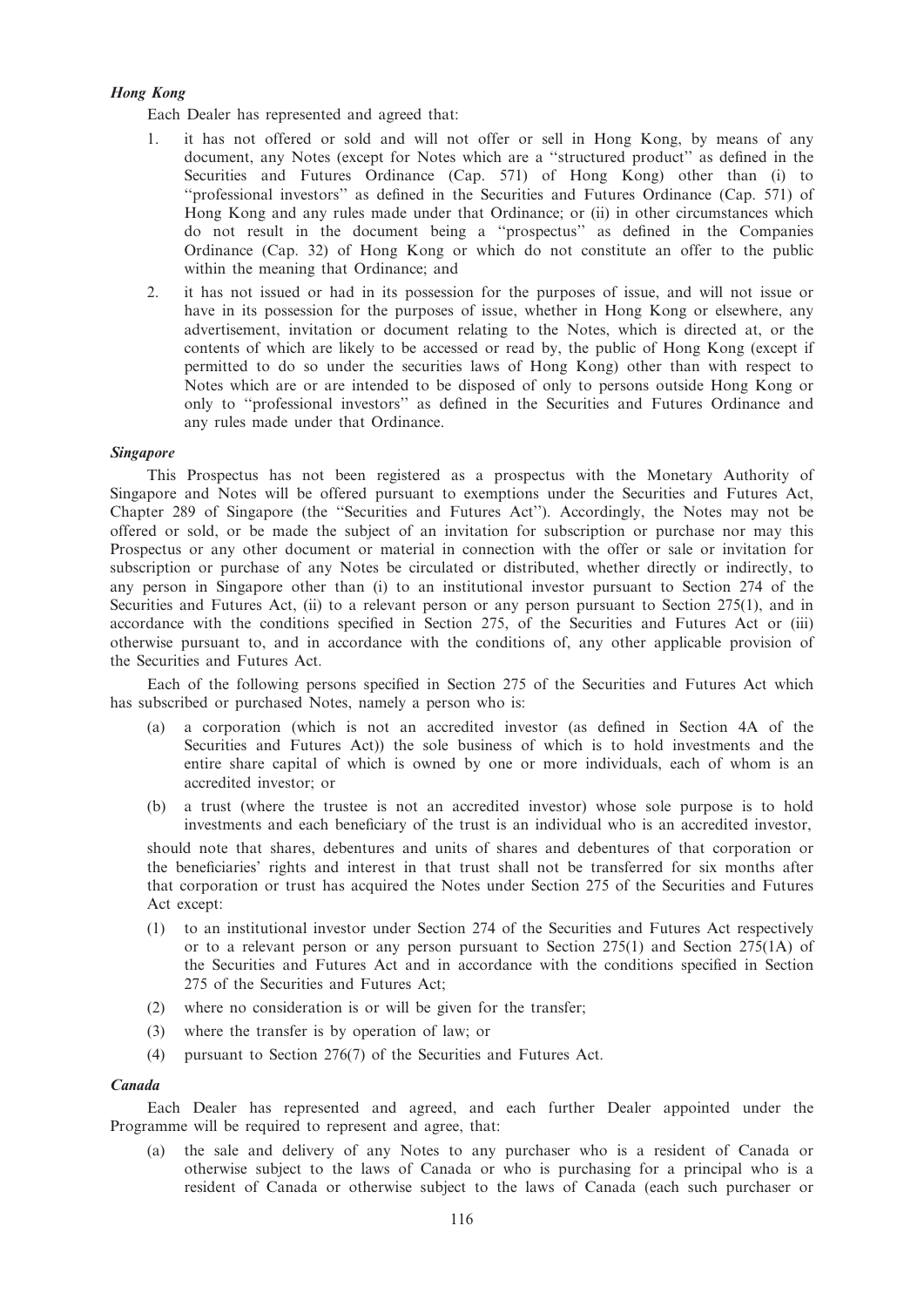***Hong Kong***

Each Dealer has represented and agreed that:

1. it has not offered or sold and will not offer or sell in Hong Kong, by means of any document, any Notes (except for Notes which are a ''structured product'' as defined in the Securities and Futures Ordinance (Cap. 571) of Hong Kong) other than (i) to ''professional investors'' as defined in the Securities and Futures Ordinance (Cap. 571) of Hong Kong and any rules made under that Ordinance; or (ii) in other circumstances which do not result in the document being a ''prospectus'' as defined in the Companies Ordinance (Cap. 32) of Hong Kong or which do not constitute an offer to the public within the meaning that Ordinance; and

2. it has not issued or had in its possession for the purposes of issue, and will not issue or have in its possession for the purposes of issue, whether in Hong Kong or elsewhere, any advertisement, invitation or document relating to the Notes, which is directed at, or the contents of which are likely to be accessed or read by, the public of Hong Kong (except if permitted to do so under the securities laws of Hong Kong) other than with respect to Notes which are or are intended to be disposed of only to persons outside Hong Kong or only to ''professional investors'' as defined in the Securities and Futures Ordinance and any rules made under that Ordinance.

***Singapore***

This Prospectus has not been registered as a prospectus with the Monetary Authority of Singapore and Notes will be offered pursuant to exemptions under the Securities and Futures Act, Chapter 289 of Singapore (the ''Securities and Futures Act''). Accordingly, the Notes may not be offered or sold, or be made the subject of an invitation for subscription or purchase nor may this Prospectus or any other document or material in connection with the offer or sale or invitation for subscription or purchase of any Notes be circulated or distributed, whether directly or indirectly, to any person in Singapore other than (i) to an institutional investor pursuant to Section 274 of the Securities and Futures Act, (ii) to a relevant person or any person pursuant to Section 275(1), and in accordance with the conditions specified in Section 275, of the Securities and Futures Act or (iii) otherwise pursuant to, and in accordance with the conditions of, any other applicable provision of the Securities and Futures Act.

Each of the following persons specified in Section 275 of the Securities and Futures Act which has subscribed or purchased Notes, namely a person who is:

(a) a corporation (which is not an accredited investor (as defined in Section 4A of the Securities and Futures Act)) the sole business of which is to hold investments and the entire share capital of which is owned by one or more individuals, each of whom is an accredited investor; or

(b) a trust (where the trustee is not an accredited investor) whose sole purpose is to hold investments and each beneficiary of the trust is an individual who is an accredited investor,

should note that shares, debentures and units of shares and debentures of that corporation or the beneficiaries' rights and interest in that trust shall not be transferred for six months after that corporation or trust has acquired the Notes under Section 275 of the Securities and Futures Act except:

(1) to an institutional investor under Section 274 of the Securities and Futures Act respectively or to a relevant person or any person pursuant to Section 275(1) and Section 275(1A) of the Securities and Futures Act and in accordance with the conditions specified in Section 275 of the Securities and Futures Act;

(2) where no consideration is or will be given for the transfer;

(3) where the transfer is by operation of law; or

(4) pursuant to Section 276(7) of the Securities and Futures Act.

***Canada***

Each Dealer has represented and agreed, and each further Dealer appointed under the Programme will be required to represent and agree, that:

(a) the sale and delivery of any Notes to any purchaser who is a resident of Canada or otherwise subject to the laws of Canada or who is purchasing for a principal who is a resident of Canada or otherwise subject to the laws of Canada (each such purchaser or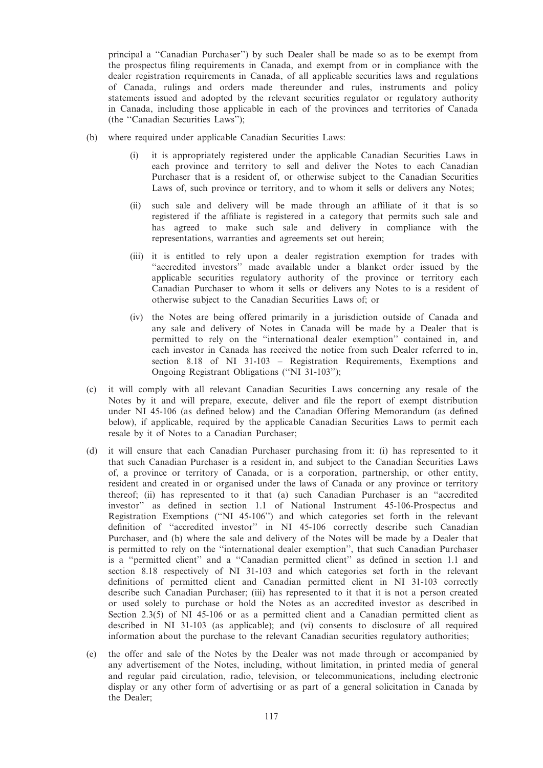principal a ''Canadian Purchaser'') by such Dealer shall be made so as to be exempt from the prospectus filing requirements in Canada, and exempt from or in compliance with the dealer registration requirements in Canada, of all applicable securities laws and regulations of Canada, rulings and orders made thereunder and rules, instruments and policy statements issued and adopted by the relevant securities regulator or regulatory authority in Canada, including those applicable in each of the provinces and territories of Canada (the ''Canadian Securities Laws'');

(b) where required under applicable Canadian Securities Laws:

  (i) it is appropriately registered under the applicable Canadian Securities Laws in each province and territory to sell and deliver the Notes to each Canadian Purchaser that is a resident of, or otherwise subject to the Canadian Securities Laws of, such province or territory, and to whom it sells or delivers any Notes;

  (ii) such sale and delivery will be made through an affiliate of it that is so registered if the affiliate is registered in a category that permits such sale and has agreed to make such sale and delivery in compliance with the representations, warranties and agreements set out herein;

  (iii) it is entitled to rely upon a dealer registration exemption for trades with ''accredited investors'' made available under a blanket order issued by the applicable securities regulatory authority of the province or territory each Canadian Purchaser to whom it sells or delivers any Notes to is a resident of otherwise subject to the Canadian Securities Laws of; or

  (iv) the Notes are being offered primarily in a jurisdiction outside of Canada and any sale and delivery of Notes in Canada will be made by a Dealer that is permitted to rely on the ''international dealer exemption'' contained in, and each investor in Canada has received the notice from such Dealer referred to in, section 8.18 of NI 31-103 – Registration Requirements, Exemptions and Ongoing Registrant Obligations (''NI 31-103'');

(c) it will comply with all relevant Canadian Securities Laws concerning any resale of the Notes by it and will prepare, execute, deliver and file the report of exempt distribution under NI 45-106 (as defined below) and the Canadian Offering Memorandum (as defined below), if applicable, required by the applicable Canadian Securities Laws to permit each resale by it of Notes to a Canadian Purchaser;

(d) it will ensure that each Canadian Purchaser purchasing from it: (i) has represented to it that such Canadian Purchaser is a resident in, and subject to the Canadian Securities Laws of, a province or territory of Canada, or is a corporation, partnership, or other entity, resident and created in or organised under the laws of Canada or any province or territory thereof; (ii) has represented to it that (a) such Canadian Purchaser is an ''accredited investor'' as defined in section 1.1 of National Instrument 45-106-Prospectus and Registration Exemptions (''NI 45-106'') and which categories set forth in the relevant definition of ''accredited investor'' in NI 45-106 correctly describe such Canadian Purchaser, and (b) where the sale and delivery of the Notes will be made by a Dealer that is permitted to rely on the ''international dealer exemption'', that such Canadian Purchaser is a ''permitted client'' and a ''Canadian permitted client'' as defined in section 1.1 and section 8.18 respectively of NI 31-103 and which categories set forth in the relevant definitions of permitted client and Canadian permitted client in NI 31-103 correctly describe such Canadian Purchaser; (iii) has represented to it that it is not a person created or used solely to purchase or hold the Notes as an accredited investor as described in Section 2.3(5) of NI 45-106 or as a permitted client and a Canadian permitted client as described in NI 31-103 (as applicable); and (vi) consents to disclosure of all required information about the purchase to the relevant Canadian securities regulatory authorities;

(e) the offer and sale of the Notes by the Dealer was not made through or accompanied by any advertisement of the Notes, including, without limitation, in printed media of general and regular paid circulation, radio, television, or telecommunications, including electronic display or any other form of advertising or as part of a general solicitation in Canada by the Dealer;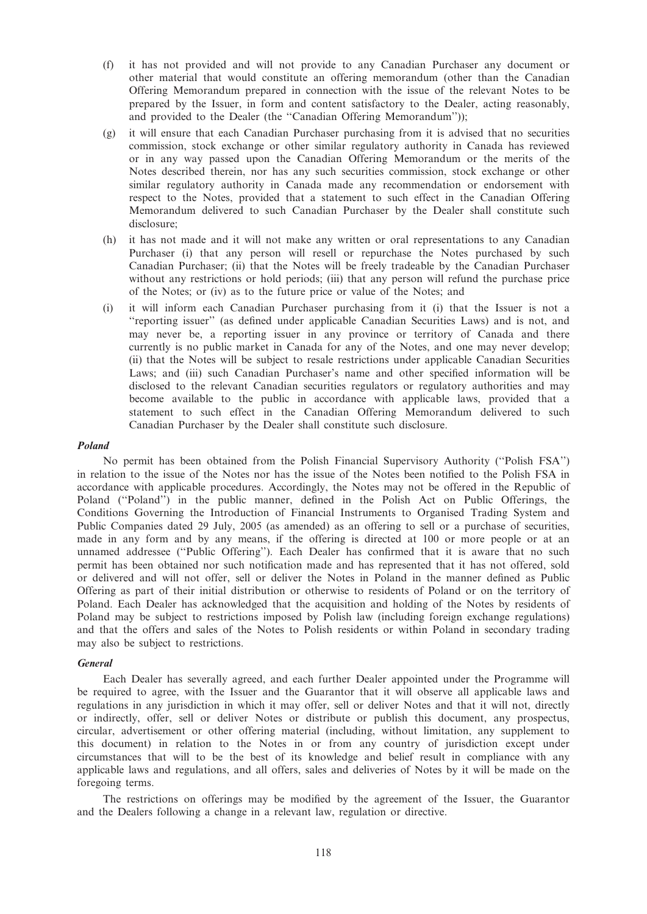(f) it has not provided and will not provide to any Canadian Purchaser any document or other material that would constitute an offering memorandum (other than the Canadian Offering Memorandum prepared in connection with the issue of the relevant Notes to be prepared by the Issuer, in form and content satisfactory to the Dealer, acting reasonably, and provided to the Dealer (the ''Canadian Offering Memorandum''));

(g) it will ensure that each Canadian Purchaser purchasing from it is advised that no securities commission, stock exchange or other similar regulatory authority in Canada has reviewed or in any way passed upon the Canadian Offering Memorandum or the merits of the Notes described therein, nor has any such securities commission, stock exchange or other similar regulatory authority in Canada made any recommendation or endorsement with respect to the Notes, provided that a statement to such effect in the Canadian Offering Memorandum delivered to such Canadian Purchaser by the Dealer shall constitute such disclosure;

(h) it has not made and it will not make any written or oral representations to any Canadian Purchaser (i) that any person will resell or repurchase the Notes purchased by such Canadian Purchaser; (ii) that the Notes will be freely tradeable by the Canadian Purchaser without any restrictions or hold periods; (iii) that any person will refund the purchase price of the Notes; or (iv) as to the future price or value of the Notes; and

(i) it will inform each Canadian Purchaser purchasing from it (i) that the Issuer is not a ''reporting issuer'' (as defined under applicable Canadian Securities Laws) and is not, and may never be, a reporting issuer in any province or territory of Canada and there currently is no public market in Canada for any of the Notes, and one may never develop; (ii) that the Notes will be subject to resale restrictions under applicable Canadian Securities Laws; and (iii) such Canadian Purchaser's name and other specified information will be disclosed to the relevant Canadian securities regulators or regulatory authorities and may become available to the public in accordance with applicable laws, provided that a statement to such effect in the Canadian Offering Memorandum delivered to such Canadian Purchaser by the Dealer shall constitute such disclosure.

***Poland***

No permit has been obtained from the Polish Financial Supervisory Authority (''Polish FSA'') in relation to the issue of the Notes nor has the issue of the Notes been notified to the Polish FSA in accordance with applicable procedures. Accordingly, the Notes may not be offered in the Republic of Poland (''Poland'') in the public manner, defined in the Polish Act on Public Offerings, the Conditions Governing the Introduction of Financial Instruments to Organised Trading System and Public Companies dated 29 July, 2005 (as amended) as an offering to sell or a purchase of securities, made in any form and by any means, if the offering is directed at 100 or more people or at an unnamed addressee (''Public Offering''). Each Dealer has confirmed that it is aware that no such permit has been obtained nor such notification made and has represented that it has not offered, sold or delivered and will not offer, sell or deliver the Notes in Poland in the manner defined as Public Offering as part of their initial distribution or otherwise to residents of Poland or on the territory of Poland. Each Dealer has acknowledged that the acquisition and holding of the Notes by residents of Poland may be subject to restrictions imposed by Polish law (including foreign exchange regulations) and that the offers and sales of the Notes to Polish residents or within Poland in secondary trading may also be subject to restrictions.

***General***

Each Dealer has severally agreed, and each further Dealer appointed under the Programme will be required to agree, with the Issuer and the Guarantor that it will observe all applicable laws and regulations in any jurisdiction in which it may offer, sell or deliver Notes and that it will not, directly or indirectly, offer, sell or deliver Notes or distribute or publish this document, any prospectus, circular, advertisement or other offering material (including, without limitation, any supplement to this document) in relation to the Notes in or from any country of jurisdiction except under circumstances that will to be the best of its knowledge and belief result in compliance with any applicable laws and regulations, and all offers, sales and deliveries of Notes by it will be made on the foregoing terms.

The restrictions on offerings may be modified by the agreement of the Issuer, the Guarantor and the Dealers following a change in a relevant law, regulation or directive.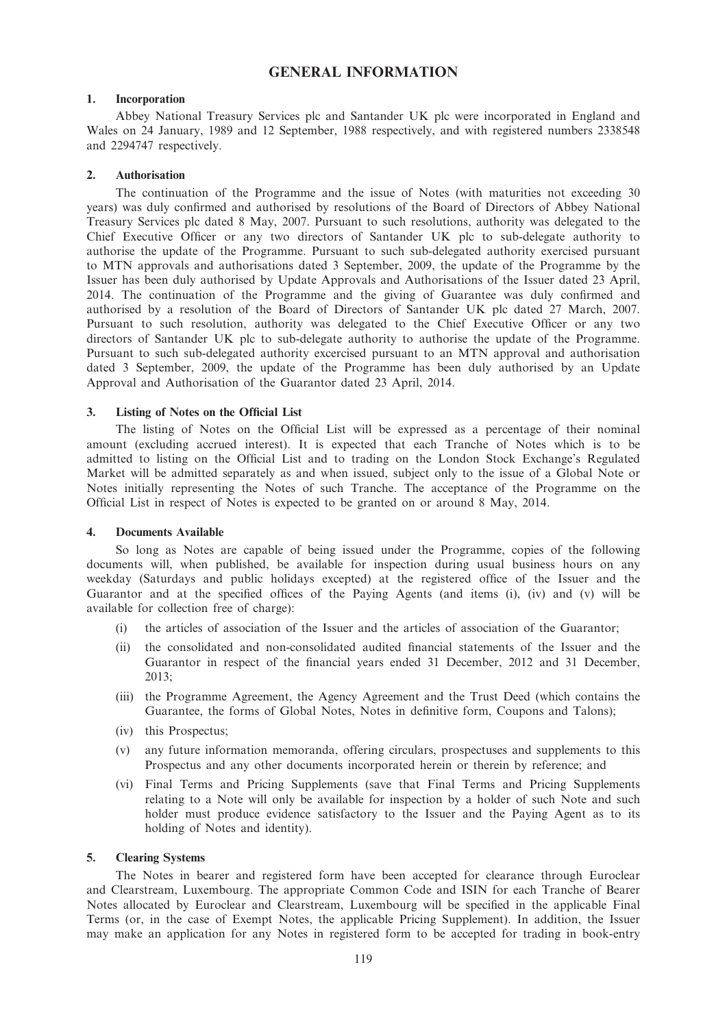# GENERAL INFORMATION

## 1. Incorporation

Abbey National Treasury Services plc and Santander UK plc were incorporated in England and Wales on 24 January, 1989 and 12 September, 1988 respectively, and with registered numbers 2338548 and 2294747 respectively.

## 2. Authorisation

The continuation of the Programme and the issue of Notes (with maturities not exceeding 30 years) was duly confirmed and authorised by resolutions of the Board of Directors of Abbey National Treasury Services plc dated 8 May, 2007. Pursuant to such resolutions, authority was delegated to the Chief Executive Officer or any two directors of Santander UK plc to sub-delegate authority to authorise the update of the Programme. Pursuant to such sub-delegated authority exercised pursuant to MTN approvals and authorisations dated 3 September, 2009, the update of the Programme by the Issuer has been duly authorised by Update Approvals and Authorisations of the Issuer dated 23 April, 2014. The continuation of the Programme and the giving of Guarantee was duly confirmed and authorised by a resolution of the Board of Directors of Santander UK plc dated 27 March, 2007. Pursuant to such resolution, authority was delegated to the Chief Executive Officer or any two directors of Santander UK plc to sub-delegate authority to authorise the update of the Programme. Pursuant to such sub-delegated authority excercised pursuant to an MTN approval and authorisation dated 3 September, 2009, the update of the Programme has been duly authorised by an Update Approval and Authorisation of the Guarantor dated 23 April, 2014.

## 3. Listing of Notes on the Official List

The listing of Notes on the Official List will be expressed as a percentage of their nominal amount (excluding accrued interest). It is expected that each Tranche of Notes which is to be admitted to listing on the Official List and to trading on the London Stock Exchange's Regulated Market will be admitted separately as and when issued, subject only to the issue of a Global Note or Notes initially representing the Notes of such Tranche. The acceptance of the Programme on the Official List in respect of Notes is expected to be granted on or around 8 May, 2014.

## 4. Documents Available

So long as Notes are capable of being issued under the Programme, copies of the following documents will, when published, be available for inspection during usual business hours on any weekday (Saturdays and public holidays excepted) at the registered office of the Issuer and the Guarantor and at the specified offices of the Paying Agents (and items (i), (iv) and (v) will be available for collection free of charge):

(i) the articles of association of the Issuer and the articles of association of the Guarantor;

(ii) the consolidated and non-consolidated audited financial statements of the Issuer and the Guarantor in respect of the financial years ended 31 December, 2012 and 31 December, 2013;

(iii) the Programme Agreement, the Agency Agreement and the Trust Deed (which contains the Guarantee, the forms of Global Notes, Notes in definitive form, Coupons and Talons);

(iv) this Prospectus;

(v) any future information memoranda, offering circulars, prospectuses and supplements to this Prospectus and any other documents incorporated herein or therein by reference; and

(vi) Final Terms and Pricing Supplements (save that Final Terms and Pricing Supplements relating to a Note will only be available for inspection by a holder of such Note and such holder must produce evidence satisfactory to the Issuer and the Paying Agent as to its holding of Notes and identity).

## 5. Clearing Systems

The Notes in bearer and registered form have been accepted for clearance through Euroclear and Clearstream, Luxembourg. The appropriate Common Code and ISIN for each Tranche of Bearer Notes allocated by Euroclear and Clearstream, Luxembourg will be specified in the applicable Final Terms (or, in the case of Exempt Notes, the applicable Pricing Supplement). In addition, the Issuer may make an application for any Notes in registered form to be accepted for trading in book-entry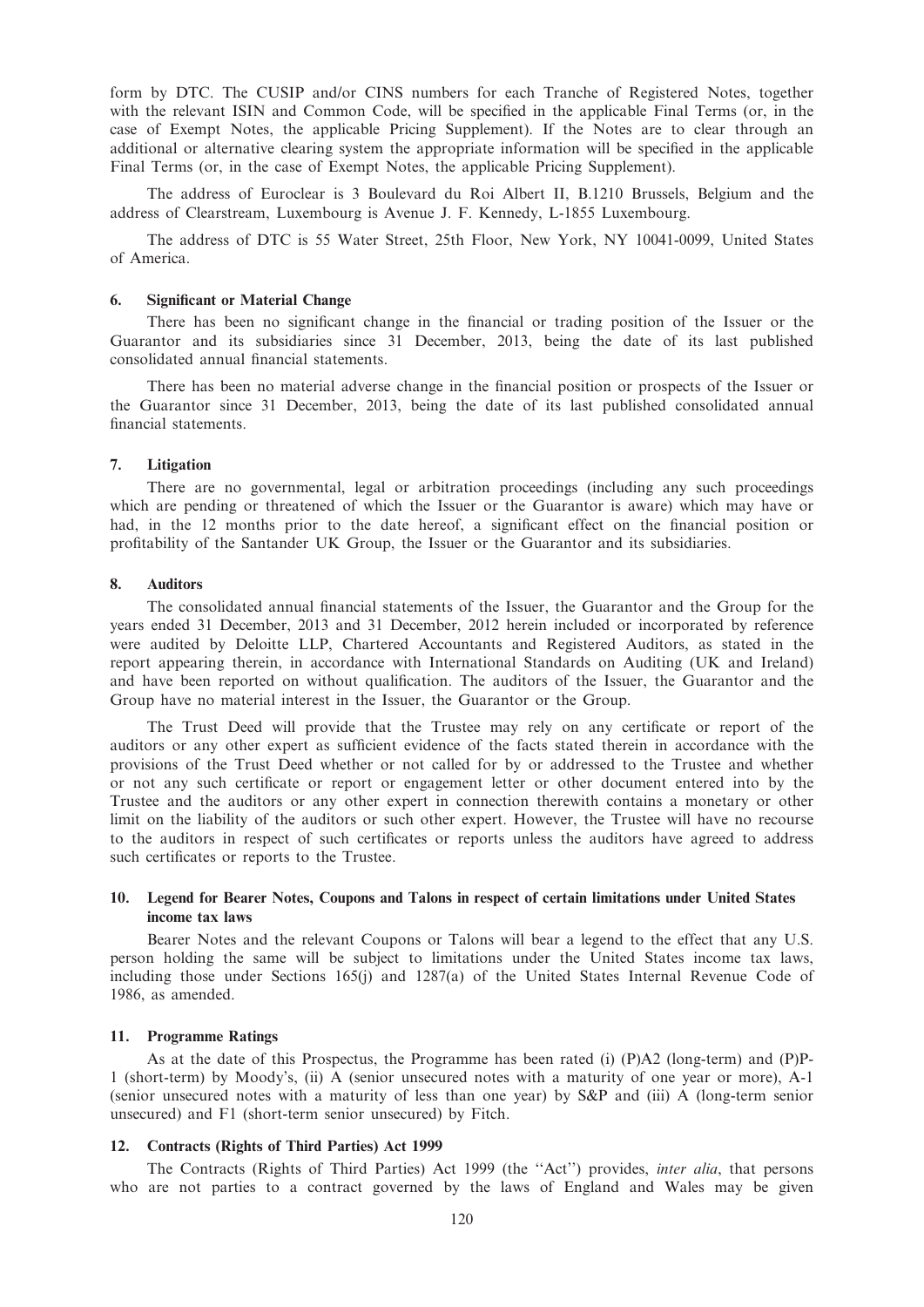form by DTC. The CUSIP and/or CINS numbers for each Tranche of Registered Notes, together with the relevant ISIN and Common Code, will be specified in the applicable Final Terms (or, in the case of Exempt Notes, the applicable Pricing Supplement). If the Notes are to clear through an additional or alternative clearing system the appropriate information will be specified in the applicable Final Terms (or, in the case of Exempt Notes, the applicable Pricing Supplement).

The address of Euroclear is 3 Boulevard du Roi Albert II, B.1210 Brussels, Belgium and the address of Clearstream, Luxembourg is Avenue J. F. Kennedy, L-1855 Luxembourg.

The address of DTC is 55 Water Street, 25th Floor, New York, NY 10041-0099, United States of America.

## 6. Significant or Material Change

There has been no significant change in the financial or trading position of the Issuer or the Guarantor and its subsidiaries since 31 December, 2013, being the date of its last published consolidated annual financial statements.

There has been no material adverse change in the financial position or prospects of the Issuer or the Guarantor since 31 December, 2013, being the date of its last published consolidated annual financial statements.

## 7. Litigation

There are no governmental, legal or arbitration proceedings (including any such proceedings which are pending or threatened of which the Issuer or the Guarantor is aware) which may have or had, in the 12 months prior to the date hereof, a significant effect on the financial position or profitability of the Santander UK Group, the Issuer or the Guarantor and its subsidiaries.

## 8. Auditors

The consolidated annual financial statements of the Issuer, the Guarantor and the Group for the years ended 31 December, 2013 and 31 December, 2012 herein included or incorporated by reference were audited by Deloitte LLP, Chartered Accountants and Registered Auditors, as stated in the report appearing therein, in accordance with International Standards on Auditing (UK and Ireland) and have been reported on without qualification. The auditors of the Issuer, the Guarantor and the Group have no material interest in the Issuer, the Guarantor or the Group.

The Trust Deed will provide that the Trustee may rely on any certificate or report of the auditors or any other expert as sufficient evidence of the facts stated therein in accordance with the provisions of the Trust Deed whether or not called for by or addressed to the Trustee and whether or not any such certificate or report or engagement letter or other document entered into by the Trustee and the auditors or any other expert in connection therewith contains a monetary or other limit on the liability of the auditors or such other expert. However, the Trustee will have no recourse to the auditors in respect of such certificates or reports unless the auditors have agreed to address such certificates or reports to the Trustee.

## 10. Legend for Bearer Notes, Coupons and Talons in respect of certain limitations under United States income tax laws

Bearer Notes and the relevant Coupons or Talons will bear a legend to the effect that any U.S. person holding the same will be subject to limitations under the United States income tax laws, including those under Sections 165(j) and 1287(a) of the United States Internal Revenue Code of 1986, as amended.

## 11. Programme Ratings

As at the date of this Prospectus, the Programme has been rated (i) (P)A2 (long-term) and (P)P-1 (short-term) by Moody's, (ii) A (senior unsecured notes with a maturity of one year or more), A-1 (senior unsecured notes with a maturity of less than one year) by S&P and (iii) A (long-term senior unsecured) and F1 (short-term senior unsecured) by Fitch.

## 12. Contracts (Rights of Third Parties) Act 1999

The Contracts (Rights of Third Parties) Act 1999 (the ''Act'') provides, *inter alia*, that persons who are not parties to a contract governed by the laws of England and Wales may be given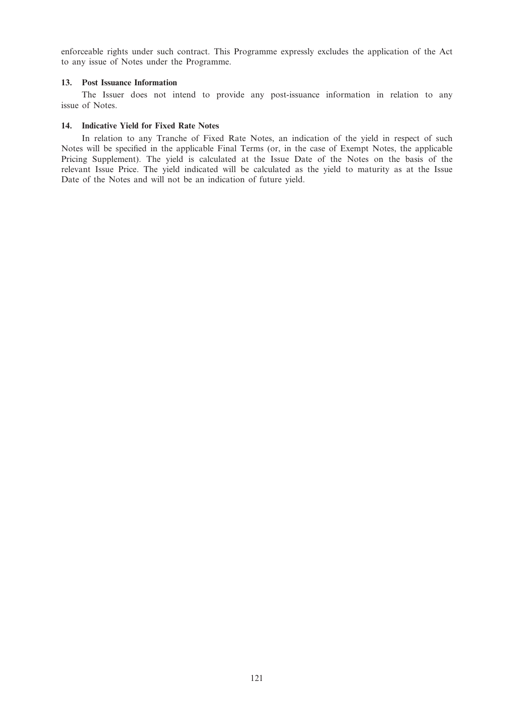enforceable rights under such contract. This Programme expressly excludes the application of the Act to any issue of Notes under the Programme.

### 13. Post Issuance Information

The Issuer does not intend to provide any post-issuance information in relation to any issue of Notes.

### 14. Indicative Yield for Fixed Rate Notes

In relation to any Tranche of Fixed Rate Notes, an indication of the yield in respect of such Notes will be specified in the applicable Final Terms (or, in the case of Exempt Notes, the applicable Pricing Supplement). The yield is calculated at the Issue Date of the Notes on the basis of the relevant Issue Price. The yield indicated will be calculated as the yield to maturity as at the Issue Date of the Notes and will not be an indication of future yield.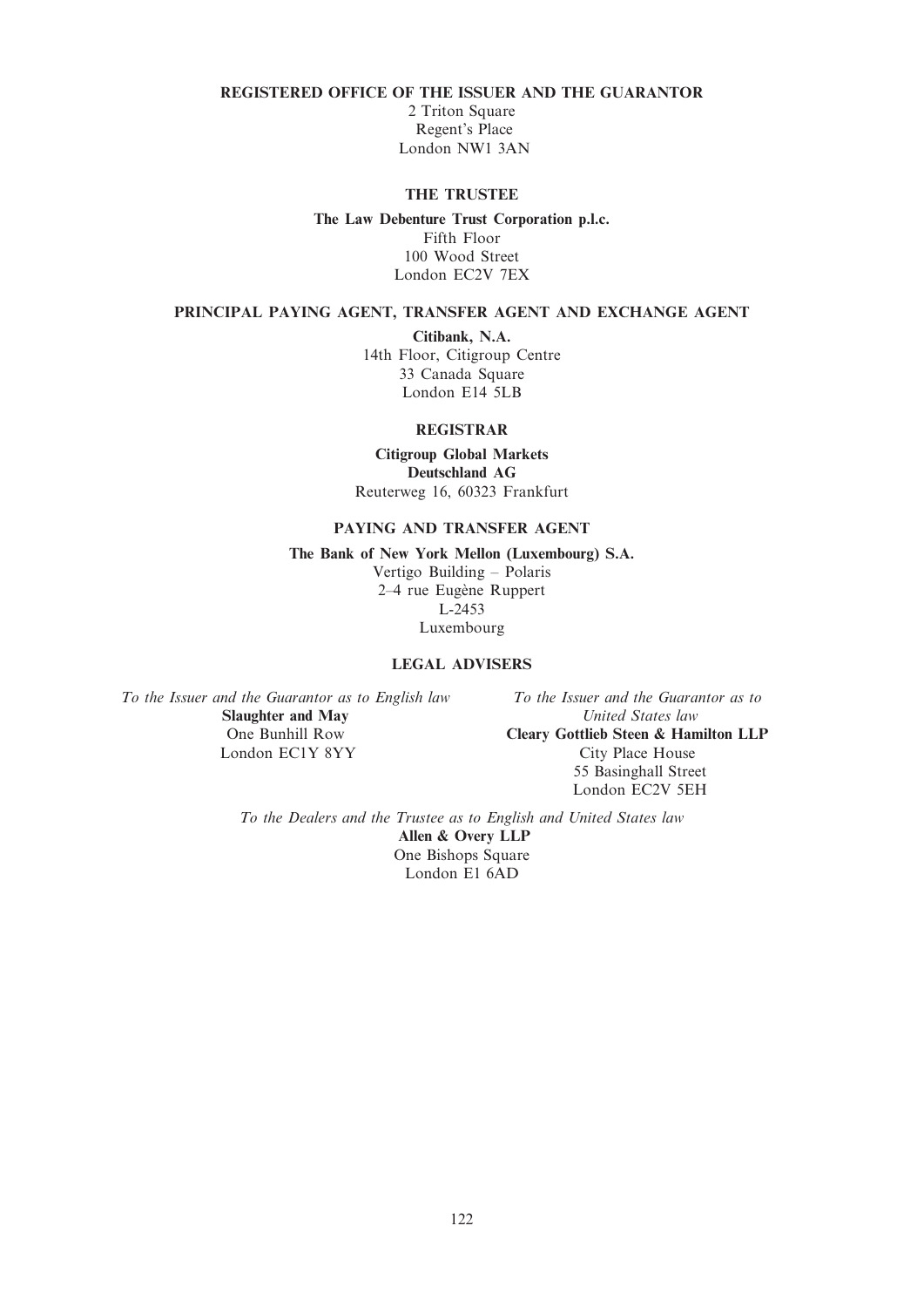**REGISTERED OFFICE OF THE ISSUER AND THE GUARANTOR**

2 Triton Square
Regent's Place
London NW1 3AN

**THE TRUSTEE**

**The Law Debenture Trust Corporation p.l.c.**
Fifth Floor
100 Wood Street
London EC2V 7EX

**PRINCIPAL PAYING AGENT, TRANSFER AGENT AND EXCHANGE AGENT**

**Citibank, N.A.**
14th Floor, Citigroup Centre
33 Canada Square
London E14 5LB

**REGISTRAR**

**Citigroup Global Markets Deutschland AG**
Reuterweg 16, 60323 Frankfurt

**PAYING AND TRANSFER AGENT**

**The Bank of New York Mellon (Luxembourg) S.A.**
Vertigo Building – Polaris
2–4 rue Eugène Ruppert
L-2453
Luxembourg

**LEGAL ADVISERS**

*To the Issuer and the Guarantor as to English law*
**Slaughter and May**
One Bunhill Row
London EC1Y 8YY

*To the Issuer and the Guarantor as to United States law*
**Cleary Gottlieb Steen & Hamilton LLP**
City Place House
55 Basinghall Street
London EC2V 5EH

*To the Dealers and the Trustee as to English and United States law*
**Allen & Overy LLP**
One Bishops Square
London E1 6AD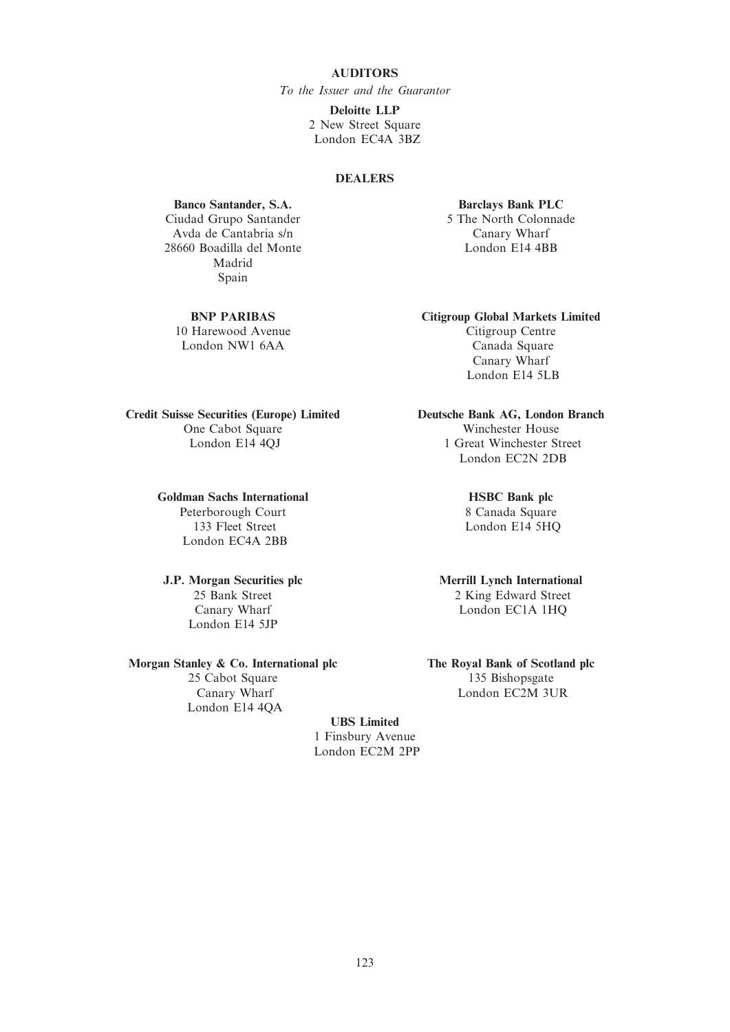## AUDITORS

*To the Issuer and the Guarantor*

**Deloitte LLP**
2 New Street Square
London EC4A 3BZ

## DEALERS

**Banco Santander, S.A.**
Ciudad Grupo Santander
Avda de Cantabria s/n
28660 Boadilla del Monte
Madrid
Spain

**Barclays Bank PLC**
5 The North Colonnade
Canary Wharf
London E14 4BB

**BNP PARIBAS**
10 Harewood Avenue
London NW1 6AA

**Citigroup Global Markets Limited**
Citigroup Centre
Canada Square
Canary Wharf
London E14 5LB

**Credit Suisse Securities (Europe) Limited**
One Cabot Square
London E14 4QJ

**Deutsche Bank AG, London Branch**
Winchester House
1 Great Winchester Street
London EC2N 2DB

**Goldman Sachs International**
Peterborough Court
133 Fleet Street
London EC4A 2BB

**HSBC Bank plc**
8 Canada Square
London E14 5HQ

**J.P. Morgan Securities plc**
25 Bank Street
Canary Wharf
London E14 5JP

**Merrill Lynch International**
2 King Edward Street
London EC1A 1HQ

**Morgan Stanley & Co. International plc**
25 Cabot Square
Canary Wharf
London E14 4QA

**The Royal Bank of Scotland plc**
135 Bishopsgate
London EC2M 3UR

**UBS Limited**
1 Finsbury Avenue
London EC2M 2PP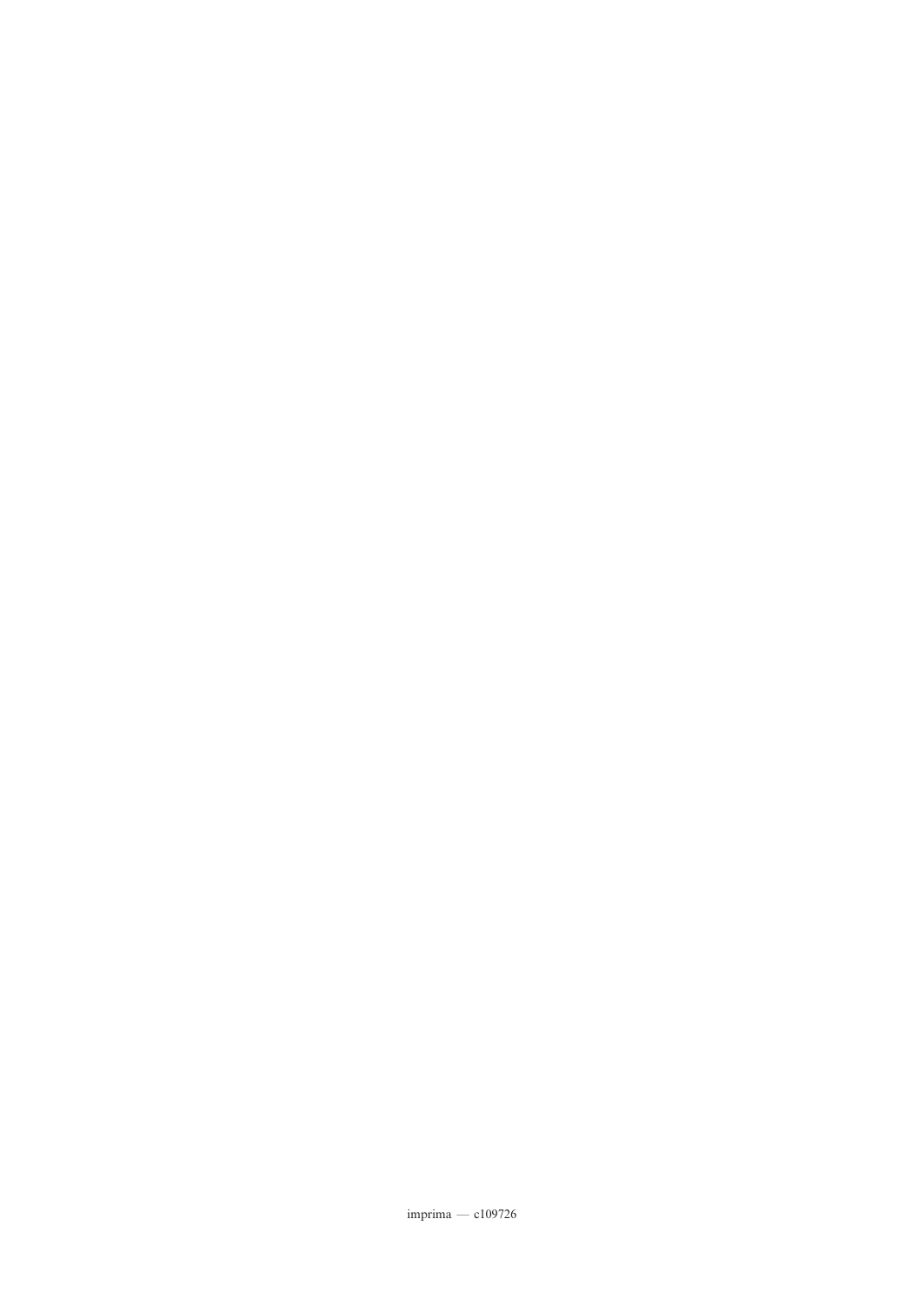imprima — c109726